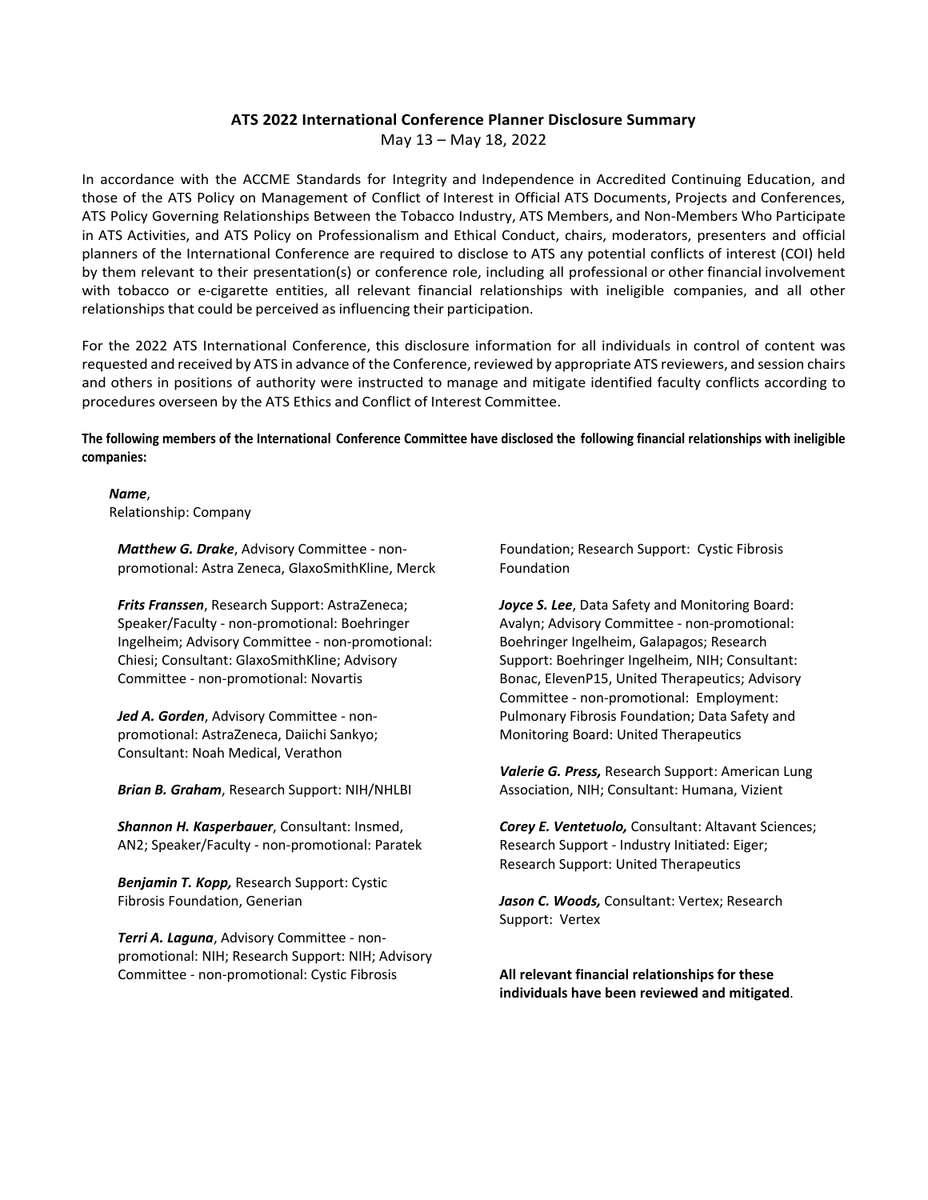**ATS 2022 International Conference Planner Disclosure Summary**

May 13 – May 18, 2022

In accordance with the ACCME Standards for Integrity and Independence in Accredited Continuing Education, and those of the ATS Policy on Management of Conflict of Interest in Official ATS Documents, Projects and Conferences, ATS Policy Governing Relationships Between the Tobacco Industry, ATS Members, and Non-Members Who Participate in ATS Activities, and ATS Policy on Professionalism and Ethical Conduct, chairs, moderators, presenters and official planners of the International Conference are required to disclose to ATS any potential conflicts of interest (COI) held by them relevant to their presentation(s) or conference role, including all professional or other financial involvement with tobacco or e-cigarette entities, all relevant financial relationships with ineligible companies, and all other relationships that could be perceived as influencing their participation.

For the 2022 ATS International Conference, this disclosure information for all individuals in control of content was requested and received by ATS in advance of the Conference, reviewed by appropriate ATS reviewers, and session chairs and others in positions of authority were instructed to manage and mitigate identified faculty conflicts according to procedures overseen by the ATS Ethics and Conflict of Interest Committee.

**The following members of the International Conference Committee have disclosed the following financial relationships with ineligible companies:**

***Name***,
Relationship: Company

***Matthew G. Drake***, Advisory Committee - non-promotional: Astra Zeneca, GlaxoSmithKline, Merck

***Frits Franssen***, Research Support: AstraZeneca; Speaker/Faculty - non-promotional: Boehringer Ingelheim; Advisory Committee - non-promotional: Chiesi; Consultant: GlaxoSmithKline; Advisory Committee - non-promotional: Novartis

***Jed A. Gorden***, Advisory Committee - non-promotional: AstraZeneca, Daiichi Sankyo; Consultant: Noah Medical, Verathon

***Brian B. Graham***, Research Support: NIH/NHLBI

***Shannon H. Kasperbauer***, Consultant: Insmed, AN2; Speaker/Faculty - non-promotional: Paratek

***Benjamin T. Kopp,*** Research Support: Cystic Fibrosis Foundation, Generian

***Terri A. Laguna***, Advisory Committee - non-promotional: NIH; Research Support: NIH; Advisory Committee - non-promotional: Cystic Fibrosis Foundation; Research Support: Cystic Fibrosis Foundation

***Joyce S. Lee***, Data Safety and Monitoring Board: Avalyn; Advisory Committee - non-promotional: Boehringer Ingelheim, Galapagos; Research Support: Boehringer Ingelheim, NIH; Consultant: Bonac, ElevenP15, United Therapeutics; Advisory Committee - non-promotional: Employment: Pulmonary Fibrosis Foundation; Data Safety and Monitoring Board: United Therapeutics

***Valerie G. Press,*** Research Support: American Lung Association, NIH; Consultant: Humana, Vizient

***Corey E. Ventetuolo,*** Consultant: Altavant Sciences; Research Support - Industry Initiated: Eiger; Research Support: United Therapeutics

***Jason C. Woods,*** Consultant: Vertex; Research Support: Vertex

**All relevant financial relationships for these individuals have been reviewed and mitigated**.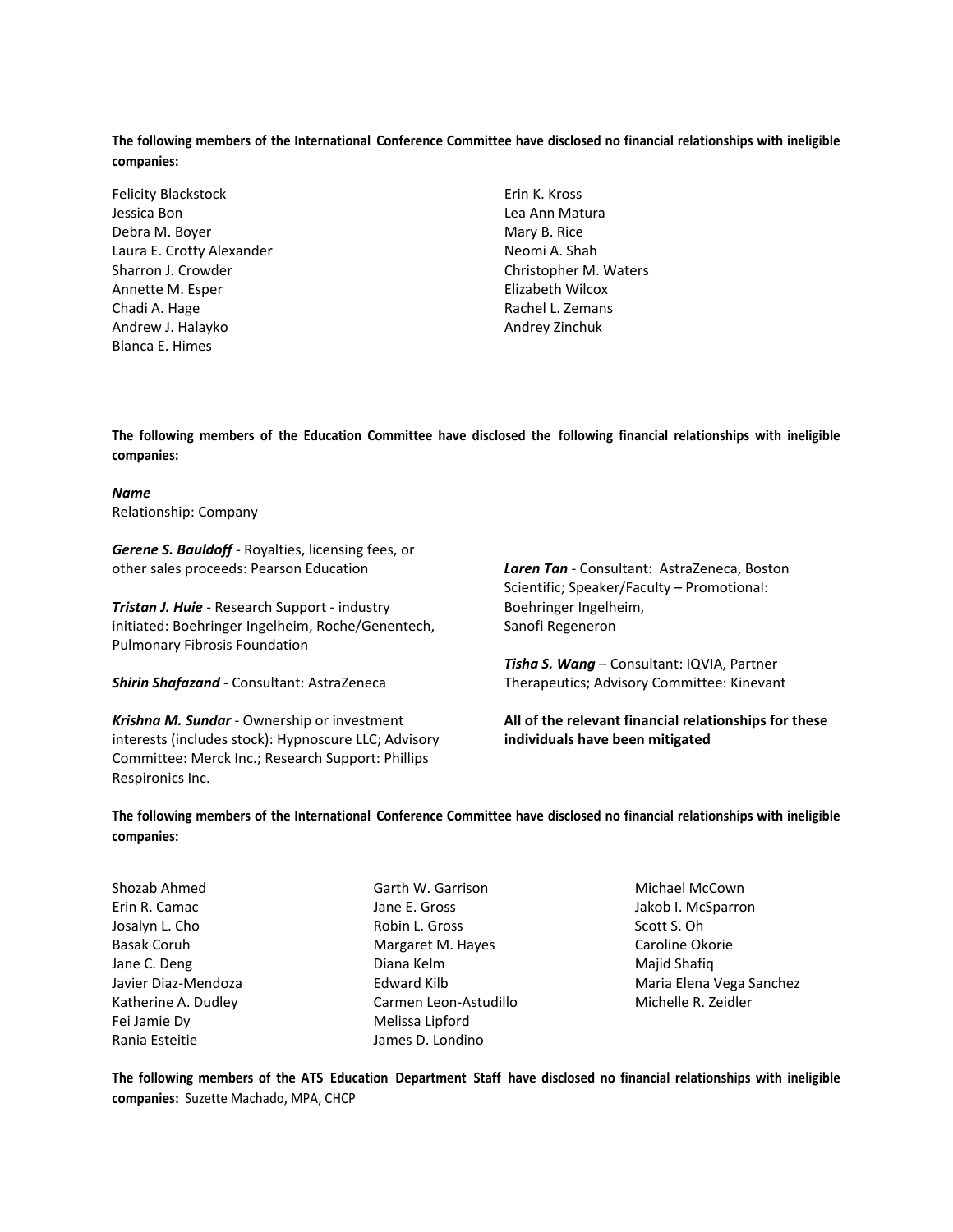**The following members of the International Conference Committee have disclosed no financial relationships with ineligible companies:**

Felicity Blackstock
Jessica Bon
Debra M. Boyer
Laura E. Crotty Alexander
Sharron J. Crowder
Annette M. Esper
Chadi A. Hage
Andrew J. Halayko
Blanca E. Himes
Erin K. Kross
Lea Ann Matura
Mary B. Rice
Neomi A. Shah
Christopher M. Waters
Elizabeth Wilcox
Rachel L. Zemans
Andrey Zinchuk

**The following members of the Education Committee have disclosed the following financial relationships with ineligible companies:**

***Name***
Relationship: Company

***Gerene S. Bauldoff*** - Royalties, licensing fees, or other sales proceeds: Pearson Education

***Tristan J. Huie*** - Research Support - industry initiated: Boehringer Ingelheim, Roche/Genentech, Pulmonary Fibrosis Foundation

***Shirin Shafazand*** - Consultant: AstraZeneca

***Krishna M. Sundar*** - Ownership or investment interests (includes stock): Hypnoscure LLC; Advisory Committee: Merck Inc.; Research Support: Phillips Respironics Inc.

***Laren Tan*** - Consultant: AstraZeneca, Boston Scientific; Speaker/Faculty – Promotional: Boehringer Ingelheim, Sanofi Regeneron

***Tisha S. Wang*** – Consultant: IQVIA, Partner Therapeutics; Advisory Committee: Kinevant

**All of the relevant financial relationships for these individuals have been mitigated**

**The following members of the International Conference Committee have disclosed no financial relationships with ineligible companies:**

Shozab Ahmed
Erin R. Camac
Josalyn L. Cho
Basak Coruh
Jane C. Deng
Javier Diaz-Mendoza
Katherine A. Dudley
Fei Jamie Dy
Rania Esteitie
Garth W. Garrison
Jane E. Gross
Robin L. Gross
Margaret M. Hayes
Diana Kelm
Edward Kilb
Carmen Leon-Astudillo
Melissa Lipford
James D. Londino
Michael McCown
Jakob I. McSparron
Scott S. Oh
Caroline Okorie
Majid Shafiq
Maria Elena Vega Sanchez
Michelle R. Zeidler

**The following members of the ATS Education Department Staff have disclosed no financial relationships with ineligible companies:** Suzette Machado, MPA, CHCP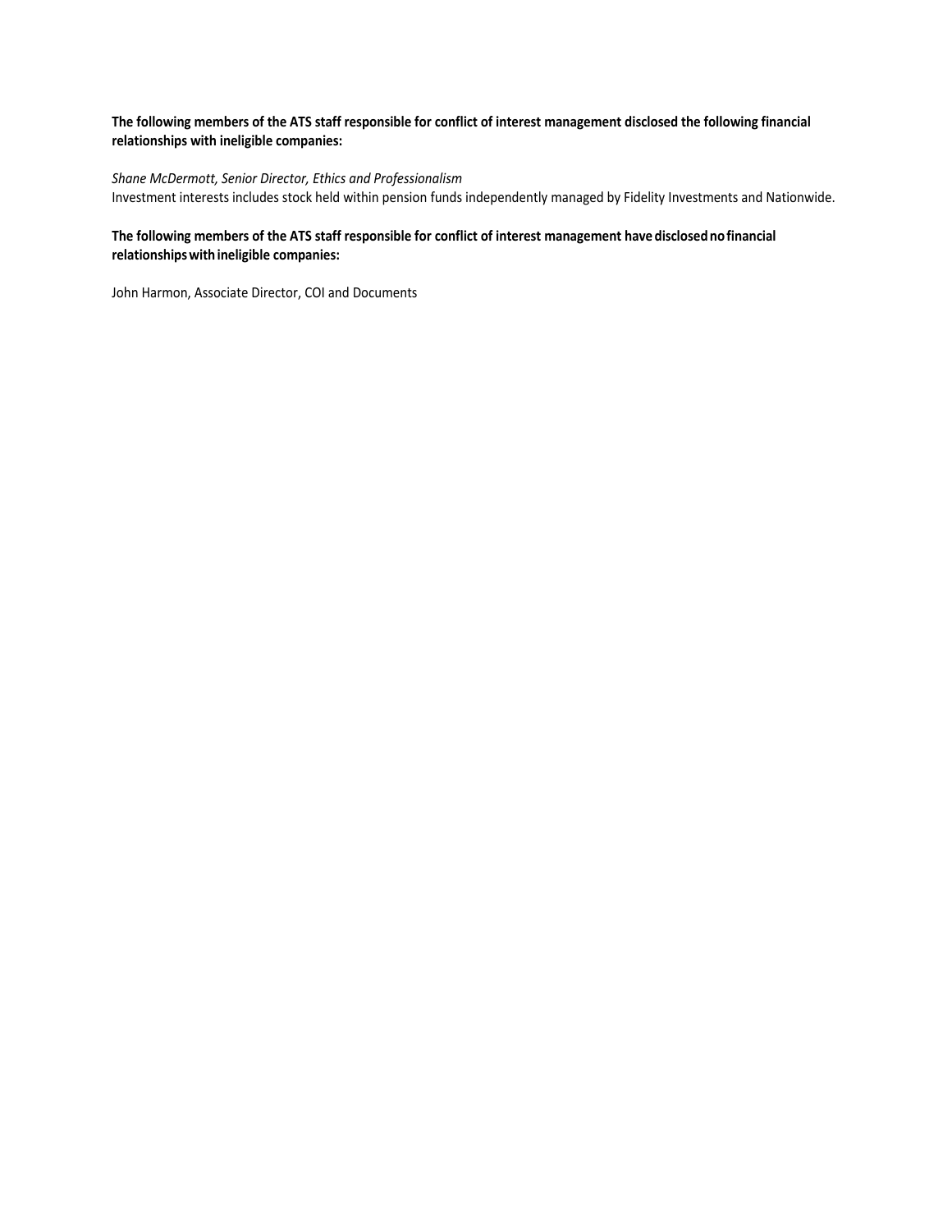**The following members of the ATS staff responsible for conflict of interest management disclosed the following financial relationships with ineligible companies:**

*Shane McDermott, Senior Director, Ethics and Professionalism*
Investment interests includes stock held within pension funds independently managed by Fidelity Investments and Nationwide.

**The following members of the ATS staff responsible for conflict of interest management have disclosed no financial relationships with ineligible companies:**

John Harmon, Associate Director, COI and Documents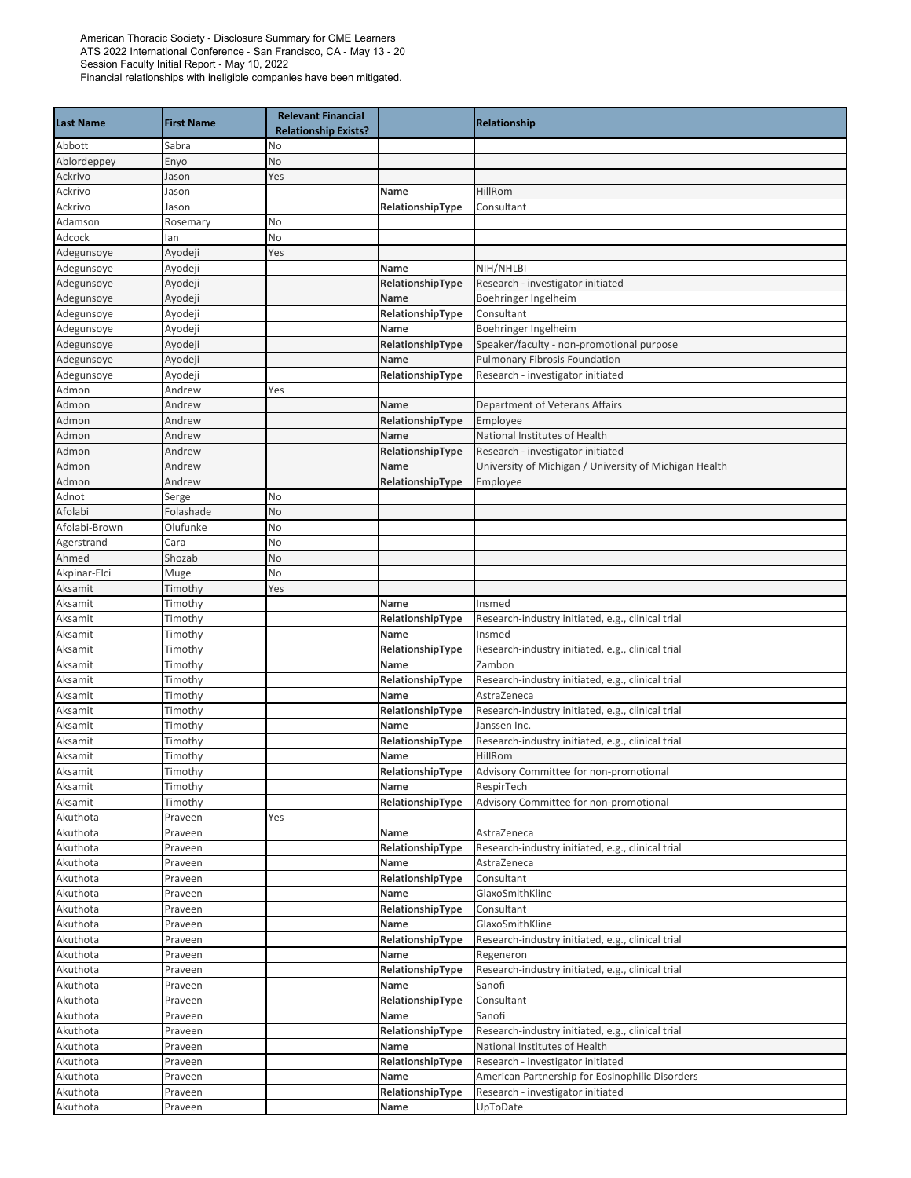American Thoracic Society - Disclosure Summary for CME Learners
ATS 2022 International Conference - San Francisco, CA - May 13 - 20
Session Faculty Initial Report - May 10, 2022
Financial relationships with ineligible companies have been mitigated.

| Last Name | First Name | Relevant Financial Relationship Exists? | | Relationship |
|---|---|---|---|---|
| Abbott | Sabra | No | | |
| Ablordeppey | Enyo | No | | |
| Ackrivo | Jason | Yes | | |
| Ackrivo | Jason | | **Name** | HillRom |
| Ackrivo | Jason | | **RelationshipType** | Consultant |
| Adamson | Rosemary | No | | |
| Adcock | Ian | No | | |
| Adegunsoye | Ayodeji | Yes | | |
| Adegunsoye | Ayodeji | | **Name** | NIH/NHLBI |
| Adegunsoye | Ayodeji | | **RelationshipType** | Research - investigator initiated |
| Adegunsoye | Ayodeji | | **Name** | Boehringer Ingelheim |
| Adegunsoye | Ayodeji | | **RelationshipType** | Consultant |
| Adegunsoye | Ayodeji | | **Name** | Boehringer Ingelheim |
| Adegunsoye | Ayodeji | | **RelationshipType** | Speaker/faculty - non-promotional purpose |
| Adegunsoye | Ayodeji | | **Name** | Pulmonary Fibrosis Foundation |
| Adegunsoye | Ayodeji | | **RelationshipType** | Research - investigator initiated |
| Admon | Andrew | Yes | | |
| Admon | Andrew | | **Name** | Department of Veterans Affairs |
| Admon | Andrew | | **RelationshipType** | Employee |
| Admon | Andrew | | **Name** | National Institutes of Health |
| Admon | Andrew | | **RelationshipType** | Research - investigator initiated |
| Admon | Andrew | | **Name** | University of Michigan / University of Michigan Health |
| Admon | Andrew | | **RelationshipType** | Employee |
| Adnot | Serge | No | | |
| Afolabi | Folashade | No | | |
| Afolabi-Brown | Olufunke | No | | |
| Agerstrand | Cara | No | | |
| Ahmed | Shozab | No | | |
| Akpinar-Elci | Muge | No | | |
| Aksamit | Timothy | Yes | | |
| Aksamit | Timothy | | **Name** | Insmed |
| Aksamit | Timothy | | **RelationshipType** | Research-industry initiated, e.g., clinical trial |
| Aksamit | Timothy | | **Name** | Insmed |
| Aksamit | Timothy | | **RelationshipType** | Research-industry initiated, e.g., clinical trial |
| Aksamit | Timothy | | **Name** | Zambon |
| Aksamit | Timothy | | **RelationshipType** | Research-industry initiated, e.g., clinical trial |
| Aksamit | Timothy | | **Name** | AstraZeneca |
| Aksamit | Timothy | | **RelationshipType** | Research-industry initiated, e.g., clinical trial |
| Aksamit | Timothy | | **Name** | Janssen Inc. |
| Aksamit | Timothy | | **RelationshipType** | Research-industry initiated, e.g., clinical trial |
| Aksamit | Timothy | | **Name** | HillRom |
| Aksamit | Timothy | | **RelationshipType** | Advisory Committee for non-promotional |
| Aksamit | Timothy | | **Name** | RespirTech |
| Aksamit | Timothy | | **RelationshipType** | Advisory Committee for non-promotional |
| Akuthota | Praveen | Yes | | |
| Akuthota | Praveen | | **Name** | AstraZeneca |
| Akuthota | Praveen | | **RelationshipType** | Research-industry initiated, e.g., clinical trial |
| Akuthota | Praveen | | **Name** | AstraZeneca |
| Akuthota | Praveen | | **RelationshipType** | Consultant |
| Akuthota | Praveen | | **Name** | GlaxoSmithKline |
| Akuthota | Praveen | | **RelationshipType** | Consultant |
| Akuthota | Praveen | | **Name** | GlaxoSmithKline |
| Akuthota | Praveen | | **RelationshipType** | Research-industry initiated, e.g., clinical trial |
| Akuthota | Praveen | | **Name** | Regeneron |
| Akuthota | Praveen | | **RelationshipType** | Research-industry initiated, e.g., clinical trial |
| Akuthota | Praveen | | **Name** | Sanofi |
| Akuthota | Praveen | | **RelationshipType** | Consultant |
| Akuthota | Praveen | | **Name** | Sanofi |
| Akuthota | Praveen | | **RelationshipType** | Research-industry initiated, e.g., clinical trial |
| Akuthota | Praveen | | **Name** | National Institutes of Health |
| Akuthota | Praveen | | **RelationshipType** | Research - investigator initiated |
| Akuthota | Praveen | | **Name** | American Partnership for Eosinophilic Disorders |
| Akuthota | Praveen | | **RelationshipType** | Research - investigator initiated |
| Akuthota | Praveen | | **Name** | UpToDate |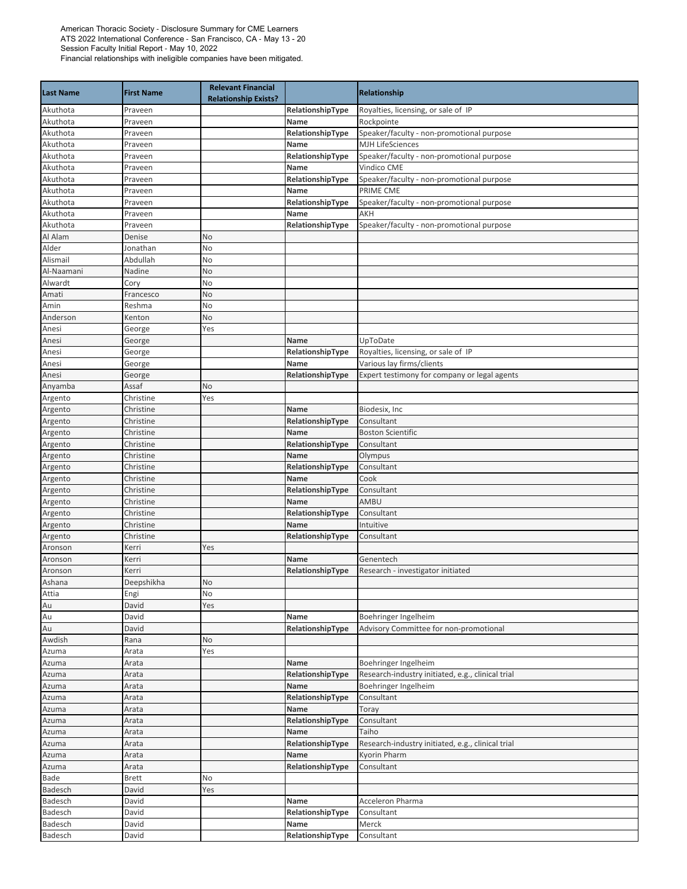American Thoracic Society - Disclosure Summary for CME Learners
ATS 2022 International Conference - San Francisco, CA - May 13 - 20
Session Faculty Initial Report - May 10, 2022
Financial relationships with ineligible companies have been mitigated.

| Last Name | First Name | Relevant Financial Relationship Exists? | | Relationship |
|---|---|---|---|---|
| Akuthota | Praveen | | **RelationshipType** | Royalties, licensing, or sale of IP |
| Akuthota | Praveen | | **Name** | Rockpointe |
| Akuthota | Praveen | | **RelationshipType** | Speaker/faculty - non-promotional purpose |
| Akuthota | Praveen | | **Name** | MJH LifeSciences |
| Akuthota | Praveen | | **RelationshipType** | Speaker/faculty - non-promotional purpose |
| Akuthota | Praveen | | **Name** | Vindico CME |
| Akuthota | Praveen | | **RelationshipType** | Speaker/faculty - non-promotional purpose |
| Akuthota | Praveen | | **Name** | PRIME CME |
| Akuthota | Praveen | | **RelationshipType** | Speaker/faculty - non-promotional purpose |
| Akuthota | Praveen | | **Name** | AKH |
| Akuthota | Praveen | | **RelationshipType** | Speaker/faculty - non-promotional purpose |
| Al Alam | Denise | No | | |
| Alder | Jonathan | No | | |
| Alismail | Abdullah | No | | |
| Al-Naamani | Nadine | No | | |
| Alwardt | Cory | No | | |
| Amati | Francesco | No | | |
| Amin | Reshma | No | | |
| Anderson | Kenton | No | | |
| Anesi | George | Yes | | |
| Anesi | George | | **Name** | UpToDate |
| Anesi | George | | **RelationshipType** | Royalties, licensing, or sale of IP |
| Anesi | George | | **Name** | Various lay firms/clients |
| Anesi | George | | **RelationshipType** | Expert testimony for company or legal agents |
| Anyamba | Assaf | No | | |
| Argento | Christine | Yes | | |
| Argento | Christine | | **Name** | Biodesix, Inc |
| Argento | Christine | | **RelationshipType** | Consultant |
| Argento | Christine | | **Name** | Boston Scientific |
| Argento | Christine | | **RelationshipType** | Consultant |
| Argento | Christine | | **Name** | Olympus |
| Argento | Christine | | **RelationshipType** | Consultant |
| Argento | Christine | | **Name** | Cook |
| Argento | Christine | | **RelationshipType** | Consultant |
| Argento | Christine | | **Name** | AMBU |
| Argento | Christine | | **RelationshipType** | Consultant |
| Argento | Christine | | **Name** | Intuitive |
| Argento | Christine | | **RelationshipType** | Consultant |
| Aronson | Kerri | Yes | | |
| Aronson | Kerri | | **Name** | Genentech |
| Aronson | Kerri | | **RelationshipType** | Research - investigator initiated |
| Ashana | Deepshikha | No | | |
| Attia | Engi | No | | |
| Au | David | Yes | | |
| Au | David | | **Name** | Boehringer Ingelheim |
| Au | David | | **RelationshipType** | Advisory Committee for non-promotional |
| Awdish | Rana | No | | |
| Azuma | Arata | Yes | | |
| Azuma | Arata | | **Name** | Boehringer Ingelheim |
| Azuma | Arata | | **RelationshipType** | Research-industry initiated, e.g., clinical trial |
| Azuma | Arata | | **Name** | Boehringer Ingelheim |
| Azuma | Arata | | **RelationshipType** | Consultant |
| Azuma | Arata | | **Name** | Toray |
| Azuma | Arata | | **RelationshipType** | Consultant |
| Azuma | Arata | | **Name** | Taiho |
| Azuma | Arata | | **RelationshipType** | Research-industry initiated, e.g., clinical trial |
| Azuma | Arata | | **Name** | Kyorin Pharm |
| Azuma | Arata | | **RelationshipType** | Consultant |
| Bade | Brett | No | | |
| Badesch | David | Yes | | |
| Badesch | David | | **Name** | Acceleron Pharma |
| Badesch | David | | **RelationshipType** | Consultant |
| Badesch | David | | **Name** | Merck |
| Badesch | David | | **RelationshipType** | Consultant |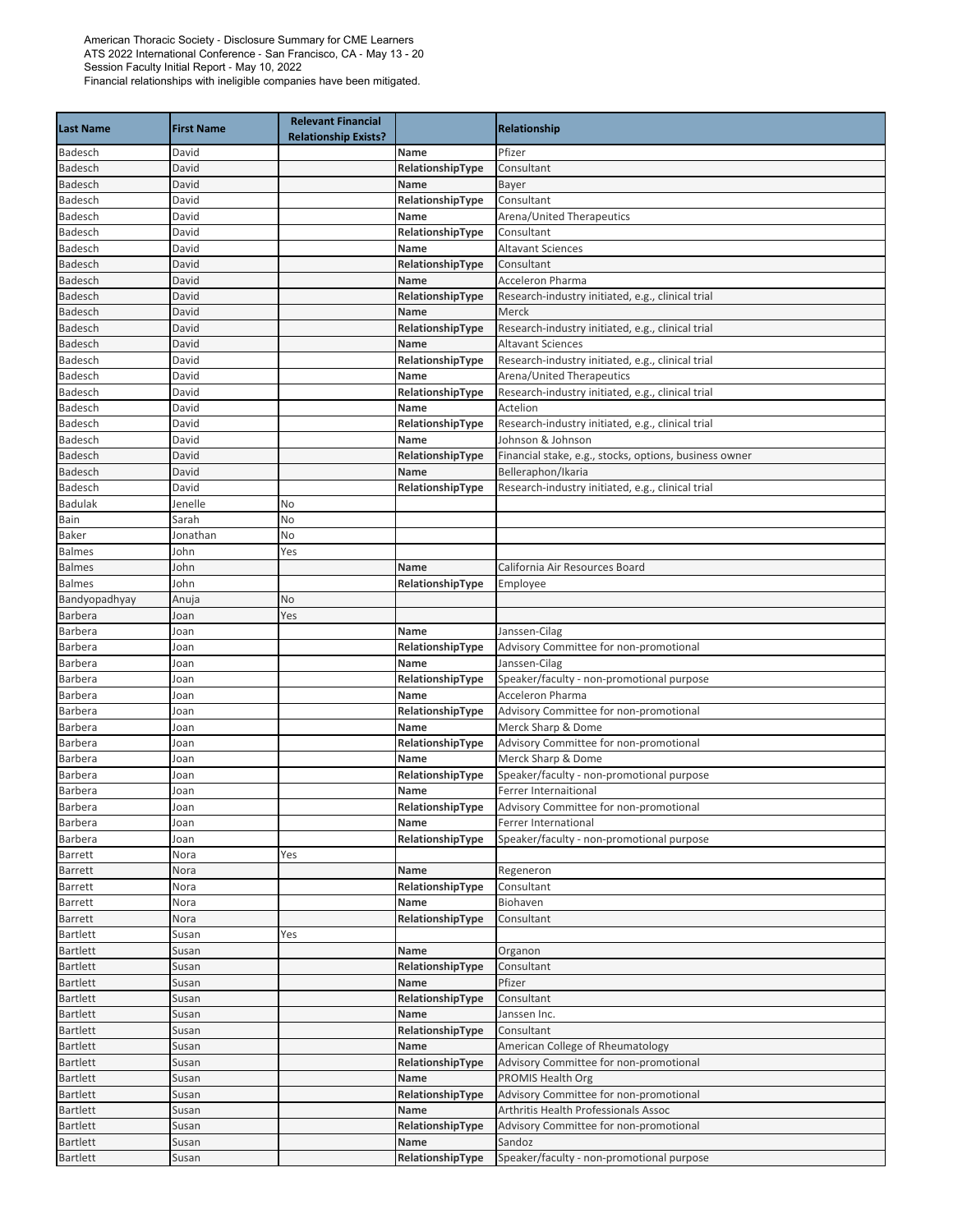American Thoracic Society - Disclosure Summary for CME Learners
ATS 2022 International Conference - San Francisco, CA - May 13 - 20
Session Faculty Initial Report - May 10, 2022
Financial relationships with ineligible companies have been mitigated.

| Last Name | First Name | Relevant Financial Relationship Exists? | | Relationship |
|---|---|---|---|---|
| Badesch | David | | **Name** | Pfizer |
| Badesch | David | | **RelationshipType** | Consultant |
| Badesch | David | | **Name** | Bayer |
| Badesch | David | | **RelationshipType** | Consultant |
| Badesch | David | | **Name** | Arena/United Therapeutics |
| Badesch | David | | **RelationshipType** | Consultant |
| Badesch | David | | **Name** | Altavant Sciences |
| Badesch | David | | **RelationshipType** | Consultant |
| Badesch | David | | **Name** | Acceleron Pharma |
| Badesch | David | | **RelationshipType** | Research-industry initiated, e.g., clinical trial |
| Badesch | David | | **Name** | Merck |
| Badesch | David | | **RelationshipType** | Research-industry initiated, e.g., clinical trial |
| Badesch | David | | **Name** | Altavant Sciences |
| Badesch | David | | **RelationshipType** | Research-industry initiated, e.g., clinical trial |
| Badesch | David | | **Name** | Arena/United Therapeutics |
| Badesch | David | | **RelationshipType** | Research-industry initiated, e.g., clinical trial |
| Badesch | David | | **Name** | Actelion |
| Badesch | David | | **RelationshipType** | Research-industry initiated, e.g., clinical trial |
| Badesch | David | | **Name** | Johnson & Johnson |
| Badesch | David | | **RelationshipType** | Financial stake, e.g., stocks, options, business owner |
| Badesch | David | | **Name** | Belleraphon/Ikaria |
| Badesch | David | | **RelationshipType** | Research-industry initiated, e.g., clinical trial |
| Badulak | Jenelle | No | | |
| Bain | Sarah | No | | |
| Baker | Jonathan | No | | |
| Balmes | John | Yes | | |
| Balmes | John | | **Name** | California Air Resources Board |
| Balmes | John | | **RelationshipType** | Employee |
| Bandyopadhyay | Anuja | No | | |
| Barbera | Joan | Yes | | |
| Barbera | Joan | | **Name** | Janssen-Cilag |
| Barbera | Joan | | **RelationshipType** | Advisory Committee for non-promotional |
| Barbera | Joan | | **Name** | Janssen-Cilag |
| Barbera | Joan | | **RelationshipType** | Speaker/faculty - non-promotional purpose |
| Barbera | Joan | | **Name** | Acceleron Pharma |
| Barbera | Joan | | **RelationshipType** | Advisory Committee for non-promotional |
| Barbera | Joan | | **Name** | Merck Sharp & Dome |
| Barbera | Joan | | **RelationshipType** | Advisory Committee for non-promotional |
| Barbera | Joan | | **Name** | Merck Sharp & Dome |
| Barbera | Joan | | **RelationshipType** | Speaker/faculty - non-promotional purpose |
| Barbera | Joan | | **Name** | Ferrer Internaitional |
| Barbera | Joan | | **RelationshipType** | Advisory Committee for non-promotional |
| Barbera | Joan | | **Name** | Ferrer International |
| Barbera | Joan | | **RelationshipType** | Speaker/faculty - non-promotional purpose |
| Barrett | Nora | Yes | | |
| Barrett | Nora | | **Name** | Regeneron |
| Barrett | Nora | | **RelationshipType** | Consultant |
| Barrett | Nora | | **Name** | Biohaven |
| Barrett | Nora | | **RelationshipType** | Consultant |
| Bartlett | Susan | Yes | | |
| Bartlett | Susan | | **Name** | Organon |
| Bartlett | Susan | | **RelationshipType** | Consultant |
| Bartlett | Susan | | **Name** | Pfizer |
| Bartlett | Susan | | **RelationshipType** | Consultant |
| Bartlett | Susan | | **Name** | Janssen Inc. |
| Bartlett | Susan | | **RelationshipType** | Consultant |
| Bartlett | Susan | | **Name** | American College of Rheumatology |
| Bartlett | Susan | | **RelationshipType** | Advisory Committee for non-promotional |
| Bartlett | Susan | | **Name** | PROMIS Health Org |
| Bartlett | Susan | | **RelationshipType** | Advisory Committee for non-promotional |
| Bartlett | Susan | | **Name** | Arthritis Health Professionals Assoc |
| Bartlett | Susan | | **RelationshipType** | Advisory Committee for non-promotional |
| Bartlett | Susan | | **Name** | Sandoz |
| Bartlett | Susan | | **RelationshipType** | Speaker/faculty - non-promotional purpose |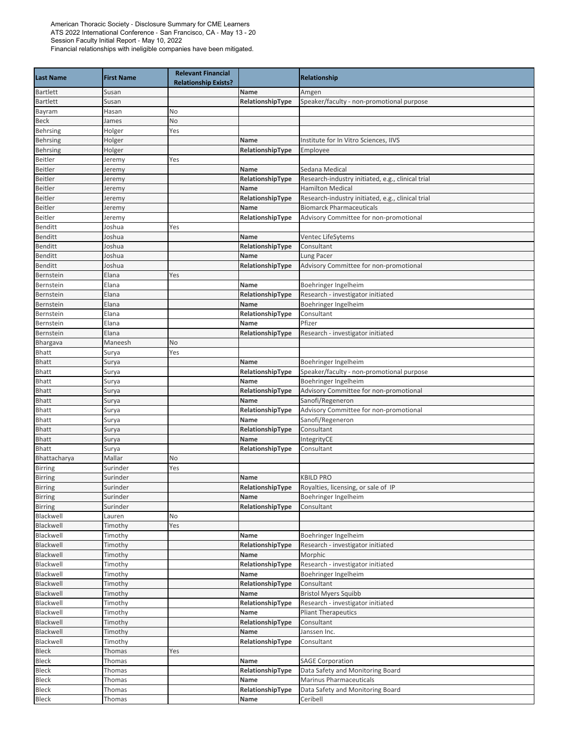American Thoracic Society - Disclosure Summary for CME Learners
ATS 2022 International Conference - San Francisco, CA - May 13 - 20
Session Faculty Initial Report - May 10, 2022
Financial relationships with ineligible companies have been mitigated.

| Last Name | First Name | Relevant Financial Relationship Exists? | | Relationship |
|---|---|---|---|---|
| Bartlett | Susan | | Name | Amgen |
| Bartlett | Susan | | RelationshipType | Speaker/faculty - non-promotional purpose |
| Bayram | Hasan | No | | |
| Beck | James | No | | |
| Behrsing | Holger | Yes | | |
| Behrsing | Holger | | Name | Institute for In Vitro Sciences, IIVS |
| Behrsing | Holger | | RelationshipType | Employee |
| Beitler | Jeremy | Yes | | |
| Beitler | Jeremy | | Name | Sedana Medical |
| Beitler | Jeremy | | RelationshipType | Research-industry initiated, e.g., clinical trial |
| Beitler | Jeremy | | Name | Hamilton Medical |
| Beitler | Jeremy | | RelationshipType | Research-industry initiated, e.g., clinical trial |
| Beitler | Jeremy | | Name | Biomarck Pharmaceuticals |
| Beitler | Jeremy | | RelationshipType | Advisory Committee for non-promotional |
| Benditt | Joshua | Yes | | |
| Benditt | Joshua | | Name | Ventec LifeSytems |
| Benditt | Joshua | | RelationshipType | Consultant |
| Benditt | Joshua | | Name | Lung Pacer |
| Benditt | Joshua | | RelationshipType | Advisory Committee for non-promotional |
| Bernstein | Elana | Yes | | |
| Bernstein | Elana | | Name | Boehringer Ingelheim |
| Bernstein | Elana | | RelationshipType | Research - investigator initiated |
| Bernstein | Elana | | Name | Boehringer Ingelheim |
| Bernstein | Elana | | RelationshipType | Consultant |
| Bernstein | Elana | | Name | Pfizer |
| Bernstein | Elana | | RelationshipType | Research - investigator initiated |
| Bhargava | Maneesh | No | | |
| Bhatt | Surya | Yes | | |
| Bhatt | Surya | | Name | Boehringer Ingelheim |
| Bhatt | Surya | | RelationshipType | Speaker/faculty - non-promotional purpose |
| Bhatt | Surya | | Name | Boehringer Ingelheim |
| Bhatt | Surya | | RelationshipType | Advisory Committee for non-promotional |
| Bhatt | Surya | | Name | Sanofi/Regeneron |
| Bhatt | Surya | | RelationshipType | Advisory Committee for non-promotional |
| Bhatt | Surya | | Name | Sanofi/Regeneron |
| Bhatt | Surya | | RelationshipType | Consultant |
| Bhatt | Surya | | Name | IntegrityCE |
| Bhatt | Surya | | RelationshipType | Consultant |
| Bhattacharya | Mallar | No | | |
| Birring | Surinder | Yes | | |
| Birring | Surinder | | Name | KBILD PRO |
| Birring | Surinder | | RelationshipType | Royalties, licensing, or sale of IP |
| Birring | Surinder | | Name | Boehringer Ingelheim |
| Birring | Surinder | | RelationshipType | Consultant |
| Blackwell | Lauren | No | | |
| Blackwell | Timothy | Yes | | |
| Blackwell | Timothy | | Name | Boehringer Ingelheim |
| Blackwell | Timothy | | RelationshipType | Research - investigator initiated |
| Blackwell | Timothy | | Name | Morphic |
| Blackwell | Timothy | | RelationshipType | Research - investigator initiated |
| Blackwell | Timothy | | Name | Boehringer Ingelheim |
| Blackwell | Timothy | | RelationshipType | Consultant |
| Blackwell | Timothy | | Name | Bristol Myers Squibb |
| Blackwell | Timothy | | RelationshipType | Research - investigator initiated |
| Blackwell | Timothy | | Name | Pliant Therapeutics |
| Blackwell | Timothy | | RelationshipType | Consultant |
| Blackwell | Timothy | | Name | Janssen Inc. |
| Blackwell | Timothy | | RelationshipType | Consultant |
| Bleck | Thomas | Yes | | |
| Bleck | Thomas | | Name | SAGE Corporation |
| Bleck | Thomas | | RelationshipType | Data Safety and Monitoring Board |
| Bleck | Thomas | | Name | Marinus Pharmaceuticals |
| Bleck | Thomas | | RelationshipType | Data Safety and Monitoring Board |
| Bleck | Thomas | | Name | Ceribell |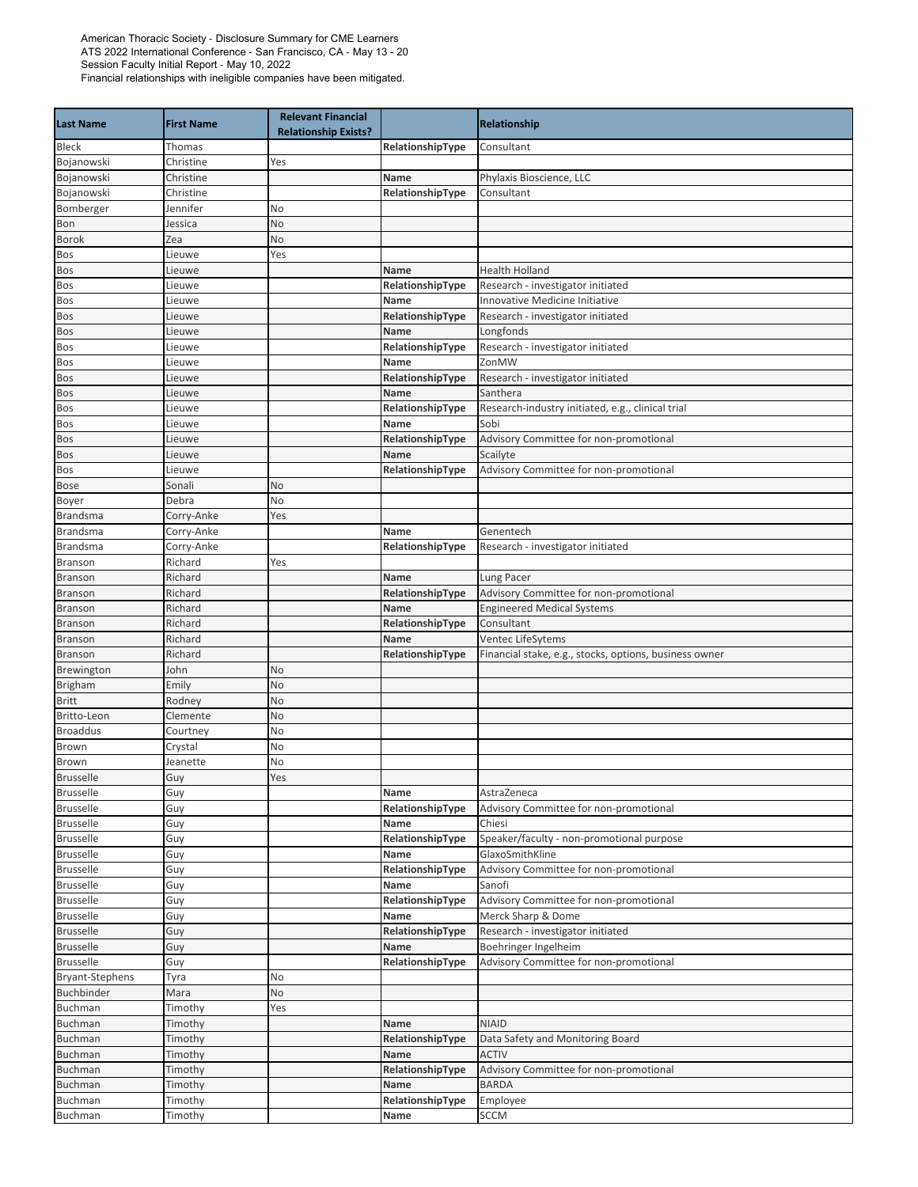American Thoracic Society - Disclosure Summary for CME Learners
ATS 2022 International Conference - San Francisco, CA - May 13 - 20
Session Faculty Initial Report - May 10, 2022
Financial relationships with ineligible companies have been mitigated.

| Last Name | First Name | Relevant Financial Relationship Exists? | | Relationship |
|---|---|---|---|---|
| Bleck | Thomas | | **RelationshipType** | Consultant |
| Bojanowski | Christine | Yes | | |
| Bojanowski | Christine | | **Name** | Phylaxis Bioscience, LLC |
| Bojanowski | Christine | | **RelationshipType** | Consultant |
| Bomberger | Jennifer | No | | |
| Bon | Jessica | No | | |
| Borok | Zea | No | | |
| Bos | Lieuwe | Yes | | |
| Bos | Lieuwe | | **Name** | Health Holland |
| Bos | Lieuwe | | **RelationshipType** | Research - investigator initiated |
| Bos | Lieuwe | | **Name** | Innovative Medicine Initiative |
| Bos | Lieuwe | | **RelationshipType** | Research - investigator initiated |
| Bos | Lieuwe | | **Name** | Longfonds |
| Bos | Lieuwe | | **RelationshipType** | Research - investigator initiated |
| Bos | Lieuwe | | **Name** | ZonMW |
| Bos | Lieuwe | | **RelationshipType** | Research - investigator initiated |
| Bos | Lieuwe | | **Name** | Santhera |
| Bos | Lieuwe | | **RelationshipType** | Research-industry initiated, e.g., clinical trial |
| Bos | Lieuwe | | **Name** | Sobi |
| Bos | Lieuwe | | **RelationshipType** | Advisory Committee for non-promotional |
| Bos | Lieuwe | | **Name** | Scailyte |
| Bos | Lieuwe | | **RelationshipType** | Advisory Committee for non-promotional |
| Bose | Sonali | No | | |
| Boyer | Debra | No | | |
| Brandsma | Corry-Anke | Yes | | |
| Brandsma | Corry-Anke | | **Name** | Genentech |
| Brandsma | Corry-Anke | | **RelationshipType** | Research - investigator initiated |
| Branson | Richard | Yes | | |
| Branson | Richard | | **Name** | Lung Pacer |
| Branson | Richard | | **RelationshipType** | Advisory Committee for non-promotional |
| Branson | Richard | | **Name** | Engineered Medical Systems |
| Branson | Richard | | **RelationshipType** | Consultant |
| Branson | Richard | | **Name** | Ventec LifeSytems |
| Branson | Richard | | **RelationshipType** | Financial stake, e.g., stocks, options, business owner |
| Brewington | John | No | | |
| Brigham | Emily | No | | |
| Britt | Rodney | No | | |
| Britto-Leon | Clemente | No | | |
| Broaddus | Courtney | No | | |
| Brown | Crystal | No | | |
| Brown | Jeanette | No | | |
| Brusselle | Guy | Yes | | |
| Brusselle | Guy | | **Name** | AstraZeneca |
| Brusselle | Guy | | **RelationshipType** | Advisory Committee for non-promotional |
| Brusselle | Guy | | **Name** | Chiesi |
| Brusselle | Guy | | **RelationshipType** | Speaker/faculty - non-promotional purpose |
| Brusselle | Guy | | **Name** | GlaxoSmithKline |
| Brusselle | Guy | | **RelationshipType** | Advisory Committee for non-promotional |
| Brusselle | Guy | | **Name** | Sanofi |
| Brusselle | Guy | | **RelationshipType** | Advisory Committee for non-promotional |
| Brusselle | Guy | | **Name** | Merck Sharp & Dome |
| Brusselle | Guy | | **RelationshipType** | Research - investigator initiated |
| Brusselle | Guy | | **Name** | Boehringer Ingelheim |
| Brusselle | Guy | | **RelationshipType** | Advisory Committee for non-promotional |
| Bryant-Stephens | Tyra | No | | |
| Buchbinder | Mara | No | | |
| Buchman | Timothy | Yes | | |
| Buchman | Timothy | | **Name** | NIAID |
| Buchman | Timothy | | **RelationshipType** | Data Safety and Monitoring Board |
| Buchman | Timothy | | **Name** | ACTIV |
| Buchman | Timothy | | **RelationshipType** | Advisory Committee for non-promotional |
| Buchman | Timothy | | **Name** | BARDA |
| Buchman | Timothy | | **RelationshipType** | Employee |
| Buchman | Timothy | | **Name** | SCCM |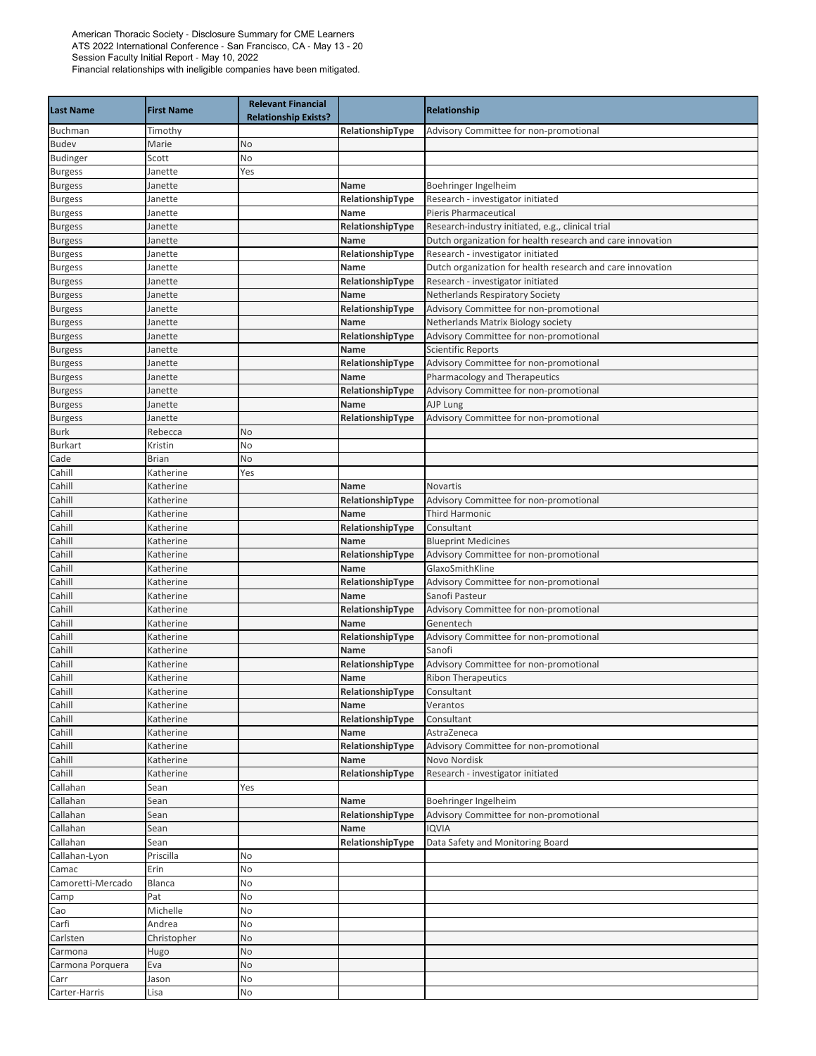American Thoracic Society - Disclosure Summary for CME Learners
ATS 2022 International Conference - San Francisco, CA - May 13 - 20
Session Faculty Initial Report - May 10, 2022
Financial relationships with ineligible companies have been mitigated.

| Last Name | First Name | Relevant Financial Relationship Exists? | | Relationship |
|---|---|---|---|---|
| Buchman | Timothy | | RelationshipType | Advisory Committee for non-promotional |
| Budev | Marie | No | | |
| Budinger | Scott | No | | |
| Burgess | Janette | Yes | | |
| Burgess | Janette | | Name | Boehringer Ingelheim |
| Burgess | Janette | | RelationshipType | Research - investigator initiated |
| Burgess | Janette | | Name | Pieris Pharmaceutical |
| Burgess | Janette | | RelationshipType | Research-industry initiated, e.g., clinical trial |
| Burgess | Janette | | Name | Dutch organization for health research and care innovation |
| Burgess | Janette | | RelationshipType | Research - investigator initiated |
| Burgess | Janette | | Name | Dutch organization for health research and care innovation |
| Burgess | Janette | | RelationshipType | Research - investigator initiated |
| Burgess | Janette | | Name | Netherlands Respiratory Society |
| Burgess | Janette | | RelationshipType | Advisory Committee for non-promotional |
| Burgess | Janette | | Name | Netherlands Matrix Biology society |
| Burgess | Janette | | RelationshipType | Advisory Committee for non-promotional |
| Burgess | Janette | | Name | Scientific Reports |
| Burgess | Janette | | RelationshipType | Advisory Committee for non-promotional |
| Burgess | Janette | | Name | Pharmacology and Therapeutics |
| Burgess | Janette | | RelationshipType | Advisory Committee for non-promotional |
| Burgess | Janette | | Name | AJP Lung |
| Burgess | Janette | | RelationshipType | Advisory Committee for non-promotional |
| Burk | Rebecca | No | | |
| Burkart | Kristin | No | | |
| Cade | Brian | No | | |
| Cahill | Katherine | Yes | | |
| Cahill | Katherine | | Name | Novartis |
| Cahill | Katherine | | RelationshipType | Advisory Committee for non-promotional |
| Cahill | Katherine | | Name | Third Harmonic |
| Cahill | Katherine | | RelationshipType | Consultant |
| Cahill | Katherine | | Name | Blueprint Medicines |
| Cahill | Katherine | | RelationshipType | Advisory Committee for non-promotional |
| Cahill | Katherine | | Name | GlaxoSmithKline |
| Cahill | Katherine | | RelationshipType | Advisory Committee for non-promotional |
| Cahill | Katherine | | Name | Sanofi Pasteur |
| Cahill | Katherine | | RelationshipType | Advisory Committee for non-promotional |
| Cahill | Katherine | | Name | Genentech |
| Cahill | Katherine | | RelationshipType | Advisory Committee for non-promotional |
| Cahill | Katherine | | Name | Sanofi |
| Cahill | Katherine | | RelationshipType | Advisory Committee for non-promotional |
| Cahill | Katherine | | Name | Ribon Therapeutics |
| Cahill | Katherine | | RelationshipType | Consultant |
| Cahill | Katherine | | Name | Verantos |
| Cahill | Katherine | | RelationshipType | Consultant |
| Cahill | Katherine | | Name | AstraZeneca |
| Cahill | Katherine | | RelationshipType | Advisory Committee for non-promotional |
| Cahill | Katherine | | Name | Novo Nordisk |
| Cahill | Katherine | | RelationshipType | Research - investigator initiated |
| Callahan | Sean | Yes | | |
| Callahan | Sean | | Name | Boehringer Ingelheim |
| Callahan | Sean | | RelationshipType | Advisory Committee for non-promotional |
| Callahan | Sean | | Name | IQVIA |
| Callahan | Sean | | RelationshipType | Data Safety and Monitoring Board |
| Callahan-Lyon | Priscilla | No | | |
| Camac | Erin | No | | |
| Camoretti-Mercado | Blanca | No | | |
| Camp | Pat | No | | |
| Cao | Michelle | No | | |
| Carfi | Andrea | No | | |
| Carlsten | Christopher | No | | |
| Carmona | Hugo | No | | |
| Carmona Porquera | Eva | No | | |
| Carr | Jason | No | | |
| Carter-Harris | Lisa | No | | |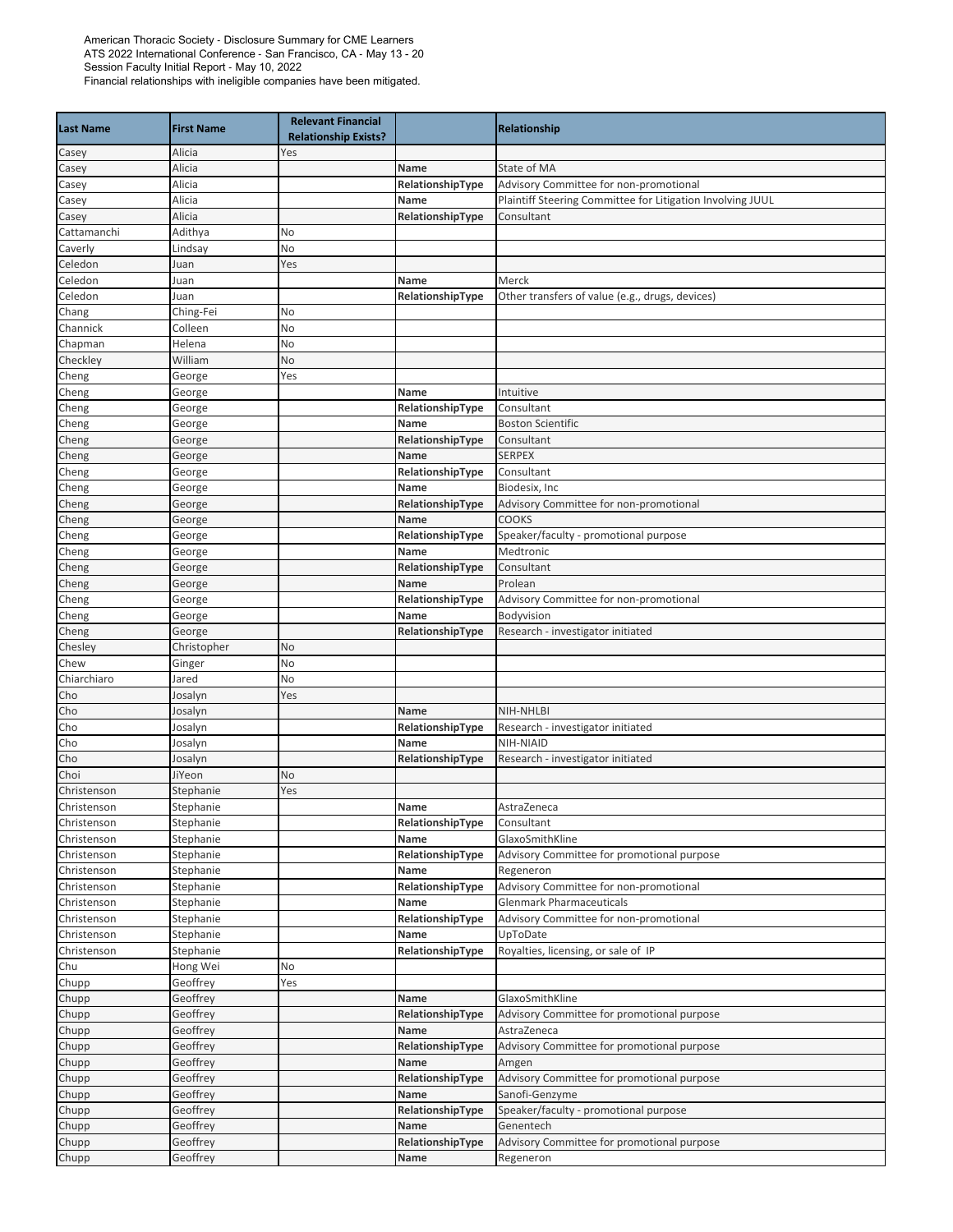American Thoracic Society - Disclosure Summary for CME Learners
ATS 2022 International Conference - San Francisco, CA - May 13 - 20
Session Faculty Initial Report - May 10, 2022
Financial relationships with ineligible companies have been mitigated.

| Last Name | First Name | Relevant Financial Relationship Exists? | | Relationship |
|---|---|---|---|---|
| Casey | Alicia | Yes | | |
| Casey | Alicia | | Name | State of MA |
| Casey | Alicia | | RelationshipType | Advisory Committee for non-promotional |
| Casey | Alicia | | Name | Plaintiff Steering Committee for Litigation Involving JUUL |
| Casey | Alicia | | RelationshipType | Consultant |
| Cattamanchi | Adithya | No | | |
| Caverly | Lindsay | No | | |
| Celedon | Juan | Yes | | |
| Celedon | Juan | | Name | Merck |
| Celedon | Juan | | RelationshipType | Other transfers of value (e.g., drugs, devices) |
| Chang | Ching-Fei | No | | |
| Channick | Colleen | No | | |
| Chapman | Helena | No | | |
| Checkley | William | No | | |
| Cheng | George | Yes | | |
| Cheng | George | | Name | Intuitive |
| Cheng | George | | RelationshipType | Consultant |
| Cheng | George | | Name | Boston Scientific |
| Cheng | George | | RelationshipType | Consultant |
| Cheng | George | | Name | SERPEX |
| Cheng | George | | RelationshipType | Consultant |
| Cheng | George | | Name | Biodesix, Inc |
| Cheng | George | | RelationshipType | Advisory Committee for non-promotional |
| Cheng | George | | Name | COOKS |
| Cheng | George | | RelationshipType | Speaker/faculty - promotional purpose |
| Cheng | George | | Name | Medtronic |
| Cheng | George | | RelationshipType | Consultant |
| Cheng | George | | Name | Prolean |
| Cheng | George | | RelationshipType | Advisory Committee for non-promotional |
| Cheng | George | | Name | Bodyvision |
| Cheng | George | | RelationshipType | Research - investigator initiated |
| Chesley | Christopher | No | | |
| Chew | Ginger | No | | |
| Chiarchiaro | Jared | No | | |
| Cho | Josalyn | Yes | | |
| Cho | Josalyn | | Name | NIH-NHLBI |
| Cho | Josalyn | | RelationshipType | Research - investigator initiated |
| Cho | Josalyn | | Name | NIH-NIAID |
| Cho | Josalyn | | RelationshipType | Research - investigator initiated |
| Choi | JiYeon | No | | |
| Christenson | Stephanie | Yes | | |
| Christenson | Stephanie | | Name | AstraZeneca |
| Christenson | Stephanie | | RelationshipType | Consultant |
| Christenson | Stephanie | | Name | GlaxoSmithKline |
| Christenson | Stephanie | | RelationshipType | Advisory Committee for promotional purpose |
| Christenson | Stephanie | | Name | Regeneron |
| Christenson | Stephanie | | RelationshipType | Advisory Committee for non-promotional |
| Christenson | Stephanie | | Name | Glenmark Pharmaceuticals |
| Christenson | Stephanie | | RelationshipType | Advisory Committee for non-promotional |
| Christenson | Stephanie | | Name | UpToDate |
| Christenson | Stephanie | | RelationshipType | Royalties, licensing, or sale of IP |
| Chu | Hong Wei | No | | |
| Chupp | Geoffrey | Yes | | |
| Chupp | Geoffrey | | Name | GlaxoSmithKline |
| Chupp | Geoffrey | | RelationshipType | Advisory Committee for promotional purpose |
| Chupp | Geoffrey | | Name | AstraZeneca |
| Chupp | Geoffrey | | RelationshipType | Advisory Committee for promotional purpose |
| Chupp | Geoffrey | | Name | Amgen |
| Chupp | Geoffrey | | RelationshipType | Advisory Committee for promotional purpose |
| Chupp | Geoffrey | | Name | Sanofi-Genzyme |
| Chupp | Geoffrey | | RelationshipType | Speaker/faculty - promotional purpose |
| Chupp | Geoffrey | | Name | Genentech |
| Chupp | Geoffrey | | RelationshipType | Advisory Committee for promotional purpose |
| Chupp | Geoffrey | | Name | Regeneron |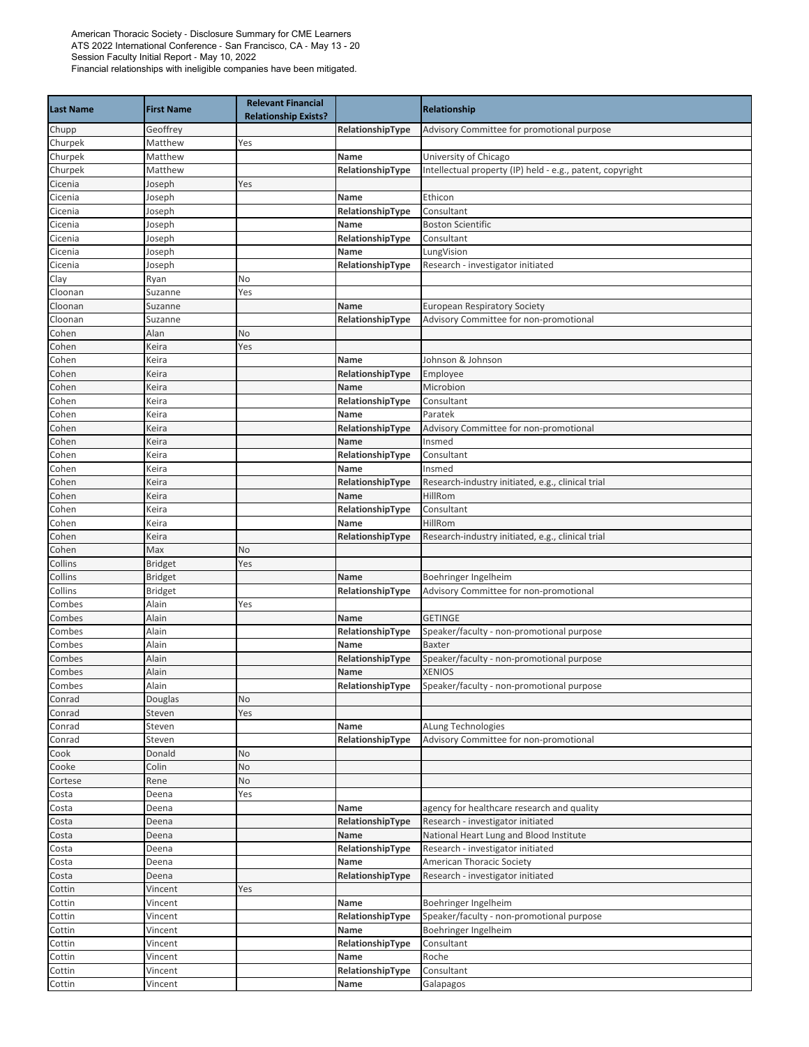American Thoracic Society - Disclosure Summary for CME Learners
ATS 2022 International Conference - San Francisco, CA - May 13 - 20
Session Faculty Initial Report - May 10, 2022
Financial relationships with ineligible companies have been mitigated.

| Last Name | First Name | Relevant Financial Relationship Exists? | | Relationship |
|---|---|---|---|---|
| Chupp | Geoffrey | | **RelationshipType** | Advisory Committee for promotional purpose |
| Churpek | Matthew | Yes | | |
| Churpek | Matthew | | **Name** | University of Chicago |
| Churpek | Matthew | | **RelationshipType** | Intellectual property (IP) held - e.g., patent, copyright |
| Cicenia | Joseph | Yes | | |
| Cicenia | Joseph | | **Name** | Ethicon |
| Cicenia | Joseph | | **RelationshipType** | Consultant |
| Cicenia | Joseph | | **Name** | Boston Scientific |
| Cicenia | Joseph | | **RelationshipType** | Consultant |
| Cicenia | Joseph | | **Name** | LungVision |
| Cicenia | Joseph | | **RelationshipType** | Research - investigator initiated |
| Clay | Ryan | No | | |
| Cloonan | Suzanne | Yes | | |
| Cloonan | Suzanne | | **Name** | European Respiratory Society |
| Cloonan | Suzanne | | **RelationshipType** | Advisory Committee for non-promotional |
| Cohen | Alan | No | | |
| Cohen | Keira | Yes | | |
| Cohen | Keira | | **Name** | Johnson & Johnson |
| Cohen | Keira | | **RelationshipType** | Employee |
| Cohen | Keira | | **Name** | Microbion |
| Cohen | Keira | | **RelationshipType** | Consultant |
| Cohen | Keira | | **Name** | Paratek |
| Cohen | Keira | | **RelationshipType** | Advisory Committee for non-promotional |
| Cohen | Keira | | **Name** | Insmed |
| Cohen | Keira | | **RelationshipType** | Consultant |
| Cohen | Keira | | **Name** | Insmed |
| Cohen | Keira | | **RelationshipType** | Research-industry initiated, e.g., clinical trial |
| Cohen | Keira | | **Name** | HillRom |
| Cohen | Keira | | **RelationshipType** | Consultant |
| Cohen | Keira | | **Name** | HillRom |
| Cohen | Keira | | **RelationshipType** | Research-industry initiated, e.g., clinical trial |
| Cohen | Max | No | | |
| Collins | Bridget | Yes | | |
| Collins | Bridget | | **Name** | Boehringer Ingelheim |
| Collins | Bridget | | **RelationshipType** | Advisory Committee for non-promotional |
| Combes | Alain | Yes | | |
| Combes | Alain | | **Name** | GETINGE |
| Combes | Alain | | **RelationshipType** | Speaker/faculty - non-promotional purpose |
| Combes | Alain | | **Name** | Baxter |
| Combes | Alain | | **RelationshipType** | Speaker/faculty - non-promotional purpose |
| Combes | Alain | | **Name** | XENIOS |
| Combes | Alain | | **RelationshipType** | Speaker/faculty - non-promotional purpose |
| Conrad | Douglas | No | | |
| Conrad | Steven | Yes | | |
| Conrad | Steven | | **Name** | ALung Technologies |
| Conrad | Steven | | **RelationshipType** | Advisory Committee for non-promotional |
| Cook | Donald | No | | |
| Cooke | Colin | No | | |
| Cortese | Rene | No | | |
| Costa | Deena | Yes | | |
| Costa | Deena | | **Name** | agency for healthcare research and quality |
| Costa | Deena | | **RelationshipType** | Research - investigator initiated |
| Costa | Deena | | **Name** | National Heart Lung and Blood Institute |
| Costa | Deena | | **RelationshipType** | Research - investigator initiated |
| Costa | Deena | | **Name** | American Thoracic Society |
| Costa | Deena | | **RelationshipType** | Research - investigator initiated |
| Cottin | Vincent | Yes | | |
| Cottin | Vincent | | **Name** | Boehringer Ingelheim |
| Cottin | Vincent | | **RelationshipType** | Speaker/faculty - non-promotional purpose |
| Cottin | Vincent | | **Name** | Boehringer Ingelheim |
| Cottin | Vincent | | **RelationshipType** | Consultant |
| Cottin | Vincent | | **Name** | Roche |
| Cottin | Vincent | | **RelationshipType** | Consultant |
| Cottin | Vincent | | **Name** | Galapagos |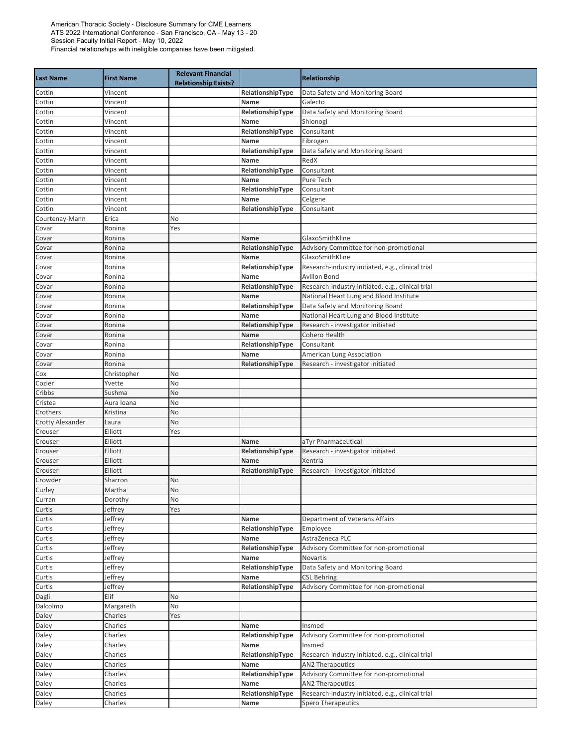American Thoracic Society - Disclosure Summary for CME Learners
ATS 2022 International Conference - San Francisco, CA - May 13 - 20
Session Faculty Initial Report - May 10, 2022
Financial relationships with ineligible companies have been mitigated.

| Last Name | First Name | Relevant Financial Relationship Exists? | | Relationship |
|---|---|---|---|---|
| Cottin | Vincent | | RelationshipType | Data Safety and Monitoring Board |
| Cottin | Vincent | | Name | Galecto |
| Cottin | Vincent | | RelationshipType | Data Safety and Monitoring Board |
| Cottin | Vincent | | Name | Shionogi |
| Cottin | Vincent | | RelationshipType | Consultant |
| Cottin | Vincent | | Name | Fibrogen |
| Cottin | Vincent | | RelationshipType | Data Safety and Monitoring Board |
| Cottin | Vincent | | Name | RedX |
| Cottin | Vincent | | RelationshipType | Consultant |
| Cottin | Vincent | | Name | Pure Tech |
| Cottin | Vincent | | RelationshipType | Consultant |
| Cottin | Vincent | | Name | Celgene |
| Cottin | Vincent | | RelationshipType | Consultant |
| Courtenay-Mann | Erica | No | | |
| Covar | Ronina | Yes | | |
| Covar | Ronina | | Name | GlaxoSmithKline |
| Covar | Ronina | | RelationshipType | Advisory Committee for non-promotional |
| Covar | Ronina | | Name | GlaxoSmithKline |
| Covar | Ronina | | RelationshipType | Research-industry initiated, e.g., clinical trial |
| Covar | Ronina | | Name | Avillon Bond |
| Covar | Ronina | | RelationshipType | Research-industry initiated, e.g., clinical trial |
| Covar | Ronina | | Name | National Heart Lung and Blood Institute |
| Covar | Ronina | | RelationshipType | Data Safety and Monitoring Board |
| Covar | Ronina | | Name | National Heart Lung and Blood Institute |
| Covar | Ronina | | RelationshipType | Research - investigator initiated |
| Covar | Ronina | | Name | Cohero Health |
| Covar | Ronina | | RelationshipType | Consultant |
| Covar | Ronina | | Name | American Lung Association |
| Covar | Ronina | | RelationshipType | Research - investigator initiated |
| Cox | Christopher | No | | |
| Cozier | Yvette | No | | |
| Cribbs | Sushma | No | | |
| Cristea | Aura Ioana | No | | |
| Crothers | Kristina | No | | |
| Crotty Alexander | Laura | No | | |
| Crouser | Elliott | Yes | | |
| Crouser | Elliott | | Name | aTyr Pharmaceutical |
| Crouser | Elliott | | RelationshipType | Research - investigator initiated |
| Crouser | Elliott | | Name | Xentria |
| Crouser | Elliott | | RelationshipType | Research - investigator initiated |
| Crowder | Sharron | No | | |
| Curley | Martha | No | | |
| Curran | Dorothy | No | | |
| Curtis | Jeffrey | Yes | | |
| Curtis | Jeffrey | | Name | Department of Veterans Affairs |
| Curtis | Jeffrey | | RelationshipType | Employee |
| Curtis | Jeffrey | | Name | AstraZeneca PLC |
| Curtis | Jeffrey | | RelationshipType | Advisory Committee for non-promotional |
| Curtis | Jeffrey | | Name | Novartis |
| Curtis | Jeffrey | | RelationshipType | Data Safety and Monitoring Board |
| Curtis | Jeffrey | | Name | CSL Behring |
| Curtis | Jeffrey | | RelationshipType | Advisory Committee for non-promotional |
| Dagli | Elif | No | | |
| Dalcolmo | Margareth | No | | |
| Daley | Charles | Yes | | |
| Daley | Charles | | Name | Insmed |
| Daley | Charles | | RelationshipType | Advisory Committee for non-promotional |
| Daley | Charles | | Name | Insmed |
| Daley | Charles | | RelationshipType | Research-industry initiated, e.g., clinical trial |
| Daley | Charles | | Name | AN2 Therapeutics |
| Daley | Charles | | RelationshipType | Advisory Committee for non-promotional |
| Daley | Charles | | Name | AN2 Therapeutics |
| Daley | Charles | | RelationshipType | Research-industry initiated, e.g., clinical trial |
| Daley | Charles | | Name | Spero Therapeutics |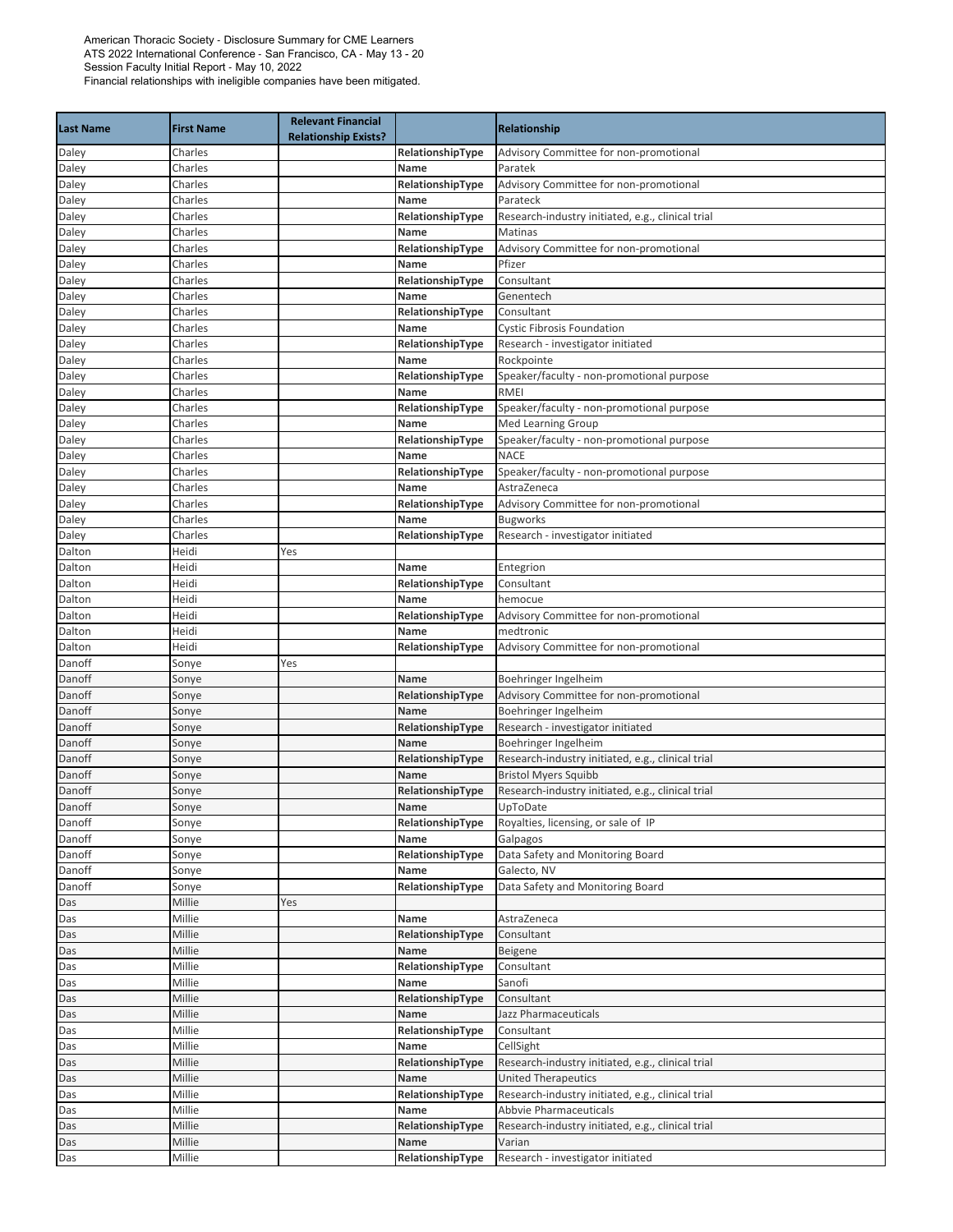American Thoracic Society - Disclosure Summary for CME Learners
ATS 2022 International Conference - San Francisco, CA - May 13 - 20
Session Faculty Initial Report - May 10, 2022
Financial relationships with ineligible companies have been mitigated.

| Last Name | First Name | Relevant Financial Relationship Exists? | | Relationship |
|---|---|---|---|---|
| Daley | Charles | | **RelationshipType** | Advisory Committee for non-promotional |
| Daley | Charles | | **Name** | Paratek |
| Daley | Charles | | **RelationshipType** | Advisory Committee for non-promotional |
| Daley | Charles | | **Name** | Parateck |
| Daley | Charles | | **RelationshipType** | Research-industry initiated, e.g., clinical trial |
| Daley | Charles | | **Name** | Matinas |
| Daley | Charles | | **RelationshipType** | Advisory Committee for non-promotional |
| Daley | Charles | | **Name** | Pfizer |
| Daley | Charles | | **RelationshipType** | Consultant |
| Daley | Charles | | **Name** | Genentech |
| Daley | Charles | | **RelationshipType** | Consultant |
| Daley | Charles | | **Name** | Cystic Fibrosis Foundation |
| Daley | Charles | | **RelationshipType** | Research - investigator initiated |
| Daley | Charles | | **Name** | Rockpointe |
| Daley | Charles | | **RelationshipType** | Speaker/faculty - non-promotional purpose |
| Daley | Charles | | **Name** | RMEI |
| Daley | Charles | | **RelationshipType** | Speaker/faculty - non-promotional purpose |
| Daley | Charles | | **Name** | Med Learning Group |
| Daley | Charles | | **RelationshipType** | Speaker/faculty - non-promotional purpose |
| Daley | Charles | | **Name** | NACE |
| Daley | Charles | | **RelationshipType** | Speaker/faculty - non-promotional purpose |
| Daley | Charles | | **Name** | AstraZeneca |
| Daley | Charles | | **RelationshipType** | Advisory Committee for non-promotional |
| Daley | Charles | | **Name** | Bugworks |
| Daley | Charles | | **RelationshipType** | Research - investigator initiated |
| Dalton | Heidi | Yes | | |
| Dalton | Heidi | | **Name** | Entegrion |
| Dalton | Heidi | | **RelationshipType** | Consultant |
| Dalton | Heidi | | **Name** | hemocue |
| Dalton | Heidi | | **RelationshipType** | Advisory Committee for non-promotional |
| Dalton | Heidi | | **Name** | medtronic |
| Dalton | Heidi | | **RelationshipType** | Advisory Committee for non-promotional |
| Danoff | Sonye | Yes | | |
| Danoff | Sonye | | **Name** | Boehringer Ingelheim |
| Danoff | Sonye | | **RelationshipType** | Advisory Committee for non-promotional |
| Danoff | Sonye | | **Name** | Boehringer Ingelheim |
| Danoff | Sonye | | **RelationshipType** | Research - investigator initiated |
| Danoff | Sonye | | **Name** | Boehringer Ingelheim |
| Danoff | Sonye | | **RelationshipType** | Research-industry initiated, e.g., clinical trial |
| Danoff | Sonye | | **Name** | Bristol Myers Squibb |
| Danoff | Sonye | | **RelationshipType** | Research-industry initiated, e.g., clinical trial |
| Danoff | Sonye | | **Name** | UpToDate |
| Danoff | Sonye | | **RelationshipType** | Royalties, licensing, or sale of IP |
| Danoff | Sonye | | **Name** | Galpagos |
| Danoff | Sonye | | **RelationshipType** | Data Safety and Monitoring Board |
| Danoff | Sonye | | **Name** | Galecto, NV |
| Danoff | Sonye | | **RelationshipType** | Data Safety and Monitoring Board |
| Das | Millie | Yes | | |
| Das | Millie | | **Name** | AstraZeneca |
| Das | Millie | | **RelationshipType** | Consultant |
| Das | Millie | | **Name** | Beigene |
| Das | Millie | | **RelationshipType** | Consultant |
| Das | Millie | | **Name** | Sanofi |
| Das | Millie | | **RelationshipType** | Consultant |
| Das | Millie | | **Name** | Jazz Pharmaceuticals |
| Das | Millie | | **RelationshipType** | Consultant |
| Das | Millie | | **Name** | CellSight |
| Das | Millie | | **RelationshipType** | Research-industry initiated, e.g., clinical trial |
| Das | Millie | | **Name** | United Therapeutics |
| Das | Millie | | **RelationshipType** | Research-industry initiated, e.g., clinical trial |
| Das | Millie | | **Name** | Abbvie Pharmaceuticals |
| Das | Millie | | **RelationshipType** | Research-industry initiated, e.g., clinical trial |
| Das | Millie | | **Name** | Varian |
| Das | Millie | | **RelationshipType** | Research - investigator initiated |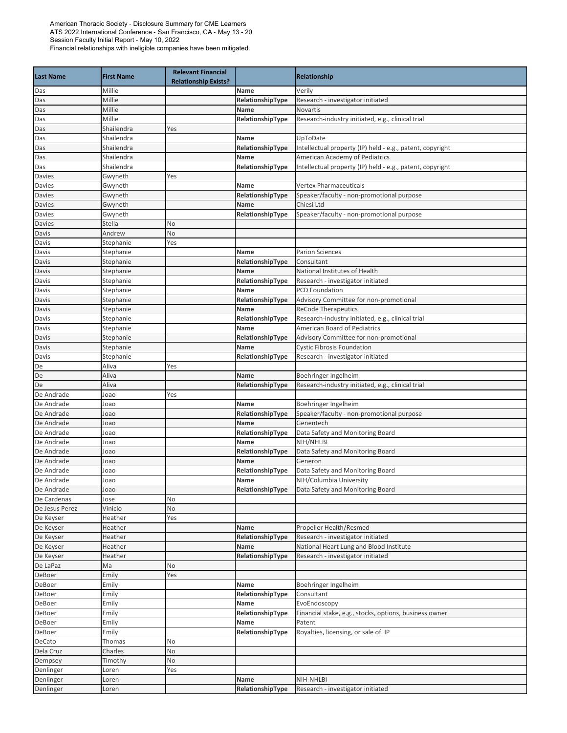American Thoracic Society - Disclosure Summary for CME Learners
ATS 2022 International Conference - San Francisco, CA - May 13 - 20
Session Faculty Initial Report - May 10, 2022
Financial relationships with ineligible companies have been mitigated.

| Last Name | First Name | Relevant Financial Relationship Exists? | | Relationship |
|---|---|---|---|---|
| Das | Millie | | Name | Verily |
| Das | Millie | | RelationshipType | Research - investigator initiated |
| Das | Millie | | Name | Novartis |
| Das | Millie | | RelationshipType | Research-industry initiated, e.g., clinical trial |
| Das | Shailendra | Yes | | |
| Das | Shailendra | | Name | UpToDate |
| Das | Shailendra | | RelationshipType | Intellectual property (IP) held - e.g., patent, copyright |
| Das | Shailendra | | Name | American Academy of Pediatrics |
| Das | Shailendra | | RelationshipType | Intellectual property (IP) held - e.g., patent, copyright |
| Davies | Gwyneth | Yes | | |
| Davies | Gwyneth | | Name | Vertex Pharmaceuticals |
| Davies | Gwyneth | | RelationshipType | Speaker/faculty - non-promotional purpose |
| Davies | Gwyneth | | Name | Chiesi Ltd |
| Davies | Gwyneth | | RelationshipType | Speaker/faculty - non-promotional purpose |
| Davies | Stella | No | | |
| Davis | Andrew | No | | |
| Davis | Stephanie | Yes | | |
| Davis | Stephanie | | Name | Parion Sciences |
| Davis | Stephanie | | RelationshipType | Consultant |
| Davis | Stephanie | | Name | National Institutes of Health |
| Davis | Stephanie | | RelationshipType | Research - investigator initiated |
| Davis | Stephanie | | Name | PCD Foundation |
| Davis | Stephanie | | RelationshipType | Advisory Committee for non-promotional |
| Davis | Stephanie | | Name | ReCode Therapeutics |
| Davis | Stephanie | | RelationshipType | Research-industry initiated, e.g., clinical trial |
| Davis | Stephanie | | Name | American Board of Pediatrics |
| Davis | Stephanie | | RelationshipType | Advisory Committee for non-promotional |
| Davis | Stephanie | | Name | Cystic Fibrosis Foundation |
| Davis | Stephanie | | RelationshipType | Research - investigator initiated |
| De | Aliva | Yes | | |
| De | Aliva | | Name | Boehringer Ingelheim |
| De | Aliva | | RelationshipType | Research-industry initiated, e.g., clinical trial |
| De Andrade | Joao | Yes | | |
| De Andrade | Joao | | Name | Boehringer Ingelheim |
| De Andrade | Joao | | RelationshipType | Speaker/faculty - non-promotional purpose |
| De Andrade | Joao | | Name | Genentech |
| De Andrade | Joao | | RelationshipType | Data Safety and Monitoring Board |
| De Andrade | Joao | | Name | NIH/NHLBI |
| De Andrade | Joao | | RelationshipType | Data Safety and Monitoring Board |
| De Andrade | Joao | | Name | Generon |
| De Andrade | Joao | | RelationshipType | Data Safety and Monitoring Board |
| De Andrade | Joao | | Name | NIH/Columbia University |
| De Andrade | Joao | | RelationshipType | Data Safety and Monitoring Board |
| De Cardenas | Jose | No | | |
| De Jesus Perez | Vinicio | No | | |
| De Keyser | Heather | Yes | | |
| De Keyser | Heather | | Name | Propeller Health/Resmed |
| De Keyser | Heather | | RelationshipType | Research - investigator initiated |
| De Keyser | Heather | | Name | National Heart Lung and Blood Institute |
| De Keyser | Heather | | RelationshipType | Research - investigator initiated |
| De LaPaz | Ma | No | | |
| DeBoer | Emily | Yes | | |
| DeBoer | Emily | | Name | Boehringer Ingelheim |
| DeBoer | Emily | | RelationshipType | Consultant |
| DeBoer | Emily | | Name | EvoEndoscopy |
| DeBoer | Emily | | RelationshipType | Financial stake, e.g., stocks, options, business owner |
| DeBoer | Emily | | Name | Patent |
| DeBoer | Emily | | RelationshipType | Royalties, licensing, or sale of IP |
| DeCato | Thomas | No | | |
| Dela Cruz | Charles | No | | |
| Dempsey | Timothy | No | | |
| Denlinger | Loren | Yes | | |
| Denlinger | Loren | | Name | NIH-NHLBI |
| Denlinger | Loren | | RelationshipType | Research - investigator initiated |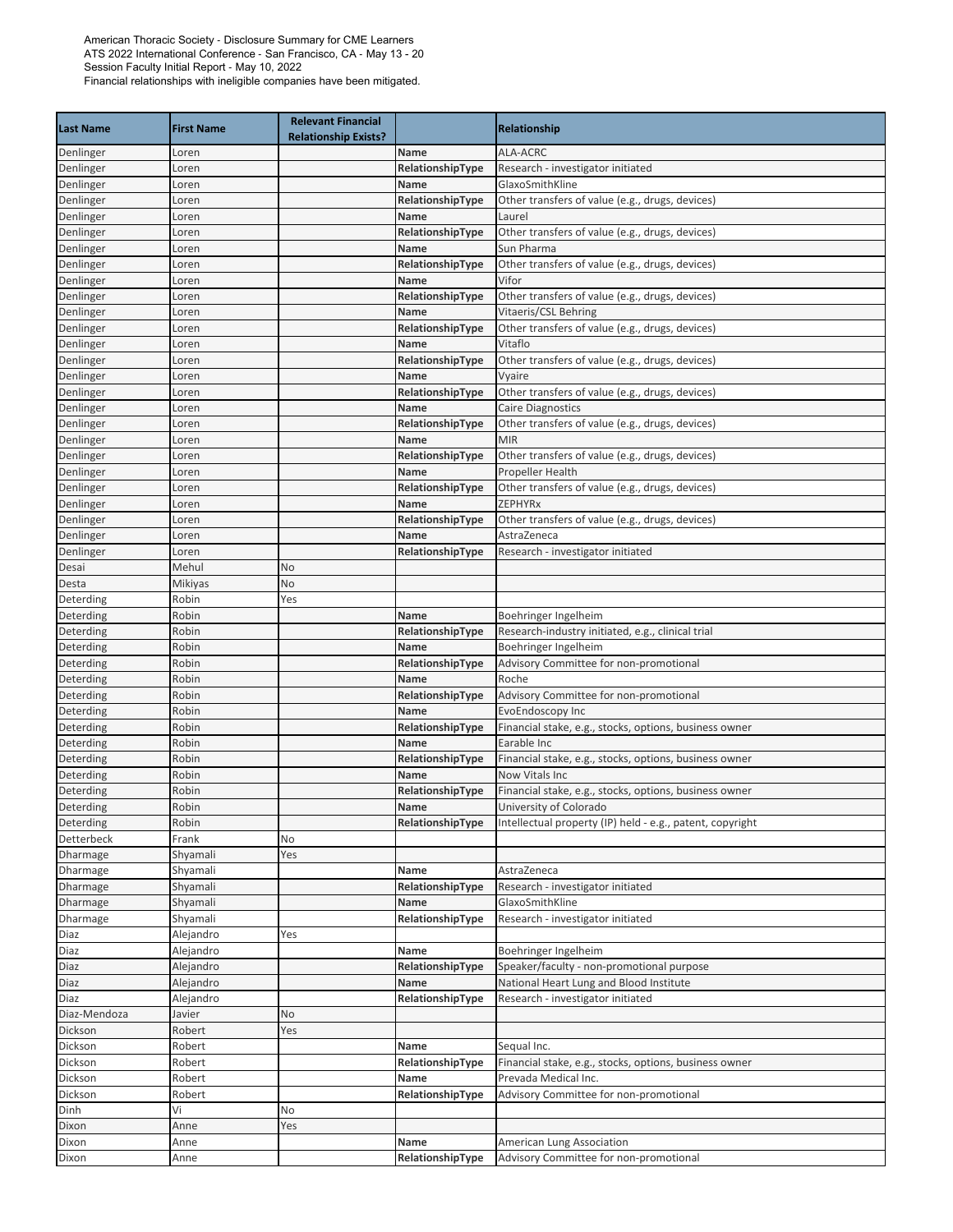American Thoracic Society - Disclosure Summary for CME Learners
ATS 2022 International Conference - San Francisco, CA - May 13 - 20
Session Faculty Initial Report - May 10, 2022
Financial relationships with ineligible companies have been mitigated.

| Last Name | First Name | Relevant Financial Relationship Exists? | | Relationship |
|---|---|---|---|---|
| Denlinger | Loren | | Name | ALA-ACRC |
| Denlinger | Loren | | RelationshipType | Research - investigator initiated |
| Denlinger | Loren | | Name | GlaxoSmithKline |
| Denlinger | Loren | | RelationshipType | Other transfers of value (e.g., drugs, devices) |
| Denlinger | Loren | | Name | Laurel |
| Denlinger | Loren | | RelationshipType | Other transfers of value (e.g., drugs, devices) |
| Denlinger | Loren | | Name | Sun Pharma |
| Denlinger | Loren | | RelationshipType | Other transfers of value (e.g., drugs, devices) |
| Denlinger | Loren | | Name | Vifor |
| Denlinger | Loren | | RelationshipType | Other transfers of value (e.g., drugs, devices) |
| Denlinger | Loren | | Name | Vitaeris/CSL Behring |
| Denlinger | Loren | | RelationshipType | Other transfers of value (e.g., drugs, devices) |
| Denlinger | Loren | | Name | Vitaflo |
| Denlinger | Loren | | RelationshipType | Other transfers of value (e.g., drugs, devices) |
| Denlinger | Loren | | Name | Vyaire |
| Denlinger | Loren | | RelationshipType | Other transfers of value (e.g., drugs, devices) |
| Denlinger | Loren | | Name | Caire Diagnostics |
| Denlinger | Loren | | RelationshipType | Other transfers of value (e.g., drugs, devices) |
| Denlinger | Loren | | Name | MIR |
| Denlinger | Loren | | RelationshipType | Other transfers of value (e.g., drugs, devices) |
| Denlinger | Loren | | Name | Propeller Health |
| Denlinger | Loren | | RelationshipType | Other transfers of value (e.g., drugs, devices) |
| Denlinger | Loren | | Name | ZEPHYRx |
| Denlinger | Loren | | RelationshipType | Other transfers of value (e.g., drugs, devices) |
| Denlinger | Loren | | Name | AstraZeneca |
| Denlinger | Loren | | RelationshipType | Research - investigator initiated |
| Desai | Mehul | No | | |
| Desta | Mikiyas | No | | |
| Deterding | Robin | Yes | | |
| Deterding | Robin | | Name | Boehringer Ingelheim |
| Deterding | Robin | | RelationshipType | Research-industry initiated, e.g., clinical trial |
| Deterding | Robin | | Name | Boehringer Ingelheim |
| Deterding | Robin | | RelationshipType | Advisory Committee for non-promotional |
| Deterding | Robin | | Name | Roche |
| Deterding | Robin | | RelationshipType | Advisory Committee for non-promotional |
| Deterding | Robin | | Name | EvoEndoscopy Inc |
| Deterding | Robin | | RelationshipType | Financial stake, e.g., stocks, options, business owner |
| Deterding | Robin | | Name | Earable Inc |
| Deterding | Robin | | RelationshipType | Financial stake, e.g., stocks, options, business owner |
| Deterding | Robin | | Name | Now Vitals Inc |
| Deterding | Robin | | RelationshipType | Financial stake, e.g., stocks, options, business owner |
| Deterding | Robin | | Name | University of Colorado |
| Deterding | Robin | | RelationshipType | Intellectual property (IP) held - e.g., patent, copyright |
| Detterbeck | Frank | No | | |
| Dharmage | Shyamali | Yes | | |
| Dharmage | Shyamali | | Name | AstraZeneca |
| Dharmage | Shyamali | | RelationshipType | Research - investigator initiated |
| Dharmage | Shyamali | | Name | GlaxoSmithKline |
| Dharmage | Shyamali | | RelationshipType | Research - investigator initiated |
| Diaz | Alejandro | Yes | | |
| Diaz | Alejandro | | Name | Boehringer Ingelheim |
| Diaz | Alejandro | | RelationshipType | Speaker/faculty - non-promotional purpose |
| Diaz | Alejandro | | Name | National Heart Lung and Blood Institute |
| Diaz | Alejandro | | RelationshipType | Research - investigator initiated |
| Diaz-Mendoza | Javier | No | | |
| Dickson | Robert | Yes | | |
| Dickson | Robert | | Name | Sequal Inc. |
| Dickson | Robert | | RelationshipType | Financial stake, e.g., stocks, options, business owner |
| Dickson | Robert | | Name | Prevada Medical Inc. |
| Dickson | Robert | | RelationshipType | Advisory Committee for non-promotional |
| Dinh | Vi | No | | |
| Dixon | Anne | Yes | | |
| Dixon | Anne | | Name | American Lung Association |
| Dixon | Anne | | RelationshipType | Advisory Committee for non-promotional |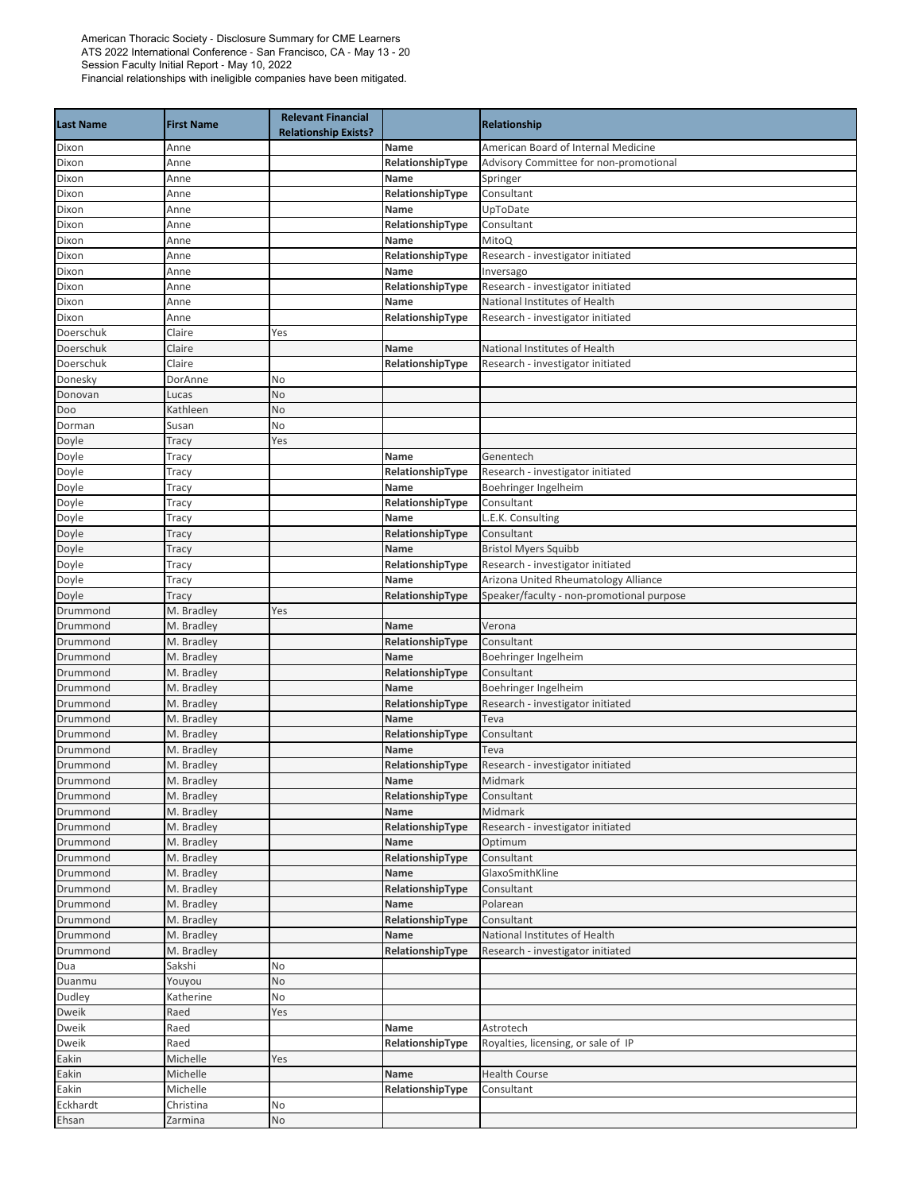American Thoracic Society - Disclosure Summary for CME Learners
ATS 2022 International Conference - San Francisco, CA - May 13 - 20
Session Faculty Initial Report - May 10, 2022
Financial relationships with ineligible companies have been mitigated.

| Last Name | First Name | Relevant Financial Relationship Exists? | | Relationship |
|---|---|---|---|---|
| Dixon | Anne | | Name | American Board of Internal Medicine |
| Dixon | Anne | | RelationshipType | Advisory Committee for non-promotional |
| Dixon | Anne | | Name | Springer |
| Dixon | Anne | | RelationshipType | Consultant |
| Dixon | Anne | | Name | UpToDate |
| Dixon | Anne | | RelationshipType | Consultant |
| Dixon | Anne | | Name | MitoQ |
| Dixon | Anne | | RelationshipType | Research - investigator initiated |
| Dixon | Anne | | Name | Inversago |
| Dixon | Anne | | RelationshipType | Research - investigator initiated |
| Dixon | Anne | | Name | National Institutes of Health |
| Dixon | Anne | | RelationshipType | Research - investigator initiated |
| Doerschuk | Claire | Yes | | |
| Doerschuk | Claire | | Name | National Institutes of Health |
| Doerschuk | Claire | | RelationshipType | Research - investigator initiated |
| Donesky | DorAnne | No | | |
| Donovan | Lucas | No | | |
| Doo | Kathleen | No | | |
| Dorman | Susan | No | | |
| Doyle | Tracy | Yes | | |
| Doyle | Tracy | | Name | Genentech |
| Doyle | Tracy | | RelationshipType | Research - investigator initiated |
| Doyle | Tracy | | Name | Boehringer Ingelheim |
| Doyle | Tracy | | RelationshipType | Consultant |
| Doyle | Tracy | | Name | L.E.K. Consulting |
| Doyle | Tracy | | RelationshipType | Consultant |
| Doyle | Tracy | | Name | Bristol Myers Squibb |
| Doyle | Tracy | | RelationshipType | Research - investigator initiated |
| Doyle | Tracy | | Name | Arizona United Rheumatology Alliance |
| Doyle | Tracy | | RelationshipType | Speaker/faculty - non-promotional purpose |
| Drummond | M. Bradley | Yes | | |
| Drummond | M. Bradley | | Name | Verona |
| Drummond | M. Bradley | | RelationshipType | Consultant |
| Drummond | M. Bradley | | Name | Boehringer Ingelheim |
| Drummond | M. Bradley | | RelationshipType | Consultant |
| Drummond | M. Bradley | | Name | Boehringer Ingelheim |
| Drummond | M. Bradley | | RelationshipType | Research - investigator initiated |
| Drummond | M. Bradley | | Name | Teva |
| Drummond | M. Bradley | | RelationshipType | Consultant |
| Drummond | M. Bradley | | Name | Teva |
| Drummond | M. Bradley | | RelationshipType | Research - investigator initiated |
| Drummond | M. Bradley | | Name | Midmark |
| Drummond | M. Bradley | | RelationshipType | Consultant |
| Drummond | M. Bradley | | Name | Midmark |
| Drummond | M. Bradley | | RelationshipType | Research - investigator initiated |
| Drummond | M. Bradley | | Name | Optimum |
| Drummond | M. Bradley | | RelationshipType | Consultant |
| Drummond | M. Bradley | | Name | GlaxoSmithKline |
| Drummond | M. Bradley | | RelationshipType | Consultant |
| Drummond | M. Bradley | | Name | Polarean |
| Drummond | M. Bradley | | RelationshipType | Consultant |
| Drummond | M. Bradley | | Name | National Institutes of Health |
| Drummond | M. Bradley | | RelationshipType | Research - investigator initiated |
| Dua | Sakshi | No | | |
| Duanmu | Youyou | No | | |
| Dudley | Katherine | No | | |
| Dweik | Raed | Yes | | |
| Dweik | Raed | | Name | Astrotech |
| Dweik | Raed | | RelationshipType | Royalties, licensing, or sale of IP |
| Eakin | Michelle | Yes | | |
| Eakin | Michelle | | Name | Health Course |
| Eakin | Michelle | | RelationshipType | Consultant |
| Eckhardt | Christina | No | | |
| Ehsan | Zarmina | No | | |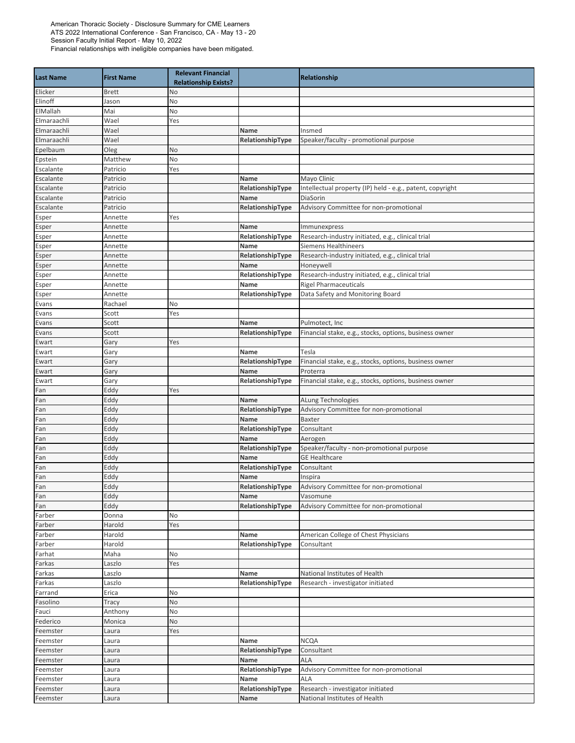American Thoracic Society - Disclosure Summary for CME Learners
ATS 2022 International Conference - San Francisco, CA - May 13 - 20
Session Faculty Initial Report - May 10, 2022
Financial relationships with ineligible companies have been mitigated.

| Last Name | First Name | Relevant Financial Relationship Exists? | | Relationship |
|---|---|---|---|---|
| Elicker | Brett | No | | |
| Elinoff | Jason | No | | |
| ElMallah | Mai | No | | |
| Elmaraachli | Wael | Yes | | |
| Elmaraachli | Wael | | **Name** | Insmed |
| Elmaraachli | Wael | | **RelationshipType** | Speaker/faculty - promotional purpose |
| Epelbaum | Oleg | No | | |
| Epstein | Matthew | No | | |
| Escalante | Patricio | Yes | | |
| Escalante | Patricio | | **Name** | Mayo Clinic |
| Escalante | Patricio | | **RelationshipType** | Intellectual property (IP) held - e.g., patent, copyright |
| Escalante | Patricio | | **Name** | DiaSorin |
| Escalante | Patricio | | **RelationshipType** | Advisory Committee for non-promotional |
| Esper | Annette | Yes | | |
| Esper | Annette | | **Name** | Immunexpress |
| Esper | Annette | | **RelationshipType** | Research-industry initiated, e.g., clinical trial |
| Esper | Annette | | **Name** | Siemens Healthineers |
| Esper | Annette | | **RelationshipType** | Research-industry initiated, e.g., clinical trial |
| Esper | Annette | | **Name** | Honeywell |
| Esper | Annette | | **RelationshipType** | Research-industry initiated, e.g., clinical trial |
| Esper | Annette | | **Name** | Rigel Pharmaceuticals |
| Esper | Annette | | **RelationshipType** | Data Safety and Monitoring Board |
| Evans | Rachael | No | | |
| Evans | Scott | Yes | | |
| Evans | Scott | | **Name** | Pulmotect, Inc |
| Evans | Scott | | **RelationshipType** | Financial stake, e.g., stocks, options, business owner |
| Ewart | Gary | Yes | | |
| Ewart | Gary | | **Name** | Tesla |
| Ewart | Gary | | **RelationshipType** | Financial stake, e.g., stocks, options, business owner |
| Ewart | Gary | | **Name** | Proterra |
| Ewart | Gary | | **RelationshipType** | Financial stake, e.g., stocks, options, business owner |
| Fan | Eddy | Yes | | |
| Fan | Eddy | | **Name** | ALung Technologies |
| Fan | Eddy | | **RelationshipType** | Advisory Committee for non-promotional |
| Fan | Eddy | | **Name** | Baxter |
| Fan | Eddy | | **RelationshipType** | Consultant |
| Fan | Eddy | | **Name** | Aerogen |
| Fan | Eddy | | **RelationshipType** | Speaker/faculty - non-promotional purpose |
| Fan | Eddy | | **Name** | GE Healthcare |
| Fan | Eddy | | **RelationshipType** | Consultant |
| Fan | Eddy | | **Name** | Inspira |
| Fan | Eddy | | **RelationshipType** | Advisory Committee for non-promotional |
| Fan | Eddy | | **Name** | Vasomune |
| Fan | Eddy | | **RelationshipType** | Advisory Committee for non-promotional |
| Farber | Donna | No | | |
| Farber | Harold | Yes | | |
| Farber | Harold | | **Name** | American College of Chest Physicians |
| Farber | Harold | | **RelationshipType** | Consultant |
| Farhat | Maha | No | | |
| Farkas | Laszlo | Yes | | |
| Farkas | Laszlo | | **Name** | National Institutes of Health |
| Farkas | Laszlo | | **RelationshipType** | Research - investigator initiated |
| Farrand | Erica | No | | |
| Fasolino | Tracy | No | | |
| Fauci | Anthony | No | | |
| Federico | Monica | No | | |
| Feemster | Laura | Yes | | |
| Feemster | Laura | | **Name** | NCQA |
| Feemster | Laura | | **RelationshipType** | Consultant |
| Feemster | Laura | | **Name** | ALA |
| Feemster | Laura | | **RelationshipType** | Advisory Committee for non-promotional |
| Feemster | Laura | | **Name** | ALA |
| Feemster | Laura | | **RelationshipType** | Research - investigator initiated |
| Feemster | Laura | | **Name** | National Institutes of Health |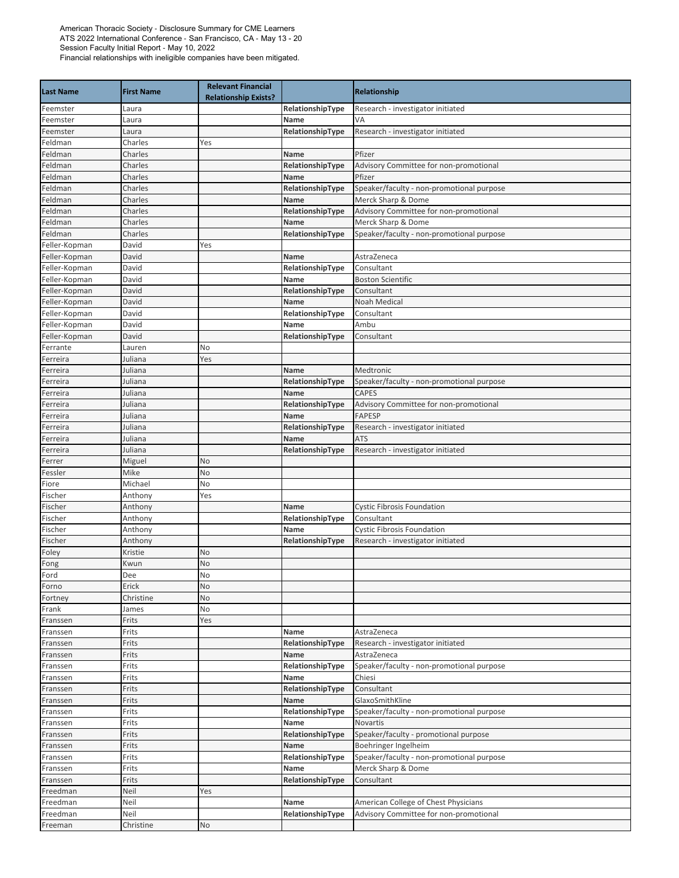American Thoracic Society - Disclosure Summary for CME Learners
ATS 2022 International Conference - San Francisco, CA - May 13 - 20
Session Faculty Initial Report - May 10, 2022
Financial relationships with ineligible companies have been mitigated.

| Last Name | First Name | Relevant Financial Relationship Exists? | | Relationship |
|---|---|---|---|---|
| Feemster | Laura | | **RelationshipType** | Research - investigator initiated |
| Feemster | Laura | | **Name** | VA |
| Feemster | Laura | | **RelationshipType** | Research - investigator initiated |
| Feldman | Charles | Yes | | |
| Feldman | Charles | | **Name** | Pfizer |
| Feldman | Charles | | **RelationshipType** | Advisory Committee for non-promotional |
| Feldman | Charles | | **Name** | Pfizer |
| Feldman | Charles | | **RelationshipType** | Speaker/faculty - non-promotional purpose |
| Feldman | Charles | | **Name** | Merck Sharp & Dome |
| Feldman | Charles | | **RelationshipType** | Advisory Committee for non-promotional |
| Feldman | Charles | | **Name** | Merck Sharp & Dome |
| Feldman | Charles | | **RelationshipType** | Speaker/faculty - non-promotional purpose |
| Feller-Kopman | David | Yes | | |
| Feller-Kopman | David | | **Name** | AstraZeneca |
| Feller-Kopman | David | | **RelationshipType** | Consultant |
| Feller-Kopman | David | | **Name** | Boston Scientific |
| Feller-Kopman | David | | **RelationshipType** | Consultant |
| Feller-Kopman | David | | **Name** | Noah Medical |
| Feller-Kopman | David | | **RelationshipType** | Consultant |
| Feller-Kopman | David | | **Name** | Ambu |
| Feller-Kopman | David | | **RelationshipType** | Consultant |
| Ferrante | Lauren | No | | |
| Ferreira | Juliana | Yes | | |
| Ferreira | Juliana | | **Name** | Medtronic |
| Ferreira | Juliana | | **RelationshipType** | Speaker/faculty - non-promotional purpose |
| Ferreira | Juliana | | **Name** | CAPES |
| Ferreira | Juliana | | **RelationshipType** | Advisory Committee for non-promotional |
| Ferreira | Juliana | | **Name** | FAPESP |
| Ferreira | Juliana | | **RelationshipType** | Research - investigator initiated |
| Ferreira | Juliana | | **Name** | ATS |
| Ferreira | Juliana | | **RelationshipType** | Research - investigator initiated |
| Ferrer | Miguel | No | | |
| Fessler | Mike | No | | |
| Fiore | Michael | No | | |
| Fischer | Anthony | Yes | | |
| Fischer | Anthony | | **Name** | Cystic Fibrosis Foundation |
| Fischer | Anthony | | **RelationshipType** | Consultant |
| Fischer | Anthony | | **Name** | Cystic Fibrosis Foundation |
| Fischer | Anthony | | **RelationshipType** | Research - investigator initiated |
| Foley | Kristie | No | | |
| Fong | Kwun | No | | |
| Ford | Dee | No | | |
| Forno | Erick | No | | |
| Fortney | Christine | No | | |
| Frank | James | No | | |
| Franssen | Frits | Yes | | |
| Franssen | Frits | | **Name** | AstraZeneca |
| Franssen | Frits | | **RelationshipType** | Research - investigator initiated |
| Franssen | Frits | | **Name** | AstraZeneca |
| Franssen | Frits | | **RelationshipType** | Speaker/faculty - non-promotional purpose |
| Franssen | Frits | | **Name** | Chiesi |
| Franssen | Frits | | **RelationshipType** | Consultant |
| Franssen | Frits | | **Name** | GlaxoSmithKline |
| Franssen | Frits | | **RelationshipType** | Speaker/faculty - non-promotional purpose |
| Franssen | Frits | | **Name** | Novartis |
| Franssen | Frits | | **RelationshipType** | Speaker/faculty - promotional purpose |
| Franssen | Frits | | **Name** | Boehringer Ingelheim |
| Franssen | Frits | | **RelationshipType** | Speaker/faculty - non-promotional purpose |
| Franssen | Frits | | **Name** | Merck Sharp & Dome |
| Franssen | Frits | | **RelationshipType** | Consultant |
| Freedman | Neil | Yes | | |
| Freedman | Neil | | **Name** | American College of Chest Physicians |
| Freedman | Neil | | **RelationshipType** | Advisory Committee for non-promotional |
| Freeman | Christine | No | | |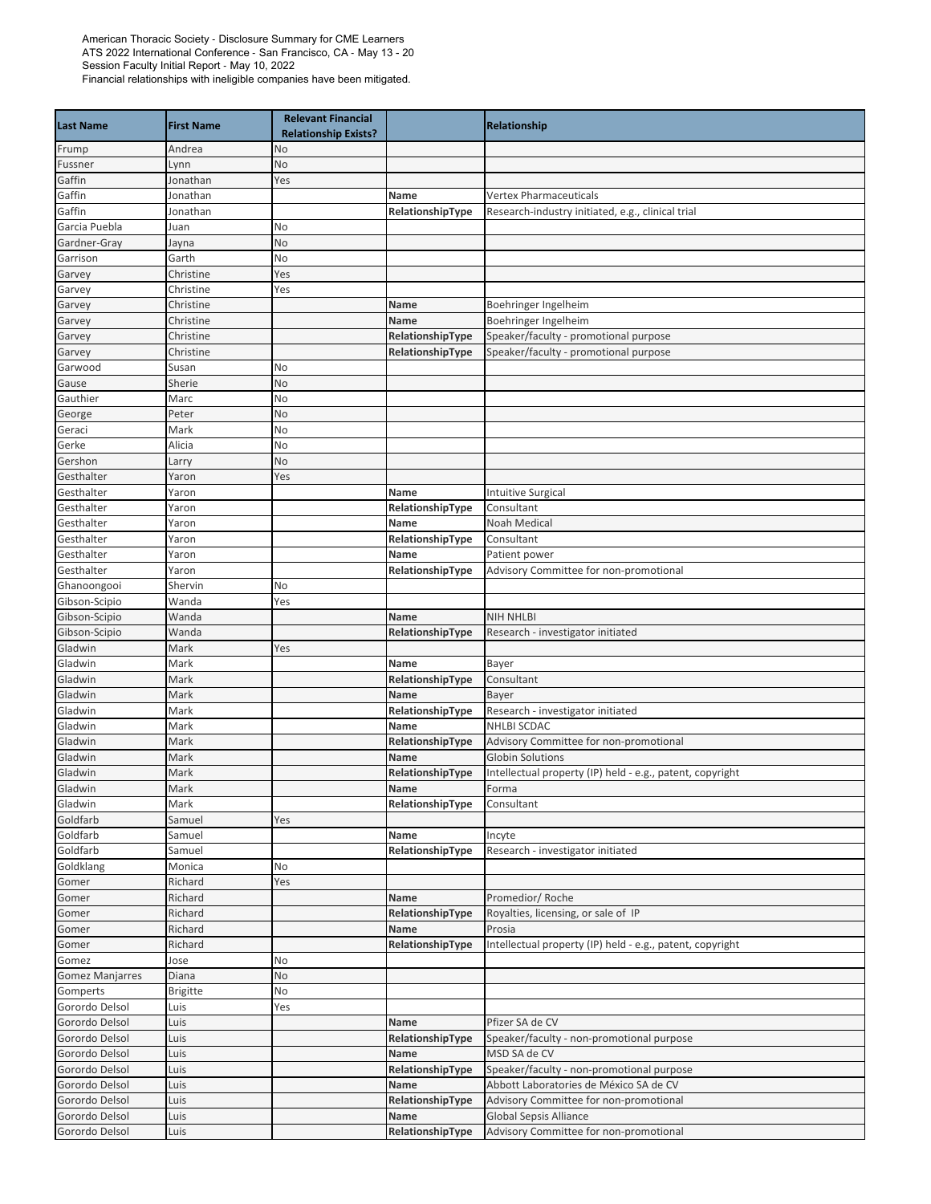American Thoracic Society - Disclosure Summary for CME Learners
ATS 2022 International Conference - San Francisco, CA - May 13 - 20
Session Faculty Initial Report - May 10, 2022
Financial relationships with ineligible companies have been mitigated.

| Last Name | First Name | Relevant Financial Relationship Exists? | | Relationship |
|---|---|---|---|---|
| Frump | Andrea | No | | |
| Fussner | Lynn | No | | |
| Gaffin | Jonathan | Yes | | |
| Gaffin | Jonathan | | Name | Vertex Pharmaceuticals |
| Gaffin | Jonathan | | RelationshipType | Research-industry initiated, e.g., clinical trial |
| Garcia Puebla | Juan | No | | |
| Gardner-Gray | Jayna | No | | |
| Garrison | Garth | No | | |
| Garvey | Christine | Yes | | |
| Garvey | Christine | Yes | | |
| Garvey | Christine | | Name | Boehringer Ingelheim |
| Garvey | Christine | | Name | Boehringer Ingelheim |
| Garvey | Christine | | RelationshipType | Speaker/faculty - promotional purpose |
| Garvey | Christine | | RelationshipType | Speaker/faculty - promotional purpose |
| Garwood | Susan | No | | |
| Gause | Sherie | No | | |
| Gauthier | Marc | No | | |
| George | Peter | No | | |
| Geraci | Mark | No | | |
| Gerke | Alicia | No | | |
| Gershon | Larry | No | | |
| Gesthalter | Yaron | Yes | | |
| Gesthalter | Yaron | | Name | Intuitive Surgical |
| Gesthalter | Yaron | | RelationshipType | Consultant |
| Gesthalter | Yaron | | Name | Noah Medical |
| Gesthalter | Yaron | | RelationshipType | Consultant |
| Gesthalter | Yaron | | Name | Patient power |
| Gesthalter | Yaron | | RelationshipType | Advisory Committee for non-promotional |
| Ghanoongooi | Shervin | No | | |
| Gibson-Scipio | Wanda | Yes | | |
| Gibson-Scipio | Wanda | | Name | NIH NHLBI |
| Gibson-Scipio | Wanda | | RelationshipType | Research - investigator initiated |
| Gladwin | Mark | Yes | | |
| Gladwin | Mark | | Name | Bayer |
| Gladwin | Mark | | RelationshipType | Consultant |
| Gladwin | Mark | | Name | Bayer |
| Gladwin | Mark | | RelationshipType | Research - investigator initiated |
| Gladwin | Mark | | Name | NHLBI SCDAC |
| Gladwin | Mark | | RelationshipType | Advisory Committee for non-promotional |
| Gladwin | Mark | | Name | Globin Solutions |
| Gladwin | Mark | | RelationshipType | Intellectual property (IP) held - e.g., patent, copyright |
| Gladwin | Mark | | Name | Forma |
| Gladwin | Mark | | RelationshipType | Consultant |
| Goldfarb | Samuel | Yes | | |
| Goldfarb | Samuel | | Name | Incyte |
| Goldfarb | Samuel | | RelationshipType | Research - investigator initiated |
| Goldklang | Monica | No | | |
| Gomer | Richard | Yes | | |
| Gomer | Richard | | Name | Promedior/ Roche |
| Gomer | Richard | | RelationshipType | Royalties, licensing, or sale of IP |
| Gomer | Richard | | Name | Prosia |
| Gomer | Richard | | RelationshipType | Intellectual property (IP) held - e.g., patent, copyright |
| Gomez | Jose | No | | |
| Gomez Manjarres | Diana | No | | |
| Gomperts | Brigitte | No | | |
| Gorordo Delsol | Luis | Yes | | |
| Gorordo Delsol | Luis | | Name | Pfizer SA de CV |
| Gorordo Delsol | Luis | | RelationshipType | Speaker/faculty - non-promotional purpose |
| Gorordo Delsol | Luis | | Name | MSD SA de CV |
| Gorordo Delsol | Luis | | RelationshipType | Speaker/faculty - non-promotional purpose |
| Gorordo Delsol | Luis | | Name | Abbott Laboratories de México SA de CV |
| Gorordo Delsol | Luis | | RelationshipType | Advisory Committee for non-promotional |
| Gorordo Delsol | Luis | | Name | Global Sepsis Alliance |
| Gorordo Delsol | Luis | | RelationshipType | Advisory Committee for non-promotional |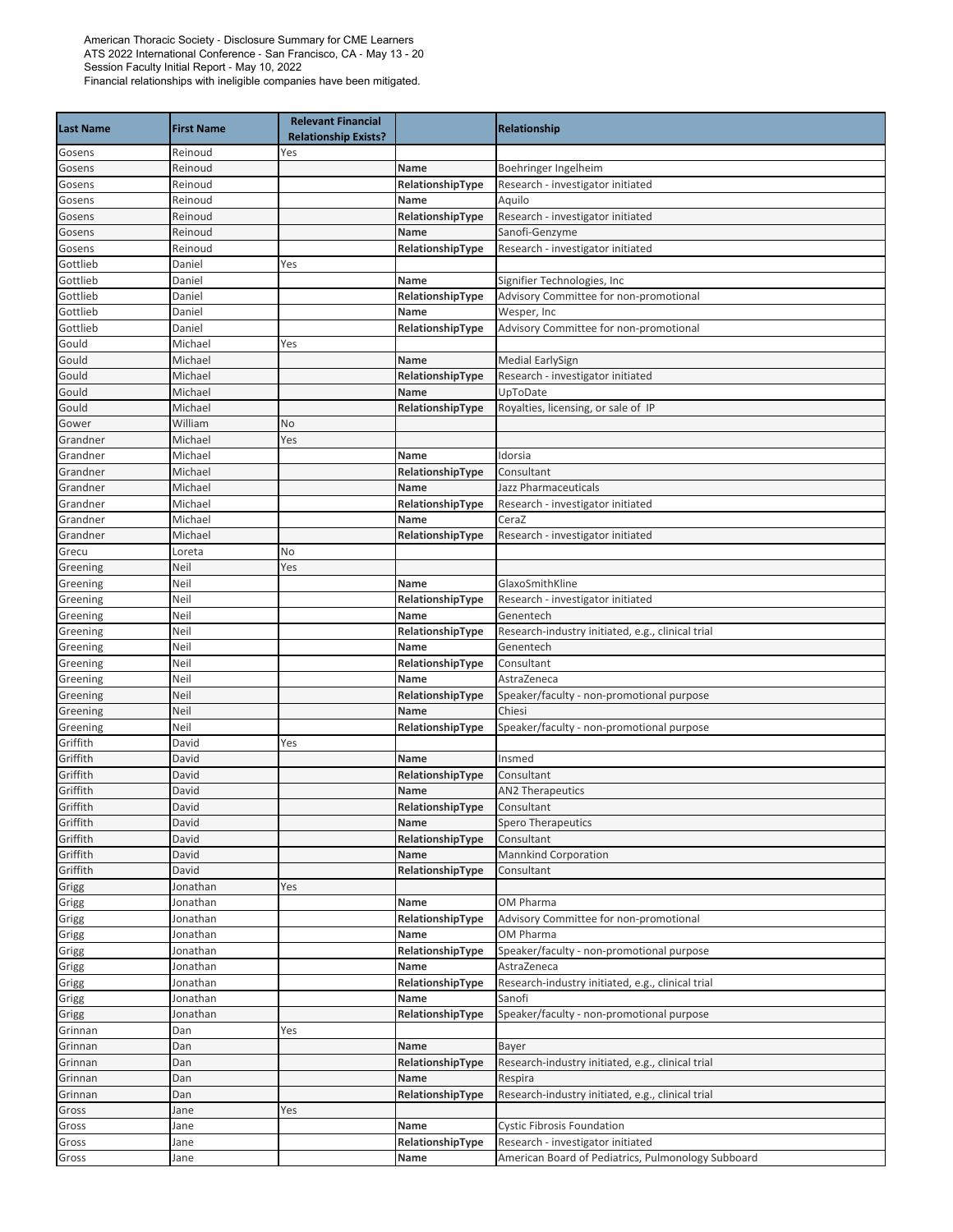American Thoracic Society - Disclosure Summary for CME Learners
ATS 2022 International Conference - San Francisco, CA - May 13 - 20
Session Faculty Initial Report - May 10, 2022
Financial relationships with ineligible companies have been mitigated.

| Last Name | First Name | Relevant Financial Relationship Exists? | | Relationship |
|---|---|---|---|---|
| Gosens | Reinoud | Yes | | |
| Gosens | Reinoud | | **Name** | Boehringer Ingelheim |
| Gosens | Reinoud | | **RelationshipType** | Research - investigator initiated |
| Gosens | Reinoud | | **Name** | Aquilo |
| Gosens | Reinoud | | **RelationshipType** | Research - investigator initiated |
| Gosens | Reinoud | | **Name** | Sanofi-Genzyme |
| Gosens | Reinoud | | **RelationshipType** | Research - investigator initiated |
| Gottlieb | Daniel | Yes | | |
| Gottlieb | Daniel | | **Name** | Signifier Technologies, Inc |
| Gottlieb | Daniel | | **RelationshipType** | Advisory Committee for non-promotional |
| Gottlieb | Daniel | | **Name** | Wesper, Inc |
| Gottlieb | Daniel | | **RelationshipType** | Advisory Committee for non-promotional |
| Gould | Michael | Yes | | |
| Gould | Michael | | **Name** | Medial EarlySign |
| Gould | Michael | | **RelationshipType** | Research - investigator initiated |
| Gould | Michael | | **Name** | UpToDate |
| Gould | Michael | | **RelationshipType** | Royalties, licensing, or sale of IP |
| Gower | William | No | | |
| Grandner | Michael | Yes | | |
| Grandner | Michael | | **Name** | Idorsia |
| Grandner | Michael | | **RelationshipType** | Consultant |
| Grandner | Michael | | **Name** | Jazz Pharmaceuticals |
| Grandner | Michael | | **RelationshipType** | Research - investigator initiated |
| Grandner | Michael | | **Name** | CeraZ |
| Grandner | Michael | | **RelationshipType** | Research - investigator initiated |
| Grecu | Loreta | No | | |
| Greening | Neil | Yes | | |
| Greening | Neil | | **Name** | GlaxoSmithKline |
| Greening | Neil | | **RelationshipType** | Research - investigator initiated |
| Greening | Neil | | **Name** | Genentech |
| Greening | Neil | | **RelationshipType** | Research-industry initiated, e.g., clinical trial |
| Greening | Neil | | **Name** | Genentech |
| Greening | Neil | | **RelationshipType** | Consultant |
| Greening | Neil | | **Name** | AstraZeneca |
| Greening | Neil | | **RelationshipType** | Speaker/faculty - non-promotional purpose |
| Greening | Neil | | **Name** | Chiesi |
| Greening | Neil | | **RelationshipType** | Speaker/faculty - non-promotional purpose |
| Griffith | David | Yes | | |
| Griffith | David | | **Name** | Insmed |
| Griffith | David | | **RelationshipType** | Consultant |
| Griffith | David | | **Name** | AN2 Therapeutics |
| Griffith | David | | **RelationshipType** | Consultant |
| Griffith | David | | **Name** | Spero Therapeutics |
| Griffith | David | | **RelationshipType** | Consultant |
| Griffith | David | | **Name** | Mannkind Corporation |
| Griffith | David | | **RelationshipType** | Consultant |
| Grigg | Jonathan | Yes | | |
| Grigg | Jonathan | | **Name** | OM Pharma |
| Grigg | Jonathan | | **RelationshipType** | Advisory Committee for non-promotional |
| Grigg | Jonathan | | **Name** | OM Pharma |
| Grigg | Jonathan | | **RelationshipType** | Speaker/faculty - non-promotional purpose |
| Grigg | Jonathan | | **Name** | AstraZeneca |
| Grigg | Jonathan | | **RelationshipType** | Research-industry initiated, e.g., clinical trial |
| Grigg | Jonathan | | **Name** | Sanofi |
| Grigg | Jonathan | | **RelationshipType** | Speaker/faculty - non-promotional purpose |
| Grinnan | Dan | Yes | | |
| Grinnan | Dan | | **Name** | Bayer |
| Grinnan | Dan | | **RelationshipType** | Research-industry initiated, e.g., clinical trial |
| Grinnan | Dan | | **Name** | Respira |
| Grinnan | Dan | | **RelationshipType** | Research-industry initiated, e.g., clinical trial |
| Gross | Jane | Yes | | |
| Gross | Jane | | **Name** | Cystic Fibrosis Foundation |
| Gross | Jane | | **RelationshipType** | Research - investigator initiated |
| Gross | Jane | | **Name** | American Board of Pediatrics, Pulmonology Subboard |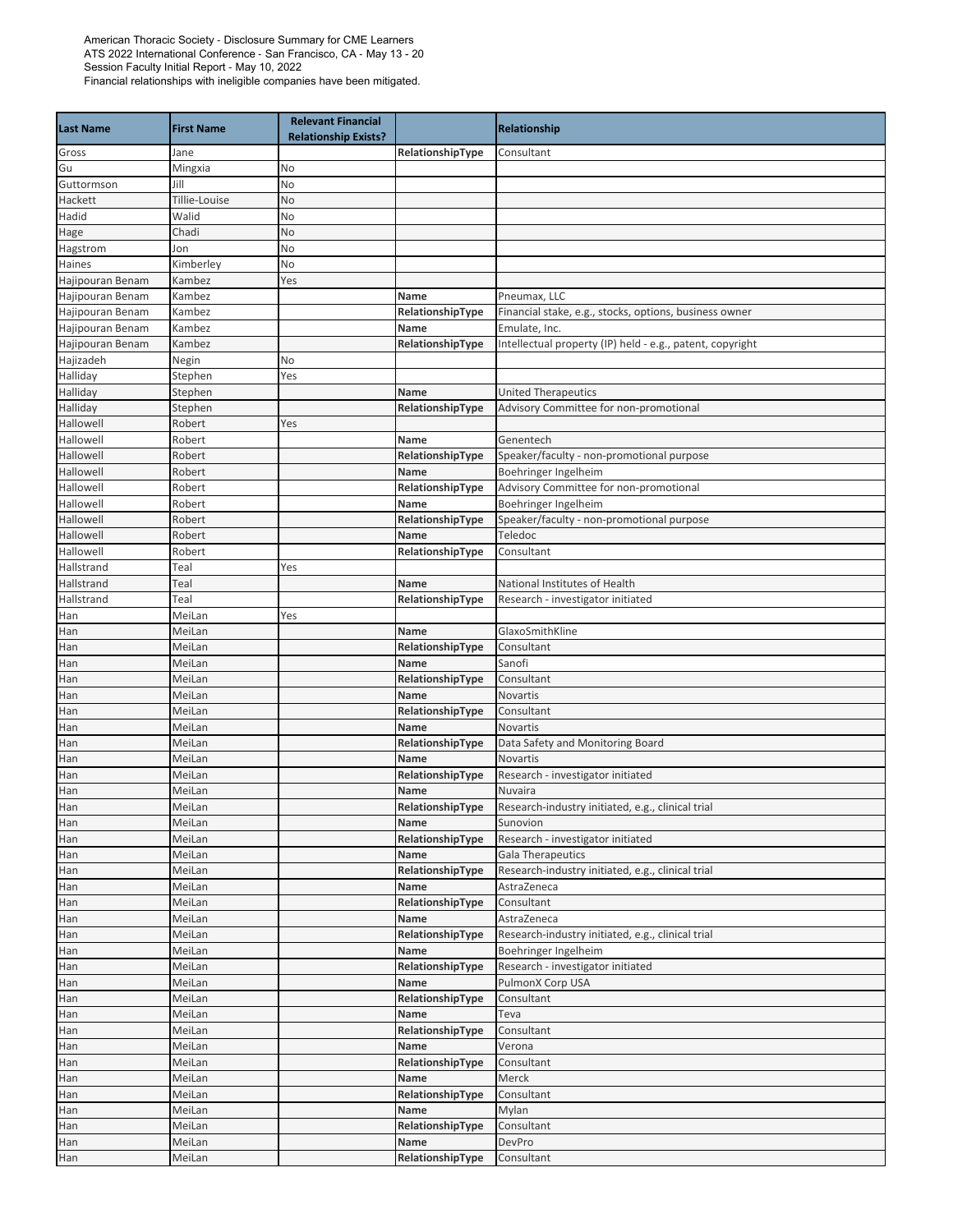American Thoracic Society - Disclosure Summary for CME Learners
ATS 2022 International Conference - San Francisco, CA - May 13 - 20
Session Faculty Initial Report - May 10, 2022
Financial relationships with ineligible companies have been mitigated.

| Last Name | First Name | Relevant Financial Relationship Exists? | | Relationship |
|---|---|---|---|---|
| Gross | Jane | | RelationshipType | Consultant |
| Gu | Mingxia | No | | |
| Guttormson | Jill | No | | |
| Hackett | Tillie-Louise | No | | |
| Hadid | Walid | No | | |
| Hage | Chadi | No | | |
| Hagstrom | Jon | No | | |
| Haines | Kimberley | No | | |
| Hajipouran Benam | Kambez | Yes | | |
| Hajipouran Benam | Kambez | | Name | Pneumax, LLC |
| Hajipouran Benam | Kambez | | RelationshipType | Financial stake, e.g., stocks, options, business owner |
| Hajipouran Benam | Kambez | | Name | Emulate, Inc. |
| Hajipouran Benam | Kambez | | RelationshipType | Intellectual property (IP) held - e.g., patent, copyright |
| Hajizadeh | Negin | No | | |
| Halliday | Stephen | Yes | | |
| Halliday | Stephen | | Name | United Therapeutics |
| Halliday | Stephen | | RelationshipType | Advisory Committee for non-promotional |
| Hallowell | Robert | Yes | | |
| Hallowell | Robert | | Name | Genentech |
| Hallowell | Robert | | RelationshipType | Speaker/faculty - non-promotional purpose |
| Hallowell | Robert | | Name | Boehringer Ingelheim |
| Hallowell | Robert | | RelationshipType | Advisory Committee for non-promotional |
| Hallowell | Robert | | Name | Boehringer Ingelheim |
| Hallowell | Robert | | RelationshipType | Speaker/faculty - non-promotional purpose |
| Hallowell | Robert | | Name | Teledoc |
| Hallowell | Robert | | RelationshipType | Consultant |
| Hallstrand | Teal | Yes | | |
| Hallstrand | Teal | | Name | National Institutes of Health |
| Hallstrand | Teal | | RelationshipType | Research - investigator initiated |
| Han | MeiLan | Yes | | |
| Han | MeiLan | | Name | GlaxoSmithKline |
| Han | MeiLan | | RelationshipType | Consultant |
| Han | MeiLan | | Name | Sanofi |
| Han | MeiLan | | RelationshipType | Consultant |
| Han | MeiLan | | Name | Novartis |
| Han | MeiLan | | RelationshipType | Consultant |
| Han | MeiLan | | Name | Novartis |
| Han | MeiLan | | RelationshipType | Data Safety and Monitoring Board |
| Han | MeiLan | | Name | Novartis |
| Han | MeiLan | | RelationshipType | Research - investigator initiated |
| Han | MeiLan | | Name | Nuvaira |
| Han | MeiLan | | RelationshipType | Research-industry initiated, e.g., clinical trial |
| Han | MeiLan | | Name | Sunovion |
| Han | MeiLan | | RelationshipType | Research - investigator initiated |
| Han | MeiLan | | Name | Gala Therapeutics |
| Han | MeiLan | | RelationshipType | Research-industry initiated, e.g., clinical trial |
| Han | MeiLan | | Name | AstraZeneca |
| Han | MeiLan | | RelationshipType | Consultant |
| Han | MeiLan | | Name | AstraZeneca |
| Han | MeiLan | | RelationshipType | Research-industry initiated, e.g., clinical trial |
| Han | MeiLan | | Name | Boehringer Ingelheim |
| Han | MeiLan | | RelationshipType | Research - investigator initiated |
| Han | MeiLan | | Name | PulmonX Corp USA |
| Han | MeiLan | | RelationshipType | Consultant |
| Han | MeiLan | | Name | Teva |
| Han | MeiLan | | RelationshipType | Consultant |
| Han | MeiLan | | Name | Verona |
| Han | MeiLan | | RelationshipType | Consultant |
| Han | MeiLan | | Name | Merck |
| Han | MeiLan | | RelationshipType | Consultant |
| Han | MeiLan | | Name | Mylan |
| Han | MeiLan | | RelationshipType | Consultant |
| Han | MeiLan | | Name | DevPro |
| Han | MeiLan | | RelationshipType | Consultant |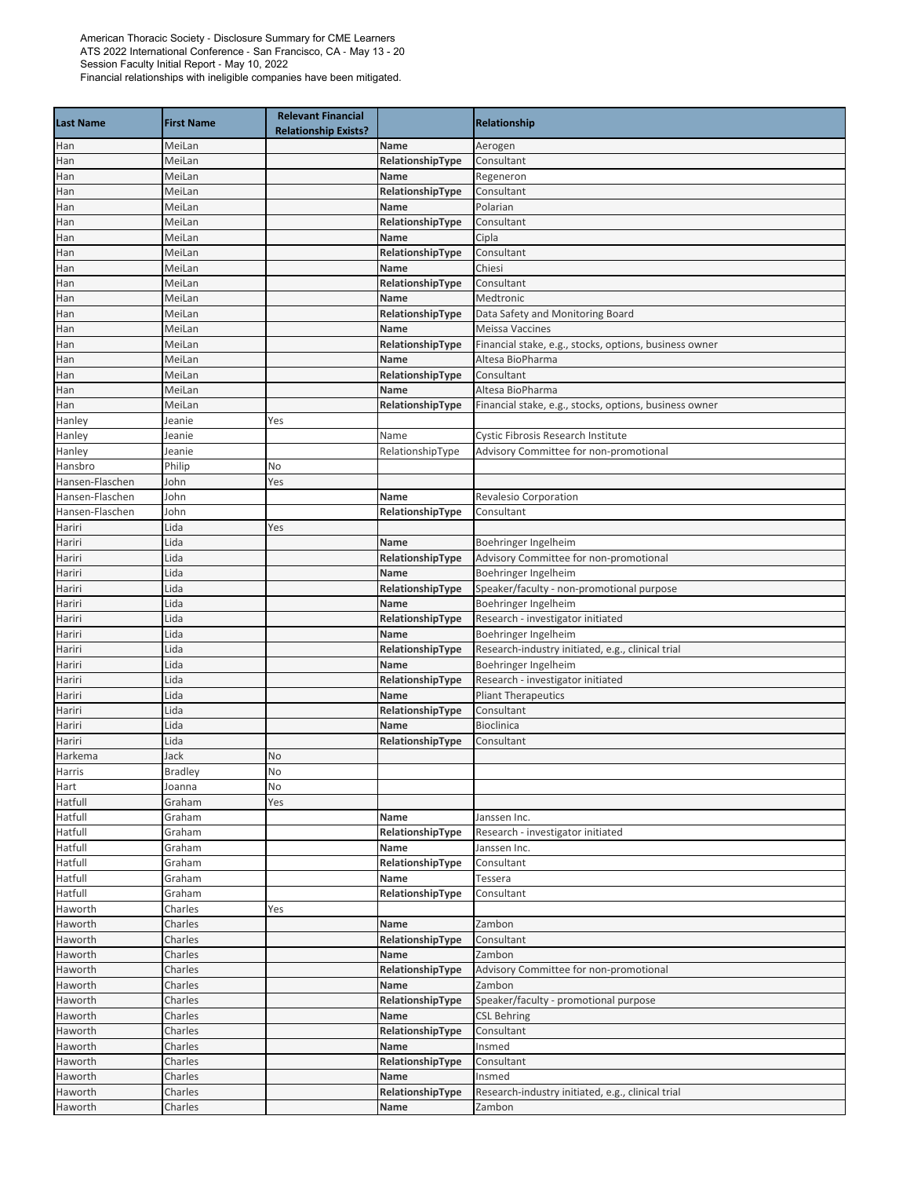American Thoracic Society - Disclosure Summary for CME Learners
ATS 2022 International Conference - San Francisco, CA - May 13 - 20
Session Faculty Initial Report - May 10, 2022
Financial relationships with ineligible companies have been mitigated.

| Last Name | First Name | Relevant Financial Relationship Exists? | | Relationship |
|---|---|---|---|---|
| Han | MeiLan | | Name | Aerogen |
| Han | MeiLan | | RelationshipType | Consultant |
| Han | MeiLan | | Name | Regeneron |
| Han | MeiLan | | RelationshipType | Consultant |
| Han | MeiLan | | Name | Polarian |
| Han | MeiLan | | RelationshipType | Consultant |
| Han | MeiLan | | Name | Cipla |
| Han | MeiLan | | RelationshipType | Consultant |
| Han | MeiLan | | Name | Chiesi |
| Han | MeiLan | | RelationshipType | Consultant |
| Han | MeiLan | | Name | Medtronic |
| Han | MeiLan | | RelationshipType | Data Safety and Monitoring Board |
| Han | MeiLan | | Name | Meissa Vaccines |
| Han | MeiLan | | RelationshipType | Financial stake, e.g., stocks, options, business owner |
| Han | MeiLan | | Name | Altesa BioPharma |
| Han | MeiLan | | RelationshipType | Consultant |
| Han | MeiLan | | Name | Altesa BioPharma |
| Han | MeiLan | | RelationshipType | Financial stake, e.g., stocks, options, business owner |
| Hanley | Jeanie | Yes | | |
| Hanley | Jeanie | | Name | Cystic Fibrosis Research Institute |
| Hanley | Jeanie | | RelationshipType | Advisory Committee for non-promotional |
| Hansbro | Philip | No | | |
| Hansen-Flaschen | John | Yes | | |
| Hansen-Flaschen | John | | Name | Revalesio Corporation |
| Hansen-Flaschen | John | | RelationshipType | Consultant |
| Hariri | Lida | Yes | | |
| Hariri | Lida | | Name | Boehringer Ingelheim |
| Hariri | Lida | | RelationshipType | Advisory Committee for non-promotional |
| Hariri | Lida | | Name | Boehringer Ingelheim |
| Hariri | Lida | | RelationshipType | Speaker/faculty - non-promotional purpose |
| Hariri | Lida | | Name | Boehringer Ingelheim |
| Hariri | Lida | | RelationshipType | Research - investigator initiated |
| Hariri | Lida | | Name | Boehringer Ingelheim |
| Hariri | Lida | | RelationshipType | Research-industry initiated, e.g., clinical trial |
| Hariri | Lida | | Name | Boehringer Ingelheim |
| Hariri | Lida | | RelationshipType | Research - investigator initiated |
| Hariri | Lida | | Name | Pliant Therapeutics |
| Hariri | Lida | | RelationshipType | Consultant |
| Hariri | Lida | | Name | Bioclinica |
| Hariri | Lida | | RelationshipType | Consultant |
| Harkema | Jack | No | | |
| Harris | Bradley | No | | |
| Hart | Joanna | No | | |
| Hatfull | Graham | Yes | | |
| Hatfull | Graham | | Name | Janssen Inc. |
| Hatfull | Graham | | RelationshipType | Research - investigator initiated |
| Hatfull | Graham | | Name | Janssen Inc. |
| Hatfull | Graham | | RelationshipType | Consultant |
| Hatfull | Graham | | Name | Tessera |
| Hatfull | Graham | | RelationshipType | Consultant |
| Haworth | Charles | Yes | | |
| Haworth | Charles | | Name | Zambon |
| Haworth | Charles | | RelationshipType | Consultant |
| Haworth | Charles | | Name | Zambon |
| Haworth | Charles | | RelationshipType | Advisory Committee for non-promotional |
| Haworth | Charles | | Name | Zambon |
| Haworth | Charles | | RelationshipType | Speaker/faculty - promotional purpose |
| Haworth | Charles | | Name | CSL Behring |
| Haworth | Charles | | RelationshipType | Consultant |
| Haworth | Charles | | Name | Insmed |
| Haworth | Charles | | RelationshipType | Consultant |
| Haworth | Charles | | Name | Insmed |
| Haworth | Charles | | RelationshipType | Research-industry initiated, e.g., clinical trial |
| Haworth | Charles | | Name | Zambon |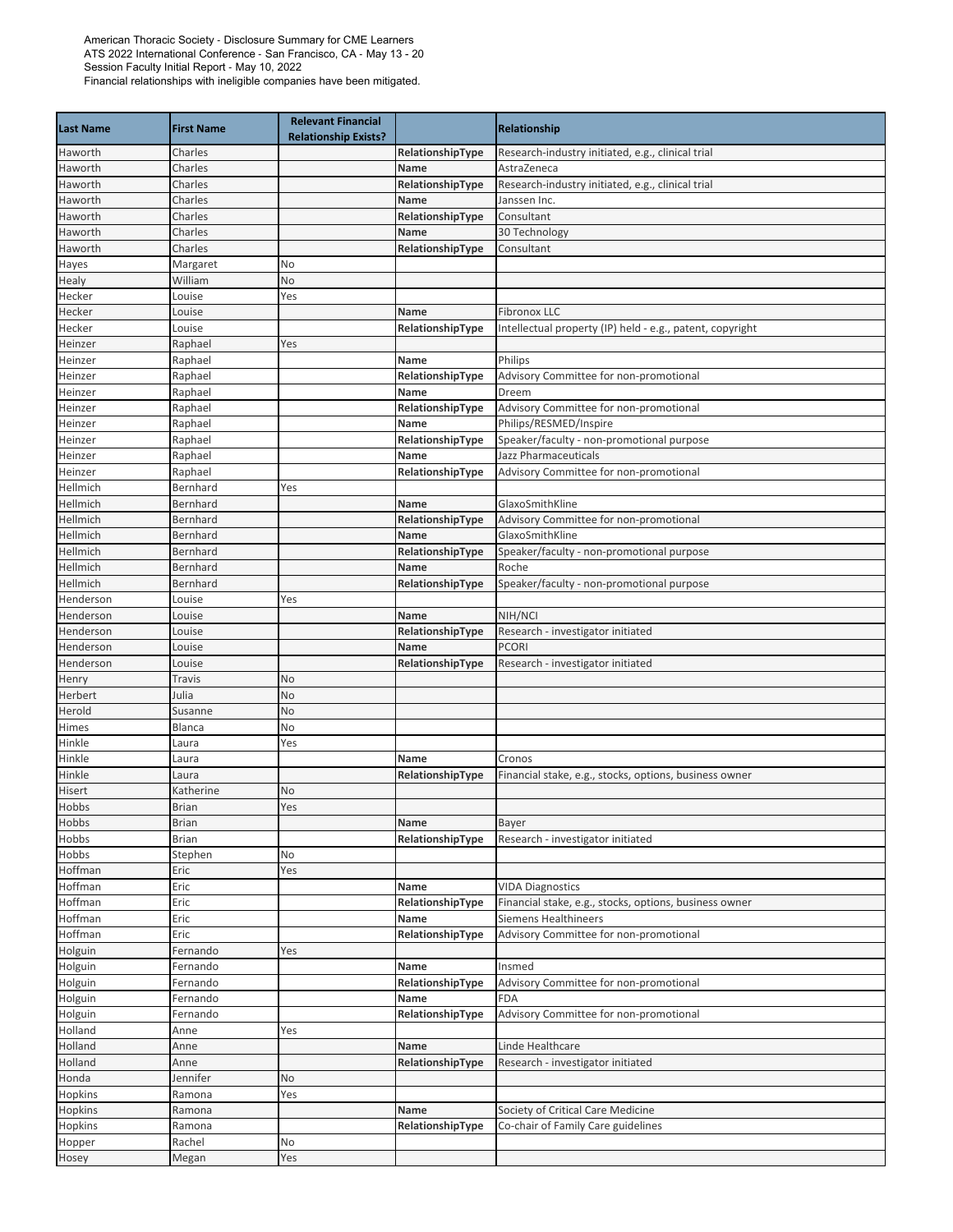American Thoracic Society - Disclosure Summary for CME Learners
ATS 2022 International Conference - San Francisco, CA - May 13 - 20
Session Faculty Initial Report - May 10, 2022
Financial relationships with ineligible companies have been mitigated.

| Last Name | First Name | Relevant Financial Relationship Exists? | | Relationship |
|---|---|---|---|---|
| Haworth | Charles | | RelationshipType | Research-industry initiated, e.g., clinical trial |
| Haworth | Charles | | Name | AstraZeneca |
| Haworth | Charles | | RelationshipType | Research-industry initiated, e.g., clinical trial |
| Haworth | Charles | | Name | Janssen Inc. |
| Haworth | Charles | | RelationshipType | Consultant |
| Haworth | Charles | | Name | 30 Technology |
| Haworth | Charles | | RelationshipType | Consultant |
| Hayes | Margaret | No | | |
| Healy | William | No | | |
| Hecker | Louise | Yes | | |
| Hecker | Louise | | Name | Fibronox LLC |
| Hecker | Louise | | RelationshipType | Intellectual property (IP) held - e.g., patent, copyright |
| Heinzer | Raphael | Yes | | |
| Heinzer | Raphael | | Name | Philips |
| Heinzer | Raphael | | RelationshipType | Advisory Committee for non-promotional |
| Heinzer | Raphael | | Name | Dreem |
| Heinzer | Raphael | | RelationshipType | Advisory Committee for non-promotional |
| Heinzer | Raphael | | Name | Philips/RESMED/Inspire |
| Heinzer | Raphael | | RelationshipType | Speaker/faculty - non-promotional purpose |
| Heinzer | Raphael | | Name | Jazz Pharmaceuticals |
| Heinzer | Raphael | | RelationshipType | Advisory Committee for non-promotional |
| Hellmich | Bernhard | Yes | | |
| Hellmich | Bernhard | | Name | GlaxoSmithKline |
| Hellmich | Bernhard | | RelationshipType | Advisory Committee for non-promotional |
| Hellmich | Bernhard | | Name | GlaxoSmithKline |
| Hellmich | Bernhard | | RelationshipType | Speaker/faculty - non-promotional purpose |
| Hellmich | Bernhard | | Name | Roche |
| Hellmich | Bernhard | | RelationshipType | Speaker/faculty - non-promotional purpose |
| Henderson | Louise | Yes | | |
| Henderson | Louise | | Name | NIH/NCI |
| Henderson | Louise | | RelationshipType | Research - investigator initiated |
| Henderson | Louise | | Name | PCORI |
| Henderson | Louise | | RelationshipType | Research - investigator initiated |
| Henry | Travis | No | | |
| Herbert | Julia | No | | |
| Herold | Susanne | No | | |
| Himes | Blanca | No | | |
| Hinkle | Laura | Yes | | |
| Hinkle | Laura | | Name | Cronos |
| Hinkle | Laura | | RelationshipType | Financial stake, e.g., stocks, options, business owner |
| Hisert | Katherine | No | | |
| Hobbs | Brian | Yes | | |
| Hobbs | Brian | | Name | Bayer |
| Hobbs | Brian | | RelationshipType | Research - investigator initiated |
| Hobbs | Stephen | No | | |
| Hoffman | Eric | Yes | | |
| Hoffman | Eric | | Name | VIDA Diagnostics |
| Hoffman | Eric | | RelationshipType | Financial stake, e.g., stocks, options, business owner |
| Hoffman | Eric | | Name | Siemens Healthineers |
| Hoffman | Eric | | RelationshipType | Advisory Committee for non-promotional |
| Holguin | Fernando | Yes | | |
| Holguin | Fernando | | Name | Insmed |
| Holguin | Fernando | | RelationshipType | Advisory Committee for non-promotional |
| Holguin | Fernando | | Name | FDA |
| Holguin | Fernando | | RelationshipType | Advisory Committee for non-promotional |
| Holland | Anne | Yes | | |
| Holland | Anne | | Name | Linde Healthcare |
| Holland | Anne | | RelationshipType | Research - investigator initiated |
| Honda | Jennifer | No | | |
| Hopkins | Ramona | Yes | | |
| Hopkins | Ramona | | Name | Society of Critical Care Medicine |
| Hopkins | Ramona | | RelationshipType | Co-chair of Family Care guidelines |
| Hopper | Rachel | No | | |
| Hosey | Megan | Yes | | |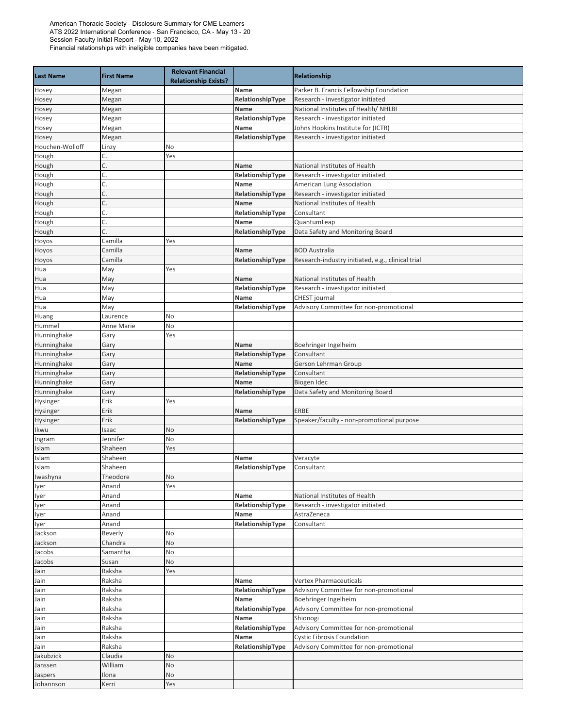American Thoracic Society - Disclosure Summary for CME Learners
ATS 2022 International Conference - San Francisco, CA - May 13 - 20
Session Faculty Initial Report - May 10, 2022
Financial relationships with ineligible companies have been mitigated.

| Last Name | First Name | Relevant Financial Relationship Exists? | | Relationship |
|---|---|---|---|---|
| Hosey | Megan | | **Name** | Parker B. Francis Fellowship Foundation |
| Hosey | Megan | | **RelationshipType** | Research - investigator initiated |
| Hosey | Megan | | **Name** | National Institutes of Health/ NHLBI |
| Hosey | Megan | | **RelationshipType** | Research - investigator initiated |
| Hosey | Megan | | **Name** | Johns Hopkins Institute for (ICTR) |
| Hosey | Megan | | **RelationshipType** | Research - investigator initiated |
| Houchen-Wolloff | Linzy | No | | |
| Hough | C. | Yes | | |
| Hough | C. | | **Name** | National Institutes of Health |
| Hough | C. | | **RelationshipType** | Research - investigator initiated |
| Hough | C. | | **Name** | American Lung Association |
| Hough | C. | | **RelationshipType** | Research - investigator initiated |
| Hough | C. | | **Name** | National Institutes of Health |
| Hough | C. | | **RelationshipType** | Consultant |
| Hough | C. | | **Name** | QuantumLeap |
| Hough | C. | | **RelationshipType** | Data Safety and Monitoring Board |
| Hoyos | Camilla | Yes | | |
| Hoyos | Camilla | | **Name** | BOD Australia |
| Hoyos | Camilla | | **RelationshipType** | Research-industry initiated, e.g., clinical trial |
| Hua | May | Yes | | |
| Hua | May | | **Name** | National Institutes of Health |
| Hua | May | | **RelationshipType** | Research - investigator initiated |
| Hua | May | | **Name** | CHEST journal |
| Hua | May | | **RelationshipType** | Advisory Committee for non-promotional |
| Huang | Laurence | No | | |
| Hummel | Anne Marie | No | | |
| Hunninghake | Gary | Yes | | |
| Hunninghake | Gary | | **Name** | Boehringer Ingelheim |
| Hunninghake | Gary | | **RelationshipType** | Consultant |
| Hunninghake | Gary | | **Name** | Gerson Lehrman Group |
| Hunninghake | Gary | | **RelationshipType** | Consultant |
| Hunninghake | Gary | | **Name** | Biogen Idec |
| Hunninghake | Gary | | **RelationshipType** | Data Safety and Monitoring Board |
| Hysinger | Erik | Yes | | |
| Hysinger | Erik | | **Name** | ERBE |
| Hysinger | Erik | | **RelationshipType** | Speaker/faculty - non-promotional purpose |
| Ikwu | Isaac | No | | |
| Ingram | Jennifer | No | | |
| Islam | Shaheen | Yes | | |
| Islam | Shaheen | | **Name** | Veracyte |
| Islam | Shaheen | | **RelationshipType** | Consultant |
| Iwashyna | Theodore | No | | |
| Iyer | Anand | Yes | | |
| Iyer | Anand | | **Name** | National Institutes of Health |
| Iyer | Anand | | **RelationshipType** | Research - investigator initiated |
| Iyer | Anand | | **Name** | AstraZeneca |
| Iyer | Anand | | **RelationshipType** | Consultant |
| Jackson | Beverly | No | | |
| Jackson | Chandra | No | | |
| Jacobs | Samantha | No | | |
| Jacobs | Susan | No | | |
| Jain | Raksha | Yes | | |
| Jain | Raksha | | **Name** | Vertex Pharmaceuticals |
| Jain | Raksha | | **RelationshipType** | Advisory Committee for non-promotional |
| Jain | Raksha | | **Name** | Boehringer Ingelheim |
| Jain | Raksha | | **RelationshipType** | Advisory Committee for non-promotional |
| Jain | Raksha | | **Name** | Shionogi |
| Jain | Raksha | | **RelationshipType** | Advisory Committee for non-promotional |
| Jain | Raksha | | **Name** | Cystic Fibrosis Foundation |
| Jain | Raksha | | **RelationshipType** | Advisory Committee for non-promotional |
| Jakubzick | Claudia | No | | |
| Janssen | William | No | | |
| Jaspers | Ilona | No | | |
| Johannson | Kerri | Yes | | |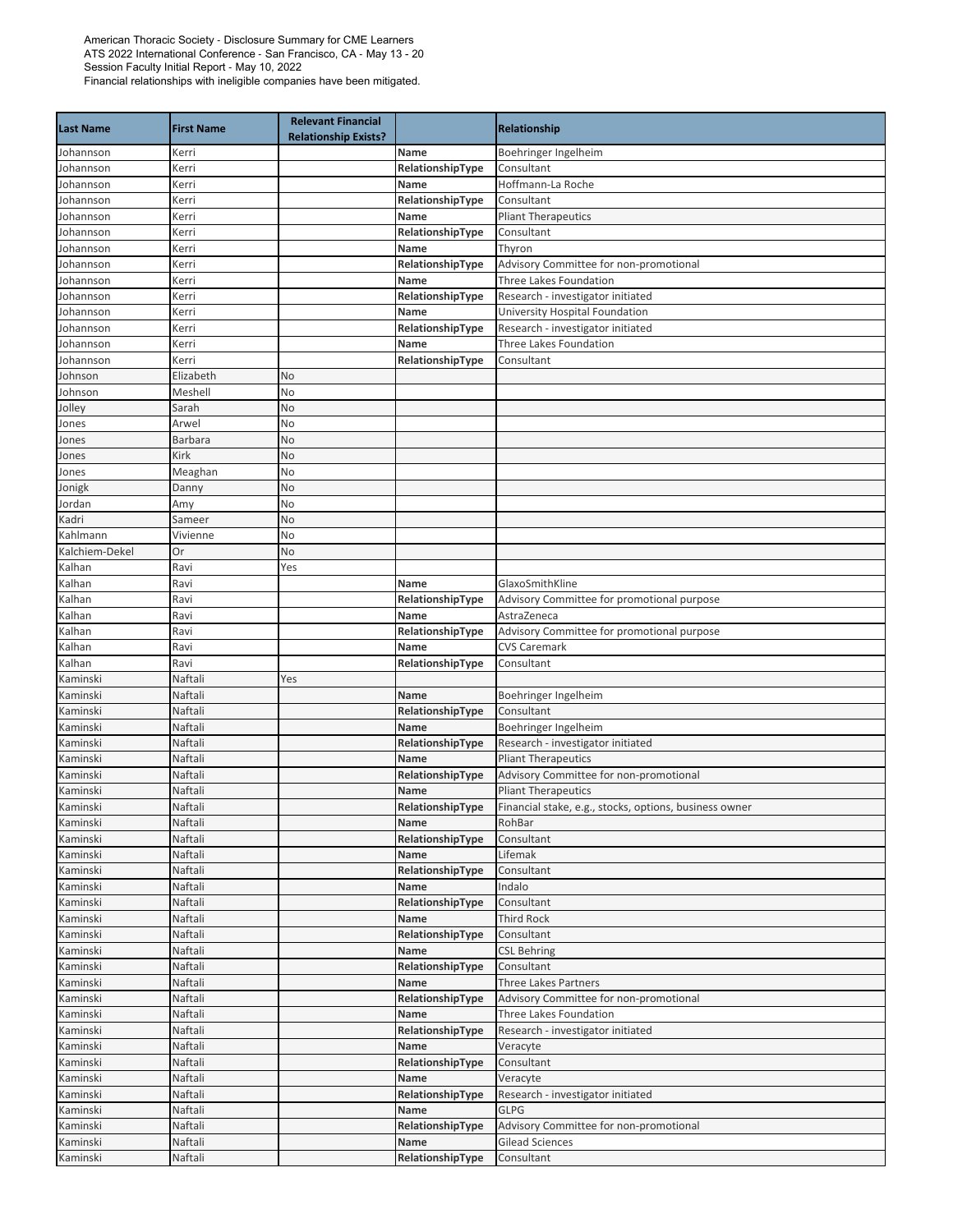American Thoracic Society - Disclosure Summary for CME Learners
ATS 2022 International Conference - San Francisco, CA - May 13 - 20
Session Faculty Initial Report - May 10, 2022
Financial relationships with ineligible companies have been mitigated.

| Last Name | First Name | Relevant Financial Relationship Exists? | | Relationship |
|---|---|---|---|---|
| Johannson | Kerri | | **Name** | Boehringer Ingelheim |
| Johannson | Kerri | | **RelationshipType** | Consultant |
| Johannson | Kerri | | **Name** | Hoffmann-La Roche |
| Johannson | Kerri | | **RelationshipType** | Consultant |
| Johannson | Kerri | | **Name** | Pliant Therapeutics |
| Johannson | Kerri | | **RelationshipType** | Consultant |
| Johannson | Kerri | | **Name** | Thyron |
| Johannson | Kerri | | **RelationshipType** | Advisory Committee for non-promotional |
| Johannson | Kerri | | **Name** | Three Lakes Foundation |
| Johannson | Kerri | | **RelationshipType** | Research - investigator initiated |
| Johannson | Kerri | | **Name** | University Hospital Foundation |
| Johannson | Kerri | | **RelationshipType** | Research - investigator initiated |
| Johannson | Kerri | | **Name** | Three Lakes Foundation |
| Johannson | Kerri | | **RelationshipType** | Consultant |
| Johnson | Elizabeth | No | | |
| Johnson | Meshell | No | | |
| Jolley | Sarah | No | | |
| Jones | Arwel | No | | |
| Jones | Barbara | No | | |
| Jones | Kirk | No | | |
| Jones | Meaghan | No | | |
| Jonigk | Danny | No | | |
| Jordan | Amy | No | | |
| Kadri | Sameer | No | | |
| Kahlmann | Vivienne | No | | |
| Kalchiem-Dekel | Or | No | | |
| Kalhan | Ravi | Yes | | |
| Kalhan | Ravi | | **Name** | GlaxoSmithKline |
| Kalhan | Ravi | | **RelationshipType** | Advisory Committee for promotional purpose |
| Kalhan | Ravi | | **Name** | AstraZeneca |
| Kalhan | Ravi | | **RelationshipType** | Advisory Committee for promotional purpose |
| Kalhan | Ravi | | **Name** | CVS Caremark |
| Kalhan | Ravi | | **RelationshipType** | Consultant |
| Kaminski | Naftali | Yes | | |
| Kaminski | Naftali | | **Name** | Boehringer Ingelheim |
| Kaminski | Naftali | | **RelationshipType** | Consultant |
| Kaminski | Naftali | | **Name** | Boehringer Ingelheim |
| Kaminski | Naftali | | **RelationshipType** | Research - investigator initiated |
| Kaminski | Naftali | | **Name** | Pliant Therapeutics |
| Kaminski | Naftali | | **RelationshipType** | Advisory Committee for non-promotional |
| Kaminski | Naftali | | **Name** | Pliant Therapeutics |
| Kaminski | Naftali | | **RelationshipType** | Financial stake, e.g., stocks, options, business owner |
| Kaminski | Naftali | | **Name** | RohBar |
| Kaminski | Naftali | | **RelationshipType** | Consultant |
| Kaminski | Naftali | | **Name** | Lifemak |
| Kaminski | Naftali | | **RelationshipType** | Consultant |
| Kaminski | Naftali | | **Name** | Indalo |
| Kaminski | Naftali | | **RelationshipType** | Consultant |
| Kaminski | Naftali | | **Name** | Third Rock |
| Kaminski | Naftali | | **RelationshipType** | Consultant |
| Kaminski | Naftali | | **Name** | CSL Behring |
| Kaminski | Naftali | | **RelationshipType** | Consultant |
| Kaminski | Naftali | | **Name** | Three Lakes Partners |
| Kaminski | Naftali | | **RelationshipType** | Advisory Committee for non-promotional |
| Kaminski | Naftali | | **Name** | Three Lakes Foundation |
| Kaminski | Naftali | | **RelationshipType** | Research - investigator initiated |
| Kaminski | Naftali | | **Name** | Veracyte |
| Kaminski | Naftali | | **RelationshipType** | Consultant |
| Kaminski | Naftali | | **Name** | Veracyte |
| Kaminski | Naftali | | **RelationshipType** | Research - investigator initiated |
| Kaminski | Naftali | | **Name** | GLPG |
| Kaminski | Naftali | | **RelationshipType** | Advisory Committee for non-promotional |
| Kaminski | Naftali | | **Name** | Gilead Sciences |
| Kaminski | Naftali | | **RelationshipType** | Consultant |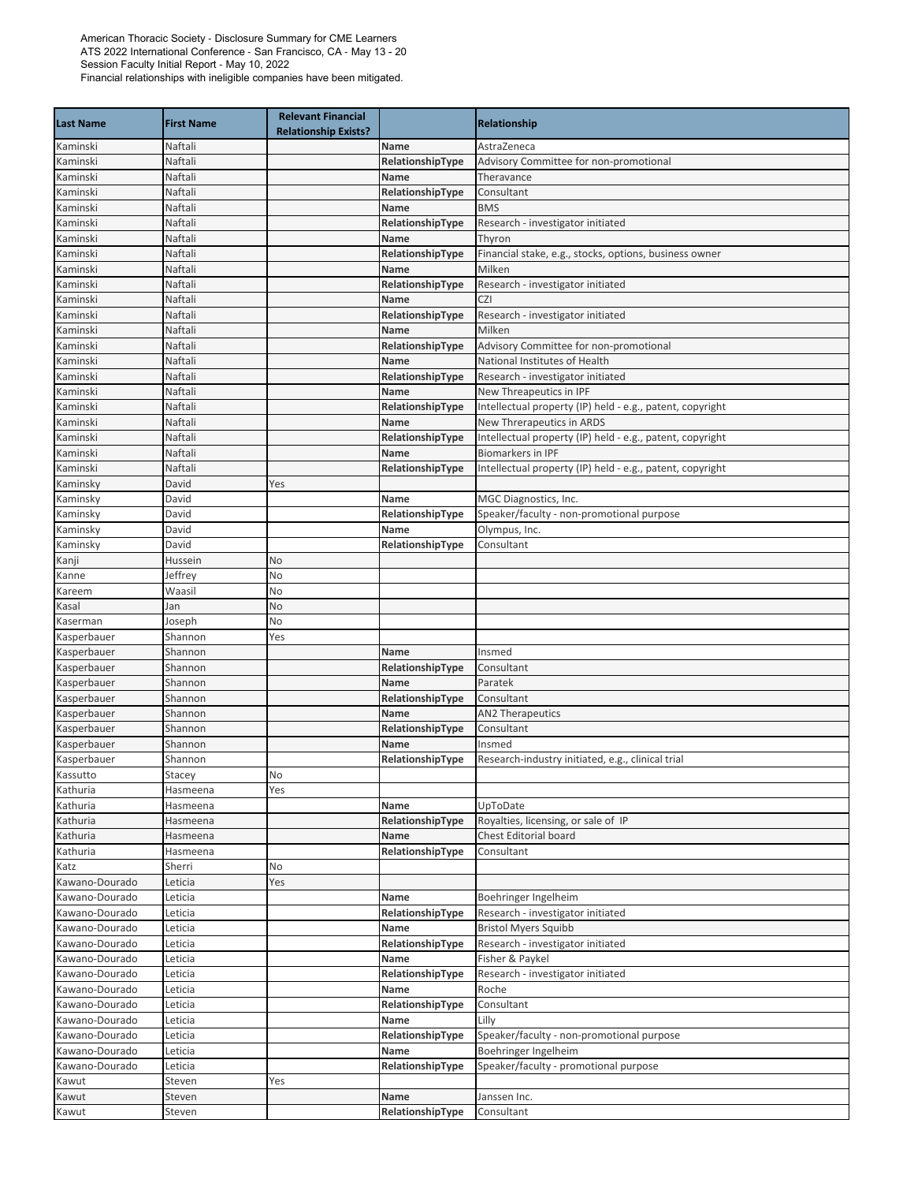American Thoracic Society - Disclosure Summary for CME Learners
ATS 2022 International Conference - San Francisco, CA - May 13 - 20
Session Faculty Initial Report - May 10, 2022
Financial relationships with ineligible companies have been mitigated.

| Last Name | First Name | Relevant Financial Relationship Exists? | | Relationship |
|---|---|---|---|---|
| Kaminski | Naftali | | Name | AstraZeneca |
| Kaminski | Naftali | | RelationshipType | Advisory Committee for non-promotional |
| Kaminski | Naftali | | Name | Theravance |
| Kaminski | Naftali | | RelationshipType | Consultant |
| Kaminski | Naftali | | Name | BMS |
| Kaminski | Naftali | | RelationshipType | Research - investigator initiated |
| Kaminski | Naftali | | Name | Thyron |
| Kaminski | Naftali | | RelationshipType | Financial stake, e.g., stocks, options, business owner |
| Kaminski | Naftali | | Name | Milken |
| Kaminski | Naftali | | RelationshipType | Research - investigator initiated |
| Kaminski | Naftali | | Name | CZI |
| Kaminski | Naftali | | RelationshipType | Research - investigator initiated |
| Kaminski | Naftali | | Name | Milken |
| Kaminski | Naftali | | RelationshipType | Advisory Committee for non-promotional |
| Kaminski | Naftali | | Name | National Institutes of Health |
| Kaminski | Naftali | | RelationshipType | Research - investigator initiated |
| Kaminski | Naftali | | Name | New Threapeutics in IPF |
| Kaminski | Naftali | | RelationshipType | Intellectual property (IP) held - e.g., patent, copyright |
| Kaminski | Naftali | | Name | New Threrapeutics in ARDS |
| Kaminski | Naftali | | RelationshipType | Intellectual property (IP) held - e.g., patent, copyright |
| Kaminski | Naftali | | Name | Biomarkers in IPF |
| Kaminski | Naftali | | RelationshipType | Intellectual property (IP) held - e.g., patent, copyright |
| Kaminsky | David | Yes | | |
| Kaminsky | David | | Name | MGC Diagnostics, Inc. |
| Kaminsky | David | | RelationshipType | Speaker/faculty - non-promotional purpose |
| Kaminsky | David | | Name | Olympus, Inc. |
| Kaminsky | David | | RelationshipType | Consultant |
| Kanji | Hussein | No | | |
| Kanne | Jeffrey | No | | |
| Kareem | Waasil | No | | |
| Kasal | Jan | No | | |
| Kaserman | Joseph | No | | |
| Kasperbauer | Shannon | Yes | | |
| Kasperbauer | Shannon | | Name | Insmed |
| Kasperbauer | Shannon | | RelationshipType | Consultant |
| Kasperbauer | Shannon | | Name | Paratek |
| Kasperbauer | Shannon | | RelationshipType | Consultant |
| Kasperbauer | Shannon | | Name | AN2 Therapeutics |
| Kasperbauer | Shannon | | RelationshipType | Consultant |
| Kasperbauer | Shannon | | Name | Insmed |
| Kasperbauer | Shannon | | RelationshipType | Research-industry initiated, e.g., clinical trial |
| Kassutto | Stacey | No | | |
| Kathuria | Hasmeena | Yes | | |
| Kathuria | Hasmeena | | Name | UpToDate |
| Kathuria | Hasmeena | | RelationshipType | Royalties, licensing, or sale of IP |
| Kathuria | Hasmeena | | Name | Chest Editorial board |
| Kathuria | Hasmeena | | RelationshipType | Consultant |
| Katz | Sherri | No | | |
| Kawano-Dourado | Leticia | Yes | | |
| Kawano-Dourado | Leticia | | Name | Boehringer Ingelheim |
| Kawano-Dourado | Leticia | | RelationshipType | Research - investigator initiated |
| Kawano-Dourado | Leticia | | Name | Bristol Myers Squibb |
| Kawano-Dourado | Leticia | | RelationshipType | Research - investigator initiated |
| Kawano-Dourado | Leticia | | Name | Fisher & Paykel |
| Kawano-Dourado | Leticia | | RelationshipType | Research - investigator initiated |
| Kawano-Dourado | Leticia | | Name | Roche |
| Kawano-Dourado | Leticia | | RelationshipType | Consultant |
| Kawano-Dourado | Leticia | | Name | Lilly |
| Kawano-Dourado | Leticia | | RelationshipType | Speaker/faculty - non-promotional purpose |
| Kawano-Dourado | Leticia | | Name | Boehringer Ingelheim |
| Kawano-Dourado | Leticia | | RelationshipType | Speaker/faculty - promotional purpose |
| Kawut | Steven | Yes | | |
| Kawut | Steven | | Name | Janssen Inc. |
| Kawut | Steven | | RelationshipType | Consultant |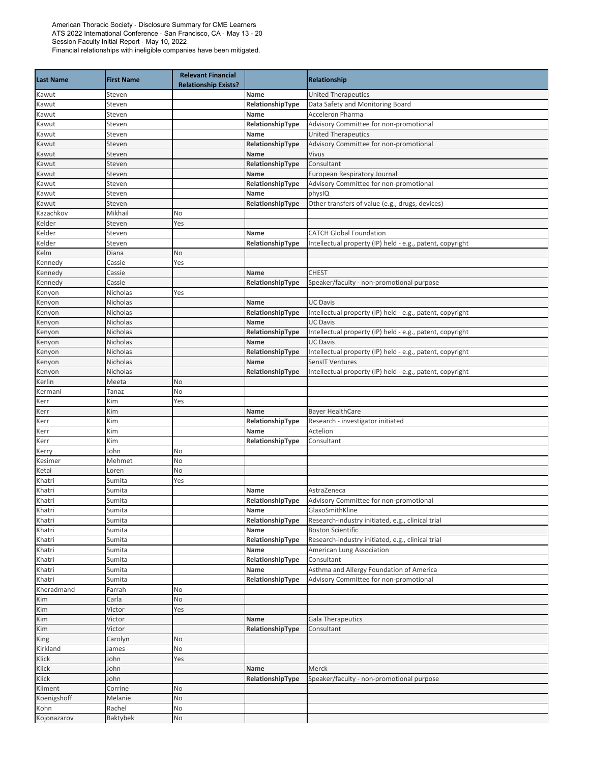American Thoracic Society - Disclosure Summary for CME Learners
ATS 2022 International Conference - San Francisco, CA - May 13 - 20
Session Faculty Initial Report - May 10, 2022
Financial relationships with ineligible companies have been mitigated.

| Last Name | First Name | Relevant Financial Relationship Exists? | | Relationship |
|---|---|---|---|---|
| Kawut | Steven | | Name | United Therapeutics |
| Kawut | Steven | | RelationshipType | Data Safety and Monitoring Board |
| Kawut | Steven | | Name | Acceleron Pharma |
| Kawut | Steven | | RelationshipType | Advisory Committee for non-promotional |
| Kawut | Steven | | Name | United Therapeutics |
| Kawut | Steven | | RelationshipType | Advisory Committee for non-promotional |
| Kawut | Steven | | Name | Vivus |
| Kawut | Steven | | RelationshipType | Consultant |
| Kawut | Steven | | Name | European Respiratory Journal |
| Kawut | Steven | | RelationshipType | Advisory Committee for non-promotional |
| Kawut | Steven | | Name | physIQ |
| Kawut | Steven | | RelationshipType | Other transfers of value (e.g., drugs, devices) |
| Kazachkov | Mikhail | No | | |
| Kelder | Steven | Yes | | |
| Kelder | Steven | | Name | CATCH Global Foundation |
| Kelder | Steven | | RelationshipType | Intellectual property (IP) held - e.g., patent, copyright |
| Kelm | Diana | No | | |
| Kennedy | Cassie | Yes | | |
| Kennedy | Cassie | | Name | CHEST |
| Kennedy | Cassie | | RelationshipType | Speaker/faculty - non-promotional purpose |
| Kenyon | Nicholas | Yes | | |
| Kenyon | Nicholas | | Name | UC Davis |
| Kenyon | Nicholas | | RelationshipType | Intellectual property (IP) held - e.g., patent, copyright |
| Kenyon | Nicholas | | Name | UC Davis |
| Kenyon | Nicholas | | RelationshipType | Intellectual property (IP) held - e.g., patent, copyright |
| Kenyon | Nicholas | | Name | UC Davis |
| Kenyon | Nicholas | | RelationshipType | Intellectual property (IP) held - e.g., patent, copyright |
| Kenyon | Nicholas | | Name | SensIT Ventures |
| Kenyon | Nicholas | | RelationshipType | Intellectual property (IP) held - e.g., patent, copyright |
| Kerlin | Meeta | No | | |
| Kermani | Tanaz | No | | |
| Kerr | Kim | Yes | | |
| Kerr | Kim | | Name | Bayer HealthCare |
| Kerr | Kim | | RelationshipType | Research - investigator initiated |
| Kerr | Kim | | Name | Actelion |
| Kerr | Kim | | RelationshipType | Consultant |
| Kerry | John | No | | |
| Kesimer | Mehmet | No | | |
| Ketai | Loren | No | | |
| Khatri | Sumita | Yes | | |
| Khatri | Sumita | | Name | AstraZeneca |
| Khatri | Sumita | | RelationshipType | Advisory Committee for non-promotional |
| Khatri | Sumita | | Name | GlaxoSmithKline |
| Khatri | Sumita | | RelationshipType | Research-industry initiated, e.g., clinical trial |
| Khatri | Sumita | | Name | Boston Scientific |
| Khatri | Sumita | | RelationshipType | Research-industry initiated, e.g., clinical trial |
| Khatri | Sumita | | Name | American Lung Association |
| Khatri | Sumita | | RelationshipType | Consultant |
| Khatri | Sumita | | Name | Asthma and Allergy Foundation of America |
| Khatri | Sumita | | RelationshipType | Advisory Committee for non-promotional |
| Kheradmand | Farrah | No | | |
| Kim | Carla | No | | |
| Kim | Victor | Yes | | |
| Kim | Victor | | Name | Gala Therapeutics |
| Kim | Victor | | RelationshipType | Consultant |
| King | Carolyn | No | | |
| Kirkland | James | No | | |
| Klick | John | Yes | | |
| Klick | John | | Name | Merck |
| Klick | John | | RelationshipType | Speaker/faculty - non-promotional purpose |
| Kliment | Corrine | No | | |
| Koenigshoff | Melanie | No | | |
| Kohn | Rachel | No | | |
| Kojonazarov | Baktybek | No | | |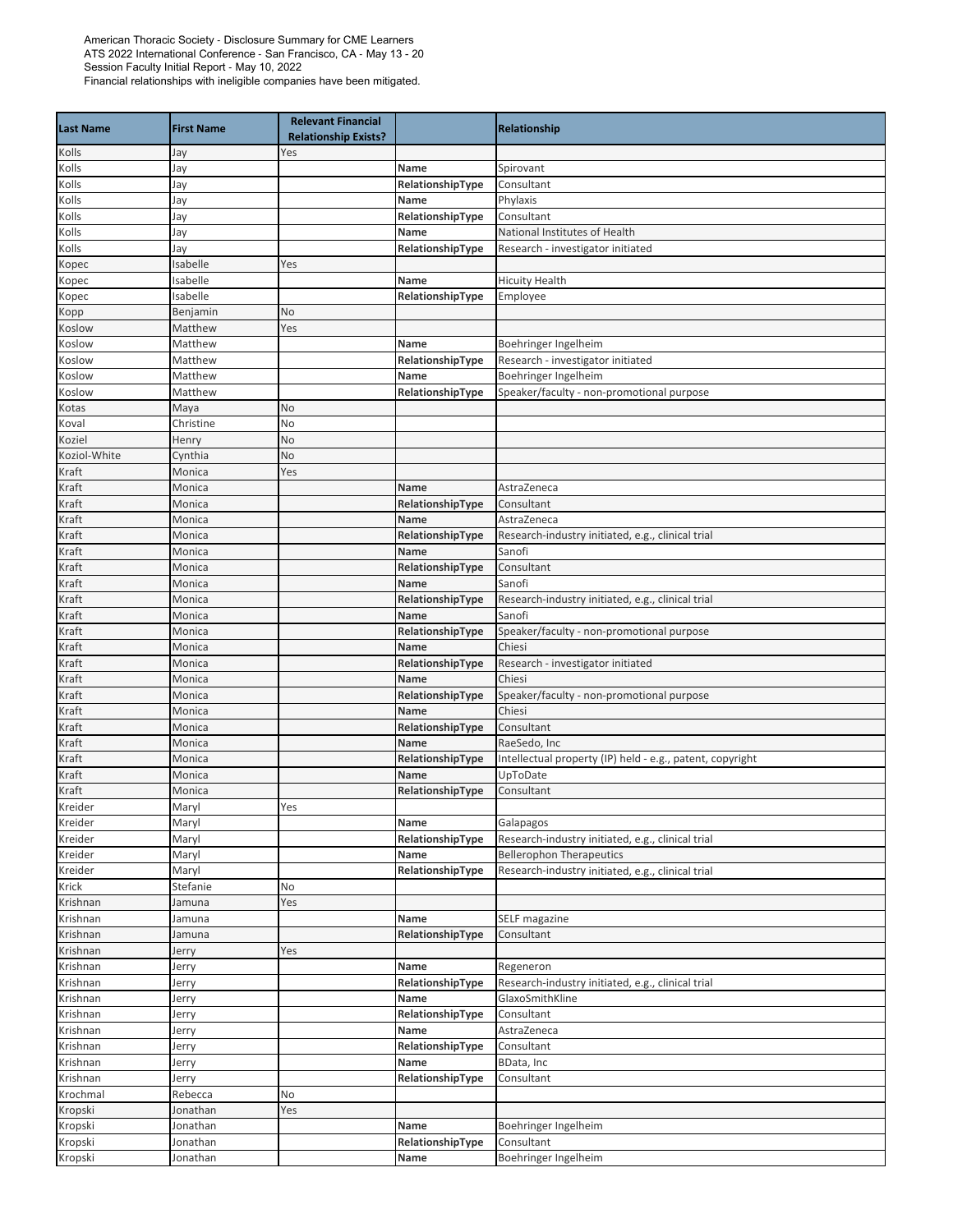American Thoracic Society - Disclosure Summary for CME Learners
ATS 2022 International Conference - San Francisco, CA - May 13 - 20
Session Faculty Initial Report - May 10, 2022
Financial relationships with ineligible companies have been mitigated.

| Last Name | First Name | Relevant Financial Relationship Exists? | | Relationship |
|---|---|---|---|---|
| Kolls | Jay | Yes | | |
| Kolls | Jay | | Name | Spirovant |
| Kolls | Jay | | RelationshipType | Consultant |
| Kolls | Jay | | Name | Phylaxis |
| Kolls | Jay | | RelationshipType | Consultant |
| Kolls | Jay | | Name | National Institutes of Health |
| Kolls | Jay | | RelationshipType | Research - investigator initiated |
| Kopec | Isabelle | Yes | | |
| Kopec | Isabelle | | Name | Hicuity Health |
| Kopec | Isabelle | | RelationshipType | Employee |
| Kopp | Benjamin | No | | |
| Koslow | Matthew | Yes | | |
| Koslow | Matthew | | Name | Boehringer Ingelheim |
| Koslow | Matthew | | RelationshipType | Research - investigator initiated |
| Koslow | Matthew | | Name | Boehringer Ingelheim |
| Koslow | Matthew | | RelationshipType | Speaker/faculty - non-promotional purpose |
| Kotas | Maya | No | | |
| Koval | Christine | No | | |
| Koziel | Henry | No | | |
| Koziol-White | Cynthia | No | | |
| Kraft | Monica | Yes | | |
| Kraft | Monica | | Name | AstraZeneca |
| Kraft | Monica | | RelationshipType | Consultant |
| Kraft | Monica | | Name | AstraZeneca |
| Kraft | Monica | | RelationshipType | Research-industry initiated, e.g., clinical trial |
| Kraft | Monica | | Name | Sanofi |
| Kraft | Monica | | RelationshipType | Consultant |
| Kraft | Monica | | Name | Sanofi |
| Kraft | Monica | | RelationshipType | Research-industry initiated, e.g., clinical trial |
| Kraft | Monica | | Name | Sanofi |
| Kraft | Monica | | RelationshipType | Speaker/faculty - non-promotional purpose |
| Kraft | Monica | | Name | Chiesi |
| Kraft | Monica | | RelationshipType | Research - investigator initiated |
| Kraft | Monica | | Name | Chiesi |
| Kraft | Monica | | RelationshipType | Speaker/faculty - non-promotional purpose |
| Kraft | Monica | | Name | Chiesi |
| Kraft | Monica | | RelationshipType | Consultant |
| Kraft | Monica | | Name | RaeSedo, Inc |
| Kraft | Monica | | RelationshipType | Intellectual property (IP) held - e.g., patent, copyright |
| Kraft | Monica | | Name | UpToDate |
| Kraft | Monica | | RelationshipType | Consultant |
| Kreider | Maryl | Yes | | |
| Kreider | Maryl | | Name | Galapagos |
| Kreider | Maryl | | RelationshipType | Research-industry initiated, e.g., clinical trial |
| Kreider | Maryl | | Name | Bellerophon Therapeutics |
| Kreider | Maryl | | RelationshipType | Research-industry initiated, e.g., clinical trial |
| Krick | Stefanie | No | | |
| Krishnan | Jamuna | Yes | | |
| Krishnan | Jamuna | | Name | SELF magazine |
| Krishnan | Jamuna | | RelationshipType | Consultant |
| Krishnan | Jerry | Yes | | |
| Krishnan | Jerry | | Name | Regeneron |
| Krishnan | Jerry | | RelationshipType | Research-industry initiated, e.g., clinical trial |
| Krishnan | Jerry | | Name | GlaxoSmithKline |
| Krishnan | Jerry | | RelationshipType | Consultant |
| Krishnan | Jerry | | Name | AstraZeneca |
| Krishnan | Jerry | | RelationshipType | Consultant |
| Krishnan | Jerry | | Name | BData, Inc |
| Krishnan | Jerry | | RelationshipType | Consultant |
| Krochmal | Rebecca | No | | |
| Kropski | Jonathan | Yes | | |
| Kropski | Jonathan | | Name | Boehringer Ingelheim |
| Kropski | Jonathan | | RelationshipType | Consultant |
| Kropski | Jonathan | | Name | Boehringer Ingelheim |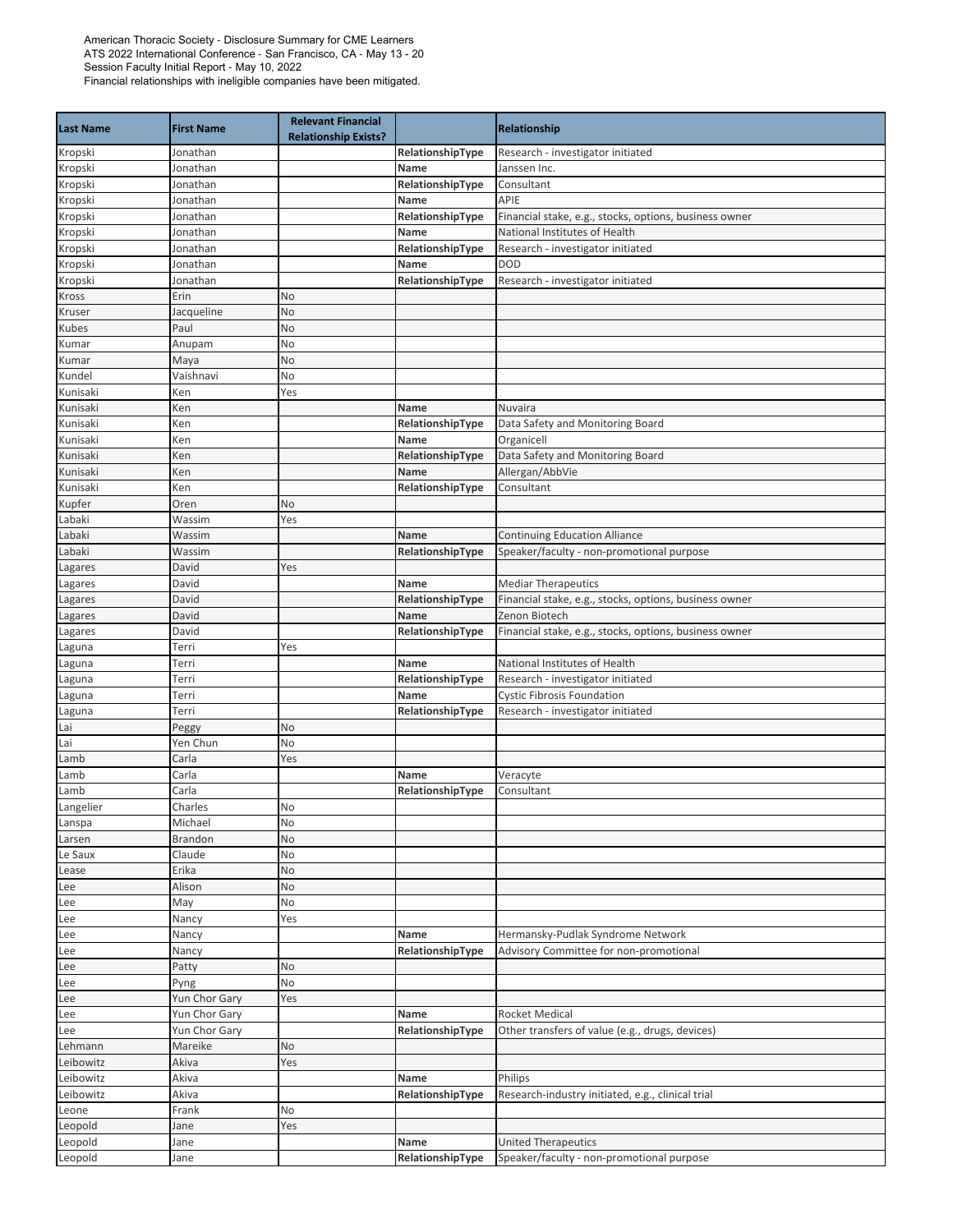American Thoracic Society - Disclosure Summary for CME Learners
ATS 2022 International Conference - San Francisco, CA - May 13 - 20
Session Faculty Initial Report - May 10, 2022
Financial relationships with ineligible companies have been mitigated.

| Last Name | First Name | Relevant Financial Relationship Exists? | | Relationship |
|---|---|---|---|---|
| Kropski | Jonathan | | **RelationshipType** | Research - investigator initiated |
| Kropski | Jonathan | | **Name** | Janssen Inc. |
| Kropski | Jonathan | | **RelationshipType** | Consultant |
| Kropski | Jonathan | | **Name** | APIE |
| Kropski | Jonathan | | **RelationshipType** | Financial stake, e.g., stocks, options, business owner |
| Kropski | Jonathan | | **Name** | National Institutes of Health |
| Kropski | Jonathan | | **RelationshipType** | Research - investigator initiated |
| Kropski | Jonathan | | **Name** | DOD |
| Kropski | Jonathan | | **RelationshipType** | Research - investigator initiated |
| Kross | Erin | No | | |
| Kruser | Jacqueline | No | | |
| Kubes | Paul | No | | |
| Kumar | Anupam | No | | |
| Kumar | Maya | No | | |
| Kundel | Vaishnavi | No | | |
| Kunisaki | Ken | Yes | | |
| Kunisaki | Ken | | **Name** | Nuvaira |
| Kunisaki | Ken | | **RelationshipType** | Data Safety and Monitoring Board |
| Kunisaki | Ken | | **Name** | Organicell |
| Kunisaki | Ken | | **RelationshipType** | Data Safety and Monitoring Board |
| Kunisaki | Ken | | **Name** | Allergan/AbbVie |
| Kunisaki | Ken | | **RelationshipType** | Consultant |
| Kupfer | Oren | No | | |
| Labaki | Wassim | Yes | | |
| Labaki | Wassim | | **Name** | Continuing Education Alliance |
| Labaki | Wassim | | **RelationshipType** | Speaker/faculty - non-promotional purpose |
| Lagares | David | Yes | | |
| Lagares | David | | **Name** | Mediar Therapeutics |
| Lagares | David | | **RelationshipType** | Financial stake, e.g., stocks, options, business owner |
| Lagares | David | | **Name** | Zenon Biotech |
| Lagares | David | | **RelationshipType** | Financial stake, e.g., stocks, options, business owner |
| Laguna | Terri | Yes | | |
| Laguna | Terri | | **Name** | National Institutes of Health |
| Laguna | Terri | | **RelationshipType** | Research - investigator initiated |
| Laguna | Terri | | **Name** | Cystic Fibrosis Foundation |
| Laguna | Terri | | **RelationshipType** | Research - investigator initiated |
| Lai | Peggy | No | | |
| Lai | Yen Chun | No | | |
| Lamb | Carla | Yes | | |
| Lamb | Carla | | **Name** | Veracyte |
| Lamb | Carla | | **RelationshipType** | Consultant |
| Langelier | Charles | No | | |
| Lanspa | Michael | No | | |
| Larsen | Brandon | No | | |
| Le Saux | Claude | No | | |
| Lease | Erika | No | | |
| Lee | Alison | No | | |
| Lee | May | No | | |
| Lee | Nancy | Yes | | |
| Lee | Nancy | | **Name** | Hermansky-Pudlak Syndrome Network |
| Lee | Nancy | | **RelationshipType** | Advisory Committee for non-promotional |
| Lee | Patty | No | | |
| Lee | Pyng | No | | |
| Lee | Yun Chor Gary | Yes | | |
| Lee | Yun Chor Gary | | **Name** | Rocket Medical |
| Lee | Yun Chor Gary | | **RelationshipType** | Other transfers of value (e.g., drugs, devices) |
| Lehmann | Mareike | No | | |
| Leibowitz | Akiva | Yes | | |
| Leibowitz | Akiva | | **Name** | Philips |
| Leibowitz | Akiva | | **RelationshipType** | Research-industry initiated, e.g., clinical trial |
| Leone | Frank | No | | |
| Leopold | Jane | Yes | | |
| Leopold | Jane | | **Name** | United Therapeutics |
| Leopold | Jane | | **RelationshipType** | Speaker/faculty - non-promotional purpose |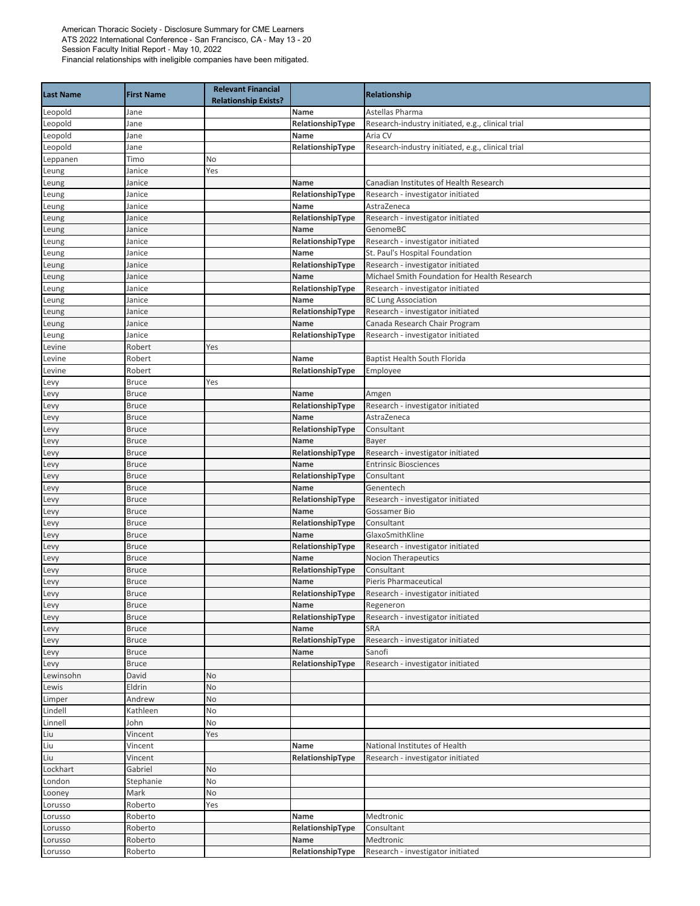American Thoracic Society - Disclosure Summary for CME Learners
ATS 2022 International Conference - San Francisco, CA - May 13 - 20
Session Faculty Initial Report - May 10, 2022
Financial relationships with ineligible companies have been mitigated.

| Last Name | First Name | Relevant Financial Relationship Exists? | | Relationship |
|---|---|---|---|---|
| Leopold | Jane | | Name | Astellas Pharma |
| Leopold | Jane | | RelationshipType | Research-industry initiated, e.g., clinical trial |
| Leopold | Jane | | Name | Aria CV |
| Leopold | Jane | | RelationshipType | Research-industry initiated, e.g., clinical trial |
| Leppanen | Timo | No | | |
| Leung | Janice | Yes | | |
| Leung | Janice | | Name | Canadian Institutes of Health Research |
| Leung | Janice | | RelationshipType | Research - investigator initiated |
| Leung | Janice | | Name | AstraZeneca |
| Leung | Janice | | RelationshipType | Research - investigator initiated |
| Leung | Janice | | Name | GenomeBC |
| Leung | Janice | | RelationshipType | Research - investigator initiated |
| Leung | Janice | | Name | St. Paul's Hospital Foundation |
| Leung | Janice | | RelationshipType | Research - investigator initiated |
| Leung | Janice | | Name | Michael Smith Foundation for Health Research |
| Leung | Janice | | RelationshipType | Research - investigator initiated |
| Leung | Janice | | Name | BC Lung Association |
| Leung | Janice | | RelationshipType | Research - investigator initiated |
| Leung | Janice | | Name | Canada Research Chair Program |
| Leung | Janice | | RelationshipType | Research - investigator initiated |
| Levine | Robert | Yes | | |
| Levine | Robert | | Name | Baptist Health South Florida |
| Levine | Robert | | RelationshipType | Employee |
| Levy | Bruce | Yes | | |
| Levy | Bruce | | Name | Amgen |
| Levy | Bruce | | RelationshipType | Research - investigator initiated |
| Levy | Bruce | | Name | AstraZeneca |
| Levy | Bruce | | RelationshipType | Consultant |
| Levy | Bruce | | Name | Bayer |
| Levy | Bruce | | RelationshipType | Research - investigator initiated |
| Levy | Bruce | | Name | Entrinsic Biosciences |
| Levy | Bruce | | RelationshipType | Consultant |
| Levy | Bruce | | Name | Genentech |
| Levy | Bruce | | RelationshipType | Research - investigator initiated |
| Levy | Bruce | | Name | Gossamer Bio |
| Levy | Bruce | | RelationshipType | Consultant |
| Levy | Bruce | | Name | GlaxoSmithKline |
| Levy | Bruce | | RelationshipType | Research - investigator initiated |
| Levy | Bruce | | Name | Nocion Therapeutics |
| Levy | Bruce | | RelationshipType | Consultant |
| Levy | Bruce | | Name | Pieris Pharmaceutical |
| Levy | Bruce | | RelationshipType | Research - investigator initiated |
| Levy | Bruce | | Name | Regeneron |
| Levy | Bruce | | RelationshipType | Research - investigator initiated |
| Levy | Bruce | | Name | SRA |
| Levy | Bruce | | RelationshipType | Research - investigator initiated |
| Levy | Bruce | | Name | Sanofi |
| Levy | Bruce | | RelationshipType | Research - investigator initiated |
| Lewinsohn | David | No | | |
| Lewis | Eldrin | No | | |
| Limper | Andrew | No | | |
| Lindell | Kathleen | No | | |
| Linnell | John | No | | |
| Liu | Vincent | Yes | | |
| Liu | Vincent | | Name | National Institutes of Health |
| Liu | Vincent | | RelationshipType | Research - investigator initiated |
| Lockhart | Gabriel | No | | |
| London | Stephanie | No | | |
| Looney | Mark | No | | |
| Lorusso | Roberto | Yes | | |
| Lorusso | Roberto | | Name | Medtronic |
| Lorusso | Roberto | | RelationshipType | Consultant |
| Lorusso | Roberto | | Name | Medtronic |
| Lorusso | Roberto | | RelationshipType | Research - investigator initiated |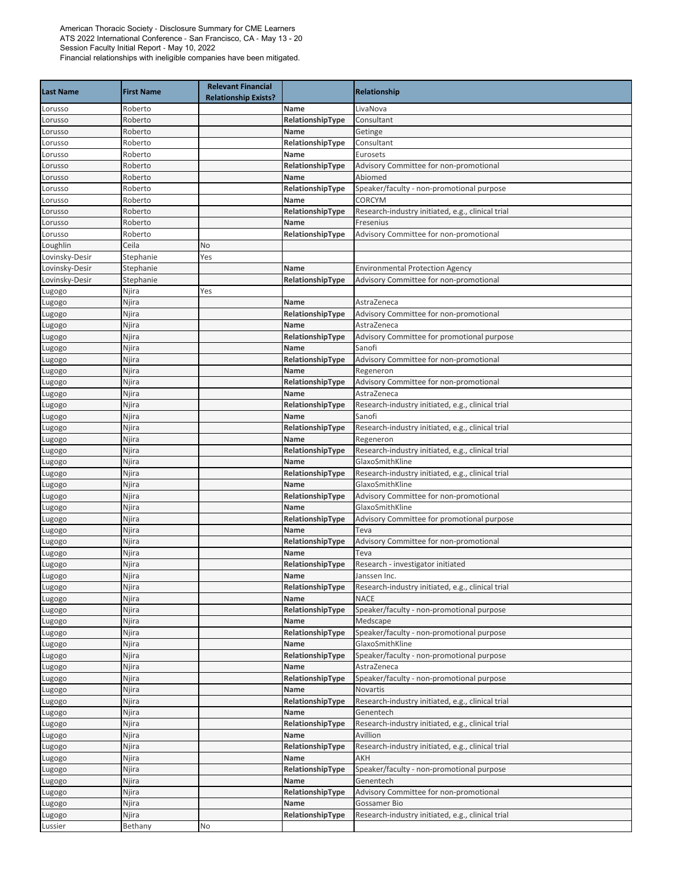American Thoracic Society - Disclosure Summary for CME Learners
ATS 2022 International Conference - San Francisco, CA - May 13 - 20
Session Faculty Initial Report - May 10, 2022
Financial relationships with ineligible companies have been mitigated.

| Last Name | First Name | Relevant Financial Relationship Exists? | | Relationship |
|---|---|---|---|---|
| Lorusso | Roberto | | Name | LivaNova |
| Lorusso | Roberto | | RelationshipType | Consultant |
| Lorusso | Roberto | | Name | Getinge |
| Lorusso | Roberto | | RelationshipType | Consultant |
| Lorusso | Roberto | | Name | Eurosets |
| Lorusso | Roberto | | RelationshipType | Advisory Committee for non-promotional |
| Lorusso | Roberto | | Name | Abiomed |
| Lorusso | Roberto | | RelationshipType | Speaker/faculty - non-promotional purpose |
| Lorusso | Roberto | | Name | CORCYM |
| Lorusso | Roberto | | RelationshipType | Research-industry initiated, e.g., clinical trial |
| Lorusso | Roberto | | Name | Fresenius |
| Lorusso | Roberto | | RelationshipType | Advisory Committee for non-promotional |
| Loughlin | Ceila | No | | |
| Lovinsky-Desir | Stephanie | Yes | | |
| Lovinsky-Desir | Stephanie | | Name | Environmental Protection Agency |
| Lovinsky-Desir | Stephanie | | RelationshipType | Advisory Committee for non-promotional |
| Lugogo | Njira | Yes | | |
| Lugogo | Njira | | Name | AstraZeneca |
| Lugogo | Njira | | RelationshipType | Advisory Committee for non-promotional |
| Lugogo | Njira | | Name | AstraZeneca |
| Lugogo | Njira | | RelationshipType | Advisory Committee for promotional purpose |
| Lugogo | Njira | | Name | Sanofi |
| Lugogo | Njira | | RelationshipType | Advisory Committee for non-promotional |
| Lugogo | Njira | | Name | Regeneron |
| Lugogo | Njira | | RelationshipType | Advisory Committee for non-promotional |
| Lugogo | Njira | | Name | AstraZeneca |
| Lugogo | Njira | | RelationshipType | Research-industry initiated, e.g., clinical trial |
| Lugogo | Njira | | Name | Sanofi |
| Lugogo | Njira | | RelationshipType | Research-industry initiated, e.g., clinical trial |
| Lugogo | Njira | | Name | Regeneron |
| Lugogo | Njira | | RelationshipType | Research-industry initiated, e.g., clinical trial |
| Lugogo | Njira | | Name | GlaxoSmithKline |
| Lugogo | Njira | | RelationshipType | Research-industry initiated, e.g., clinical trial |
| Lugogo | Njira | | Name | GlaxoSmithKline |
| Lugogo | Njira | | RelationshipType | Advisory Committee for non-promotional |
| Lugogo | Njira | | Name | GlaxoSmithKline |
| Lugogo | Njira | | RelationshipType | Advisory Committee for promotional purpose |
| Lugogo | Njira | | Name | Teva |
| Lugogo | Njira | | RelationshipType | Advisory Committee for non-promotional |
| Lugogo | Njira | | Name | Teva |
| Lugogo | Njira | | RelationshipType | Research - investigator initiated |
| Lugogo | Njira | | Name | Janssen Inc. |
| Lugogo | Njira | | RelationshipType | Research-industry initiated, e.g., clinical trial |
| Lugogo | Njira | | Name | NACE |
| Lugogo | Njira | | RelationshipType | Speaker/faculty - non-promotional purpose |
| Lugogo | Njira | | Name | Medscape |
| Lugogo | Njira | | RelationshipType | Speaker/faculty - non-promotional purpose |
| Lugogo | Njira | | Name | GlaxoSmithKline |
| Lugogo | Njira | | RelationshipType | Speaker/faculty - non-promotional purpose |
| Lugogo | Njira | | Name | AstraZeneca |
| Lugogo | Njira | | RelationshipType | Speaker/faculty - non-promotional purpose |
| Lugogo | Njira | | Name | Novartis |
| Lugogo | Njira | | RelationshipType | Research-industry initiated, e.g., clinical trial |
| Lugogo | Njira | | Name | Genentech |
| Lugogo | Njira | | RelationshipType | Research-industry initiated, e.g., clinical trial |
| Lugogo | Njira | | Name | Avillion |
| Lugogo | Njira | | RelationshipType | Research-industry initiated, e.g., clinical trial |
| Lugogo | Njira | | Name | AKH |
| Lugogo | Njira | | RelationshipType | Speaker/faculty - non-promotional purpose |
| Lugogo | Njira | | Name | Genentech |
| Lugogo | Njira | | RelationshipType | Advisory Committee for non-promotional |
| Lugogo | Njira | | Name | Gossamer Bio |
| Lugogo | Njira | | RelationshipType | Research-industry initiated, e.g., clinical trial |
| Lussier | Bethany | No | | |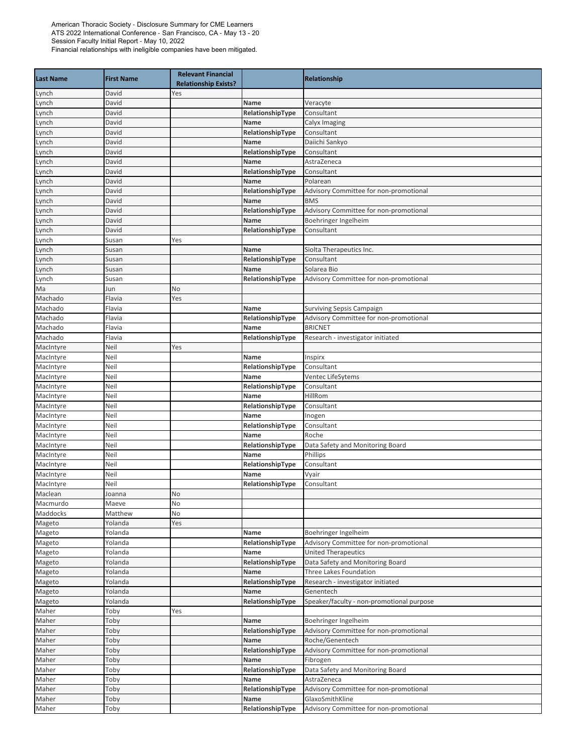American Thoracic Society - Disclosure Summary for CME Learners
ATS 2022 International Conference - San Francisco, CA - May 13 - 20
Session Faculty Initial Report - May 10, 2022
Financial relationships with ineligible companies have been mitigated.

| Last Name | First Name | Relevant Financial Relationship Exists? | | Relationship |
|---|---|---|---|---|
| Lynch | David | Yes | | |
| Lynch | David | | Name | Veracyte |
| Lynch | David | | RelationshipType | Consultant |
| Lynch | David | | Name | Calyx Imaging |
| Lynch | David | | RelationshipType | Consultant |
| Lynch | David | | Name | Daiichi Sankyo |
| Lynch | David | | RelationshipType | Consultant |
| Lynch | David | | Name | AstraZeneca |
| Lynch | David | | RelationshipType | Consultant |
| Lynch | David | | Name | Polarean |
| Lynch | David | | RelationshipType | Advisory Committee for non-promotional |
| Lynch | David | | Name | BMS |
| Lynch | David | | RelationshipType | Advisory Committee for non-promotional |
| Lynch | David | | Name | Boehringer Ingelheim |
| Lynch | David | | RelationshipType | Consultant |
| Lynch | Susan | Yes | | |
| Lynch | Susan | | Name | Siolta Therapeutics Inc. |
| Lynch | Susan | | RelationshipType | Consultant |
| Lynch | Susan | | Name | Solarea Bio |
| Lynch | Susan | | RelationshipType | Advisory Committee for non-promotional |
| Ma | Jun | No | | |
| Machado | Flavia | Yes | | |
| Machado | Flavia | | Name | Surviving Sepsis Campaign |
| Machado | Flavia | | RelationshipType | Advisory Committee for non-promotional |
| Machado | Flavia | | Name | BRICNET |
| Machado | Flavia | | RelationshipType | Research - investigator initiated |
| MacIntyre | Neil | Yes | | |
| MacIntyre | Neil | | Name | Inspirx |
| MacIntyre | Neil | | RelationshipType | Consultant |
| MacIntyre | Neil | | Name | Ventec LifeSytems |
| MacIntyre | Neil | | RelationshipType | Consultant |
| MacIntyre | Neil | | Name | HillRom |
| MacIntyre | Neil | | RelationshipType | Consultant |
| MacIntyre | Neil | | Name | Inogen |
| MacIntyre | Neil | | RelationshipType | Consultant |
| MacIntyre | Neil | | Name | Roche |
| MacIntyre | Neil | | RelationshipType | Data Safety and Monitoring Board |
| MacIntyre | Neil | | Name | Phillips |
| MacIntyre | Neil | | RelationshipType | Consultant |
| MacIntyre | Neil | | Name | Vyair |
| MacIntyre | Neil | | RelationshipType | Consultant |
| Maclean | Joanna | No | | |
| Macmurdo | Maeve | No | | |
| Maddocks | Matthew | No | | |
| Mageto | Yolanda | Yes | | |
| Mageto | Yolanda | | Name | Boehringer Ingelheim |
| Mageto | Yolanda | | RelationshipType | Advisory Committee for non-promotional |
| Mageto | Yolanda | | Name | United Therapeutics |
| Mageto | Yolanda | | RelationshipType | Data Safety and Monitoring Board |
| Mageto | Yolanda | | Name | Three Lakes Foundation |
| Mageto | Yolanda | | RelationshipType | Research - investigator initiated |
| Mageto | Yolanda | | Name | Genentech |
| Mageto | Yolanda | | RelationshipType | Speaker/faculty - non-promotional purpose |
| Maher | Toby | Yes | | |
| Maher | Toby | | Name | Boehringer Ingelheim |
| Maher | Toby | | RelationshipType | Advisory Committee for non-promotional |
| Maher | Toby | | Name | Roche/Genentech |
| Maher | Toby | | RelationshipType | Advisory Committee for non-promotional |
| Maher | Toby | | Name | Fibrogen |
| Maher | Toby | | RelationshipType | Data Safety and Monitoring Board |
| Maher | Toby | | Name | AstraZeneca |
| Maher | Toby | | RelationshipType | Advisory Committee for non-promotional |
| Maher | Toby | | Name | GlaxoSmithKline |
| Maher | Toby | | RelationshipType | Advisory Committee for non-promotional |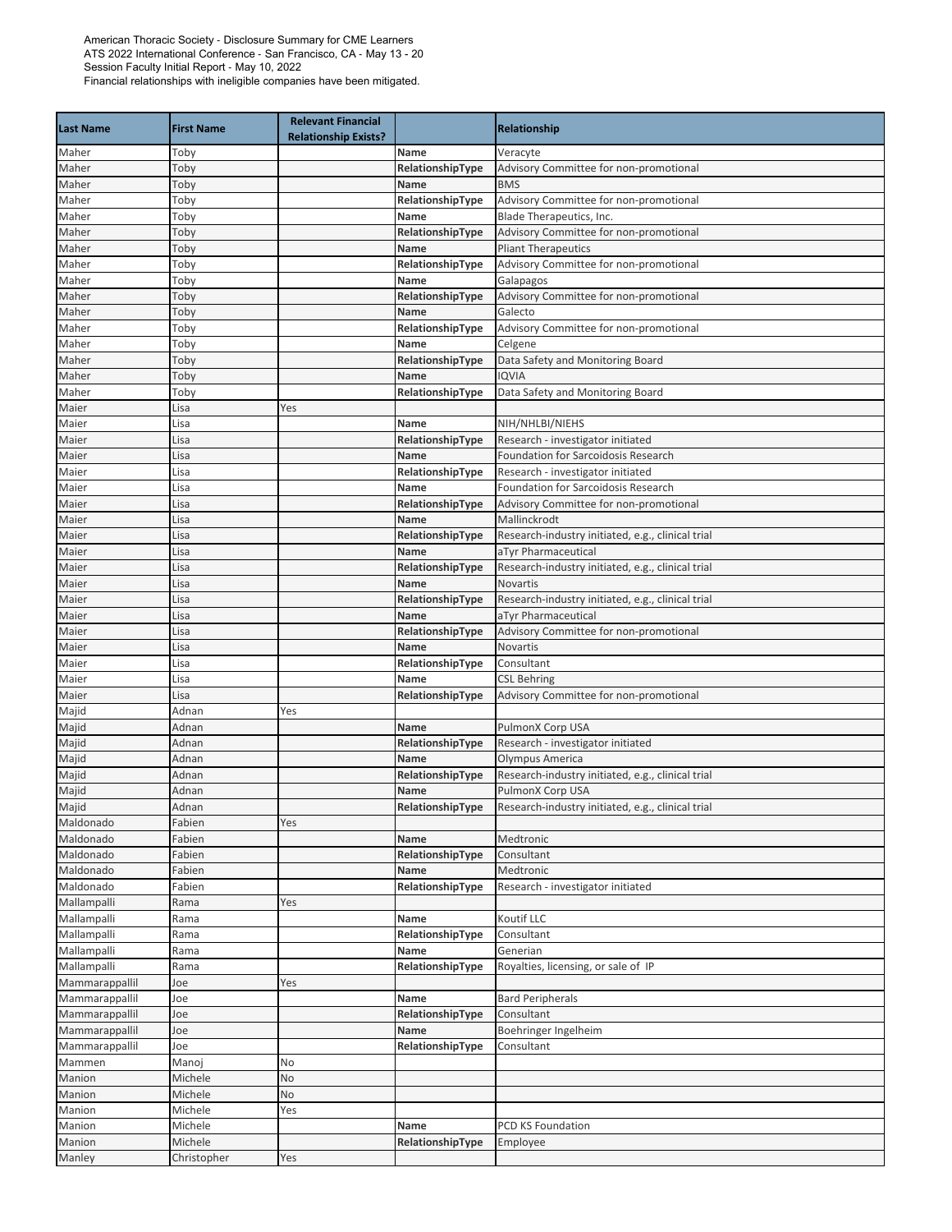American Thoracic Society - Disclosure Summary for CME Learners
ATS 2022 International Conference - San Francisco, CA - May 13 - 20
Session Faculty Initial Report - May 10, 2022
Financial relationships with ineligible companies have been mitigated.

| Last Name | First Name | Relevant Financial Relationship Exists? | | Relationship |
|---|---|---|---|---|
| Maher | Toby | | **Name** | Veracyte |
| Maher | Toby | | **RelationshipType** | Advisory Committee for non-promotional |
| Maher | Toby | | **Name** | BMS |
| Maher | Toby | | **RelationshipType** | Advisory Committee for non-promotional |
| Maher | Toby | | **Name** | Blade Therapeutics, Inc. |
| Maher | Toby | | **RelationshipType** | Advisory Committee for non-promotional |
| Maher | Toby | | **Name** | Pliant Therapeutics |
| Maher | Toby | | **RelationshipType** | Advisory Committee for non-promotional |
| Maher | Toby | | **Name** | Galapagos |
| Maher | Toby | | **RelationshipType** | Advisory Committee for non-promotional |
| Maher | Toby | | **Name** | Galecto |
| Maher | Toby | | **RelationshipType** | Advisory Committee for non-promotional |
| Maher | Toby | | **Name** | Celgene |
| Maher | Toby | | **RelationshipType** | Data Safety and Monitoring Board |
| Maher | Toby | | **Name** | IQVIA |
| Maher | Toby | | **RelationshipType** | Data Safety and Monitoring Board |
| Maier | Lisa | Yes | | |
| Maier | Lisa | | **Name** | NIH/NHLBI/NIEHS |
| Maier | Lisa | | **RelationshipType** | Research - investigator initiated |
| Maier | Lisa | | **Name** | Foundation for Sarcoidosis Research |
| Maier | Lisa | | **RelationshipType** | Research - investigator initiated |
| Maier | Lisa | | **Name** | Foundation for Sarcoidosis Research |
| Maier | Lisa | | **RelationshipType** | Advisory Committee for non-promotional |
| Maier | Lisa | | **Name** | Mallinckrodt |
| Maier | Lisa | | **RelationshipType** | Research-industry initiated, e.g., clinical trial |
| Maier | Lisa | | **Name** | aTyr Pharmaceutical |
| Maier | Lisa | | **RelationshipType** | Research-industry initiated, e.g., clinical trial |
| Maier | Lisa | | **Name** | Novartis |
| Maier | Lisa | | **RelationshipType** | Research-industry initiated, e.g., clinical trial |
| Maier | Lisa | | **Name** | aTyr Pharmaceutical |
| Maier | Lisa | | **RelationshipType** | Advisory Committee for non-promotional |
| Maier | Lisa | | **Name** | Novartis |
| Maier | Lisa | | **RelationshipType** | Consultant |
| Maier | Lisa | | **Name** | CSL Behring |
| Maier | Lisa | | **RelationshipType** | Advisory Committee for non-promotional |
| Majid | Adnan | Yes | | |
| Majid | Adnan | | **Name** | PulmonX Corp USA |
| Majid | Adnan | | **RelationshipType** | Research - investigator initiated |
| Majid | Adnan | | **Name** | Olympus America |
| Majid | Adnan | | **RelationshipType** | Research-industry initiated, e.g., clinical trial |
| Majid | Adnan | | **Name** | PulmonX Corp USA |
| Majid | Adnan | | **RelationshipType** | Research-industry initiated, e.g., clinical trial |
| Maldonado | Fabien | Yes | | |
| Maldonado | Fabien | | **Name** | Medtronic |
| Maldonado | Fabien | | **RelationshipType** | Consultant |
| Maldonado | Fabien | | **Name** | Medtronic |
| Maldonado | Fabien | | **RelationshipType** | Research - investigator initiated |
| Mallampalli | Rama | Yes | | |
| Mallampalli | Rama | | **Name** | Koutif LLC |
| Mallampalli | Rama | | **RelationshipType** | Consultant |
| Mallampalli | Rama | | **Name** | Generian |
| Mallampalli | Rama | | **RelationshipType** | Royalties, licensing, or sale of IP |
| Mammarappallil | Joe | Yes | | |
| Mammarappallil | Joe | | **Name** | Bard Peripherals |
| Mammarappallil | Joe | | **RelationshipType** | Consultant |
| Mammarappallil | Joe | | **Name** | Boehringer Ingelheim |
| Mammarappallil | Joe | | **RelationshipType** | Consultant |
| Mammen | Manoj | No | | |
| Manion | Michele | No | | |
| Manion | Michele | No | | |
| Manion | Michele | Yes | | |
| Manion | Michele | | **Name** | PCD KS Foundation |
| Manion | Michele | | **RelationshipType** | Employee |
| Manley | Christopher | Yes | | |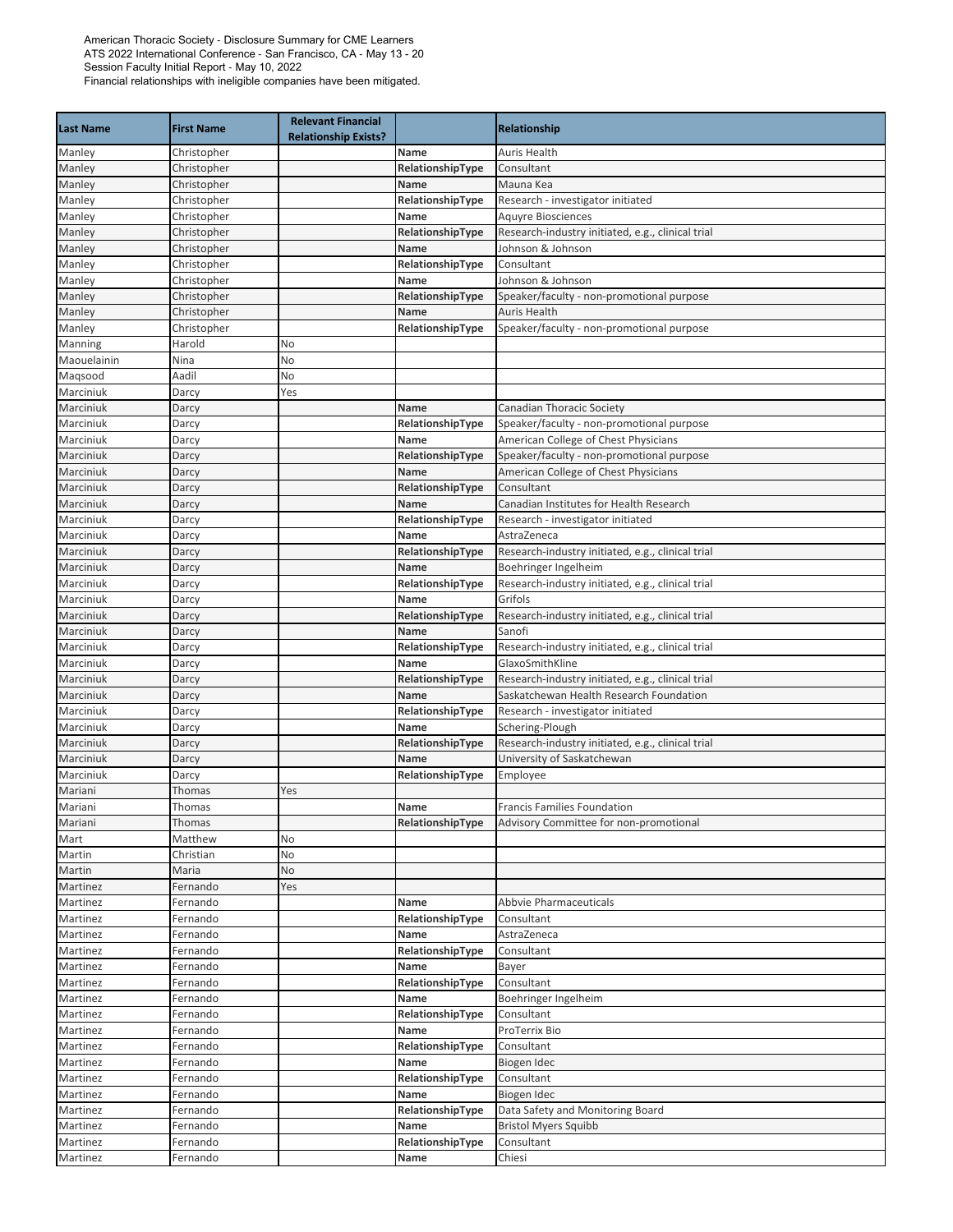American Thoracic Society - Disclosure Summary for CME Learners
ATS 2022 International Conference - San Francisco, CA - May 13 - 20
Session Faculty Initial Report - May 10, 2022
Financial relationships with ineligible companies have been mitigated.

| Last Name | First Name | Relevant Financial Relationship Exists? | | Relationship |
|---|---|---|---|---|
| Manley | Christopher | | **Name** | Auris Health |
| Manley | Christopher | | **RelationshipType** | Consultant |
| Manley | Christopher | | **Name** | Mauna Kea |
| Manley | Christopher | | **RelationshipType** | Research - investigator initiated |
| Manley | Christopher | | **Name** | Aquyre Biosciences |
| Manley | Christopher | | **RelationshipType** | Research-industry initiated, e.g., clinical trial |
| Manley | Christopher | | **Name** | Johnson & Johnson |
| Manley | Christopher | | **RelationshipType** | Consultant |
| Manley | Christopher | | **Name** | Johnson & Johnson |
| Manley | Christopher | | **RelationshipType** | Speaker/faculty - non-promotional purpose |
| Manley | Christopher | | **Name** | Auris Health |
| Manley | Christopher | | **RelationshipType** | Speaker/faculty - non-promotional purpose |
| Manning | Harold | No | | |
| Maouelainin | Nina | No | | |
| Maqsood | Aadil | No | | |
| Marciniuk | Darcy | Yes | | |
| Marciniuk | Darcy | | **Name** | Canadian Thoracic Society |
| Marciniuk | Darcy | | **RelationshipType** | Speaker/faculty - non-promotional purpose |
| Marciniuk | Darcy | | **Name** | American College of Chest Physicians |
| Marciniuk | Darcy | | **RelationshipType** | Speaker/faculty - non-promotional purpose |
| Marciniuk | Darcy | | **Name** | American College of Chest Physicians |
| Marciniuk | Darcy | | **RelationshipType** | Consultant |
| Marciniuk | Darcy | | **Name** | Canadian Institutes for Health Research |
| Marciniuk | Darcy | | **RelationshipType** | Research - investigator initiated |
| Marciniuk | Darcy | | **Name** | AstraZeneca |
| Marciniuk | Darcy | | **RelationshipType** | Research-industry initiated, e.g., clinical trial |
| Marciniuk | Darcy | | **Name** | Boehringer Ingelheim |
| Marciniuk | Darcy | | **RelationshipType** | Research-industry initiated, e.g., clinical trial |
| Marciniuk | Darcy | | **Name** | Grifols |
| Marciniuk | Darcy | | **RelationshipType** | Research-industry initiated, e.g., clinical trial |
| Marciniuk | Darcy | | **Name** | Sanofi |
| Marciniuk | Darcy | | **RelationshipType** | Research-industry initiated, e.g., clinical trial |
| Marciniuk | Darcy | | **Name** | GlaxoSmithKline |
| Marciniuk | Darcy | | **RelationshipType** | Research-industry initiated, e.g., clinical trial |
| Marciniuk | Darcy | | **Name** | Saskatchewan Health Research Foundation |
| Marciniuk | Darcy | | **RelationshipType** | Research - investigator initiated |
| Marciniuk | Darcy | | **Name** | Schering-Plough |
| Marciniuk | Darcy | | **RelationshipType** | Research-industry initiated, e.g., clinical trial |
| Marciniuk | Darcy | | **Name** | University of Saskatchewan |
| Marciniuk | Darcy | | **RelationshipType** | Employee |
| Mariani | Thomas | Yes | | |
| Mariani | Thomas | | **Name** | Francis Families Foundation |
| Mariani | Thomas | | **RelationshipType** | Advisory Committee for non-promotional |
| Mart | Matthew | No | | |
| Martin | Christian | No | | |
| Martin | Maria | No | | |
| Martinez | Fernando | Yes | | |
| Martinez | Fernando | | **Name** | Abbvie Pharmaceuticals |
| Martinez | Fernando | | **RelationshipType** | Consultant |
| Martinez | Fernando | | **Name** | AstraZeneca |
| Martinez | Fernando | | **RelationshipType** | Consultant |
| Martinez | Fernando | | **Name** | Bayer |
| Martinez | Fernando | | **RelationshipType** | Consultant |
| Martinez | Fernando | | **Name** | Boehringer Ingelheim |
| Martinez | Fernando | | **RelationshipType** | Consultant |
| Martinez | Fernando | | **Name** | ProTerrix Bio |
| Martinez | Fernando | | **RelationshipType** | Consultant |
| Martinez | Fernando | | **Name** | Biogen Idec |
| Martinez | Fernando | | **RelationshipType** | Consultant |
| Martinez | Fernando | | **Name** | Biogen Idec |
| Martinez | Fernando | | **RelationshipType** | Data Safety and Monitoring Board |
| Martinez | Fernando | | **Name** | Bristol Myers Squibb |
| Martinez | Fernando | | **RelationshipType** | Consultant |
| Martinez | Fernando | | **Name** | Chiesi |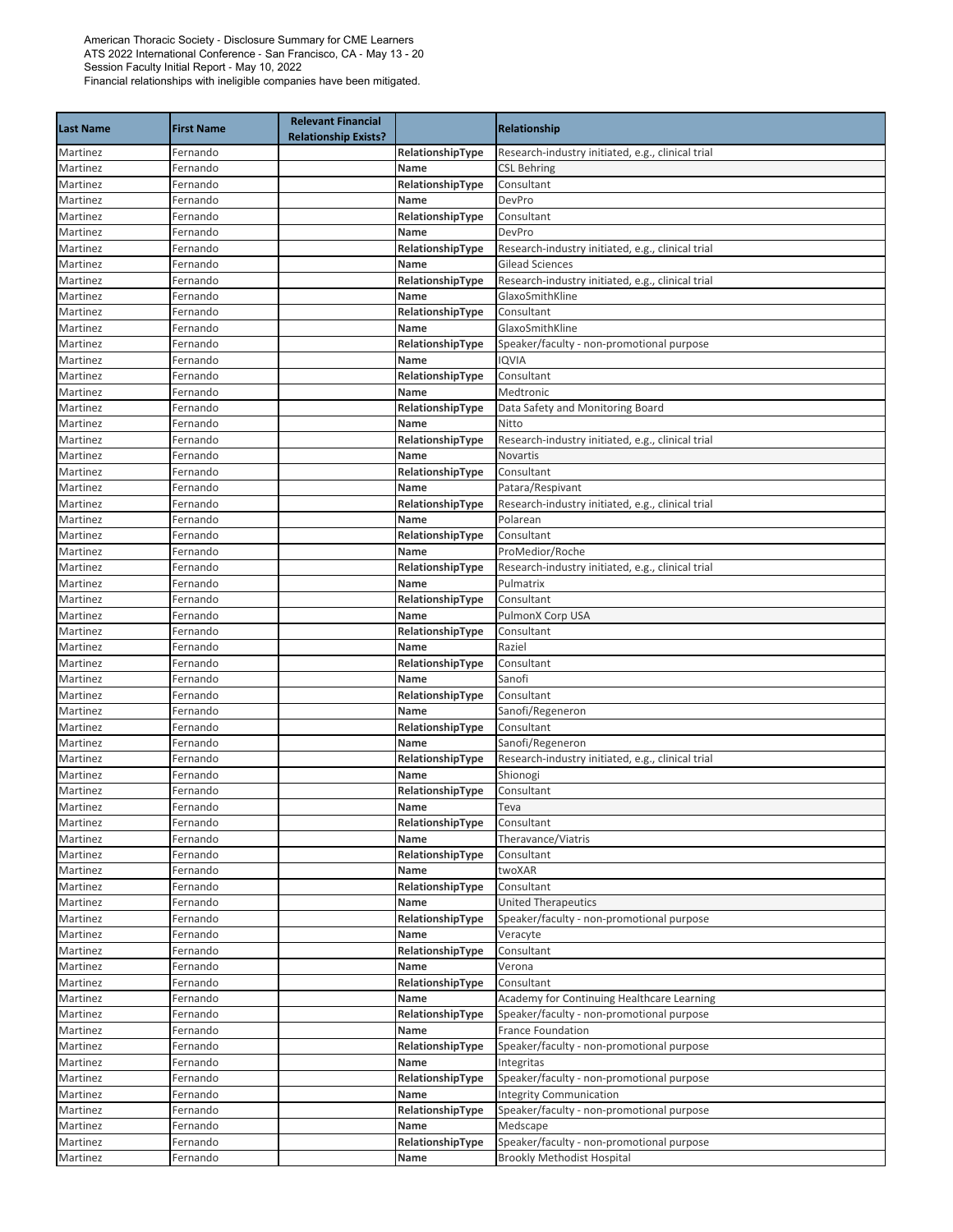American Thoracic Society - Disclosure Summary for CME Learners
ATS 2022 International Conference - San Francisco, CA - May 13 - 20
Session Faculty Initial Report - May 10, 2022
Financial relationships with ineligible companies have been mitigated.

| Last Name | First Name | Relevant Financial Relationship Exists? | | Relationship |
|---|---|---|---|---|
| Martinez | Fernando | | **RelationshipType** | Research-industry initiated, e.g., clinical trial |
| Martinez | Fernando | | **Name** | CSL Behring |
| Martinez | Fernando | | **RelationshipType** | Consultant |
| Martinez | Fernando | | **Name** | DevPro |
| Martinez | Fernando | | **RelationshipType** | Consultant |
| Martinez | Fernando | | **Name** | DevPro |
| Martinez | Fernando | | **RelationshipType** | Research-industry initiated, e.g., clinical trial |
| Martinez | Fernando | | **Name** | Gilead Sciences |
| Martinez | Fernando | | **RelationshipType** | Research-industry initiated, e.g., clinical trial |
| Martinez | Fernando | | **Name** | GlaxoSmithKline |
| Martinez | Fernando | | **RelationshipType** | Consultant |
| Martinez | Fernando | | **Name** | GlaxoSmithKline |
| Martinez | Fernando | | **RelationshipType** | Speaker/faculty - non-promotional purpose |
| Martinez | Fernando | | **Name** | IQVIA |
| Martinez | Fernando | | **RelationshipType** | Consultant |
| Martinez | Fernando | | **Name** | Medtronic |
| Martinez | Fernando | | **RelationshipType** | Data Safety and Monitoring Board |
| Martinez | Fernando | | **Name** | Nitto |
| Martinez | Fernando | | **RelationshipType** | Research-industry initiated, e.g., clinical trial |
| Martinez | Fernando | | **Name** | Novartis |
| Martinez | Fernando | | **RelationshipType** | Consultant |
| Martinez | Fernando | | **Name** | Patara/Respivant |
| Martinez | Fernando | | **RelationshipType** | Research-industry initiated, e.g., clinical trial |
| Martinez | Fernando | | **Name** | Polarean |
| Martinez | Fernando | | **RelationshipType** | Consultant |
| Martinez | Fernando | | **Name** | ProMedior/Roche |
| Martinez | Fernando | | **RelationshipType** | Research-industry initiated, e.g., clinical trial |
| Martinez | Fernando | | **Name** | Pulmatrix |
| Martinez | Fernando | | **RelationshipType** | Consultant |
| Martinez | Fernando | | **Name** | PulmonX Corp USA |
| Martinez | Fernando | | **RelationshipType** | Consultant |
| Martinez | Fernando | | **Name** | Raziel |
| Martinez | Fernando | | **RelationshipType** | Consultant |
| Martinez | Fernando | | **Name** | Sanofi |
| Martinez | Fernando | | **RelationshipType** | Consultant |
| Martinez | Fernando | | **Name** | Sanofi/Regeneron |
| Martinez | Fernando | | **RelationshipType** | Consultant |
| Martinez | Fernando | | **Name** | Sanofi/Regeneron |
| Martinez | Fernando | | **RelationshipType** | Research-industry initiated, e.g., clinical trial |
| Martinez | Fernando | | **Name** | Shionogi |
| Martinez | Fernando | | **RelationshipType** | Consultant |
| Martinez | Fernando | | **Name** | Teva |
| Martinez | Fernando | | **RelationshipType** | Consultant |
| Martinez | Fernando | | **Name** | Theravance/Viatris |
| Martinez | Fernando | | **RelationshipType** | Consultant |
| Martinez | Fernando | | **Name** | twoXAR |
| Martinez | Fernando | | **RelationshipType** | Consultant |
| Martinez | Fernando | | **Name** | United Therapeutics |
| Martinez | Fernando | | **RelationshipType** | Speaker/faculty - non-promotional purpose |
| Martinez | Fernando | | **Name** | Veracyte |
| Martinez | Fernando | | **RelationshipType** | Consultant |
| Martinez | Fernando | | **Name** | Verona |
| Martinez | Fernando | | **RelationshipType** | Consultant |
| Martinez | Fernando | | **Name** | Academy for Continuing Healthcare Learning |
| Martinez | Fernando | | **RelationshipType** | Speaker/faculty - non-promotional purpose |
| Martinez | Fernando | | **Name** | France Foundation |
| Martinez | Fernando | | **RelationshipType** | Speaker/faculty - non-promotional purpose |
| Martinez | Fernando | | **Name** | Integritas |
| Martinez | Fernando | | **RelationshipType** | Speaker/faculty - non-promotional purpose |
| Martinez | Fernando | | **Name** | Integrity Communication |
| Martinez | Fernando | | **RelationshipType** | Speaker/faculty - non-promotional purpose |
| Martinez | Fernando | | **Name** | Medscape |
| Martinez | Fernando | | **RelationshipType** | Speaker/faculty - non-promotional purpose |
| Martinez | Fernando | | **Name** | Brookly Methodist Hospital |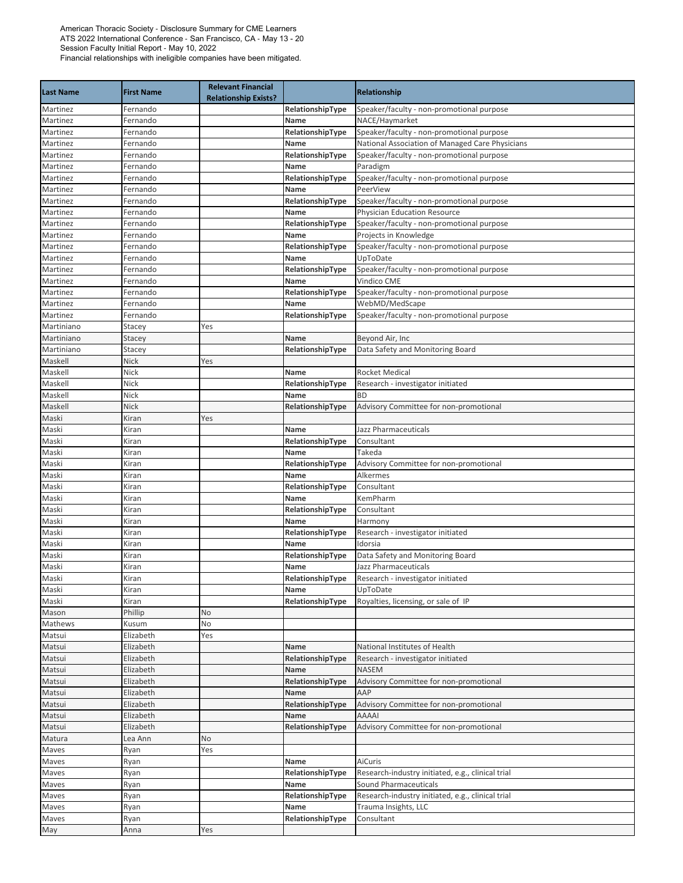American Thoracic Society - Disclosure Summary for CME Learners
ATS 2022 International Conference - San Francisco, CA - May 13 - 20
Session Faculty Initial Report - May 10, 2022
Financial relationships with ineligible companies have been mitigated.

| Last Name | First Name | Relevant Financial Relationship Exists? | | Relationship |
|---|---|---|---|---|
| Martinez | Fernando | | RelationshipType | Speaker/faculty - non-promotional purpose |
| Martinez | Fernando | | Name | NACE/Haymarket |
| Martinez | Fernando | | RelationshipType | Speaker/faculty - non-promotional purpose |
| Martinez | Fernando | | Name | National Association of Managed Care Physicians |
| Martinez | Fernando | | RelationshipType | Speaker/faculty - non-promotional purpose |
| Martinez | Fernando | | Name | Paradigm |
| Martinez | Fernando | | RelationshipType | Speaker/faculty - non-promotional purpose |
| Martinez | Fernando | | Name | PeerView |
| Martinez | Fernando | | RelationshipType | Speaker/faculty - non-promotional purpose |
| Martinez | Fernando | | Name | Physician Education Resource |
| Martinez | Fernando | | RelationshipType | Speaker/faculty - non-promotional purpose |
| Martinez | Fernando | | Name | Projects in Knowledge |
| Martinez | Fernando | | RelationshipType | Speaker/faculty - non-promotional purpose |
| Martinez | Fernando | | Name | UpToDate |
| Martinez | Fernando | | RelationshipType | Speaker/faculty - non-promotional purpose |
| Martinez | Fernando | | Name | Vindico CME |
| Martinez | Fernando | | RelationshipType | Speaker/faculty - non-promotional purpose |
| Martinez | Fernando | | Name | WebMD/MedScape |
| Martinez | Fernando | | RelationshipType | Speaker/faculty - non-promotional purpose |
| Martiniano | Stacey | Yes | | |
| Martiniano | Stacey | | Name | Beyond Air, Inc |
| Martiniano | Stacey | | RelationshipType | Data Safety and Monitoring Board |
| Maskell | Nick | Yes | | |
| Maskell | Nick | | Name | Rocket Medical |
| Maskell | Nick | | RelationshipType | Research - investigator initiated |
| Maskell | Nick | | Name | BD |
| Maskell | Nick | | RelationshipType | Advisory Committee for non-promotional |
| Maski | Kiran | Yes | | |
| Maski | Kiran | | Name | Jazz Pharmaceuticals |
| Maski | Kiran | | RelationshipType | Consultant |
| Maski | Kiran | | Name | Takeda |
| Maski | Kiran | | RelationshipType | Advisory Committee for non-promotional |
| Maski | Kiran | | Name | Alkermes |
| Maski | Kiran | | RelationshipType | Consultant |
| Maski | Kiran | | Name | KemPharm |
| Maski | Kiran | | RelationshipType | Consultant |
| Maski | Kiran | | Name | Harmony |
| Maski | Kiran | | RelationshipType | Research - investigator initiated |
| Maski | Kiran | | Name | Idorsia |
| Maski | Kiran | | RelationshipType | Data Safety and Monitoring Board |
| Maski | Kiran | | Name | Jazz Pharmaceuticals |
| Maski | Kiran | | RelationshipType | Research - investigator initiated |
| Maski | Kiran | | Name | UpToDate |
| Maski | Kiran | | RelationshipType | Royalties, licensing, or sale of IP |
| Mason | Phillip | No | | |
| Mathews | Kusum | No | | |
| Matsui | Elizabeth | Yes | | |
| Matsui | Elizabeth | | Name | National Institutes of Health |
| Matsui | Elizabeth | | RelationshipType | Research - investigator initiated |
| Matsui | Elizabeth | | Name | NASEM |
| Matsui | Elizabeth | | RelationshipType | Advisory Committee for non-promotional |
| Matsui | Elizabeth | | Name | AAP |
| Matsui | Elizabeth | | RelationshipType | Advisory Committee for non-promotional |
| Matsui | Elizabeth | | Name | AAAAI |
| Matsui | Elizabeth | | RelationshipType | Advisory Committee for non-promotional |
| Matura | Lea Ann | No | | |
| Maves | Ryan | Yes | | |
| Maves | Ryan | | Name | AiCuris |
| Maves | Ryan | | RelationshipType | Research-industry initiated, e.g., clinical trial |
| Maves | Ryan | | Name | Sound Pharmaceuticals |
| Maves | Ryan | | RelationshipType | Research-industry initiated, e.g., clinical trial |
| Maves | Ryan | | Name | Trauma Insights, LLC |
| Maves | Ryan | | RelationshipType | Consultant |
| May | Anna | Yes | | |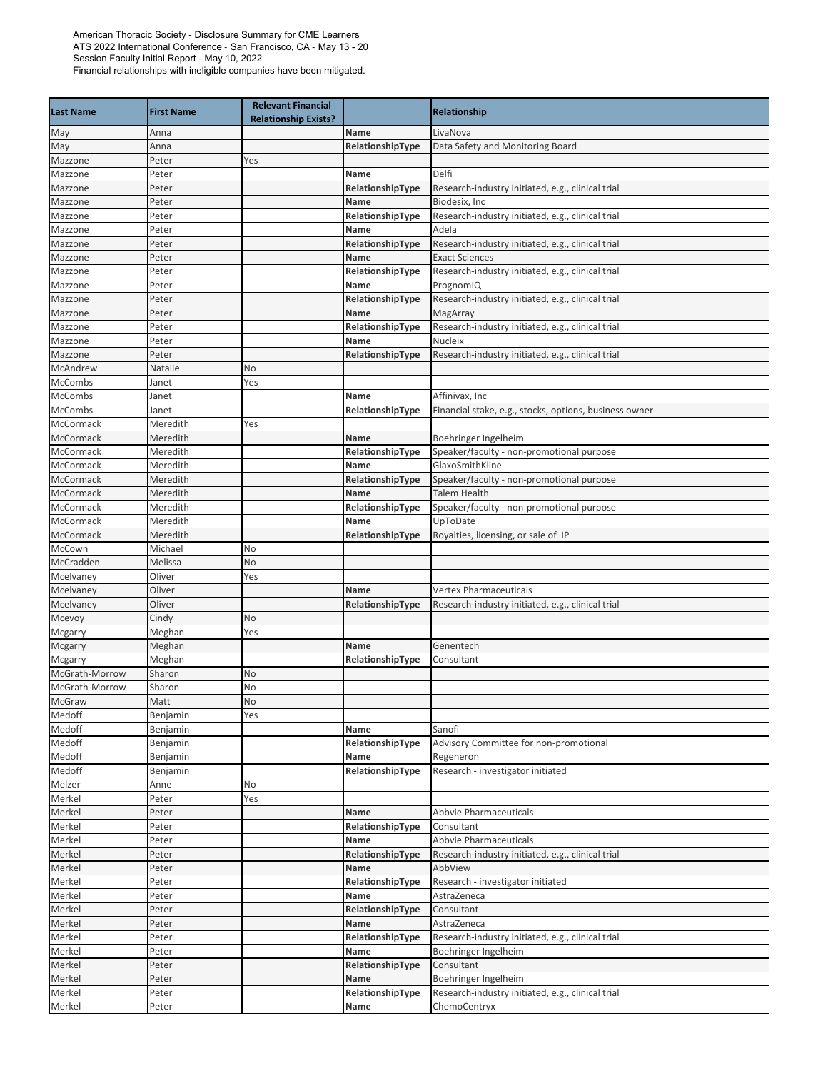American Thoracic Society - Disclosure Summary for CME Learners
ATS 2022 International Conference - San Francisco, CA - May 13 - 20
Session Faculty Initial Report - May 10, 2022
Financial relationships with ineligible companies have been mitigated.

| Last Name | First Name | Relevant Financial Relationship Exists? | | Relationship |
|---|---|---|---|---|
| May | Anna | | **Name** | LivaNova |
| May | Anna | | **RelationshipType** | Data Safety and Monitoring Board |
| Mazzone | Peter | Yes | | |
| Mazzone | Peter | | **Name** | Delfi |
| Mazzone | Peter | | **RelationshipType** | Research-industry initiated, e.g., clinical trial |
| Mazzone | Peter | | **Name** | Biodesix, Inc |
| Mazzone | Peter | | **RelationshipType** | Research-industry initiated, e.g., clinical trial |
| Mazzone | Peter | | **Name** | Adela |
| Mazzone | Peter | | **RelationshipType** | Research-industry initiated, e.g., clinical trial |
| Mazzone | Peter | | **Name** | Exact Sciences |
| Mazzone | Peter | | **RelationshipType** | Research-industry initiated, e.g., clinical trial |
| Mazzone | Peter | | **Name** | PrognomIQ |
| Mazzone | Peter | | **RelationshipType** | Research-industry initiated, e.g., clinical trial |
| Mazzone | Peter | | **Name** | MagArray |
| Mazzone | Peter | | **RelationshipType** | Research-industry initiated, e.g., clinical trial |
| Mazzone | Peter | | **Name** | Nucleix |
| Mazzone | Peter | | **RelationshipType** | Research-industry initiated, e.g., clinical trial |
| McAndrew | Natalie | No | | |
| McCombs | Janet | Yes | | |
| McCombs | Janet | | **Name** | Affinivax, Inc |
| McCombs | Janet | | **RelationshipType** | Financial stake, e.g., stocks, options, business owner |
| McCormack | Meredith | Yes | | |
| McCormack | Meredith | | **Name** | Boehringer Ingelheim |
| McCormack | Meredith | | **RelationshipType** | Speaker/faculty - non-promotional purpose |
| McCormack | Meredith | | **Name** | GlaxoSmithKline |
| McCormack | Meredith | | **RelationshipType** | Speaker/faculty - non-promotional purpose |
| McCormack | Meredith | | **Name** | Talem Health |
| McCormack | Meredith | | **RelationshipType** | Speaker/faculty - non-promotional purpose |
| McCormack | Meredith | | **Name** | UpToDate |
| McCormack | Meredith | | **RelationshipType** | Royalties, licensing, or sale of IP |
| McCown | Michael | No | | |
| McCradden | Melissa | No | | |
| Mcelvaney | Oliver | Yes | | |
| Mcelvaney | Oliver | | **Name** | Vertex Pharmaceuticals |
| Mcelvaney | Oliver | | **RelationshipType** | Research-industry initiated, e.g., clinical trial |
| Mcevoy | Cindy | No | | |
| Mcgarry | Meghan | Yes | | |
| Mcgarry | Meghan | | **Name** | Genentech |
| Mcgarry | Meghan | | **RelationshipType** | Consultant |
| McGrath-Morrow | Sharon | No | | |
| McGrath-Morrow | Sharon | No | | |
| McGraw | Matt | No | | |
| Medoff | Benjamin | Yes | | |
| Medoff | Benjamin | | **Name** | Sanofi |
| Medoff | Benjamin | | **RelationshipType** | Advisory Committee for non-promotional |
| Medoff | Benjamin | | **Name** | Regeneron |
| Medoff | Benjamin | | **RelationshipType** | Research - investigator initiated |
| Melzer | Anne | No | | |
| Merkel | Peter | Yes | | |
| Merkel | Peter | | **Name** | Abbvie Pharmaceuticals |
| Merkel | Peter | | **RelationshipType** | Consultant |
| Merkel | Peter | | **Name** | Abbvie Pharmaceuticals |
| Merkel | Peter | | **RelationshipType** | Research-industry initiated, e.g., clinical trial |
| Merkel | Peter | | **Name** | AbbView |
| Merkel | Peter | | **RelationshipType** | Research - investigator initiated |
| Merkel | Peter | | **Name** | AstraZeneca |
| Merkel | Peter | | **RelationshipType** | Consultant |
| Merkel | Peter | | **Name** | AstraZeneca |
| Merkel | Peter | | **RelationshipType** | Research-industry initiated, e.g., clinical trial |
| Merkel | Peter | | **Name** | Boehringer Ingelheim |
| Merkel | Peter | | **RelationshipType** | Consultant |
| Merkel | Peter | | **Name** | Boehringer Ingelheim |
| Merkel | Peter | | **RelationshipType** | Research-industry initiated, e.g., clinical trial |
| Merkel | Peter | | **Name** | ChemoCentryx |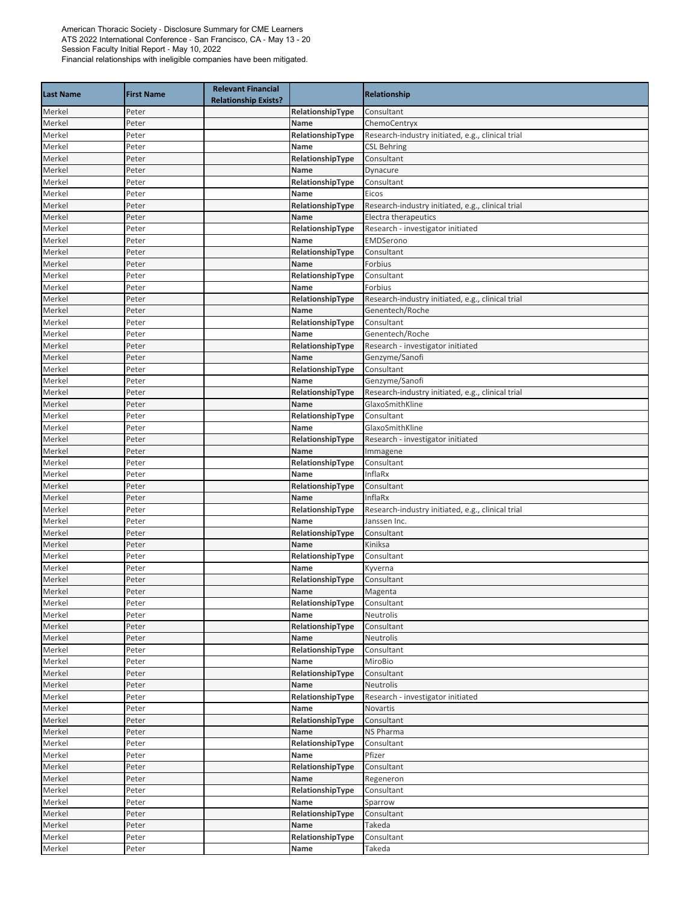American Thoracic Society - Disclosure Summary for CME Learners
ATS 2022 International Conference - San Francisco, CA - May 13 - 20
Session Faculty Initial Report - May 10, 2022
Financial relationships with ineligible companies have been mitigated.

| Last Name | First Name | Relevant Financial Relationship Exists? | | Relationship |
|---|---|---|---|---|
| Merkel | Peter | | **RelationshipType** | Consultant |
| Merkel | Peter | | **Name** | ChemoCentryx |
| Merkel | Peter | | **RelationshipType** | Research-industry initiated, e.g., clinical trial |
| Merkel | Peter | | **Name** | CSL Behring |
| Merkel | Peter | | **RelationshipType** | Consultant |
| Merkel | Peter | | **Name** | Dynacure |
| Merkel | Peter | | **RelationshipType** | Consultant |
| Merkel | Peter | | **Name** | Eicos |
| Merkel | Peter | | **RelationshipType** | Research-industry initiated, e.g., clinical trial |
| Merkel | Peter | | **Name** | Electra therapeutics |
| Merkel | Peter | | **RelationshipType** | Research - investigator initiated |
| Merkel | Peter | | **Name** | EMDSerono |
| Merkel | Peter | | **RelationshipType** | Consultant |
| Merkel | Peter | | **Name** | Forbius |
| Merkel | Peter | | **RelationshipType** | Consultant |
| Merkel | Peter | | **Name** | Forbius |
| Merkel | Peter | | **RelationshipType** | Research-industry initiated, e.g., clinical trial |
| Merkel | Peter | | **Name** | Genentech/Roche |
| Merkel | Peter | | **RelationshipType** | Consultant |
| Merkel | Peter | | **Name** | Genentech/Roche |
| Merkel | Peter | | **RelationshipType** | Research - investigator initiated |
| Merkel | Peter | | **Name** | Genzyme/Sanofi |
| Merkel | Peter | | **RelationshipType** | Consultant |
| Merkel | Peter | | **Name** | Genzyme/Sanofi |
| Merkel | Peter | | **RelationshipType** | Research-industry initiated, e.g., clinical trial |
| Merkel | Peter | | **Name** | GlaxoSmithKline |
| Merkel | Peter | | **RelationshipType** | Consultant |
| Merkel | Peter | | **Name** | GlaxoSmithKline |
| Merkel | Peter | | **RelationshipType** | Research - investigator initiated |
| Merkel | Peter | | **Name** | Immagene |
| Merkel | Peter | | **RelationshipType** | Consultant |
| Merkel | Peter | | **Name** | InflaRx |
| Merkel | Peter | | **RelationshipType** | Consultant |
| Merkel | Peter | | **Name** | InflaRx |
| Merkel | Peter | | **RelationshipType** | Research-industry initiated, e.g., clinical trial |
| Merkel | Peter | | **Name** | Janssen Inc. |
| Merkel | Peter | | **RelationshipType** | Consultant |
| Merkel | Peter | | **Name** | Kiniksa |
| Merkel | Peter | | **RelationshipType** | Consultant |
| Merkel | Peter | | **Name** | Kyverna |
| Merkel | Peter | | **RelationshipType** | Consultant |
| Merkel | Peter | | **Name** | Magenta |
| Merkel | Peter | | **RelationshipType** | Consultant |
| Merkel | Peter | | **Name** | Neutrolis |
| Merkel | Peter | | **RelationshipType** | Consultant |
| Merkel | Peter | | **Name** | Neutrolis |
| Merkel | Peter | | **RelationshipType** | Consultant |
| Merkel | Peter | | **Name** | MiroBio |
| Merkel | Peter | | **RelationshipType** | Consultant |
| Merkel | Peter | | **Name** | Neutrolis |
| Merkel | Peter | | **RelationshipType** | Research - investigator initiated |
| Merkel | Peter | | **Name** | Novartis |
| Merkel | Peter | | **RelationshipType** | Consultant |
| Merkel | Peter | | **Name** | NS Pharma |
| Merkel | Peter | | **RelationshipType** | Consultant |
| Merkel | Peter | | **Name** | Pfizer |
| Merkel | Peter | | **RelationshipType** | Consultant |
| Merkel | Peter | | **Name** | Regeneron |
| Merkel | Peter | | **RelationshipType** | Consultant |
| Merkel | Peter | | **Name** | Sparrow |
| Merkel | Peter | | **RelationshipType** | Consultant |
| Merkel | Peter | | **Name** | Takeda |
| Merkel | Peter | | **RelationshipType** | Consultant |
| Merkel | Peter | | **Name** | Takeda |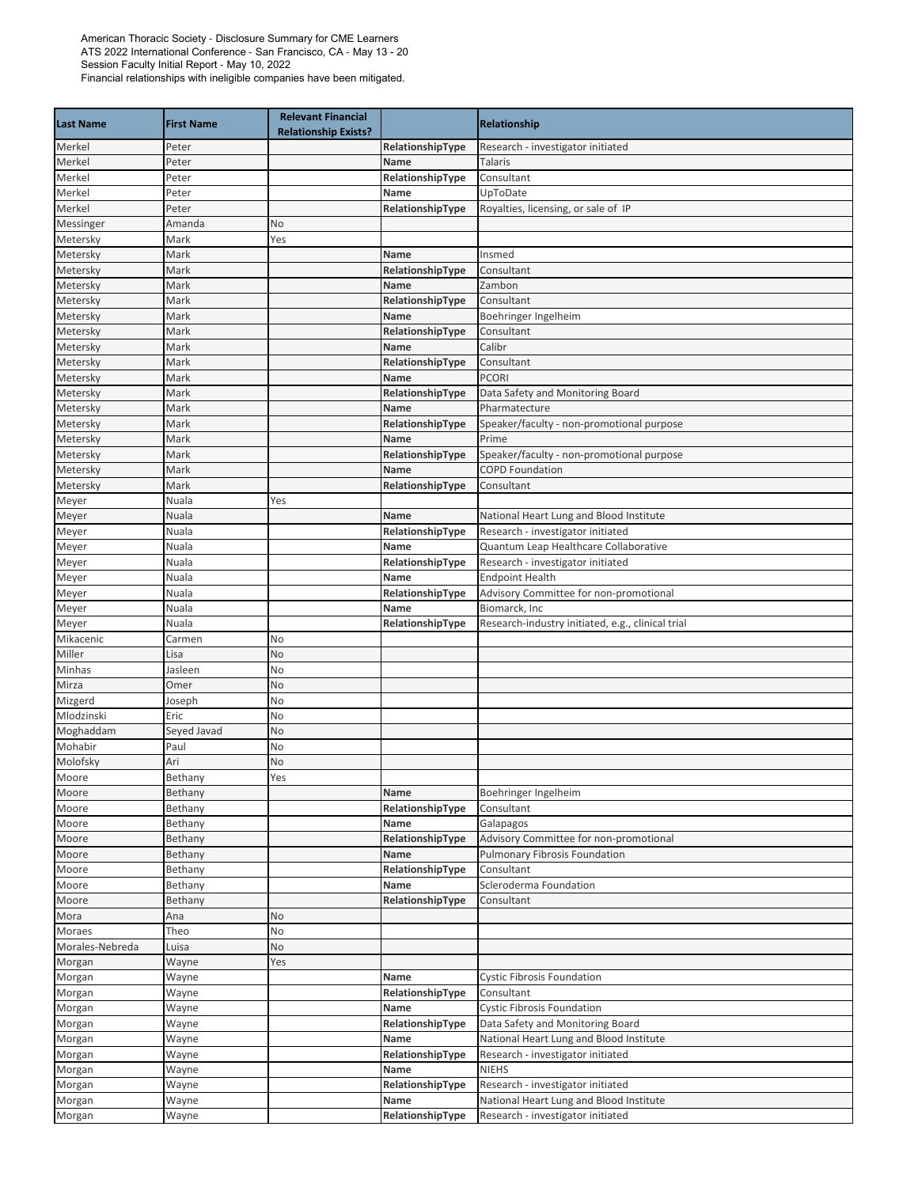American Thoracic Society - Disclosure Summary for CME Learners
ATS 2022 International Conference - San Francisco, CA - May 13 - 20
Session Faculty Initial Report - May 10, 2022
Financial relationships with ineligible companies have been mitigated.

| Last Name | First Name | Relevant Financial Relationship Exists? | | Relationship |
|---|---|---|---|---|
| Merkel | Peter | | RelationshipType | Research - investigator initiated |
| Merkel | Peter | | Name | Talaris |
| Merkel | Peter | | RelationshipType | Consultant |
| Merkel | Peter | | Name | UpToDate |
| Merkel | Peter | | RelationshipType | Royalties, licensing, or sale of IP |
| Messinger | Amanda | No | | |
| Metersky | Mark | Yes | | |
| Metersky | Mark | | Name | Insmed |
| Metersky | Mark | | RelationshipType | Consultant |
| Metersky | Mark | | Name | Zambon |
| Metersky | Mark | | RelationshipType | Consultant |
| Metersky | Mark | | Name | Boehringer Ingelheim |
| Metersky | Mark | | RelationshipType | Consultant |
| Metersky | Mark | | Name | Calibr |
| Metersky | Mark | | RelationshipType | Consultant |
| Metersky | Mark | | Name | PCORI |
| Metersky | Mark | | RelationshipType | Data Safety and Monitoring Board |
| Metersky | Mark | | Name | Pharmatecture |
| Metersky | Mark | | RelationshipType | Speaker/faculty - non-promotional purpose |
| Metersky | Mark | | Name | Prime |
| Metersky | Mark | | RelationshipType | Speaker/faculty - non-promotional purpose |
| Metersky | Mark | | Name | COPD Foundation |
| Metersky | Mark | | RelationshipType | Consultant |
| Meyer | Nuala | Yes | | |
| Meyer | Nuala | | Name | National Heart Lung and Blood Institute |
| Meyer | Nuala | | RelationshipType | Research - investigator initiated |
| Meyer | Nuala | | Name | Quantum Leap Healthcare Collaborative |
| Meyer | Nuala | | RelationshipType | Research - investigator initiated |
| Meyer | Nuala | | Name | Endpoint Health |
| Meyer | Nuala | | RelationshipType | Advisory Committee for non-promotional |
| Meyer | Nuala | | Name | Biomarck, Inc |
| Meyer | Nuala | | RelationshipType | Research-industry initiated, e.g., clinical trial |
| Mikacenic | Carmen | No | | |
| Miller | Lisa | No | | |
| Minhas | Jasleen | No | | |
| Mirza | Omer | No | | |
| Mizgerd | Joseph | No | | |
| Mlodzinski | Eric | No | | |
| Moghaddam | Seyed Javad | No | | |
| Mohabir | Paul | No | | |
| Molofsky | Ari | No | | |
| Moore | Bethany | Yes | | |
| Moore | Bethany | | Name | Boehringer Ingelheim |
| Moore | Bethany | | RelationshipType | Consultant |
| Moore | Bethany | | Name | Galapagos |
| Moore | Bethany | | RelationshipType | Advisory Committee for non-promotional |
| Moore | Bethany | | Name | Pulmonary Fibrosis Foundation |
| Moore | Bethany | | RelationshipType | Consultant |
| Moore | Bethany | | Name | Scleroderma Foundation |
| Moore | Bethany | | RelationshipType | Consultant |
| Mora | Ana | No | | |
| Moraes | Theo | No | | |
| Morales-Nebreda | Luisa | No | | |
| Morgan | Wayne | Yes | | |
| Morgan | Wayne | | Name | Cystic Fibrosis Foundation |
| Morgan | Wayne | | RelationshipType | Consultant |
| Morgan | Wayne | | Name | Cystic Fibrosis Foundation |
| Morgan | Wayne | | RelationshipType | Data Safety and Monitoring Board |
| Morgan | Wayne | | Name | National Heart Lung and Blood Institute |
| Morgan | Wayne | | RelationshipType | Research - investigator initiated |
| Morgan | Wayne | | Name | NIEHS |
| Morgan | Wayne | | RelationshipType | Research - investigator initiated |
| Morgan | Wayne | | Name | National Heart Lung and Blood Institute |
| Morgan | Wayne | | RelationshipType | Research - investigator initiated |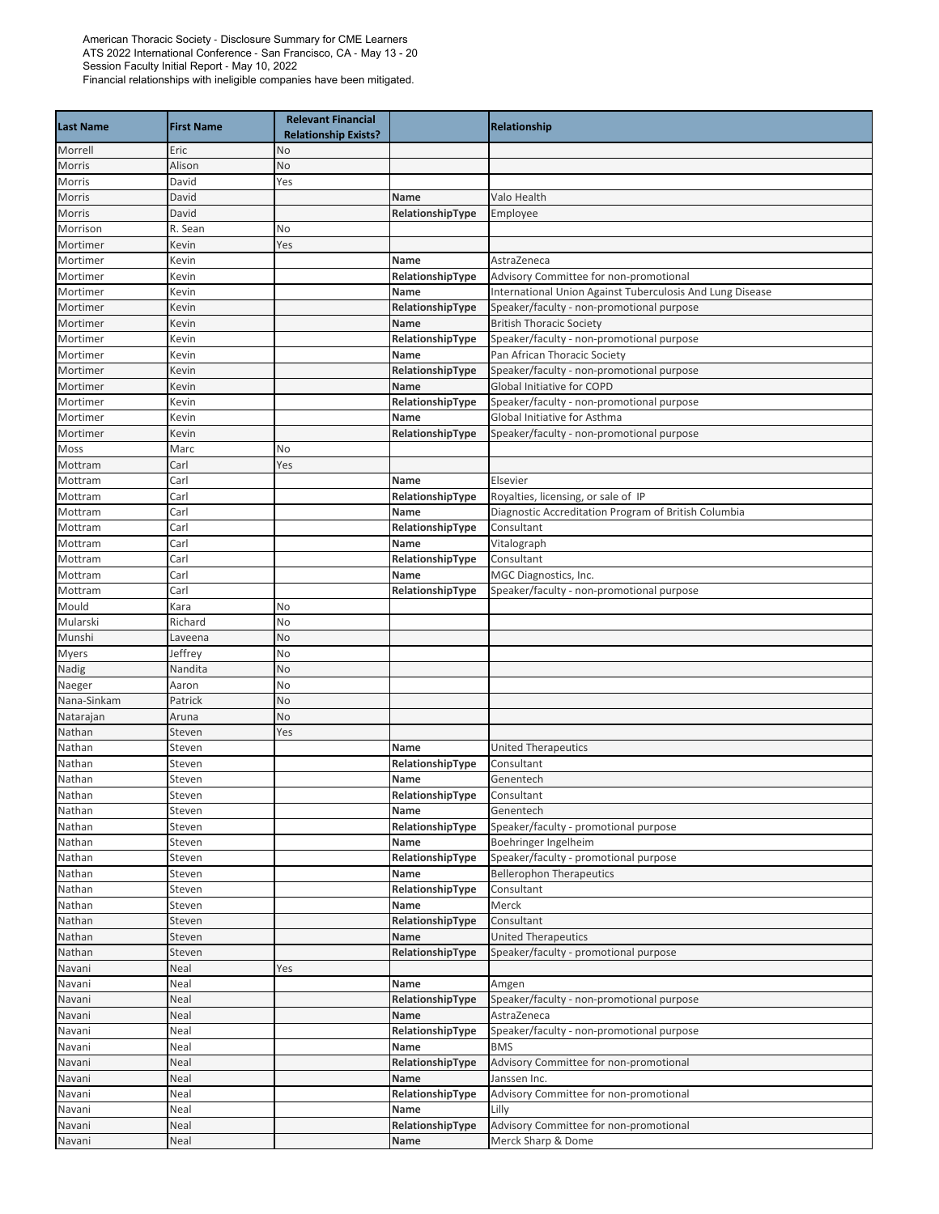American Thoracic Society - Disclosure Summary for CME Learners
ATS 2022 International Conference - San Francisco, CA - May 13 - 20
Session Faculty Initial Report - May 10, 2022
Financial relationships with ineligible companies have been mitigated.

| Last Name | First Name | Relevant Financial Relationship Exists? | | Relationship |
|---|---|---|---|---|
| Morrell | Eric | No | | |
| Morris | Alison | No | | |
| Morris | David | Yes | | |
| Morris | David | | **Name** | Valo Health |
| Morris | David | | **RelationshipType** | Employee |
| Morrison | R. Sean | No | | |
| Mortimer | Kevin | Yes | | |
| Mortimer | Kevin | | **Name** | AstraZeneca |
| Mortimer | Kevin | | **RelationshipType** | Advisory Committee for non-promotional |
| Mortimer | Kevin | | **Name** | International Union Against Tuberculosis And Lung Disease |
| Mortimer | Kevin | | **RelationshipType** | Speaker/faculty - non-promotional purpose |
| Mortimer | Kevin | | **Name** | British Thoracic Society |
| Mortimer | Kevin | | **RelationshipType** | Speaker/faculty - non-promotional purpose |
| Mortimer | Kevin | | **Name** | Pan African Thoracic Society |
| Mortimer | Kevin | | **RelationshipType** | Speaker/faculty - non-promotional purpose |
| Mortimer | Kevin | | **Name** | Global Initiative for COPD |
| Mortimer | Kevin | | **RelationshipType** | Speaker/faculty - non-promotional purpose |
| Mortimer | Kevin | | **Name** | Global Initiative for Asthma |
| Mortimer | Kevin | | **RelationshipType** | Speaker/faculty - non-promotional purpose |
| Moss | Marc | No | | |
| Mottram | Carl | Yes | | |
| Mottram | Carl | | **Name** | Elsevier |
| Mottram | Carl | | **RelationshipType** | Royalties, licensing, or sale of IP |
| Mottram | Carl | | **Name** | Diagnostic Accreditation Program of British Columbia |
| Mottram | Carl | | **RelationshipType** | Consultant |
| Mottram | Carl | | **Name** | Vitalograph |
| Mottram | Carl | | **RelationshipType** | Consultant |
| Mottram | Carl | | **Name** | MGC Diagnostics, Inc. |
| Mottram | Carl | | **RelationshipType** | Speaker/faculty - non-promotional purpose |
| Mould | Kara | No | | |
| Mularski | Richard | No | | |
| Munshi | Laveena | No | | |
| Myers | Jeffrey | No | | |
| Nadig | Nandita | No | | |
| Naeger | Aaron | No | | |
| Nana-Sinkam | Patrick | No | | |
| Natarajan | Aruna | No | | |
| Nathan | Steven | Yes | | |
| Nathan | Steven | | **Name** | United Therapeutics |
| Nathan | Steven | | **RelationshipType** | Consultant |
| Nathan | Steven | | **Name** | Genentech |
| Nathan | Steven | | **RelationshipType** | Consultant |
| Nathan | Steven | | **Name** | Genentech |
| Nathan | Steven | | **RelationshipType** | Speaker/faculty - promotional purpose |
| Nathan | Steven | | **Name** | Boehringer Ingelheim |
| Nathan | Steven | | **RelationshipType** | Speaker/faculty - promotional purpose |
| Nathan | Steven | | **Name** | Bellerophon Therapeutics |
| Nathan | Steven | | **RelationshipType** | Consultant |
| Nathan | Steven | | **Name** | Merck |
| Nathan | Steven | | **RelationshipType** | Consultant |
| Nathan | Steven | | **Name** | United Therapeutics |
| Nathan | Steven | | **RelationshipType** | Speaker/faculty - promotional purpose |
| Navani | Neal | Yes | | |
| Navani | Neal | | **Name** | Amgen |
| Navani | Neal | | **RelationshipType** | Speaker/faculty - non-promotional purpose |
| Navani | Neal | | **Name** | AstraZeneca |
| Navani | Neal | | **RelationshipType** | Speaker/faculty - non-promotional purpose |
| Navani | Neal | | **Name** | BMS |
| Navani | Neal | | **RelationshipType** | Advisory Committee for non-promotional |
| Navani | Neal | | **Name** | Janssen Inc. |
| Navani | Neal | | **RelationshipType** | Advisory Committee for non-promotional |
| Navani | Neal | | **Name** | Lilly |
| Navani | Neal | | **RelationshipType** | Advisory Committee for non-promotional |
| Navani | Neal | | **Name** | Merck Sharp & Dome |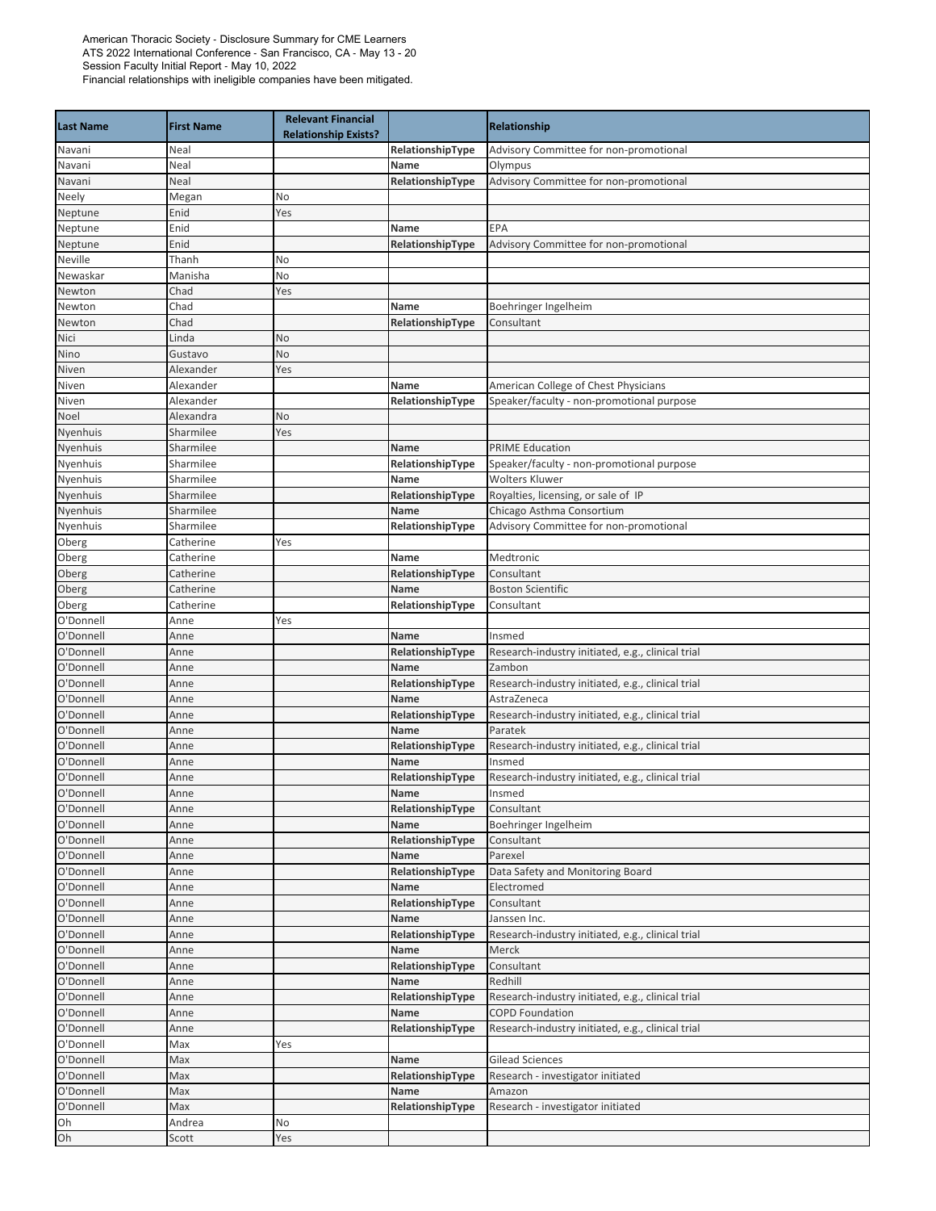American Thoracic Society - Disclosure Summary for CME Learners
ATS 2022 International Conference - San Francisco, CA - May 13 - 20
Session Faculty Initial Report - May 10, 2022
Financial relationships with ineligible companies have been mitigated.

| Last Name | First Name | Relevant Financial Relationship Exists? | | Relationship |
|---|---|---|---|---|
| Navani | Neal | | **RelationshipType** | Advisory Committee for non-promotional |
| Navani | Neal | | **Name** | Olympus |
| Navani | Neal | | **RelationshipType** | Advisory Committee for non-promotional |
| Neely | Megan | No | | |
| Neptune | Enid | Yes | | |
| Neptune | Enid | | **Name** | EPA |
| Neptune | Enid | | **RelationshipType** | Advisory Committee for non-promotional |
| Neville | Thanh | No | | |
| Newaskar | Manisha | No | | |
| Newton | Chad | Yes | | |
| Newton | Chad | | **Name** | Boehringer Ingelheim |
| Newton | Chad | | **RelationshipType** | Consultant |
| Nici | Linda | No | | |
| Nino | Gustavo | No | | |
| Niven | Alexander | Yes | | |
| Niven | Alexander | | **Name** | American College of Chest Physicians |
| Niven | Alexander | | **RelationshipType** | Speaker/faculty - non-promotional purpose |
| Noel | Alexandra | No | | |
| Nyenhuis | Sharmilee | Yes | | |
| Nyenhuis | Sharmilee | | **Name** | PRIME Education |
| Nyenhuis | Sharmilee | | **RelationshipType** | Speaker/faculty - non-promotional purpose |
| Nyenhuis | Sharmilee | | **Name** | Wolters Kluwer |
| Nyenhuis | Sharmilee | | **RelationshipType** | Royalties, licensing, or sale of IP |
| Nyenhuis | Sharmilee | | **Name** | Chicago Asthma Consortium |
| Nyenhuis | Sharmilee | | **RelationshipType** | Advisory Committee for non-promotional |
| Oberg | Catherine | Yes | | |
| Oberg | Catherine | | **Name** | Medtronic |
| Oberg | Catherine | | **RelationshipType** | Consultant |
| Oberg | Catherine | | **Name** | Boston Scientific |
| Oberg | Catherine | | **RelationshipType** | Consultant |
| O'Donnell | Anne | Yes | | |
| O'Donnell | Anne | | **Name** | Insmed |
| O'Donnell | Anne | | **RelationshipType** | Research-industry initiated, e.g., clinical trial |
| O'Donnell | Anne | | **Name** | Zambon |
| O'Donnell | Anne | | **RelationshipType** | Research-industry initiated, e.g., clinical trial |
| O'Donnell | Anne | | **Name** | AstraZeneca |
| O'Donnell | Anne | | **RelationshipType** | Research-industry initiated, e.g., clinical trial |
| O'Donnell | Anne | | **Name** | Paratek |
| O'Donnell | Anne | | **RelationshipType** | Research-industry initiated, e.g., clinical trial |
| O'Donnell | Anne | | **Name** | Insmed |
| O'Donnell | Anne | | **RelationshipType** | Research-industry initiated, e.g., clinical trial |
| O'Donnell | Anne | | **Name** | Insmed |
| O'Donnell | Anne | | **RelationshipType** | Consultant |
| O'Donnell | Anne | | **Name** | Boehringer Ingelheim |
| O'Donnell | Anne | | **RelationshipType** | Consultant |
| O'Donnell | Anne | | **Name** | Parexel |
| O'Donnell | Anne | | **RelationshipType** | Data Safety and Monitoring Board |
| O'Donnell | Anne | | **Name** | Electromed |
| O'Donnell | Anne | | **RelationshipType** | Consultant |
| O'Donnell | Anne | | **Name** | Janssen Inc. |
| O'Donnell | Anne | | **RelationshipType** | Research-industry initiated, e.g., clinical trial |
| O'Donnell | Anne | | **Name** | Merck |
| O'Donnell | Anne | | **RelationshipType** | Consultant |
| O'Donnell | Anne | | **Name** | Redhill |
| O'Donnell | Anne | | **RelationshipType** | Research-industry initiated, e.g., clinical trial |
| O'Donnell | Anne | | **Name** | COPD Foundation |
| O'Donnell | Anne | | **RelationshipType** | Research-industry initiated, e.g., clinical trial |
| O'Donnell | Max | Yes | | |
| O'Donnell | Max | | **Name** | Gilead Sciences |
| O'Donnell | Max | | **RelationshipType** | Research - investigator initiated |
| O'Donnell | Max | | **Name** | Amazon |
| O'Donnell | Max | | **RelationshipType** | Research - investigator initiated |
| Oh | Andrea | No | | |
| Oh | Scott | Yes | | |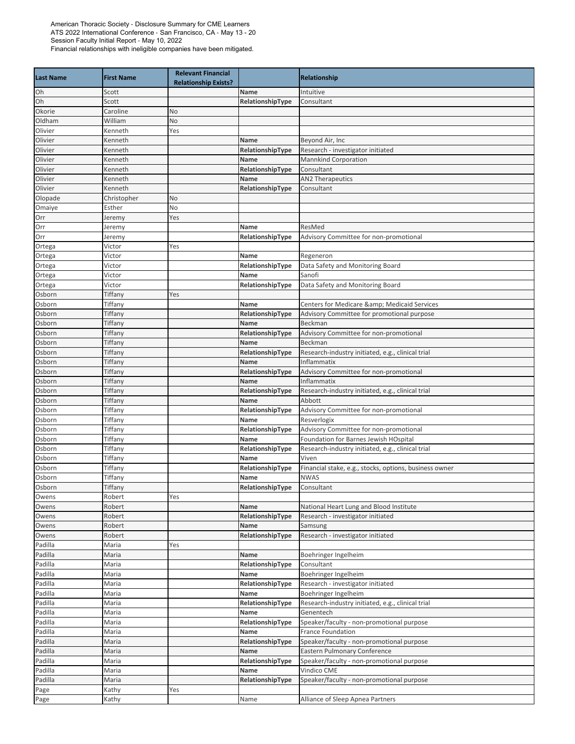American Thoracic Society - Disclosure Summary for CME Learners
ATS 2022 International Conference - San Francisco, CA - May 13 - 20
Session Faculty Initial Report - May 10, 2022
Financial relationships with ineligible companies have been mitigated.

| Last Name | First Name | Relevant Financial Relationship Exists? | | Relationship |
|---|---|---|---|---|
| Oh | Scott | | Name | Intuitive |
| Oh | Scott | | RelationshipType | Consultant |
| Okorie | Caroline | No | | |
| Oldham | William | No | | |
| Olivier | Kenneth | Yes | | |
| Olivier | Kenneth | | Name | Beyond Air, Inc |
| Olivier | Kenneth | | RelationshipType | Research - investigator initiated |
| Olivier | Kenneth | | Name | Mannkind Corporation |
| Olivier | Kenneth | | RelationshipType | Consultant |
| Olivier | Kenneth | | Name | AN2 Therapeutics |
| Olivier | Kenneth | | RelationshipType | Consultant |
| Olopade | Christopher | No | | |
| Omaiye | Esther | No | | |
| Orr | Jeremy | Yes | | |
| Orr | Jeremy | | Name | ResMed |
| Orr | Jeremy | | RelationshipType | Advisory Committee for non-promotional |
| Ortega | Victor | Yes | | |
| Ortega | Victor | | Name | Regeneron |
| Ortega | Victor | | RelationshipType | Data Safety and Monitoring Board |
| Ortega | Victor | | Name | Sanofi |
| Ortega | Victor | | RelationshipType | Data Safety and Monitoring Board |
| Osborn | Tiffany | Yes | | |
| Osborn | Tiffany | | Name | Centers for Medicare &amp; Medicaid Services |
| Osborn | Tiffany | | RelationshipType | Advisory Committee for promotional purpose |
| Osborn | Tiffany | | Name | Beckman |
| Osborn | Tiffany | | RelationshipType | Advisory Committee for non-promotional |
| Osborn | Tiffany | | Name | Beckman |
| Osborn | Tiffany | | RelationshipType | Research-industry initiated, e.g., clinical trial |
| Osborn | Tiffany | | Name | Inflammatix |
| Osborn | Tiffany | | RelationshipType | Advisory Committee for non-promotional |
| Osborn | Tiffany | | Name | Inflammatix |
| Osborn | Tiffany | | RelationshipType | Research-industry initiated, e.g., clinical trial |
| Osborn | Tiffany | | Name | Abbott |
| Osborn | Tiffany | | RelationshipType | Advisory Committee for non-promotional |
| Osborn | Tiffany | | Name | Resverlogix |
| Osborn | Tiffany | | RelationshipType | Advisory Committee for non-promotional |
| Osborn | Tiffany | | Name | Foundation for Barnes Jewish HOspital |
| Osborn | Tiffany | | RelationshipType | Research-industry initiated, e.g., clinical trial |
| Osborn | Tiffany | | Name | Viven |
| Osborn | Tiffany | | RelationshipType | Financial stake, e.g., stocks, options, business owner |
| Osborn | Tiffany | | Name | NWAS |
| Osborn | Tiffany | | RelationshipType | Consultant |
| Owens | Robert | Yes | | |
| Owens | Robert | | Name | National Heart Lung and Blood Institute |
| Owens | Robert | | RelationshipType | Research - investigator initiated |
| Owens | Robert | | Name | Samsung |
| Owens | Robert | | RelationshipType | Research - investigator initiated |
| Padilla | Maria | Yes | | |
| Padilla | Maria | | Name | Boehringer Ingelheim |
| Padilla | Maria | | RelationshipType | Consultant |
| Padilla | Maria | | Name | Boehringer Ingelheim |
| Padilla | Maria | | RelationshipType | Research - investigator initiated |
| Padilla | Maria | | Name | Boehringer Ingelheim |
| Padilla | Maria | | RelationshipType | Research-industry initiated, e.g., clinical trial |
| Padilla | Maria | | Name | Genentech |
| Padilla | Maria | | RelationshipType | Speaker/faculty - non-promotional purpose |
| Padilla | Maria | | Name | France Foundation |
| Padilla | Maria | | RelationshipType | Speaker/faculty - non-promotional purpose |
| Padilla | Maria | | Name | Eastern Pulmonary Conference |
| Padilla | Maria | | RelationshipType | Speaker/faculty - non-promotional purpose |
| Padilla | Maria | | Name | Vindico CME |
| Padilla | Maria | | RelationshipType | Speaker/faculty - non-promotional purpose |
| Page | Kathy | Yes | | |
| Page | Kathy | | Name | Alliance of Sleep Apnea Partners |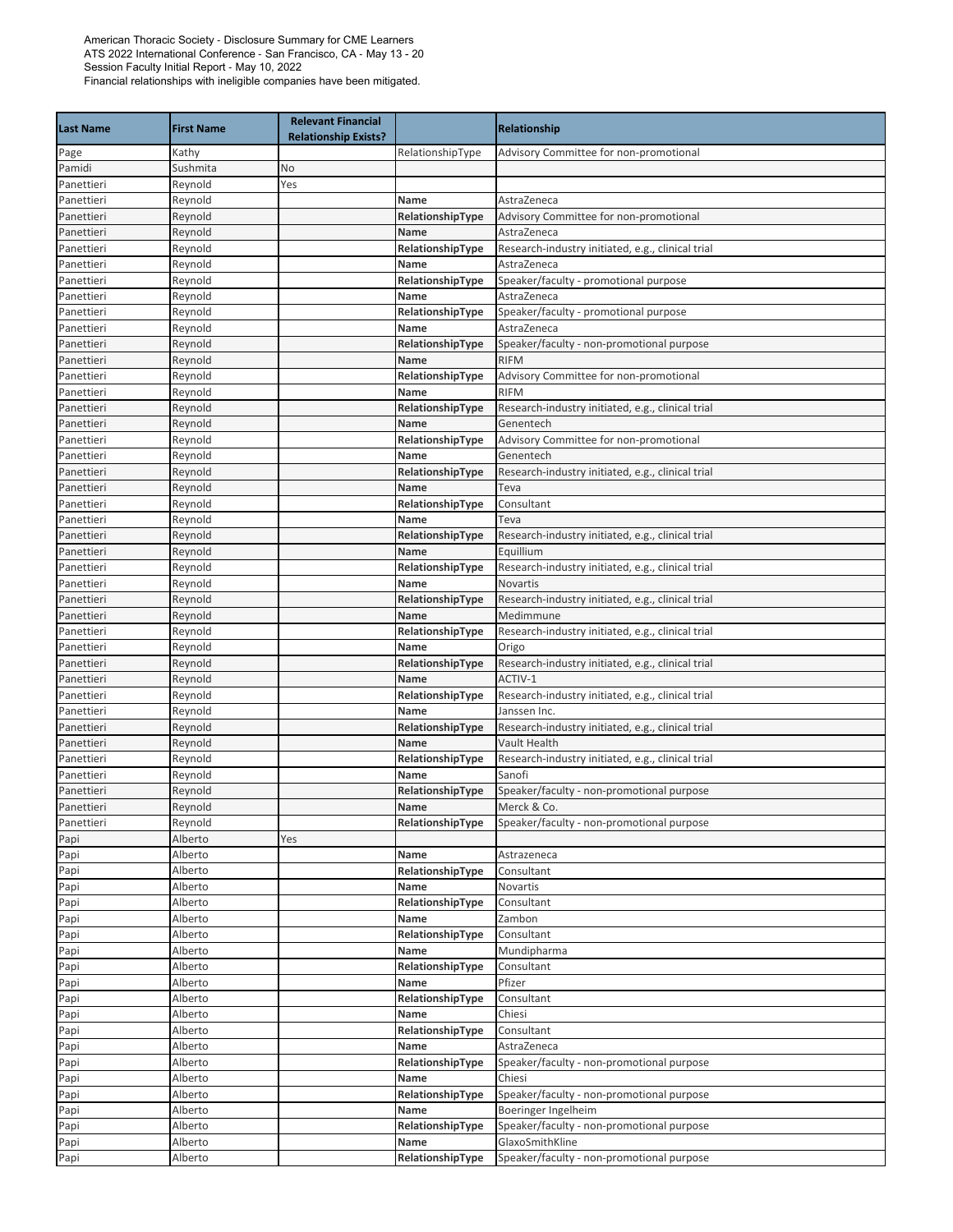American Thoracic Society - Disclosure Summary for CME Learners
ATS 2022 International Conference - San Francisco, CA - May 13 - 20
Session Faculty Initial Report - May 10, 2022
Financial relationships with ineligible companies have been mitigated.

| Last Name | First Name | Relevant Financial Relationship Exists? | | Relationship |
|---|---|---|---|---|
| Page | Kathy | | RelationshipType | Advisory Committee for non-promotional |
| Pamidi | Sushmita | No | | |
| Panettieri | Reynold | Yes | | |
| Panettieri | Reynold | | **Name** | AstraZeneca |
| Panettieri | Reynold | | **RelationshipType** | Advisory Committee for non-promotional |
| Panettieri | Reynold | | **Name** | AstraZeneca |
| Panettieri | Reynold | | **RelationshipType** | Research-industry initiated, e.g., clinical trial |
| Panettieri | Reynold | | **Name** | AstraZeneca |
| Panettieri | Reynold | | **RelationshipType** | Speaker/faculty - promotional purpose |
| Panettieri | Reynold | | **Name** | AstraZeneca |
| Panettieri | Reynold | | **RelationshipType** | Speaker/faculty - promotional purpose |
| Panettieri | Reynold | | **Name** | AstraZeneca |
| Panettieri | Reynold | | **RelationshipType** | Speaker/faculty - non-promotional purpose |
| Panettieri | Reynold | | **Name** | RIFM |
| Panettieri | Reynold | | **RelationshipType** | Advisory Committee for non-promotional |
| Panettieri | Reynold | | **Name** | RIFM |
| Panettieri | Reynold | | **RelationshipType** | Research-industry initiated, e.g., clinical trial |
| Panettieri | Reynold | | **Name** | Genentech |
| Panettieri | Reynold | | **RelationshipType** | Advisory Committee for non-promotional |
| Panettieri | Reynold | | **Name** | Genentech |
| Panettieri | Reynold | | **RelationshipType** | Research-industry initiated, e.g., clinical trial |
| Panettieri | Reynold | | **Name** | Teva |
| Panettieri | Reynold | | **RelationshipType** | Consultant |
| Panettieri | Reynold | | **Name** | Teva |
| Panettieri | Reynold | | **RelationshipType** | Research-industry initiated, e.g., clinical trial |
| Panettieri | Reynold | | **Name** | Equillium |
| Panettieri | Reynold | | **RelationshipType** | Research-industry initiated, e.g., clinical trial |
| Panettieri | Reynold | | **Name** | Novartis |
| Panettieri | Reynold | | **RelationshipType** | Research-industry initiated, e.g., clinical trial |
| Panettieri | Reynold | | **Name** | Medimmune |
| Panettieri | Reynold | | **RelationshipType** | Research-industry initiated, e.g., clinical trial |
| Panettieri | Reynold | | **Name** | Origo |
| Panettieri | Reynold | | **RelationshipType** | Research-industry initiated, e.g., clinical trial |
| Panettieri | Reynold | | **Name** | ACTIV-1 |
| Panettieri | Reynold | | **RelationshipType** | Research-industry initiated, e.g., clinical trial |
| Panettieri | Reynold | | **Name** | Janssen Inc. |
| Panettieri | Reynold | | **RelationshipType** | Research-industry initiated, e.g., clinical trial |
| Panettieri | Reynold | | **Name** | Vault Health |
| Panettieri | Reynold | | **RelationshipType** | Research-industry initiated, e.g., clinical trial |
| Panettieri | Reynold | | **Name** | Sanofi |
| Panettieri | Reynold | | **RelationshipType** | Speaker/faculty - non-promotional purpose |
| Panettieri | Reynold | | **Name** | Merck & Co. |
| Panettieri | Reynold | | **RelationshipType** | Speaker/faculty - non-promotional purpose |
| Papi | Alberto | Yes | | |
| Papi | Alberto | | **Name** | Astrazeneca |
| Papi | Alberto | | **RelationshipType** | Consultant |
| Papi | Alberto | | **Name** | Novartis |
| Papi | Alberto | | **RelationshipType** | Consultant |
| Papi | Alberto | | **Name** | Zambon |
| Papi | Alberto | | **RelationshipType** | Consultant |
| Papi | Alberto | | **Name** | Mundipharma |
| Papi | Alberto | | **RelationshipType** | Consultant |
| Papi | Alberto | | **Name** | Pfizer |
| Papi | Alberto | | **RelationshipType** | Consultant |
| Papi | Alberto | | **Name** | Chiesi |
| Papi | Alberto | | **RelationshipType** | Consultant |
| Papi | Alberto | | **Name** | AstraZeneca |
| Papi | Alberto | | **RelationshipType** | Speaker/faculty - non-promotional purpose |
| Papi | Alberto | | **Name** | Chiesi |
| Papi | Alberto | | **RelationshipType** | Speaker/faculty - non-promotional purpose |
| Papi | Alberto | | **Name** | Boeringer Ingelheim |
| Papi | Alberto | | **RelationshipType** | Speaker/faculty - non-promotional purpose |
| Papi | Alberto | | **Name** | GlaxoSmithKline |
| Papi | Alberto | | **RelationshipType** | Speaker/faculty - non-promotional purpose |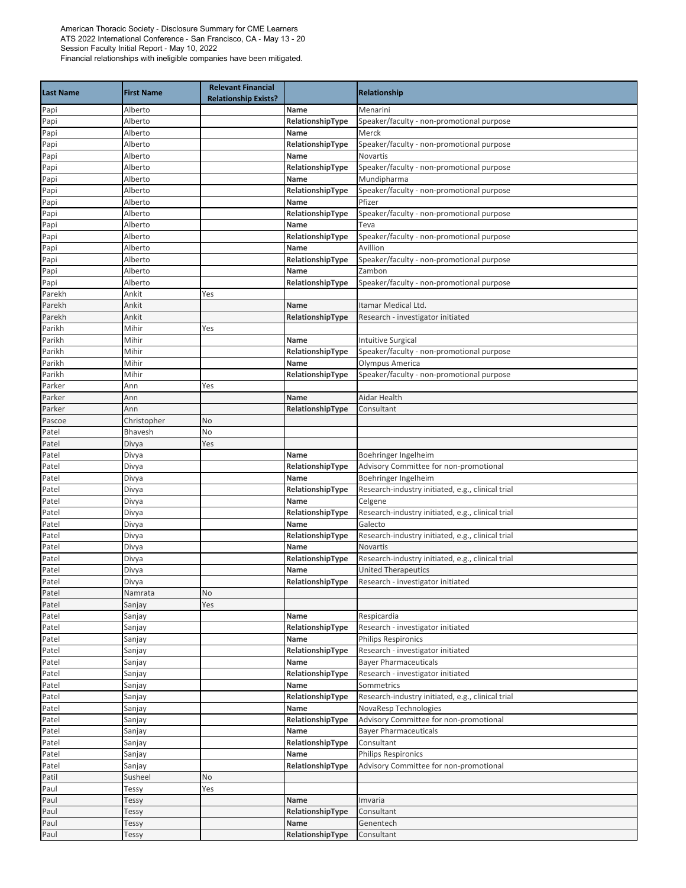American Thoracic Society - Disclosure Summary for CME Learners
ATS 2022 International Conference - San Francisco, CA - May 13 - 20
Session Faculty Initial Report - May 10, 2022
Financial relationships with ineligible companies have been mitigated.

| Last Name | First Name | Relevant Financial Relationship Exists? | | Relationship |
|---|---|---|---|---|
| Papi | Alberto | | **Name** | Menarini |
| Papi | Alberto | | **RelationshipType** | Speaker/faculty - non-promotional purpose |
| Papi | Alberto | | **Name** | Merck |
| Papi | Alberto | | **RelationshipType** | Speaker/faculty - non-promotional purpose |
| Papi | Alberto | | **Name** | Novartis |
| Papi | Alberto | | **RelationshipType** | Speaker/faculty - non-promotional purpose |
| Papi | Alberto | | **Name** | Mundipharma |
| Papi | Alberto | | **RelationshipType** | Speaker/faculty - non-promotional purpose |
| Papi | Alberto | | **Name** | Pfizer |
| Papi | Alberto | | **RelationshipType** | Speaker/faculty - non-promotional purpose |
| Papi | Alberto | | **Name** | Teva |
| Papi | Alberto | | **RelationshipType** | Speaker/faculty - non-promotional purpose |
| Papi | Alberto | | **Name** | Avillion |
| Papi | Alberto | | **RelationshipType** | Speaker/faculty - non-promotional purpose |
| Papi | Alberto | | **Name** | Zambon |
| Papi | Alberto | | **RelationshipType** | Speaker/faculty - non-promotional purpose |
| Parekh | Ankit | Yes | | |
| Parekh | Ankit | | **Name** | Itamar Medical Ltd. |
| Parekh | Ankit | | **RelationshipType** | Research - investigator initiated |
| Parikh | Mihir | Yes | | |
| Parikh | Mihir | | **Name** | Intuitive Surgical |
| Parikh | Mihir | | **RelationshipType** | Speaker/faculty - non-promotional purpose |
| Parikh | Mihir | | **Name** | Olympus America |
| Parikh | Mihir | | **RelationshipType** | Speaker/faculty - non-promotional purpose |
| Parker | Ann | Yes | | |
| Parker | Ann | | **Name** | Aidar Health |
| Parker | Ann | | **RelationshipType** | Consultant |
| Pascoe | Christopher | No | | |
| Patel | Bhavesh | No | | |
| Patel | Divya | Yes | | |
| Patel | Divya | | **Name** | Boehringer Ingelheim |
| Patel | Divya | | **RelationshipType** | Advisory Committee for non-promotional |
| Patel | Divya | | **Name** | Boehringer Ingelheim |
| Patel | Divya | | **RelationshipType** | Research-industry initiated, e.g., clinical trial |
| Patel | Divya | | **Name** | Celgene |
| Patel | Divya | | **RelationshipType** | Research-industry initiated, e.g., clinical trial |
| Patel | Divya | | **Name** | Galecto |
| Patel | Divya | | **RelationshipType** | Research-industry initiated, e.g., clinical trial |
| Patel | Divya | | **Name** | Novartis |
| Patel | Divya | | **RelationshipType** | Research-industry initiated, e.g., clinical trial |
| Patel | Divya | | **Name** | United Therapeutics |
| Patel | Divya | | **RelationshipType** | Research - investigator initiated |
| Patel | Namrata | No | | |
| Patel | Sanjay | Yes | | |
| Patel | Sanjay | | **Name** | Respicardia |
| Patel | Sanjay | | **RelationshipType** | Research - investigator initiated |
| Patel | Sanjay | | **Name** | Philips Respironics |
| Patel | Sanjay | | **RelationshipType** | Research - investigator initiated |
| Patel | Sanjay | | **Name** | Bayer Pharmaceuticals |
| Patel | Sanjay | | **RelationshipType** | Research - investigator initiated |
| Patel | Sanjay | | **Name** | Sommetrics |
| Patel | Sanjay | | **RelationshipType** | Research-industry initiated, e.g., clinical trial |
| Patel | Sanjay | | **Name** | NovaResp Technologies |
| Patel | Sanjay | | **RelationshipType** | Advisory Committee for non-promotional |
| Patel | Sanjay | | **Name** | Bayer Pharmaceuticals |
| Patel | Sanjay | | **RelationshipType** | Consultant |
| Patel | Sanjay | | **Name** | Philips Respironics |
| Patel | Sanjay | | **RelationshipType** | Advisory Committee for non-promotional |
| Patil | Susheel | No | | |
| Paul | Tessy | Yes | | |
| Paul | Tessy | | **Name** | Imvaria |
| Paul | Tessy | | **RelationshipType** | Consultant |
| Paul | Tessy | | **Name** | Genentech |
| Paul | Tessy | | **RelationshipType** | Consultant |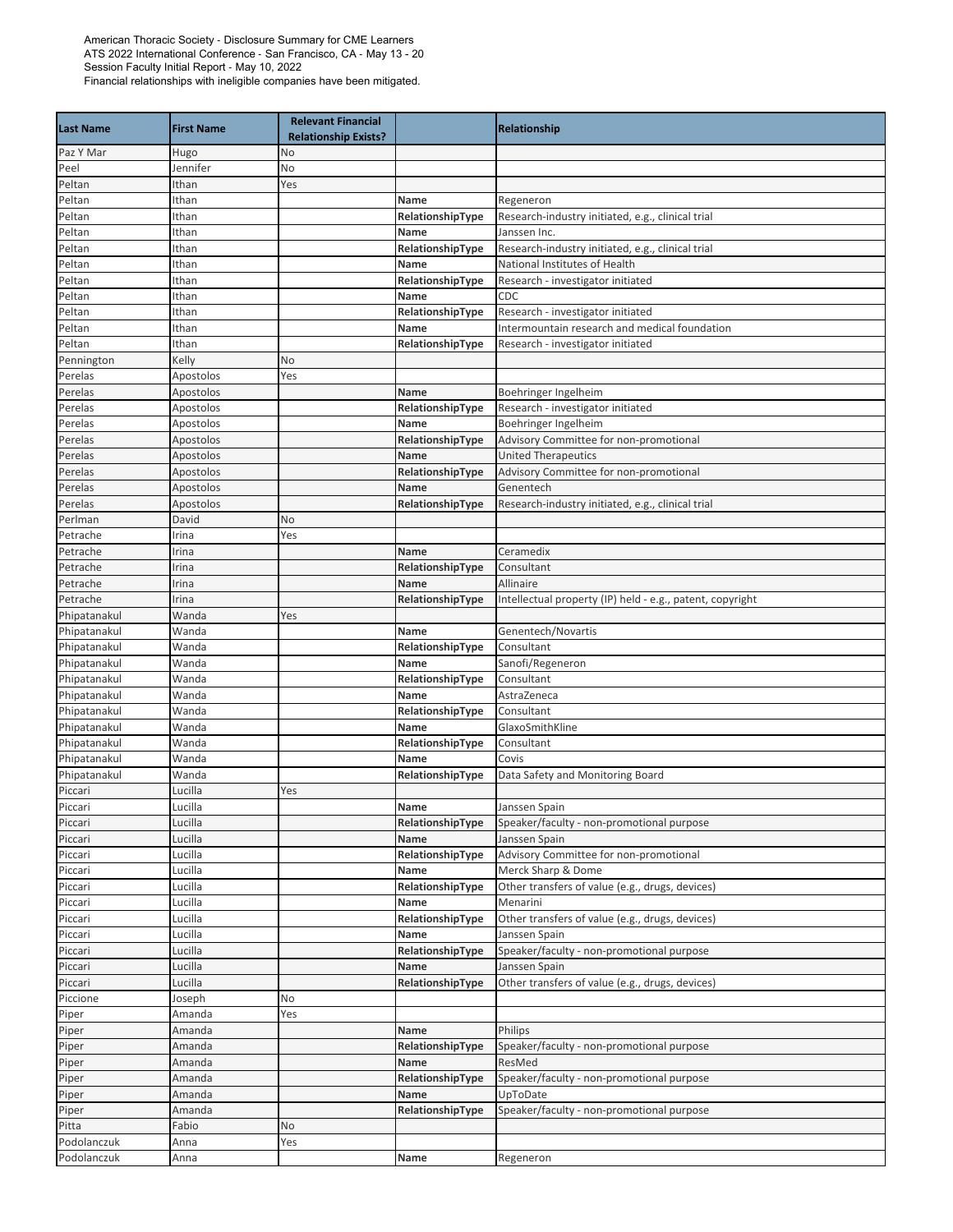American Thoracic Society - Disclosure Summary for CME Learners
ATS 2022 International Conference - San Francisco, CA - May 13 - 20
Session Faculty Initial Report - May 10, 2022
Financial relationships with ineligible companies have been mitigated.

| Last Name | First Name | Relevant Financial Relationship Exists? | | Relationship |
|---|---|---|---|---|
| Paz Y Mar | Hugo | No | | |
| Peel | Jennifer | No | | |
| Peltan | Ithan | Yes | | |
| Peltan | Ithan | | **Name** | Regeneron |
| Peltan | Ithan | | **RelationshipType** | Research-industry initiated, e.g., clinical trial |
| Peltan | Ithan | | **Name** | Janssen Inc. |
| Peltan | Ithan | | **RelationshipType** | Research-industry initiated, e.g., clinical trial |
| Peltan | Ithan | | **Name** | National Institutes of Health |
| Peltan | Ithan | | **RelationshipType** | Research - investigator initiated |
| Peltan | Ithan | | **Name** | CDC |
| Peltan | Ithan | | **RelationshipType** | Research - investigator initiated |
| Peltan | Ithan | | **Name** | Intermountain research and medical foundation |
| Peltan | Ithan | | **RelationshipType** | Research - investigator initiated |
| Pennington | Kelly | No | | |
| Perelas | Apostolos | Yes | | |
| Perelas | Apostolos | | **Name** | Boehringer Ingelheim |
| Perelas | Apostolos | | **RelationshipType** | Research - investigator initiated |
| Perelas | Apostolos | | **Name** | Boehringer Ingelheim |
| Perelas | Apostolos | | **RelationshipType** | Advisory Committee for non-promotional |
| Perelas | Apostolos | | **Name** | United Therapeutics |
| Perelas | Apostolos | | **RelationshipType** | Advisory Committee for non-promotional |
| Perelas | Apostolos | | **Name** | Genentech |
| Perelas | Apostolos | | **RelationshipType** | Research-industry initiated, e.g., clinical trial |
| Perlman | David | No | | |
| Petrache | Irina | Yes | | |
| Petrache | Irina | | **Name** | Ceramedix |
| Petrache | Irina | | **RelationshipType** | Consultant |
| Petrache | Irina | | **Name** | Allinaire |
| Petrache | Irina | | **RelationshipType** | Intellectual property (IP) held - e.g., patent, copyright |
| Phipatanakul | Wanda | Yes | | |
| Phipatanakul | Wanda | | **Name** | Genentech/Novartis |
| Phipatanakul | Wanda | | **RelationshipType** | Consultant |
| Phipatanakul | Wanda | | **Name** | Sanofi/Regeneron |
| Phipatanakul | Wanda | | **RelationshipType** | Consultant |
| Phipatanakul | Wanda | | **Name** | AstraZeneca |
| Phipatanakul | Wanda | | **RelationshipType** | Consultant |
| Phipatanakul | Wanda | | **Name** | GlaxoSmithKline |
| Phipatanakul | Wanda | | **RelationshipType** | Consultant |
| Phipatanakul | Wanda | | **Name** | Covis |
| Phipatanakul | Wanda | | **RelationshipType** | Data Safety and Monitoring Board |
| Piccari | Lucilla | Yes | | |
| Piccari | Lucilla | | **Name** | Janssen Spain |
| Piccari | Lucilla | | **RelationshipType** | Speaker/faculty - non-promotional purpose |
| Piccari | Lucilla | | **Name** | Janssen Spain |
| Piccari | Lucilla | | **RelationshipType** | Advisory Committee for non-promotional |
| Piccari | Lucilla | | **Name** | Merck Sharp & Dome |
| Piccari | Lucilla | | **RelationshipType** | Other transfers of value (e.g., drugs, devices) |
| Piccari | Lucilla | | **Name** | Menarini |
| Piccari | Lucilla | | **RelationshipType** | Other transfers of value (e.g., drugs, devices) |
| Piccari | Lucilla | | **Name** | Janssen Spain |
| Piccari | Lucilla | | **RelationshipType** | Speaker/faculty - non-promotional purpose |
| Piccari | Lucilla | | **Name** | Janssen Spain |
| Piccari | Lucilla | | **RelationshipType** | Other transfers of value (e.g., drugs, devices) |
| Piccione | Joseph | No | | |
| Piper | Amanda | Yes | | |
| Piper | Amanda | | **Name** | Philips |
| Piper | Amanda | | **RelationshipType** | Speaker/faculty - non-promotional purpose |
| Piper | Amanda | | **Name** | ResMed |
| Piper | Amanda | | **RelationshipType** | Speaker/faculty - non-promotional purpose |
| Piper | Amanda | | **Name** | UpToDate |
| Piper | Amanda | | **RelationshipType** | Speaker/faculty - non-promotional purpose |
| Pitta | Fabio | No | | |
| Podolanczuk | Anna | Yes | | |
| Podolanczuk | Anna | | **Name** | Regeneron |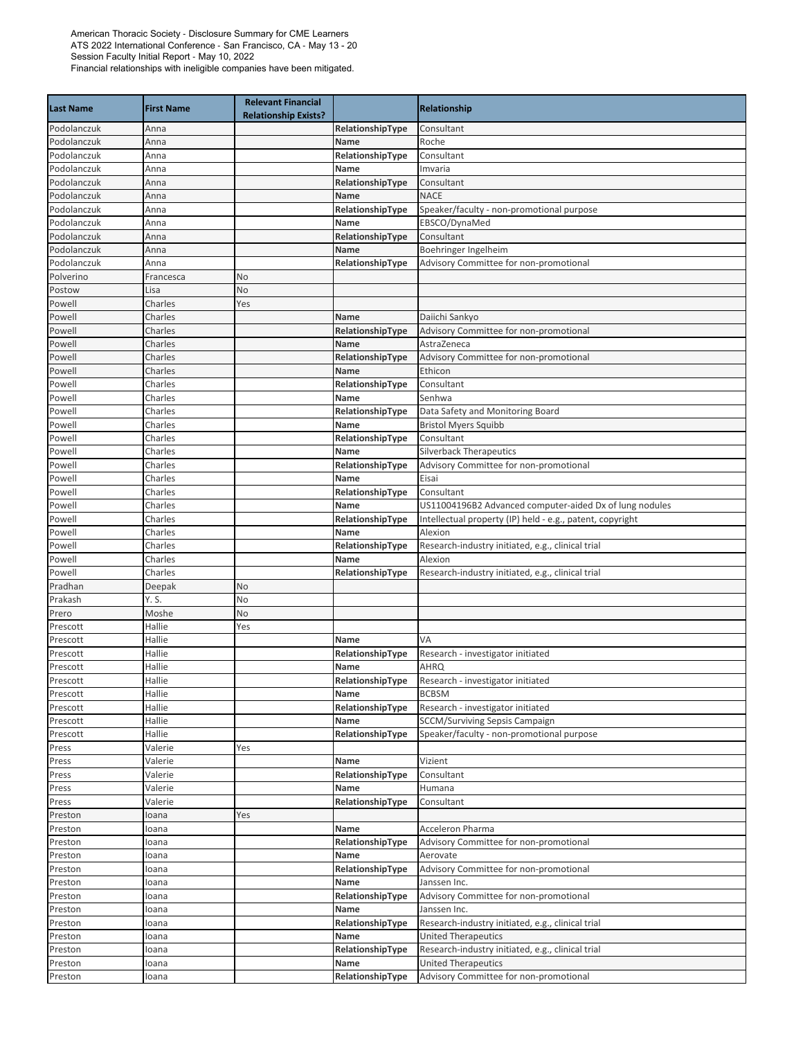American Thoracic Society - Disclosure Summary for CME Learners
ATS 2022 International Conference - San Francisco, CA - May 13 - 20
Session Faculty Initial Report - May 10, 2022
Financial relationships with ineligible companies have been mitigated.

| Last Name | First Name | Relevant Financial Relationship Exists? | | Relationship |
|---|---|---|---|---|
| Podolanczuk | Anna | | RelationshipType | Consultant |
| Podolanczuk | Anna | | Name | Roche |
| Podolanczuk | Anna | | RelationshipType | Consultant |
| Podolanczuk | Anna | | Name | Imvaria |
| Podolanczuk | Anna | | RelationshipType | Consultant |
| Podolanczuk | Anna | | Name | NACE |
| Podolanczuk | Anna | | RelationshipType | Speaker/faculty - non-promotional purpose |
| Podolanczuk | Anna | | Name | EBSCO/DynaMed |
| Podolanczuk | Anna | | RelationshipType | Consultant |
| Podolanczuk | Anna | | Name | Boehringer Ingelheim |
| Podolanczuk | Anna | | RelationshipType | Advisory Committee for non-promotional |
| Polverino | Francesca | No | | |
| Postow | Lisa | No | | |
| Powell | Charles | Yes | | |
| Powell | Charles | | Name | Daiichi Sankyo |
| Powell | Charles | | RelationshipType | Advisory Committee for non-promotional |
| Powell | Charles | | Name | AstraZeneca |
| Powell | Charles | | RelationshipType | Advisory Committee for non-promotional |
| Powell | Charles | | Name | Ethicon |
| Powell | Charles | | RelationshipType | Consultant |
| Powell | Charles | | Name | Senhwa |
| Powell | Charles | | RelationshipType | Data Safety and Monitoring Board |
| Powell | Charles | | Name | Bristol Myers Squibb |
| Powell | Charles | | RelationshipType | Consultant |
| Powell | Charles | | Name | Silverback Therapeutics |
| Powell | Charles | | RelationshipType | Advisory Committee for non-promotional |
| Powell | Charles | | Name | Eisai |
| Powell | Charles | | RelationshipType | Consultant |
| Powell | Charles | | Name | US11004196B2 Advanced computer-aided Dx of lung nodules |
| Powell | Charles | | RelationshipType | Intellectual property (IP) held - e.g., patent, copyright |
| Powell | Charles | | Name | Alexion |
| Powell | Charles | | RelationshipType | Research-industry initiated, e.g., clinical trial |
| Powell | Charles | | Name | Alexion |
| Powell | Charles | | RelationshipType | Research-industry initiated, e.g., clinical trial |
| Pradhan | Deepak | No | | |
| Prakash | Y. S. | No | | |
| Prero | Moshe | No | | |
| Prescott | Hallie | Yes | | |
| Prescott | Hallie | | Name | VA |
| Prescott | Hallie | | RelationshipType | Research - investigator initiated |
| Prescott | Hallie | | Name | AHRQ |
| Prescott | Hallie | | RelationshipType | Research - investigator initiated |
| Prescott | Hallie | | Name | BCBSM |
| Prescott | Hallie | | RelationshipType | Research - investigator initiated |
| Prescott | Hallie | | Name | SCCM/Surviving Sepsis Campaign |
| Prescott | Hallie | | RelationshipType | Speaker/faculty - non-promotional purpose |
| Press | Valerie | Yes | | |
| Press | Valerie | | Name | Vizient |
| Press | Valerie | | RelationshipType | Consultant |
| Press | Valerie | | Name | Humana |
| Press | Valerie | | RelationshipType | Consultant |
| Preston | Ioana | Yes | | |
| Preston | Ioana | | Name | Acceleron Pharma |
| Preston | Ioana | | RelationshipType | Advisory Committee for non-promotional |
| Preston | Ioana | | Name | Aerovate |
| Preston | Ioana | | RelationshipType | Advisory Committee for non-promotional |
| Preston | Ioana | | Name | Janssen Inc. |
| Preston | Ioana | | RelationshipType | Advisory Committee for non-promotional |
| Preston | Ioana | | Name | Janssen Inc. |
| Preston | Ioana | | RelationshipType | Research-industry initiated, e.g., clinical trial |
| Preston | Ioana | | Name | United Therapeutics |
| Preston | Ioana | | RelationshipType | Research-industry initiated, e.g., clinical trial |
| Preston | Ioana | | Name | United Therapeutics |
| Preston | Ioana | | RelationshipType | Advisory Committee for non-promotional |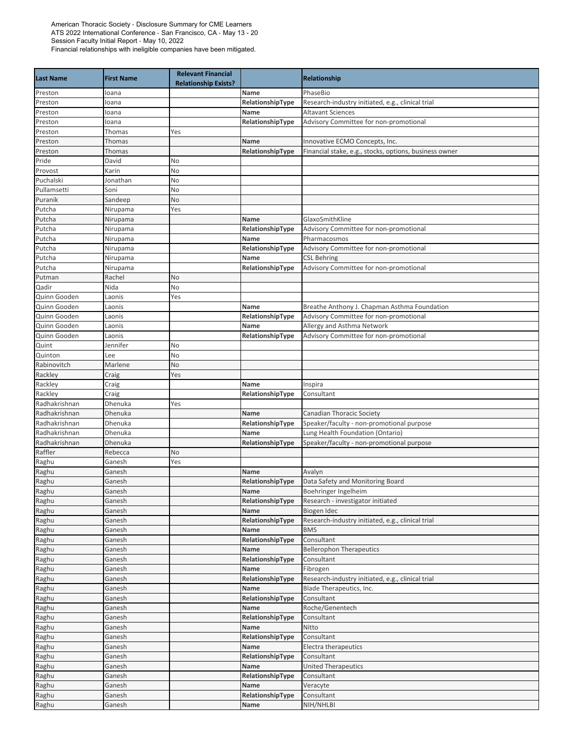American Thoracic Society - Disclosure Summary for CME Learners
ATS 2022 International Conference - San Francisco, CA - May 13 - 20
Session Faculty Initial Report - May 10, 2022
Financial relationships with ineligible companies have been mitigated.

| Last Name | First Name | Relevant Financial Relationship Exists? | | Relationship |
|---|---|---|---|---|
| Preston | Ioana | | **Name** | PhaseBio |
| Preston | Ioana | | **RelationshipType** | Research-industry initiated, e.g., clinical trial |
| Preston | Ioana | | **Name** | Altavant Sciences |
| Preston | Ioana | | **RelationshipType** | Advisory Committee for non-promotional |
| Preston | Thomas | Yes | | |
| Preston | Thomas | | **Name** | Innovative ECMO Concepts, Inc. |
| Preston | Thomas | | **RelationshipType** | Financial stake, e.g., stocks, options, business owner |
| Pride | David | No | | |
| Provost | Karin | No | | |
| Puchalski | Jonathan | No | | |
| Pullamsetti | Soni | No | | |
| Puranik | Sandeep | No | | |
| Putcha | Nirupama | Yes | | |
| Putcha | Nirupama | | **Name** | GlaxoSmithKline |
| Putcha | Nirupama | | **RelationshipType** | Advisory Committee for non-promotional |
| Putcha | Nirupama | | **Name** | Pharmacosmos |
| Putcha | Nirupama | | **RelationshipType** | Advisory Committee for non-promotional |
| Putcha | Nirupama | | **Name** | CSL Behring |
| Putcha | Nirupama | | **RelationshipType** | Advisory Committee for non-promotional |
| Putman | Rachel | No | | |
| Qadir | Nida | No | | |
| Quinn Gooden | Laonis | Yes | | |
| Quinn Gooden | Laonis | | **Name** | Breathe Anthony J. Chapman Asthma Foundation |
| Quinn Gooden | Laonis | | **RelationshipType** | Advisory Committee for non-promotional |
| Quinn Gooden | Laonis | | **Name** | Allergy and Asthma Network |
| Quinn Gooden | Laonis | | **RelationshipType** | Advisory Committee for non-promotional |
| Quint | Jennifer | No | | |
| Quinton | Lee | No | | |
| Rabinovitch | Marlene | No | | |
| Rackley | Craig | Yes | | |
| Rackley | Craig | | **Name** | Inspira |
| Rackley | Craig | | **RelationshipType** | Consultant |
| Radhakrishnan | Dhenuka | Yes | | |
| Radhakrishnan | Dhenuka | | **Name** | Canadian Thoracic Society |
| Radhakrishnan | Dhenuka | | **RelationshipType** | Speaker/faculty - non-promotional purpose |
| Radhakrishnan | Dhenuka | | **Name** | Lung Health Foundation (Ontario) |
| Radhakrishnan | Dhenuka | | **RelationshipType** | Speaker/faculty - non-promotional purpose |
| Raffler | Rebecca | No | | |
| Raghu | Ganesh | Yes | | |
| Raghu | Ganesh | | **Name** | Avalyn |
| Raghu | Ganesh | | **RelationshipType** | Data Safety and Monitoring Board |
| Raghu | Ganesh | | **Name** | Boehringer Ingelheim |
| Raghu | Ganesh | | **RelationshipType** | Research - investigator initiated |
| Raghu | Ganesh | | **Name** | Biogen Idec |
| Raghu | Ganesh | | **RelationshipType** | Research-industry initiated, e.g., clinical trial |
| Raghu | Ganesh | | **Name** | BMS |
| Raghu | Ganesh | | **RelationshipType** | Consultant |
| Raghu | Ganesh | | **Name** | Bellerophon Therapeutics |
| Raghu | Ganesh | | **RelationshipType** | Consultant |
| Raghu | Ganesh | | **Name** | Fibrogen |
| Raghu | Ganesh | | **RelationshipType** | Research-industry initiated, e.g., clinical trial |
| Raghu | Ganesh | | **Name** | Blade Therapeutics, Inc. |
| Raghu | Ganesh | | **RelationshipType** | Consultant |
| Raghu | Ganesh | | **Name** | Roche/Genentech |
| Raghu | Ganesh | | **RelationshipType** | Consultant |
| Raghu | Ganesh | | **Name** | Nitto |
| Raghu | Ganesh | | **RelationshipType** | Consultant |
| Raghu | Ganesh | | **Name** | Electra therapeutics |
| Raghu | Ganesh | | **RelationshipType** | Consultant |
| Raghu | Ganesh | | **Name** | United Therapeutics |
| Raghu | Ganesh | | **RelationshipType** | Consultant |
| Raghu | Ganesh | | **Name** | Veracyte |
| Raghu | Ganesh | | **RelationshipType** | Consultant |
| Raghu | Ganesh | | **Name** | NIH/NHLBI |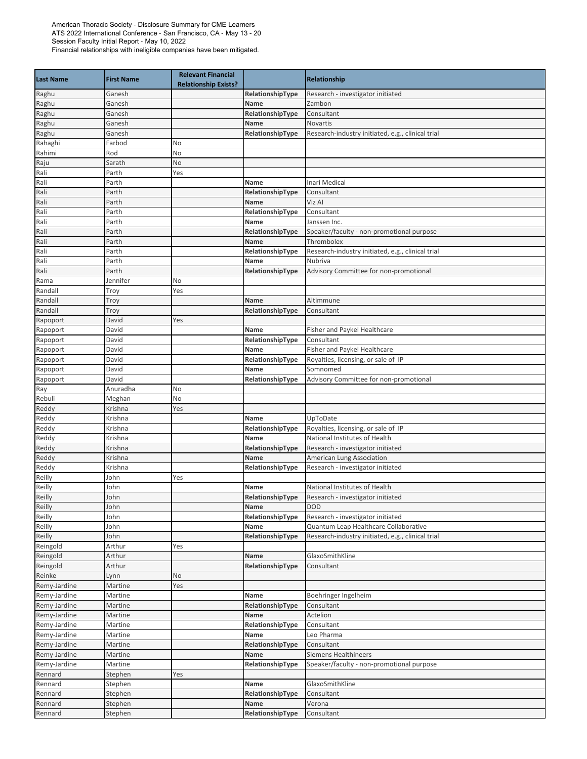American Thoracic Society - Disclosure Summary for CME Learners
ATS 2022 International Conference - San Francisco, CA - May 13 - 20
Session Faculty Initial Report - May 10, 2022
Financial relationships with ineligible companies have been mitigated.

| Last Name | First Name | Relevant Financial Relationship Exists? | | Relationship |
|---|---|---|---|---|
| Raghu | Ganesh | | RelationshipType | Research - investigator initiated |
| Raghu | Ganesh | | Name | Zambon |
| Raghu | Ganesh | | RelationshipType | Consultant |
| Raghu | Ganesh | | Name | Novartis |
| Raghu | Ganesh | | RelationshipType | Research-industry initiated, e.g., clinical trial |
| Rahaghi | Farbod | No | | |
| Rahimi | Rod | No | | |
| Raju | Sarath | No | | |
| Rali | Parth | Yes | | |
| Rali | Parth | | Name | Inari Medical |
| Rali | Parth | | RelationshipType | Consultant |
| Rali | Parth | | Name | Viz AI |
| Rali | Parth | | RelationshipType | Consultant |
| Rali | Parth | | Name | Janssen Inc. |
| Rali | Parth | | RelationshipType | Speaker/faculty - non-promotional purpose |
| Rali | Parth | | Name | Thrombolex |
| Rali | Parth | | RelationshipType | Research-industry initiated, e.g., clinical trial |
| Rali | Parth | | Name | Nubriva |
| Rali | Parth | | RelationshipType | Advisory Committee for non-promotional |
| Rama | Jennifer | No | | |
| Randall | Troy | Yes | | |
| Randall | Troy | | Name | Altimmune |
| Randall | Troy | | RelationshipType | Consultant |
| Rapoport | David | Yes | | |
| Rapoport | David | | Name | Fisher and Paykel Healthcare |
| Rapoport | David | | RelationshipType | Consultant |
| Rapoport | David | | Name | Fisher and Paykel Healthcare |
| Rapoport | David | | RelationshipType | Royalties, licensing, or sale of IP |
| Rapoport | David | | Name | Somnomed |
| Rapoport | David | | RelationshipType | Advisory Committee for non-promotional |
| Ray | Anuradha | No | | |
| Rebuli | Meghan | No | | |
| Reddy | Krishna | Yes | | |
| Reddy | Krishna | | Name | UpToDate |
| Reddy | Krishna | | RelationshipType | Royalties, licensing, or sale of IP |
| Reddy | Krishna | | Name | National Institutes of Health |
| Reddy | Krishna | | RelationshipType | Research - investigator initiated |
| Reddy | Krishna | | Name | American Lung Association |
| Reddy | Krishna | | RelationshipType | Research - investigator initiated |
| Reilly | John | Yes | | |
| Reilly | John | | Name | National Institutes of Health |
| Reilly | John | | RelationshipType | Research - investigator initiated |
| Reilly | John | | Name | DOD |
| Reilly | John | | RelationshipType | Research - investigator initiated |
| Reilly | John | | Name | Quantum Leap Healthcare Collaborative |
| Reilly | John | | RelationshipType | Research-industry initiated, e.g., clinical trial |
| Reingold | Arthur | Yes | | |
| Reingold | Arthur | | Name | GlaxoSmithKline |
| Reingold | Arthur | | RelationshipType | Consultant |
| Reinke | Lynn | No | | |
| Remy-Jardine | Martine | Yes | | |
| Remy-Jardine | Martine | | Name | Boehringer Ingelheim |
| Remy-Jardine | Martine | | RelationshipType | Consultant |
| Remy-Jardine | Martine | | Name | Actelion |
| Remy-Jardine | Martine | | RelationshipType | Consultant |
| Remy-Jardine | Martine | | Name | Leo Pharma |
| Remy-Jardine | Martine | | RelationshipType | Consultant |
| Remy-Jardine | Martine | | Name | Siemens Healthineers |
| Remy-Jardine | Martine | | RelationshipType | Speaker/faculty - non-promotional purpose |
| Rennard | Stephen | Yes | | |
| Rennard | Stephen | | Name | GlaxoSmithKline |
| Rennard | Stephen | | RelationshipType | Consultant |
| Rennard | Stephen | | Name | Verona |
| Rennard | Stephen | | RelationshipType | Consultant |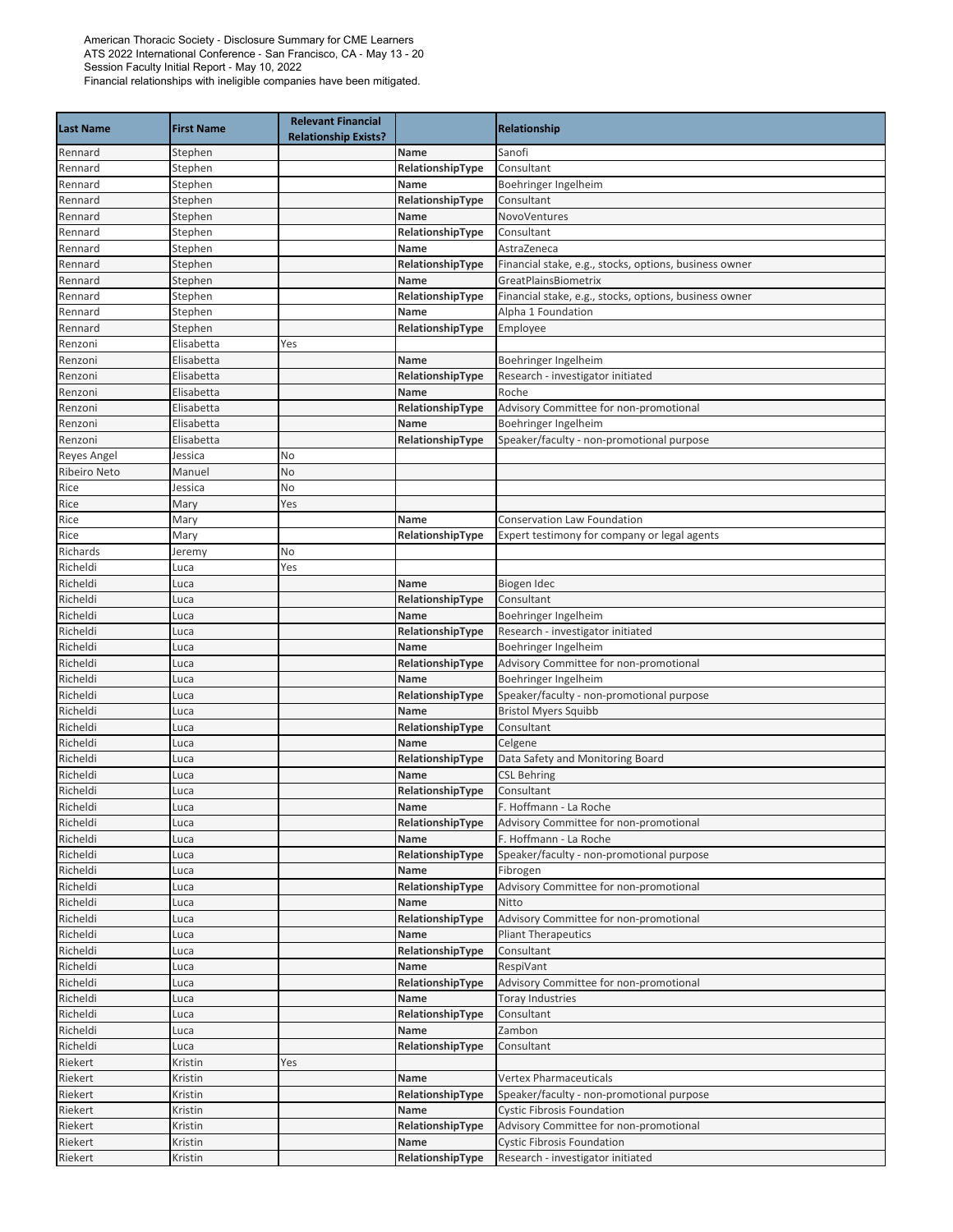American Thoracic Society - Disclosure Summary for CME Learners
ATS 2022 International Conference - San Francisco, CA - May 13 - 20
Session Faculty Initial Report - May 10, 2022
Financial relationships with ineligible companies have been mitigated.

| Last Name | First Name | Relevant Financial Relationship Exists? | | Relationship |
|---|---|---|---|---|
| Rennard | Stephen | | Name | Sanofi |
| Rennard | Stephen | | RelationshipType | Consultant |
| Rennard | Stephen | | Name | Boehringer Ingelheim |
| Rennard | Stephen | | RelationshipType | Consultant |
| Rennard | Stephen | | Name | NovoVentures |
| Rennard | Stephen | | RelationshipType | Consultant |
| Rennard | Stephen | | Name | AstraZeneca |
| Rennard | Stephen | | RelationshipType | Financial stake, e.g., stocks, options, business owner |
| Rennard | Stephen | | Name | GreatPlainsBiometrix |
| Rennard | Stephen | | RelationshipType | Financial stake, e.g., stocks, options, business owner |
| Rennard | Stephen | | Name | Alpha 1 Foundation |
| Rennard | Stephen | | RelationshipType | Employee |
| Renzoni | Elisabetta | Yes | | |
| Renzoni | Elisabetta | | Name | Boehringer Ingelheim |
| Renzoni | Elisabetta | | RelationshipType | Research - investigator initiated |
| Renzoni | Elisabetta | | Name | Roche |
| Renzoni | Elisabetta | | RelationshipType | Advisory Committee for non-promotional |
| Renzoni | Elisabetta | | Name | Boehringer Ingelheim |
| Renzoni | Elisabetta | | RelationshipType | Speaker/faculty - non-promotional purpose |
| Reyes Angel | Jessica | No | | |
| Ribeiro Neto | Manuel | No | | |
| Rice | Jessica | No | | |
| Rice | Mary | Yes | | |
| Rice | Mary | | Name | Conservation Law Foundation |
| Rice | Mary | | RelationshipType | Expert testimony for company or legal agents |
| Richards | Jeremy | No | | |
| Richeldi | Luca | Yes | | |
| Richeldi | Luca | | Name | Biogen Idec |
| Richeldi | Luca | | RelationshipType | Consultant |
| Richeldi | Luca | | Name | Boehringer Ingelheim |
| Richeldi | Luca | | RelationshipType | Research - investigator initiated |
| Richeldi | Luca | | Name | Boehringer Ingelheim |
| Richeldi | Luca | | RelationshipType | Advisory Committee for non-promotional |
| Richeldi | Luca | | Name | Boehringer Ingelheim |
| Richeldi | Luca | | RelationshipType | Speaker/faculty - non-promotional purpose |
| Richeldi | Luca | | Name | Bristol Myers Squibb |
| Richeldi | Luca | | RelationshipType | Consultant |
| Richeldi | Luca | | Name | Celgene |
| Richeldi | Luca | | RelationshipType | Data Safety and Monitoring Board |
| Richeldi | Luca | | Name | CSL Behring |
| Richeldi | Luca | | RelationshipType | Consultant |
| Richeldi | Luca | | Name | F. Hoffmann - La Roche |
| Richeldi | Luca | | RelationshipType | Advisory Committee for non-promotional |
| Richeldi | Luca | | Name | F. Hoffmann - La Roche |
| Richeldi | Luca | | RelationshipType | Speaker/faculty - non-promotional purpose |
| Richeldi | Luca | | Name | Fibrogen |
| Richeldi | Luca | | RelationshipType | Advisory Committee for non-promotional |
| Richeldi | Luca | | Name | Nitto |
| Richeldi | Luca | | RelationshipType | Advisory Committee for non-promotional |
| Richeldi | Luca | | Name | Pliant Therapeutics |
| Richeldi | Luca | | RelationshipType | Consultant |
| Richeldi | Luca | | Name | RespiVant |
| Richeldi | Luca | | RelationshipType | Advisory Committee for non-promotional |
| Richeldi | Luca | | Name | Toray Industries |
| Richeldi | Luca | | RelationshipType | Consultant |
| Richeldi | Luca | | Name | Zambon |
| Richeldi | Luca | | RelationshipType | Consultant |
| Riekert | Kristin | Yes | | |
| Riekert | Kristin | | Name | Vertex Pharmaceuticals |
| Riekert | Kristin | | RelationshipType | Speaker/faculty - non-promotional purpose |
| Riekert | Kristin | | Name | Cystic Fibrosis Foundation |
| Riekert | Kristin | | RelationshipType | Advisory Committee for non-promotional |
| Riekert | Kristin | | Name | Cystic Fibrosis Foundation |
| Riekert | Kristin | | RelationshipType | Research - investigator initiated |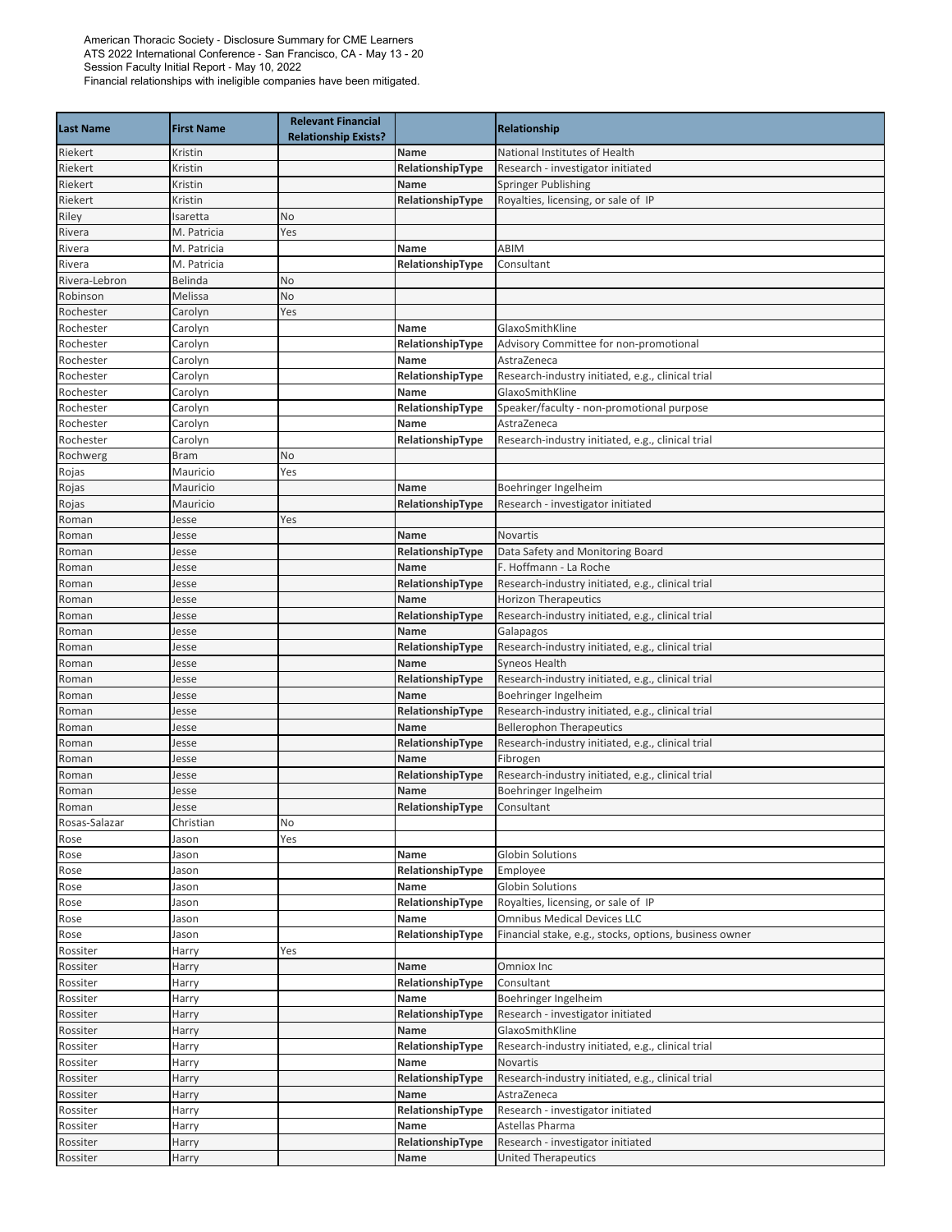American Thoracic Society - Disclosure Summary for CME Learners
ATS 2022 International Conference - San Francisco, CA - May 13 - 20
Session Faculty Initial Report - May 10, 2022
Financial relationships with ineligible companies have been mitigated.

| Last Name | First Name | Relevant Financial Relationship Exists? | | Relationship |
|---|---|---|---|---|
| Riekert | Kristin | | Name | National Institutes of Health |
| Riekert | Kristin | | RelationshipType | Research - investigator initiated |
| Riekert | Kristin | | Name | Springer Publishing |
| Riekert | Kristin | | RelationshipType | Royalties, licensing, or sale of IP |
| Riley | Isaretta | No | | |
| Rivera | M. Patricia | Yes | | |
| Rivera | M. Patricia | | Name | ABIM |
| Rivera | M. Patricia | | RelationshipType | Consultant |
| Rivera-Lebron | Belinda | No | | |
| Robinson | Melissa | No | | |
| Rochester | Carolyn | Yes | | |
| Rochester | Carolyn | | Name | GlaxoSmithKline |
| Rochester | Carolyn | | RelationshipType | Advisory Committee for non-promotional |
| Rochester | Carolyn | | Name | AstraZeneca |
| Rochester | Carolyn | | RelationshipType | Research-industry initiated, e.g., clinical trial |
| Rochester | Carolyn | | Name | GlaxoSmithKline |
| Rochester | Carolyn | | RelationshipType | Speaker/faculty - non-promotional purpose |
| Rochester | Carolyn | | Name | AstraZeneca |
| Rochester | Carolyn | | RelationshipType | Research-industry initiated, e.g., clinical trial |
| Rochwerg | Bram | No | | |
| Rojas | Mauricio | Yes | | |
| Rojas | Mauricio | | Name | Boehringer Ingelheim |
| Rojas | Mauricio | | RelationshipType | Research - investigator initiated |
| Roman | Jesse | Yes | | |
| Roman | Jesse | | Name | Novartis |
| Roman | Jesse | | RelationshipType | Data Safety and Monitoring Board |
| Roman | Jesse | | Name | F. Hoffmann - La Roche |
| Roman | Jesse | | RelationshipType | Research-industry initiated, e.g., clinical trial |
| Roman | Jesse | | Name | Horizon Therapeutics |
| Roman | Jesse | | RelationshipType | Research-industry initiated, e.g., clinical trial |
| Roman | Jesse | | Name | Galapagos |
| Roman | Jesse | | RelationshipType | Research-industry initiated, e.g., clinical trial |
| Roman | Jesse | | Name | Syneos Health |
| Roman | Jesse | | RelationshipType | Research-industry initiated, e.g., clinical trial |
| Roman | Jesse | | Name | Boehringer Ingelheim |
| Roman | Jesse | | RelationshipType | Research-industry initiated, e.g., clinical trial |
| Roman | Jesse | | Name | Bellerophon Therapeutics |
| Roman | Jesse | | RelationshipType | Research-industry initiated, e.g., clinical trial |
| Roman | Jesse | | Name | Fibrogen |
| Roman | Jesse | | RelationshipType | Research-industry initiated, e.g., clinical trial |
| Roman | Jesse | | Name | Boehringer Ingelheim |
| Roman | Jesse | | RelationshipType | Consultant |
| Rosas-Salazar | Christian | No | | |
| Rose | Jason | Yes | | |
| Rose | Jason | | Name | Globin Solutions |
| Rose | Jason | | RelationshipType | Employee |
| Rose | Jason | | Name | Globin Solutions |
| Rose | Jason | | RelationshipType | Royalties, licensing, or sale of IP |
| Rose | Jason | | Name | Omnibus Medical Devices LLC |
| Rose | Jason | | RelationshipType | Financial stake, e.g., stocks, options, business owner |
| Rossiter | Harry | Yes | | |
| Rossiter | Harry | | Name | Omniox Inc |
| Rossiter | Harry | | RelationshipType | Consultant |
| Rossiter | Harry | | Name | Boehringer Ingelheim |
| Rossiter | Harry | | RelationshipType | Research - investigator initiated |
| Rossiter | Harry | | Name | GlaxoSmithKline |
| Rossiter | Harry | | RelationshipType | Research-industry initiated, e.g., clinical trial |
| Rossiter | Harry | | Name | Novartis |
| Rossiter | Harry | | RelationshipType | Research-industry initiated, e.g., clinical trial |
| Rossiter | Harry | | Name | AstraZeneca |
| Rossiter | Harry | | RelationshipType | Research - investigator initiated |
| Rossiter | Harry | | Name | Astellas Pharma |
| Rossiter | Harry | | RelationshipType | Research - investigator initiated |
| Rossiter | Harry | | Name | United Therapeutics |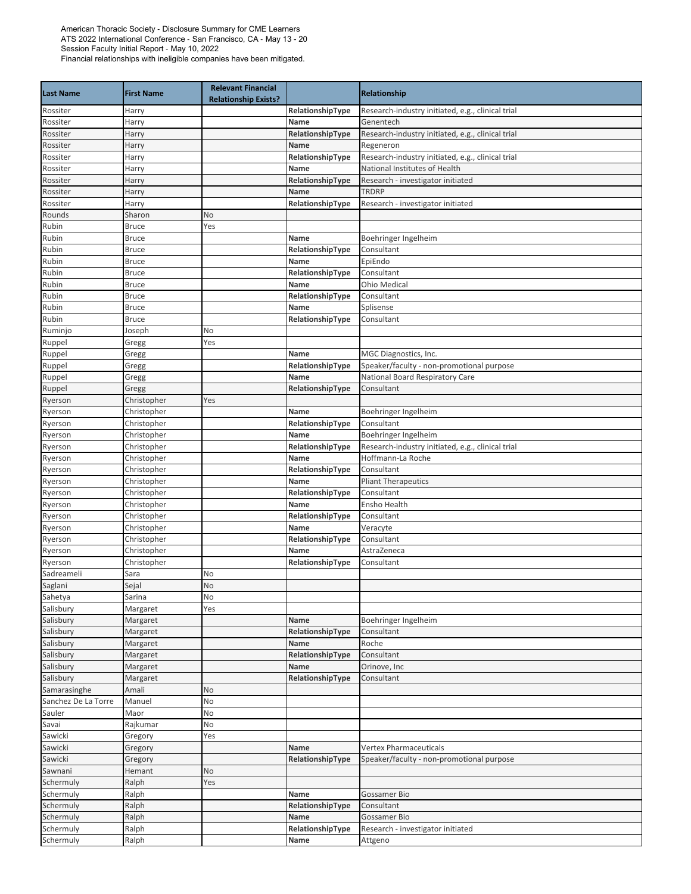American Thoracic Society - Disclosure Summary for CME Learners
ATS 2022 International Conference - San Francisco, CA - May 13 - 20
Session Faculty Initial Report - May 10, 2022
Financial relationships with ineligible companies have been mitigated.

| Last Name | First Name | Relevant Financial Relationship Exists? | | Relationship |
|---|---|---|---|---|
| Rossiter | Harry | | RelationshipType | Research-industry initiated, e.g., clinical trial |
| Rossiter | Harry | | Name | Genentech |
| Rossiter | Harry | | RelationshipType | Research-industry initiated, e.g., clinical trial |
| Rossiter | Harry | | Name | Regeneron |
| Rossiter | Harry | | RelationshipType | Research-industry initiated, e.g., clinical trial |
| Rossiter | Harry | | Name | National Institutes of Health |
| Rossiter | Harry | | RelationshipType | Research - investigator initiated |
| Rossiter | Harry | | Name | TRDRP |
| Rossiter | Harry | | RelationshipType | Research - investigator initiated |
| Rounds | Sharon | No | | |
| Rubin | Bruce | Yes | | |
| Rubin | Bruce | | Name | Boehringer Ingelheim |
| Rubin | Bruce | | RelationshipType | Consultant |
| Rubin | Bruce | | Name | EpiEndo |
| Rubin | Bruce | | RelationshipType | Consultant |
| Rubin | Bruce | | Name | Ohio Medical |
| Rubin | Bruce | | RelationshipType | Consultant |
| Rubin | Bruce | | Name | Splisense |
| Rubin | Bruce | | RelationshipType | Consultant |
| Ruminjo | Joseph | No | | |
| Ruppel | Gregg | Yes | | |
| Ruppel | Gregg | | Name | MGC Diagnostics, Inc. |
| Ruppel | Gregg | | RelationshipType | Speaker/faculty - non-promotional purpose |
| Ruppel | Gregg | | Name | National Board Respiratory Care |
| Ruppel | Gregg | | RelationshipType | Consultant |
| Ryerson | Christopher | Yes | | |
| Ryerson | Christopher | | Name | Boehringer Ingelheim |
| Ryerson | Christopher | | RelationshipType | Consultant |
| Ryerson | Christopher | | Name | Boehringer Ingelheim |
| Ryerson | Christopher | | RelationshipType | Research-industry initiated, e.g., clinical trial |
| Ryerson | Christopher | | Name | Hoffmann-La Roche |
| Ryerson | Christopher | | RelationshipType | Consultant |
| Ryerson | Christopher | | Name | Pliant Therapeutics |
| Ryerson | Christopher | | RelationshipType | Consultant |
| Ryerson | Christopher | | Name | Ensho Health |
| Ryerson | Christopher | | RelationshipType | Consultant |
| Ryerson | Christopher | | Name | Veracyte |
| Ryerson | Christopher | | RelationshipType | Consultant |
| Ryerson | Christopher | | Name | AstraZeneca |
| Ryerson | Christopher | | RelationshipType | Consultant |
| Sadreameli | Sara | No | | |
| Saglani | Sejal | No | | |
| Sahetya | Sarina | No | | |
| Salisbury | Margaret | Yes | | |
| Salisbury | Margaret | | Name | Boehringer Ingelheim |
| Salisbury | Margaret | | RelationshipType | Consultant |
| Salisbury | Margaret | | Name | Roche |
| Salisbury | Margaret | | RelationshipType | Consultant |
| Salisbury | Margaret | | Name | Orinove, Inc |
| Salisbury | Margaret | | RelationshipType | Consultant |
| Samarasinghe | Amali | No | | |
| Sanchez De La Torre | Manuel | No | | |
| Sauler | Maor | No | | |
| Savai | Rajkumar | No | | |
| Sawicki | Gregory | Yes | | |
| Sawicki | Gregory | | Name | Vertex Pharmaceuticals |
| Sawicki | Gregory | | RelationshipType | Speaker/faculty - non-promotional purpose |
| Sawnani | Hemant | No | | |
| Schermuly | Ralph | Yes | | |
| Schermuly | Ralph | | Name | Gossamer Bio |
| Schermuly | Ralph | | RelationshipType | Consultant |
| Schermuly | Ralph | | Name | Gossamer Bio |
| Schermuly | Ralph | | RelationshipType | Research - investigator initiated |
| Schermuly | Ralph | | Name | Attgeno |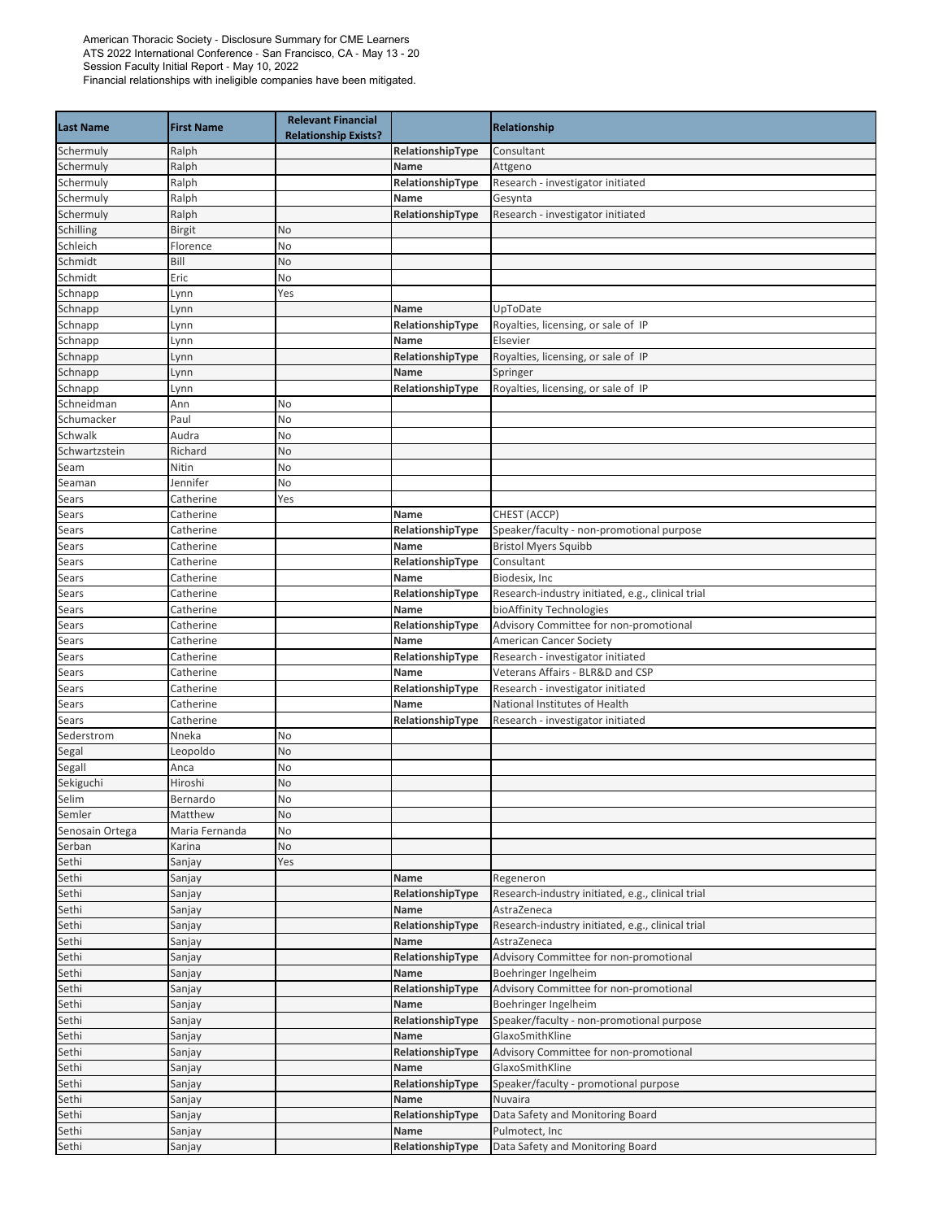American Thoracic Society - Disclosure Summary for CME Learners
ATS 2022 International Conference - San Francisco, CA - May 13 - 20
Session Faculty Initial Report - May 10, 2022
Financial relationships with ineligible companies have been mitigated.

| Last Name | First Name | Relevant Financial Relationship Exists? | | Relationship |
|---|---|---|---|---|
| Schermuly | Ralph | | RelationshipType | Consultant |
| Schermuly | Ralph | | Name | Attgeno |
| Schermuly | Ralph | | RelationshipType | Research - investigator initiated |
| Schermuly | Ralph | | Name | Gesynta |
| Schermuly | Ralph | | RelationshipType | Research - investigator initiated |
| Schilling | Birgit | No | | |
| Schleich | Florence | No | | |
| Schmidt | Bill | No | | |
| Schmidt | Eric | No | | |
| Schnapp | Lynn | Yes | | |
| Schnapp | Lynn | | Name | UpToDate |
| Schnapp | Lynn | | RelationshipType | Royalties, licensing, or sale of IP |
| Schnapp | Lynn | | Name | Elsevier |
| Schnapp | Lynn | | RelationshipType | Royalties, licensing, or sale of IP |
| Schnapp | Lynn | | Name | Springer |
| Schnapp | Lynn | | RelationshipType | Royalties, licensing, or sale of IP |
| Schneidman | Ann | No | | |
| Schumacker | Paul | No | | |
| Schwalk | Audra | No | | |
| Schwartzstein | Richard | No | | |
| Seam | Nitin | No | | |
| Seaman | Jennifer | No | | |
| Sears | Catherine | Yes | | |
| Sears | Catherine | | Name | CHEST (ACCP) |
| Sears | Catherine | | RelationshipType | Speaker/faculty - non-promotional purpose |
| Sears | Catherine | | Name | Bristol Myers Squibb |
| Sears | Catherine | | RelationshipType | Consultant |
| Sears | Catherine | | Name | Biodesix, Inc |
| Sears | Catherine | | RelationshipType | Research-industry initiated, e.g., clinical trial |
| Sears | Catherine | | Name | bioAffinity Technologies |
| Sears | Catherine | | RelationshipType | Advisory Committee for non-promotional |
| Sears | Catherine | | Name | American Cancer Society |
| Sears | Catherine | | RelationshipType | Research - investigator initiated |
| Sears | Catherine | | Name | Veterans Affairs - BLR&D and CSP |
| Sears | Catherine | | RelationshipType | Research - investigator initiated |
| Sears | Catherine | | Name | National Institutes of Health |
| Sears | Catherine | | RelationshipType | Research - investigator initiated |
| Sederstrom | Nneka | No | | |
| Segal | Leopoldo | No | | |
| Segall | Anca | No | | |
| Sekiguchi | Hiroshi | No | | |
| Selim | Bernardo | No | | |
| Semler | Matthew | No | | |
| Senosain Ortega | Maria Fernanda | No | | |
| Serban | Karina | No | | |
| Sethi | Sanjay | Yes | | |
| Sethi | Sanjay | | Name | Regeneron |
| Sethi | Sanjay | | RelationshipType | Research-industry initiated, e.g., clinical trial |
| Sethi | Sanjay | | Name | AstraZeneca |
| Sethi | Sanjay | | RelationshipType | Research-industry initiated, e.g., clinical trial |
| Sethi | Sanjay | | Name | AstraZeneca |
| Sethi | Sanjay | | RelationshipType | Advisory Committee for non-promotional |
| Sethi | Sanjay | | Name | Boehringer Ingelheim |
| Sethi | Sanjay | | RelationshipType | Advisory Committee for non-promotional |
| Sethi | Sanjay | | Name | Boehringer Ingelheim |
| Sethi | Sanjay | | RelationshipType | Speaker/faculty - non-promotional purpose |
| Sethi | Sanjay | | Name | GlaxoSmithKline |
| Sethi | Sanjay | | RelationshipType | Advisory Committee for non-promotional |
| Sethi | Sanjay | | Name | GlaxoSmithKline |
| Sethi | Sanjay | | RelationshipType | Speaker/faculty - promotional purpose |
| Sethi | Sanjay | | Name | Nuvaira |
| Sethi | Sanjay | | RelationshipType | Data Safety and Monitoring Board |
| Sethi | Sanjay | | Name | Pulmotect, Inc |
| Sethi | Sanjay | | RelationshipType | Data Safety and Monitoring Board |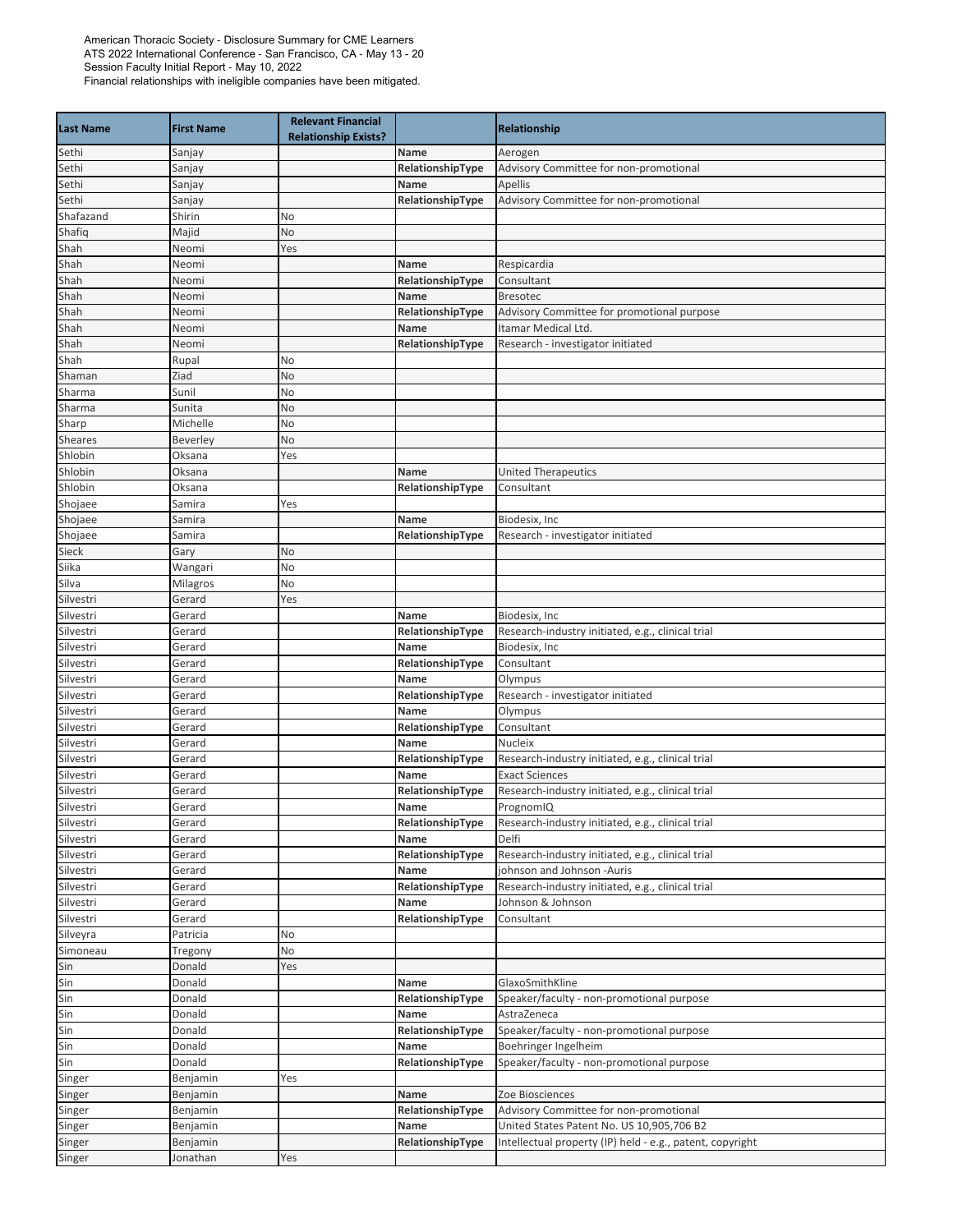American Thoracic Society - Disclosure Summary for CME Learners
ATS 2022 International Conference - San Francisco, CA - May 13 - 20
Session Faculty Initial Report - May 10, 2022
Financial relationships with ineligible companies have been mitigated.

| Last Name | First Name | Relevant Financial Relationship Exists? | | Relationship |
|---|---|---|---|---|
| Sethi | Sanjay | | Name | Aerogen |
| Sethi | Sanjay | | RelationshipType | Advisory Committee for non-promotional |
| Sethi | Sanjay | | Name | Apellis |
| Sethi | Sanjay | | RelationshipType | Advisory Committee for non-promotional |
| Shafazand | Shirin | No | | |
| Shafiq | Majid | No | | |
| Shah | Neomi | Yes | | |
| Shah | Neomi | | Name | Respicardia |
| Shah | Neomi | | RelationshipType | Consultant |
| Shah | Neomi | | Name | Bresotec |
| Shah | Neomi | | RelationshipType | Advisory Committee for promotional purpose |
| Shah | Neomi | | Name | Itamar Medical Ltd. |
| Shah | Neomi | | RelationshipType | Research - investigator initiated |
| Shah | Rupal | No | | |
| Shaman | Ziad | No | | |
| Sharma | Sunil | No | | |
| Sharma | Sunita | No | | |
| Sharp | Michelle | No | | |
| Sheares | Beverley | No | | |
| Shlobin | Oksana | Yes | | |
| Shlobin | Oksana | | Name | United Therapeutics |
| Shlobin | Oksana | | RelationshipType | Consultant |
| Shojaee | Samira | Yes | | |
| Shojaee | Samira | | Name | Biodesix, Inc |
| Shojaee | Samira | | RelationshipType | Research - investigator initiated |
| Sieck | Gary | No | | |
| Siika | Wangari | No | | |
| Silva | Milagros | No | | |
| Silvestri | Gerard | Yes | | |
| Silvestri | Gerard | | Name | Biodesix, Inc |
| Silvestri | Gerard | | RelationshipType | Research-industry initiated, e.g., clinical trial |
| Silvestri | Gerard | | Name | Biodesix, Inc |
| Silvestri | Gerard | | RelationshipType | Consultant |
| Silvestri | Gerard | | Name | Olympus |
| Silvestri | Gerard | | RelationshipType | Research - investigator initiated |
| Silvestri | Gerard | | Name | Olympus |
| Silvestri | Gerard | | RelationshipType | Consultant |
| Silvestri | Gerard | | Name | Nucleix |
| Silvestri | Gerard | | RelationshipType | Research-industry initiated, e.g., clinical trial |
| Silvestri | Gerard | | Name | Exact Sciences |
| Silvestri | Gerard | | RelationshipType | Research-industry initiated, e.g., clinical trial |
| Silvestri | Gerard | | Name | PrognomIQ |
| Silvestri | Gerard | | RelationshipType | Research-industry initiated, e.g., clinical trial |
| Silvestri | Gerard | | Name | Delfi |
| Silvestri | Gerard | | RelationshipType | Research-industry initiated, e.g., clinical trial |
| Silvestri | Gerard | | Name | johnson and Johnson -Auris |
| Silvestri | Gerard | | RelationshipType | Research-industry initiated, e.g., clinical trial |
| Silvestri | Gerard | | Name | Johnson & Johnson |
| Silvestri | Gerard | | RelationshipType | Consultant |
| Silveyra | Patricia | No | | |
| Simoneau | Tregony | No | | |
| Sin | Donald | Yes | | |
| Sin | Donald | | Name | GlaxoSmithKline |
| Sin | Donald | | RelationshipType | Speaker/faculty - non-promotional purpose |
| Sin | Donald | | Name | AstraZeneca |
| Sin | Donald | | RelationshipType | Speaker/faculty - non-promotional purpose |
| Sin | Donald | | Name | Boehringer Ingelheim |
| Sin | Donald | | RelationshipType | Speaker/faculty - non-promotional purpose |
| Singer | Benjamin | Yes | | |
| Singer | Benjamin | | Name | Zoe Biosciences |
| Singer | Benjamin | | RelationshipType | Advisory Committee for non-promotional |
| Singer | Benjamin | | Name | United States Patent No. US 10,905,706 B2 |
| Singer | Benjamin | | RelationshipType | Intellectual property (IP) held - e.g., patent, copyright |
| Singer | Jonathan | Yes | | |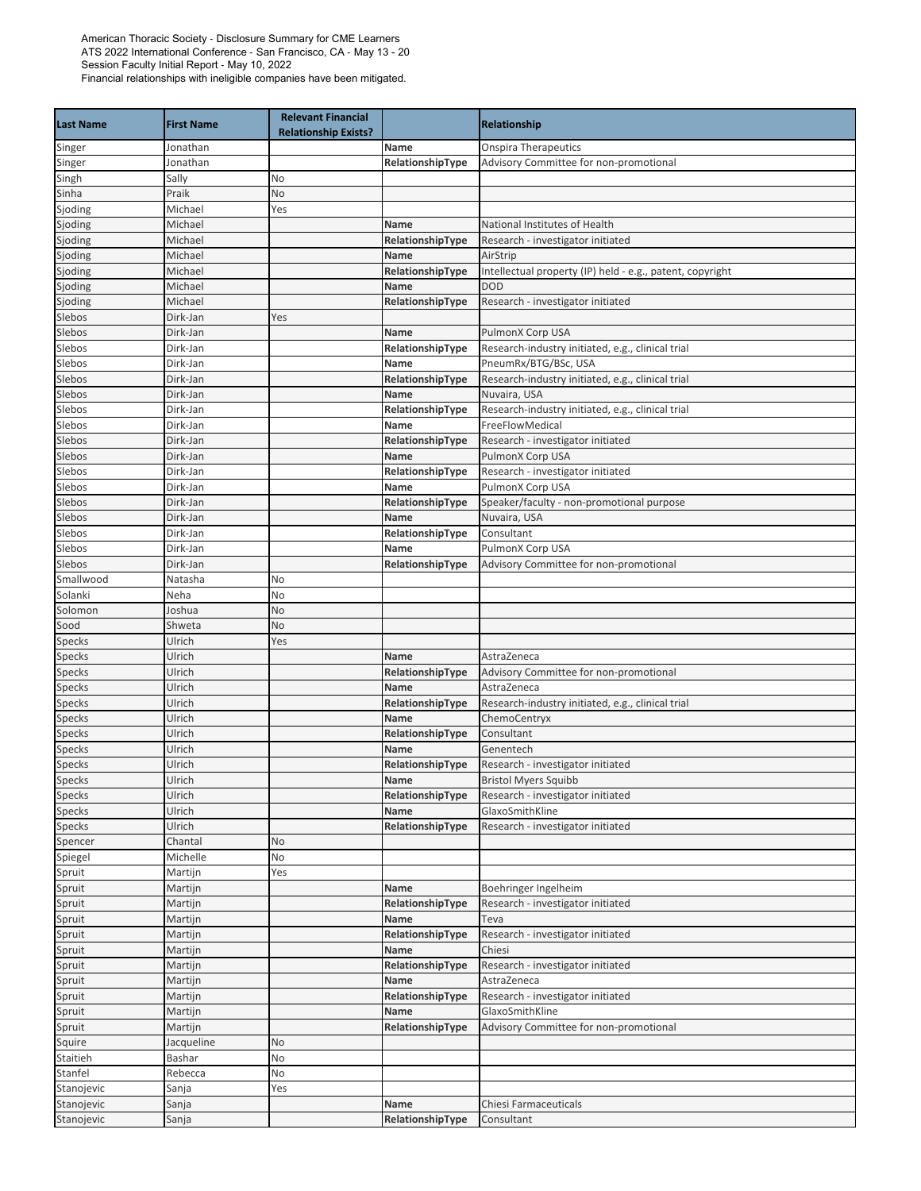American Thoracic Society - Disclosure Summary for CME Learners
ATS 2022 International Conference - San Francisco, CA - May 13 - 20
Session Faculty Initial Report - May 10, 2022
Financial relationships with ineligible companies have been mitigated.

| Last Name | First Name | Relevant Financial Relationship Exists? | | Relationship |
|---|---|---|---|---|
| Singer | Jonathan | | **Name** | Onspira Therapeutics |
| Singer | Jonathan | | **RelationshipType** | Advisory Committee for non-promotional |
| Singh | Sally | No | | |
| Sinha | Praik | No | | |
| Sjoding | Michael | Yes | | |
| Sjoding | Michael | | **Name** | National Institutes of Health |
| Sjoding | Michael | | **RelationshipType** | Research - investigator initiated |
| Sjoding | Michael | | **Name** | AirStrip |
| Sjoding | Michael | | **RelationshipType** | Intellectual property (IP) held - e.g., patent, copyright |
| Sjoding | Michael | | **Name** | DOD |
| Sjoding | Michael | | **RelationshipType** | Research - investigator initiated |
| Slebos | Dirk-Jan | Yes | | |
| Slebos | Dirk-Jan | | **Name** | PulmonX Corp USA |
| Slebos | Dirk-Jan | | **RelationshipType** | Research-industry initiated, e.g., clinical trial |
| Slebos | Dirk-Jan | | **Name** | PneumRx/BTG/BSc, USA |
| Slebos | Dirk-Jan | | **RelationshipType** | Research-industry initiated, e.g., clinical trial |
| Slebos | Dirk-Jan | | **Name** | Nuvaira, USA |
| Slebos | Dirk-Jan | | **RelationshipType** | Research-industry initiated, e.g., clinical trial |
| Slebos | Dirk-Jan | | **Name** | FreeFlowMedical |
| Slebos | Dirk-Jan | | **RelationshipType** | Research - investigator initiated |
| Slebos | Dirk-Jan | | **Name** | PulmonX Corp USA |
| Slebos | Dirk-Jan | | **RelationshipType** | Research - investigator initiated |
| Slebos | Dirk-Jan | | **Name** | PulmonX Corp USA |
| Slebos | Dirk-Jan | | **RelationshipType** | Speaker/faculty - non-promotional purpose |
| Slebos | Dirk-Jan | | **Name** | Nuvaira, USA |
| Slebos | Dirk-Jan | | **RelationshipType** | Consultant |
| Slebos | Dirk-Jan | | **Name** | PulmonX Corp USA |
| Slebos | Dirk-Jan | | **RelationshipType** | Advisory Committee for non-promotional |
| Smallwood | Natasha | No | | |
| Solanki | Neha | No | | |
| Solomon | Joshua | No | | |
| Sood | Shweta | No | | |
| Specks | Ulrich | Yes | | |
| Specks | Ulrich | | **Name** | AstraZeneca |
| Specks | Ulrich | | **RelationshipType** | Advisory Committee for non-promotional |
| Specks | Ulrich | | **Name** | AstraZeneca |
| Specks | Ulrich | | **RelationshipType** | Research-industry initiated, e.g., clinical trial |
| Specks | Ulrich | | **Name** | ChemoCentryx |
| Specks | Ulrich | | **RelationshipType** | Consultant |
| Specks | Ulrich | | **Name** | Genentech |
| Specks | Ulrich | | **RelationshipType** | Research - investigator initiated |
| Specks | Ulrich | | **Name** | Bristol Myers Squibb |
| Specks | Ulrich | | **RelationshipType** | Research - investigator initiated |
| Specks | Ulrich | | **Name** | GlaxoSmithKline |
| Specks | Ulrich | | **RelationshipType** | Research - investigator initiated |
| Spencer | Chantal | No | | |
| Spiegel | Michelle | No | | |
| Spruit | Martijn | Yes | | |
| Spruit | Martijn | | **Name** | Boehringer Ingelheim |
| Spruit | Martijn | | **RelationshipType** | Research - investigator initiated |
| Spruit | Martijn | | **Name** | Teva |
| Spruit | Martijn | | **RelationshipType** | Research - investigator initiated |
| Spruit | Martijn | | **Name** | Chiesi |
| Spruit | Martijn | | **RelationshipType** | Research - investigator initiated |
| Spruit | Martijn | | **Name** | AstraZeneca |
| Spruit | Martijn | | **RelationshipType** | Research - investigator initiated |
| Spruit | Martijn | | **Name** | GlaxoSmithKline |
| Spruit | Martijn | | **RelationshipType** | Advisory Committee for non-promotional |
| Squire | Jacqueline | No | | |
| Staitieh | Bashar | No | | |
| Stanfel | Rebecca | No | | |
| Stanojevic | Sanja | Yes | | |
| Stanojevic | Sanja | | **Name** | Chiesi Farmaceuticals |
| Stanojevic | Sanja | | **RelationshipType** | Consultant |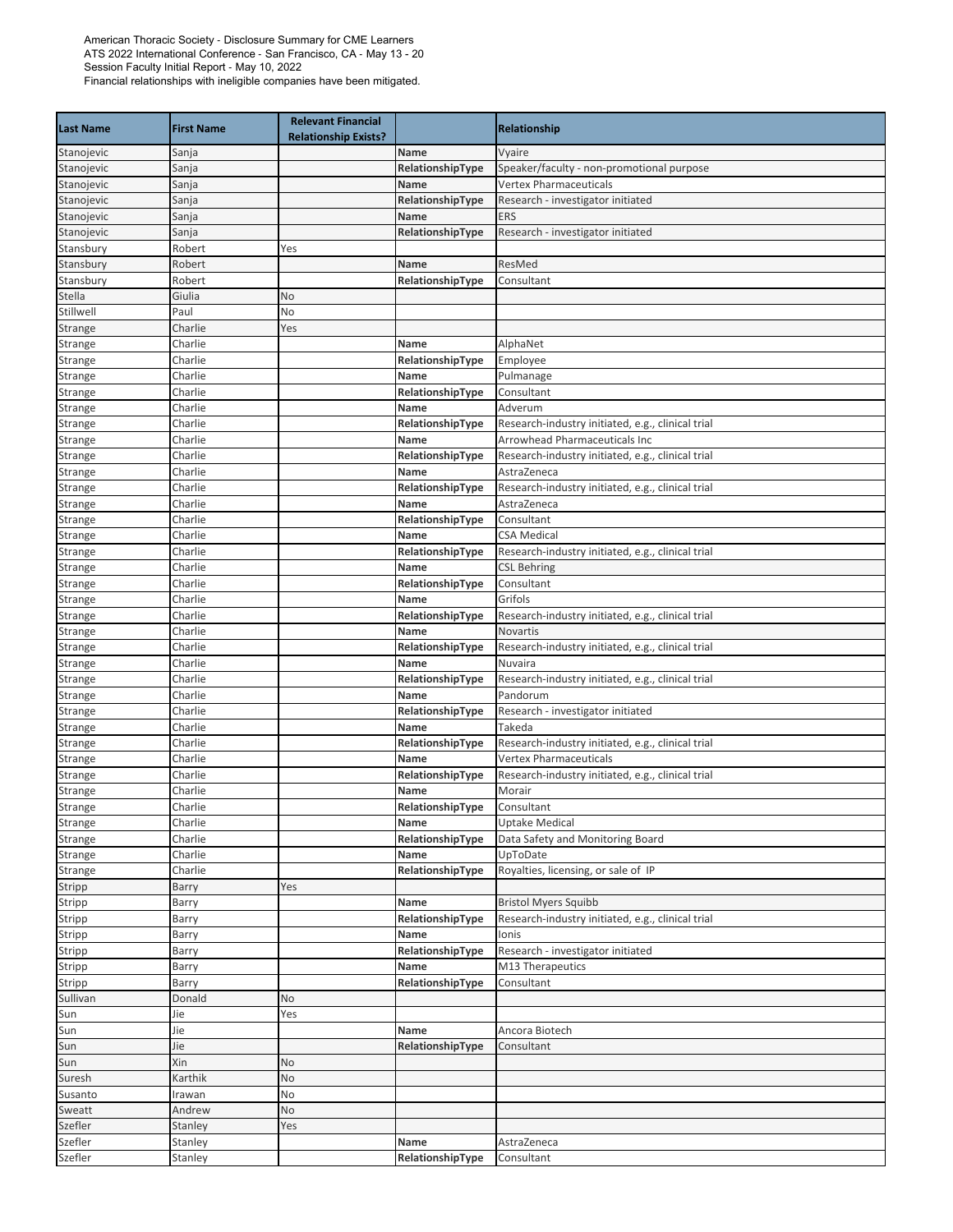American Thoracic Society - Disclosure Summary for CME Learners
ATS 2022 International Conference - San Francisco, CA - May 13 - 20
Session Faculty Initial Report - May 10, 2022
Financial relationships with ineligible companies have been mitigated.

| Last Name | First Name | Relevant Financial Relationship Exists? | | Relationship |
|---|---|---|---|---|
| Stanojevic | Sanja | | Name | Vyaire |
| Stanojevic | Sanja | | RelationshipType | Speaker/faculty - non-promotional purpose |
| Stanojevic | Sanja | | Name | Vertex Pharmaceuticals |
| Stanojevic | Sanja | | RelationshipType | Research - investigator initiated |
| Stanojevic | Sanja | | Name | ERS |
| Stanojevic | Sanja | | RelationshipType | Research - investigator initiated |
| Stansbury | Robert | Yes | | |
| Stansbury | Robert | | Name | ResMed |
| Stansbury | Robert | | RelationshipType | Consultant |
| Stella | Giulia | No | | |
| Stillwell | Paul | No | | |
| Strange | Charlie | Yes | | |
| Strange | Charlie | | Name | AlphaNet |
| Strange | Charlie | | RelationshipType | Employee |
| Strange | Charlie | | Name | Pulmanage |
| Strange | Charlie | | RelationshipType | Consultant |
| Strange | Charlie | | Name | Adverum |
| Strange | Charlie | | RelationshipType | Research-industry initiated, e.g., clinical trial |
| Strange | Charlie | | Name | Arrowhead Pharmaceuticals Inc |
| Strange | Charlie | | RelationshipType | Research-industry initiated, e.g., clinical trial |
| Strange | Charlie | | Name | AstraZeneca |
| Strange | Charlie | | RelationshipType | Research-industry initiated, e.g., clinical trial |
| Strange | Charlie | | Name | AstraZeneca |
| Strange | Charlie | | RelationshipType | Consultant |
| Strange | Charlie | | Name | CSA Medical |
| Strange | Charlie | | RelationshipType | Research-industry initiated, e.g., clinical trial |
| Strange | Charlie | | Name | CSL Behring |
| Strange | Charlie | | RelationshipType | Consultant |
| Strange | Charlie | | Name | Grifols |
| Strange | Charlie | | RelationshipType | Research-industry initiated, e.g., clinical trial |
| Strange | Charlie | | Name | Novartis |
| Strange | Charlie | | RelationshipType | Research-industry initiated, e.g., clinical trial |
| Strange | Charlie | | Name | Nuvaira |
| Strange | Charlie | | RelationshipType | Research-industry initiated, e.g., clinical trial |
| Strange | Charlie | | Name | Pandorum |
| Strange | Charlie | | RelationshipType | Research - investigator initiated |
| Strange | Charlie | | Name | Takeda |
| Strange | Charlie | | RelationshipType | Research-industry initiated, e.g., clinical trial |
| Strange | Charlie | | Name | Vertex Pharmaceuticals |
| Strange | Charlie | | RelationshipType | Research-industry initiated, e.g., clinical trial |
| Strange | Charlie | | Name | Morair |
| Strange | Charlie | | RelationshipType | Consultant |
| Strange | Charlie | | Name | Uptake Medical |
| Strange | Charlie | | RelationshipType | Data Safety and Monitoring Board |
| Strange | Charlie | | Name | UpToDate |
| Strange | Charlie | | RelationshipType | Royalties, licensing, or sale of IP |
| Stripp | Barry | Yes | | |
| Stripp | Barry | | Name | Bristol Myers Squibb |
| Stripp | Barry | | RelationshipType | Research-industry initiated, e.g., clinical trial |
| Stripp | Barry | | Name | Ionis |
| Stripp | Barry | | RelationshipType | Research - investigator initiated |
| Stripp | Barry | | Name | M13 Therapeutics |
| Stripp | Barry | | RelationshipType | Consultant |
| Sullivan | Donald | No | | |
| Sun | Jie | Yes | | |
| Sun | Jie | | Name | Ancora Biotech |
| Sun | Jie | | RelationshipType | Consultant |
| Sun | Xin | No | | |
| Suresh | Karthik | No | | |
| Susanto | Irawan | No | | |
| Sweatt | Andrew | No | | |
| Szefler | Stanley | Yes | | |
| Szefler | Stanley | | Name | AstraZeneca |
| Szefler | Stanley | | RelationshipType | Consultant |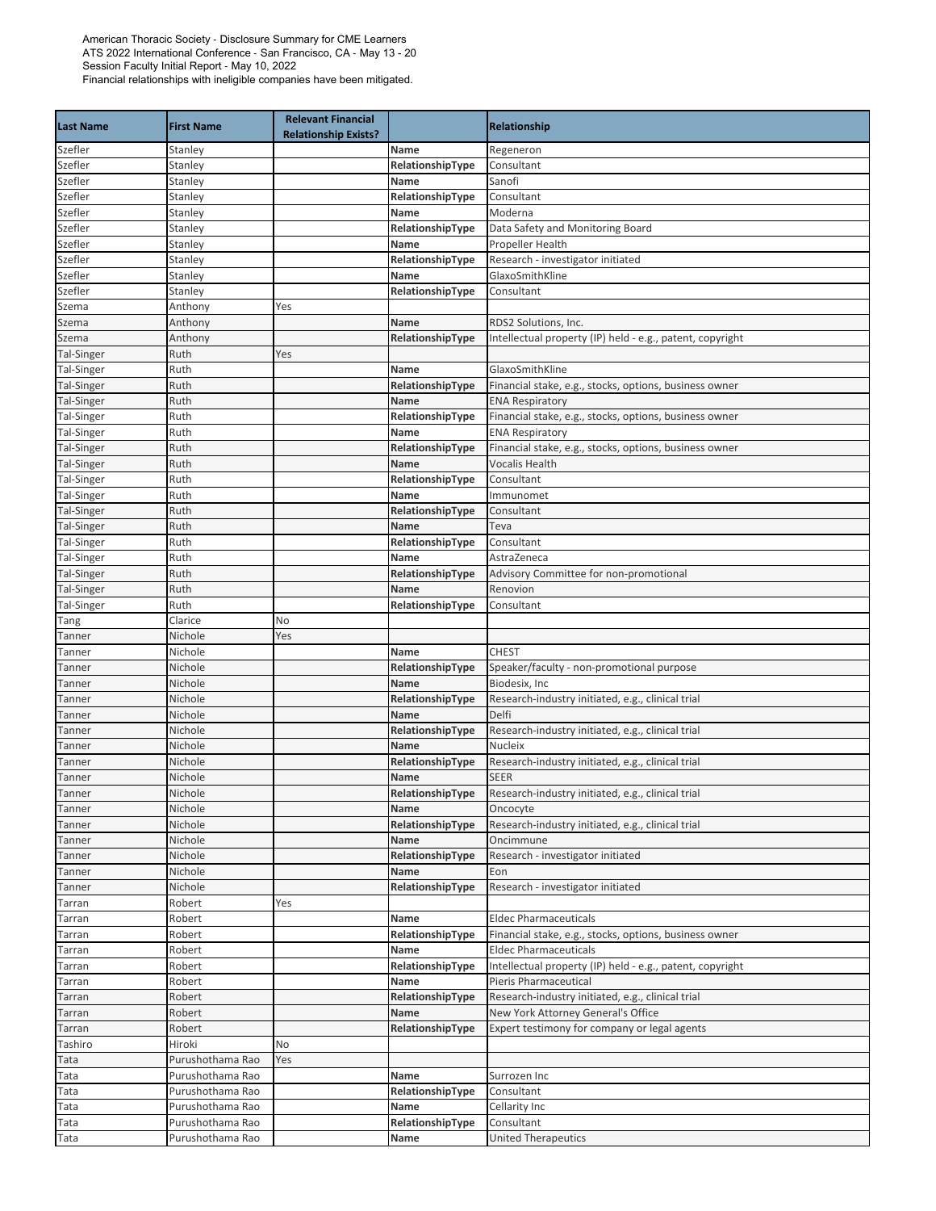American Thoracic Society - Disclosure Summary for CME Learners
ATS 2022 International Conference - San Francisco, CA - May 13 - 20
Session Faculty Initial Report - May 10, 2022
Financial relationships with ineligible companies have been mitigated.

| Last Name | First Name | Relevant Financial Relationship Exists? | | Relationship |
|---|---|---|---|---|
| Szefler | Stanley | | Name | Regeneron |
| Szefler | Stanley | | RelationshipType | Consultant |
| Szefler | Stanley | | Name | Sanofi |
| Szefler | Stanley | | RelationshipType | Consultant |
| Szefler | Stanley | | Name | Moderna |
| Szefler | Stanley | | RelationshipType | Data Safety and Monitoring Board |
| Szefler | Stanley | | Name | Propeller Health |
| Szefler | Stanley | | RelationshipType | Research - investigator initiated |
| Szefler | Stanley | | Name | GlaxoSmithKline |
| Szefler | Stanley | | RelationshipType | Consultant |
| Szema | Anthony | Yes | | |
| Szema | Anthony | | Name | RDS2 Solutions, Inc. |
| Szema | Anthony | | RelationshipType | Intellectual property (IP) held - e.g., patent, copyright |
| Tal-Singer | Ruth | Yes | | |
| Tal-Singer | Ruth | | Name | GlaxoSmithKline |
| Tal-Singer | Ruth | | RelationshipType | Financial stake, e.g., stocks, options, business owner |
| Tal-Singer | Ruth | | Name | ENA Respiratory |
| Tal-Singer | Ruth | | RelationshipType | Financial stake, e.g., stocks, options, business owner |
| Tal-Singer | Ruth | | Name | ENA Respiratory |
| Tal-Singer | Ruth | | RelationshipType | Financial stake, e.g., stocks, options, business owner |
| Tal-Singer | Ruth | | Name | Vocalis Health |
| Tal-Singer | Ruth | | RelationshipType | Consultant |
| Tal-Singer | Ruth | | Name | Immunomet |
| Tal-Singer | Ruth | | RelationshipType | Consultant |
| Tal-Singer | Ruth | | Name | Teva |
| Tal-Singer | Ruth | | RelationshipType | Consultant |
| Tal-Singer | Ruth | | Name | AstraZeneca |
| Tal-Singer | Ruth | | RelationshipType | Advisory Committee for non-promotional |
| Tal-Singer | Ruth | | Name | Renovion |
| Tal-Singer | Ruth | | RelationshipType | Consultant |
| Tang | Clarice | No | | |
| Tanner | Nichole | Yes | | |
| Tanner | Nichole | | Name | CHEST |
| Tanner | Nichole | | RelationshipType | Speaker/faculty - non-promotional purpose |
| Tanner | Nichole | | Name | Biodesix, Inc |
| Tanner | Nichole | | RelationshipType | Research-industry initiated, e.g., clinical trial |
| Tanner | Nichole | | Name | Delfi |
| Tanner | Nichole | | RelationshipType | Research-industry initiated, e.g., clinical trial |
| Tanner | Nichole | | Name | Nucleix |
| Tanner | Nichole | | RelationshipType | Research-industry initiated, e.g., clinical trial |
| Tanner | Nichole | | Name | SEER |
| Tanner | Nichole | | RelationshipType | Research-industry initiated, e.g., clinical trial |
| Tanner | Nichole | | Name | Oncocyte |
| Tanner | Nichole | | RelationshipType | Research-industry initiated, e.g., clinical trial |
| Tanner | Nichole | | Name | Oncimmune |
| Tanner | Nichole | | RelationshipType | Research - investigator initiated |
| Tanner | Nichole | | Name | Eon |
| Tanner | Nichole | | RelationshipType | Research - investigator initiated |
| Tarran | Robert | Yes | | |
| Tarran | Robert | | Name | Eldec Pharmaceuticals |
| Tarran | Robert | | RelationshipType | Financial stake, e.g., stocks, options, business owner |
| Tarran | Robert | | Name | Eldec Pharmaceuticals |
| Tarran | Robert | | RelationshipType | Intellectual property (IP) held - e.g., patent, copyright |
| Tarran | Robert | | Name | Pieris Pharmaceutical |
| Tarran | Robert | | RelationshipType | Research-industry initiated, e.g., clinical trial |
| Tarran | Robert | | Name | New York Attorney General's Office |
| Tarran | Robert | | RelationshipType | Expert testimony for company or legal agents |
| Tashiro | Hiroki | No | | |
| Tata | Purushothama Rao | Yes | | |
| Tata | Purushothama Rao | | Name | Surrozen Inc |
| Tata | Purushothama Rao | | RelationshipType | Consultant |
| Tata | Purushothama Rao | | Name | Cellarity Inc |
| Tata | Purushothama Rao | | RelationshipType | Consultant |
| Tata | Purushothama Rao | | Name | United Therapeutics |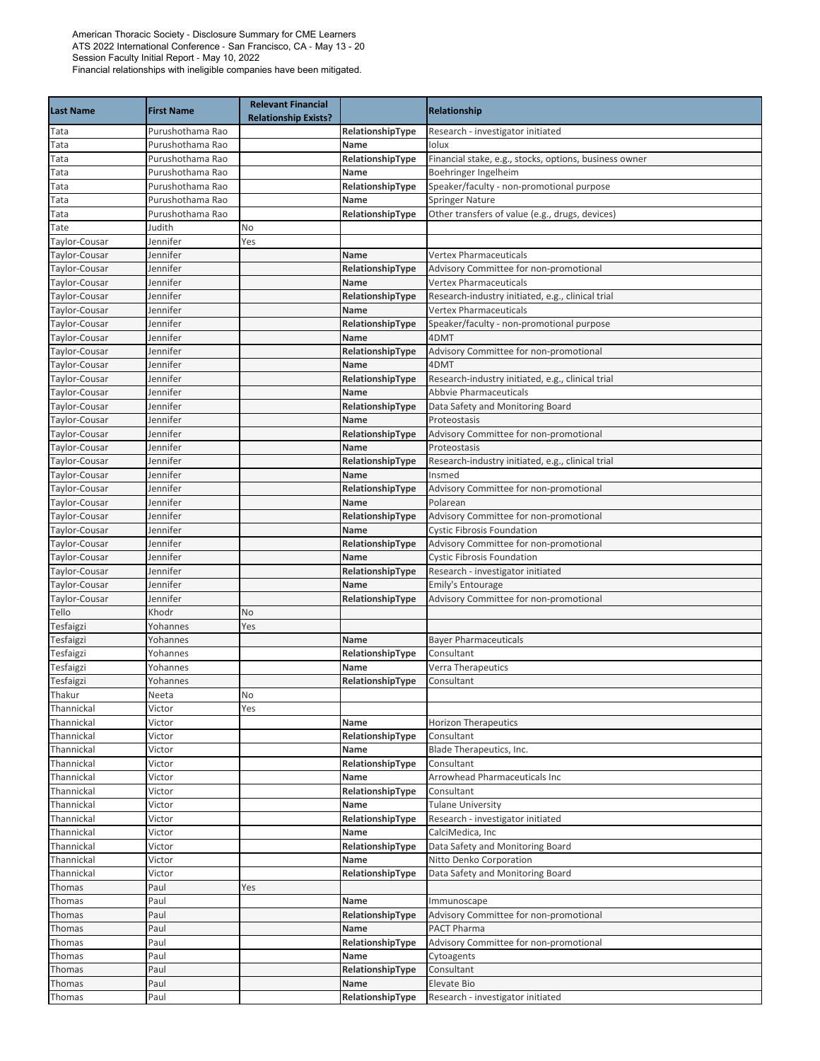American Thoracic Society - Disclosure Summary for CME Learners
ATS 2022 International Conference - San Francisco, CA - May 13 - 20
Session Faculty Initial Report - May 10, 2022
Financial relationships with ineligible companies have been mitigated.

| Last Name | First Name | Relevant Financial Relationship Exists? | | Relationship |
|---|---|---|---|---|
| Tata | Purushothama Rao | | RelationshipType | Research - investigator initiated |
| Tata | Purushothama Rao | | Name | Iolux |
| Tata | Purushothama Rao | | RelationshipType | Financial stake, e.g., stocks, options, business owner |
| Tata | Purushothama Rao | | Name | Boehringer Ingelheim |
| Tata | Purushothama Rao | | RelationshipType | Speaker/faculty - non-promotional purpose |
| Tata | Purushothama Rao | | Name | Springer Nature |
| Tata | Purushothama Rao | | RelationshipType | Other transfers of value (e.g., drugs, devices) |
| Tate | Judith | No | | |
| Taylor-Cousar | Jennifer | Yes | | |
| Taylor-Cousar | Jennifer | | Name | Vertex Pharmaceuticals |
| Taylor-Cousar | Jennifer | | RelationshipType | Advisory Committee for non-promotional |
| Taylor-Cousar | Jennifer | | Name | Vertex Pharmaceuticals |
| Taylor-Cousar | Jennifer | | RelationshipType | Research-industry initiated, e.g., clinical trial |
| Taylor-Cousar | Jennifer | | Name | Vertex Pharmaceuticals |
| Taylor-Cousar | Jennifer | | RelationshipType | Speaker/faculty - non-promotional purpose |
| Taylor-Cousar | Jennifer | | Name | 4DMT |
| Taylor-Cousar | Jennifer | | RelationshipType | Advisory Committee for non-promotional |
| Taylor-Cousar | Jennifer | | Name | 4DMT |
| Taylor-Cousar | Jennifer | | RelationshipType | Research-industry initiated, e.g., clinical trial |
| Taylor-Cousar | Jennifer | | Name | Abbvie Pharmaceuticals |
| Taylor-Cousar | Jennifer | | RelationshipType | Data Safety and Monitoring Board |
| Taylor-Cousar | Jennifer | | Name | Proteostasis |
| Taylor-Cousar | Jennifer | | RelationshipType | Advisory Committee for non-promotional |
| Taylor-Cousar | Jennifer | | Name | Proteostasis |
| Taylor-Cousar | Jennifer | | RelationshipType | Research-industry initiated, e.g., clinical trial |
| Taylor-Cousar | Jennifer | | Name | Insmed |
| Taylor-Cousar | Jennifer | | RelationshipType | Advisory Committee for non-promotional |
| Taylor-Cousar | Jennifer | | Name | Polarean |
| Taylor-Cousar | Jennifer | | RelationshipType | Advisory Committee for non-promotional |
| Taylor-Cousar | Jennifer | | Name | Cystic Fibrosis Foundation |
| Taylor-Cousar | Jennifer | | RelationshipType | Advisory Committee for non-promotional |
| Taylor-Cousar | Jennifer | | Name | Cystic Fibrosis Foundation |
| Taylor-Cousar | Jennifer | | RelationshipType | Research - investigator initiated |
| Taylor-Cousar | Jennifer | | Name | Emily's Entourage |
| Taylor-Cousar | Jennifer | | RelationshipType | Advisory Committee for non-promotional |
| Tello | Khodr | No | | |
| Tesfaigzi | Yohannes | Yes | | |
| Tesfaigzi | Yohannes | | Name | Bayer Pharmaceuticals |
| Tesfaigzi | Yohannes | | RelationshipType | Consultant |
| Tesfaigzi | Yohannes | | Name | Verra Therapeutics |
| Tesfaigzi | Yohannes | | RelationshipType | Consultant |
| Thakur | Neeta | No | | |
| Thannickal | Victor | Yes | | |
| Thannickal | Victor | | Name | Horizon Therapeutics |
| Thannickal | Victor | | RelationshipType | Consultant |
| Thannickal | Victor | | Name | Blade Therapeutics, Inc. |
| Thannickal | Victor | | RelationshipType | Consultant |
| Thannickal | Victor | | Name | Arrowhead Pharmaceuticals Inc |
| Thannickal | Victor | | RelationshipType | Consultant |
| Thannickal | Victor | | Name | Tulane University |
| Thannickal | Victor | | RelationshipType | Research - investigator initiated |
| Thannickal | Victor | | Name | CalciMedica, Inc |
| Thannickal | Victor | | RelationshipType | Data Safety and Monitoring Board |
| Thannickal | Victor | | Name | Nitto Denko Corporation |
| Thannickal | Victor | | RelationshipType | Data Safety and Monitoring Board |
| Thomas | Paul | Yes | | |
| Thomas | Paul | | Name | Immunoscape |
| Thomas | Paul | | RelationshipType | Advisory Committee for non-promotional |
| Thomas | Paul | | Name | PACT Pharma |
| Thomas | Paul | | RelationshipType | Advisory Committee for non-promotional |
| Thomas | Paul | | Name | Cytoagents |
| Thomas | Paul | | RelationshipType | Consultant |
| Thomas | Paul | | Name | Elevate Bio |
| Thomas | Paul | | RelationshipType | Research - investigator initiated |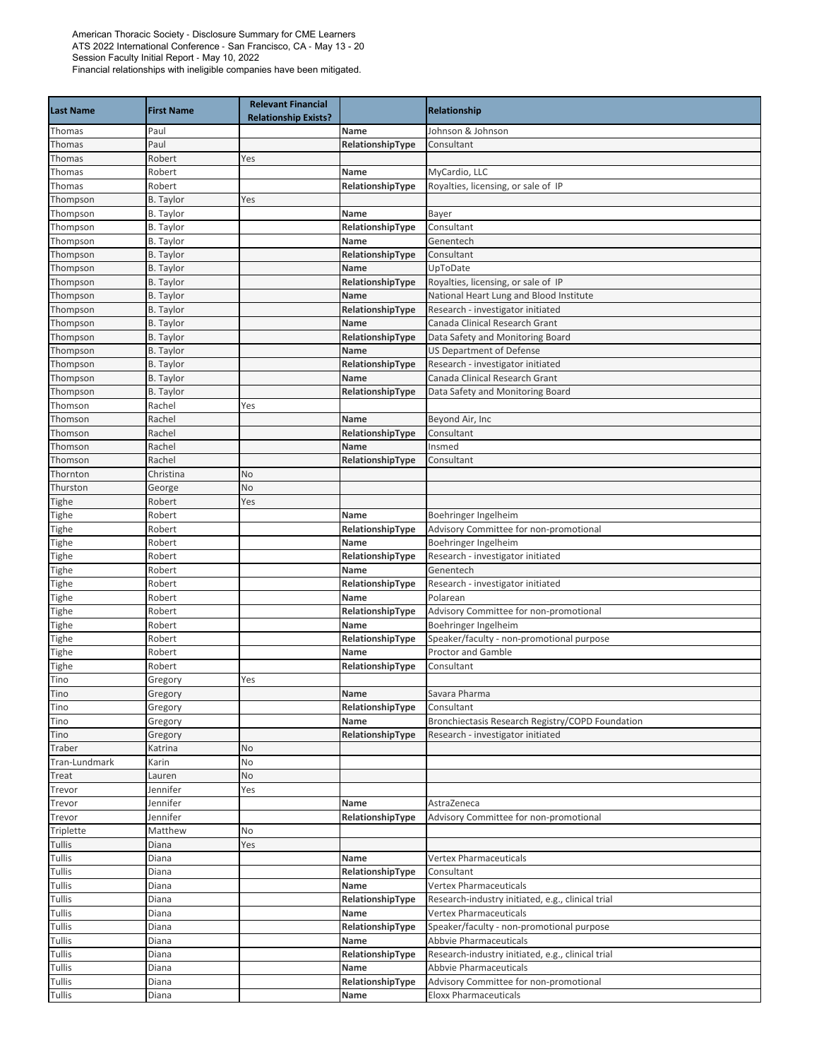American Thoracic Society - Disclosure Summary for CME Learners
ATS 2022 International Conference - San Francisco, CA - May 13 - 20
Session Faculty Initial Report - May 10, 2022
Financial relationships with ineligible companies have been mitigated.

| Last Name | First Name | Relevant Financial Relationship Exists? | | Relationship |
|---|---|---|---|---|
| Thomas | Paul | | Name | Johnson & Johnson |
| Thomas | Paul | | RelationshipType | Consultant |
| Thomas | Robert | Yes | | |
| Thomas | Robert | | Name | MyCardio, LLC |
| Thomas | Robert | | RelationshipType | Royalties, licensing, or sale of IP |
| Thompson | B. Taylor | Yes | | |
| Thompson | B. Taylor | | Name | Bayer |
| Thompson | B. Taylor | | RelationshipType | Consultant |
| Thompson | B. Taylor | | Name | Genentech |
| Thompson | B. Taylor | | RelationshipType | Consultant |
| Thompson | B. Taylor | | Name | UpToDate |
| Thompson | B. Taylor | | RelationshipType | Royalties, licensing, or sale of IP |
| Thompson | B. Taylor | | Name | National Heart Lung and Blood Institute |
| Thompson | B. Taylor | | RelationshipType | Research - investigator initiated |
| Thompson | B. Taylor | | Name | Canada Clinical Research Grant |
| Thompson | B. Taylor | | RelationshipType | Data Safety and Monitoring Board |
| Thompson | B. Taylor | | Name | US Department of Defense |
| Thompson | B. Taylor | | RelationshipType | Research - investigator initiated |
| Thompson | B. Taylor | | Name | Canada Clinical Research Grant |
| Thompson | B. Taylor | | RelationshipType | Data Safety and Monitoring Board |
| Thomson | Rachel | Yes | | |
| Thomson | Rachel | | Name | Beyond Air, Inc |
| Thomson | Rachel | | RelationshipType | Consultant |
| Thomson | Rachel | | Name | Insmed |
| Thomson | Rachel | | RelationshipType | Consultant |
| Thornton | Christina | No | | |
| Thurston | George | No | | |
| Tighe | Robert | Yes | | |
| Tighe | Robert | | Name | Boehringer Ingelheim |
| Tighe | Robert | | RelationshipType | Advisory Committee for non-promotional |
| Tighe | Robert | | Name | Boehringer Ingelheim |
| Tighe | Robert | | RelationshipType | Research - investigator initiated |
| Tighe | Robert | | Name | Genentech |
| Tighe | Robert | | RelationshipType | Research - investigator initiated |
| Tighe | Robert | | Name | Polarean |
| Tighe | Robert | | RelationshipType | Advisory Committee for non-promotional |
| Tighe | Robert | | Name | Boehringer Ingelheim |
| Tighe | Robert | | RelationshipType | Speaker/faculty - non-promotional purpose |
| Tighe | Robert | | Name | Proctor and Gamble |
| Tighe | Robert | | RelationshipType | Consultant |
| Tino | Gregory | Yes | | |
| Tino | Gregory | | Name | Savara Pharma |
| Tino | Gregory | | RelationshipType | Consultant |
| Tino | Gregory | | Name | Bronchiectasis Research Registry/COPD Foundation |
| Tino | Gregory | | RelationshipType | Research - investigator initiated |
| Traber | Katrina | No | | |
| Tran-Lundmark | Karin | No | | |
| Treat | Lauren | No | | |
| Trevor | Jennifer | Yes | | |
| Trevor | Jennifer | | Name | AstraZeneca |
| Trevor | Jennifer | | RelationshipType | Advisory Committee for non-promotional |
| Triplette | Matthew | No | | |
| Tullis | Diana | Yes | | |
| Tullis | Diana | | Name | Vertex Pharmaceuticals |
| Tullis | Diana | | RelationshipType | Consultant |
| Tullis | Diana | | Name | Vertex Pharmaceuticals |
| Tullis | Diana | | RelationshipType | Research-industry initiated, e.g., clinical trial |
| Tullis | Diana | | Name | Vertex Pharmaceuticals |
| Tullis | Diana | | RelationshipType | Speaker/faculty - non-promotional purpose |
| Tullis | Diana | | Name | Abbvie Pharmaceuticals |
| Tullis | Diana | | RelationshipType | Research-industry initiated, e.g., clinical trial |
| Tullis | Diana | | Name | Abbvie Pharmaceuticals |
| Tullis | Diana | | RelationshipType | Advisory Committee for non-promotional |
| Tullis | Diana | | Name | Eloxx Pharmaceuticals |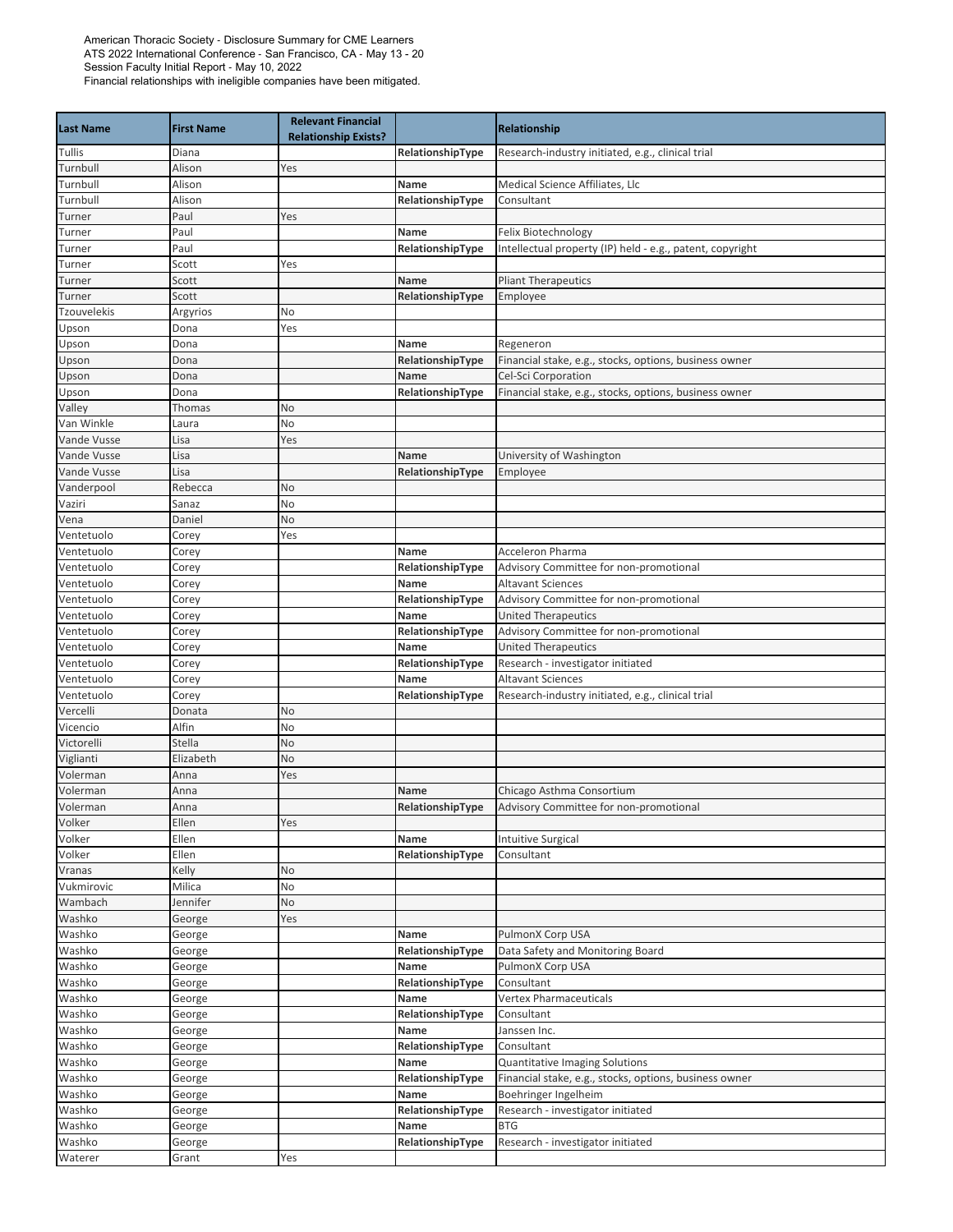American Thoracic Society - Disclosure Summary for CME Learners
ATS 2022 International Conference - San Francisco, CA - May 13 - 20
Session Faculty Initial Report - May 10, 2022
Financial relationships with ineligible companies have been mitigated.

| Last Name | First Name | Relevant Financial Relationship Exists? | | Relationship |
|---|---|---|---|---|
| Tullis | Diana | | RelationshipType | Research-industry initiated, e.g., clinical trial |
| Turnbull | Alison | Yes | | |
| Turnbull | Alison | | Name | Medical Science Affiliates, Llc |
| Turnbull | Alison | | RelationshipType | Consultant |
| Turner | Paul | Yes | | |
| Turner | Paul | | Name | Felix Biotechnology |
| Turner | Paul | | RelationshipType | Intellectual property (IP) held - e.g., patent, copyright |
| Turner | Scott | Yes | | |
| Turner | Scott | | Name | Pliant Therapeutics |
| Turner | Scott | | RelationshipType | Employee |
| Tzouvelekis | Argyrios | No | | |
| Upson | Dona | Yes | | |
| Upson | Dona | | Name | Regeneron |
| Upson | Dona | | RelationshipType | Financial stake, e.g., stocks, options, business owner |
| Upson | Dona | | Name | Cel-Sci Corporation |
| Upson | Dona | | RelationshipType | Financial stake, e.g., stocks, options, business owner |
| Valley | Thomas | No | | |
| Van Winkle | Laura | No | | |
| Vande Vusse | Lisa | Yes | | |
| Vande Vusse | Lisa | | Name | University of Washington |
| Vande Vusse | Lisa | | RelationshipType | Employee |
| Vanderpool | Rebecca | No | | |
| Vaziri | Sanaz | No | | |
| Vena | Daniel | No | | |
| Ventetuolo | Corey | Yes | | |
| Ventetuolo | Corey | | Name | Acceleron Pharma |
| Ventetuolo | Corey | | RelationshipType | Advisory Committee for non-promotional |
| Ventetuolo | Corey | | Name | Altavant Sciences |
| Ventetuolo | Corey | | RelationshipType | Advisory Committee for non-promotional |
| Ventetuolo | Corey | | Name | United Therapeutics |
| Ventetuolo | Corey | | RelationshipType | Advisory Committee for non-promotional |
| Ventetuolo | Corey | | Name | United Therapeutics |
| Ventetuolo | Corey | | RelationshipType | Research - investigator initiated |
| Ventetuolo | Corey | | Name | Altavant Sciences |
| Ventetuolo | Corey | | RelationshipType | Research-industry initiated, e.g., clinical trial |
| Vercelli | Donata | No | | |
| Vicencio | Alfin | No | | |
| Victorelli | Stella | No | | |
| Viglianti | Elizabeth | No | | |
| Volerman | Anna | Yes | | |
| Volerman | Anna | | Name | Chicago Asthma Consortium |
| Volerman | Anna | | RelationshipType | Advisory Committee for non-promotional |
| Volker | Ellen | Yes | | |
| Volker | Ellen | | Name | Intuitive Surgical |
| Volker | Ellen | | RelationshipType | Consultant |
| Vranas | Kelly | No | | |
| Vukmirovic | Milica | No | | |
| Wambach | Jennifer | No | | |
| Washko | George | Yes | | |
| Washko | George | | Name | PulmonX Corp USA |
| Washko | George | | RelationshipType | Data Safety and Monitoring Board |
| Washko | George | | Name | PulmonX Corp USA |
| Washko | George | | RelationshipType | Consultant |
| Washko | George | | Name | Vertex Pharmaceuticals |
| Washko | George | | RelationshipType | Consultant |
| Washko | George | | Name | Janssen Inc. |
| Washko | George | | RelationshipType | Consultant |
| Washko | George | | Name | Quantitative Imaging Solutions |
| Washko | George | | RelationshipType | Financial stake, e.g., stocks, options, business owner |
| Washko | George | | Name | Boehringer Ingelheim |
| Washko | George | | RelationshipType | Research - investigator initiated |
| Washko | George | | Name | BTG |
| Washko | George | | RelationshipType | Research - investigator initiated |
| Waterer | Grant | Yes | | |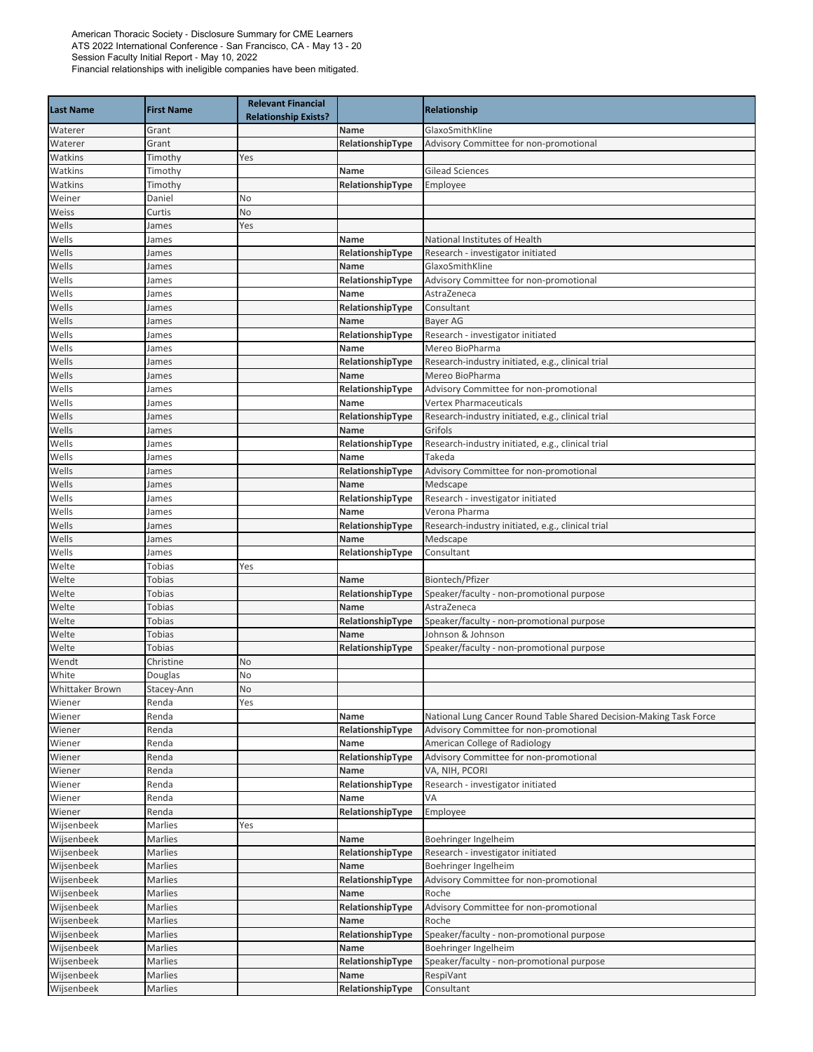American Thoracic Society - Disclosure Summary for CME Learners
ATS 2022 International Conference - San Francisco, CA - May 13 - 20
Session Faculty Initial Report - May 10, 2022
Financial relationships with ineligible companies have been mitigated.

| Last Name | First Name | Relevant Financial Relationship Exists? | | Relationship |
|---|---|---|---|---|
| Waterer | Grant | | **Name** | GlaxoSmithKline |
| Waterer | Grant | | **RelationshipType** | Advisory Committee for non-promotional |
| Watkins | Timothy | Yes | | |
| Watkins | Timothy | | **Name** | Gilead Sciences |
| Watkins | Timothy | | **RelationshipType** | Employee |
| Weiner | Daniel | No | | |
| Weiss | Curtis | No | | |
| Wells | James | Yes | | |
| Wells | James | | **Name** | National Institutes of Health |
| Wells | James | | **RelationshipType** | Research - investigator initiated |
| Wells | James | | **Name** | GlaxoSmithKline |
| Wells | James | | **RelationshipType** | Advisory Committee for non-promotional |
| Wells | James | | **Name** | AstraZeneca |
| Wells | James | | **RelationshipType** | Consultant |
| Wells | James | | **Name** | Bayer AG |
| Wells | James | | **RelationshipType** | Research - investigator initiated |
| Wells | James | | **Name** | Mereo BioPharma |
| Wells | James | | **RelationshipType** | Research-industry initiated, e.g., clinical trial |
| Wells | James | | **Name** | Mereo BioPharma |
| Wells | James | | **RelationshipType** | Advisory Committee for non-promotional |
| Wells | James | | **Name** | Vertex Pharmaceuticals |
| Wells | James | | **RelationshipType** | Research-industry initiated, e.g., clinical trial |
| Wells | James | | **Name** | Grifols |
| Wells | James | | **RelationshipType** | Research-industry initiated, e.g., clinical trial |
| Wells | James | | **Name** | Takeda |
| Wells | James | | **RelationshipType** | Advisory Committee for non-promotional |
| Wells | James | | **Name** | Medscape |
| Wells | James | | **RelationshipType** | Research - investigator initiated |
| Wells | James | | **Name** | Verona Pharma |
| Wells | James | | **RelationshipType** | Research-industry initiated, e.g., clinical trial |
| Wells | James | | **Name** | Medscape |
| Wells | James | | **RelationshipType** | Consultant |
| Welte | Tobias | Yes | | |
| Welte | Tobias | | **Name** | Biontech/Pfizer |
| Welte | Tobias | | **RelationshipType** | Speaker/faculty - non-promotional purpose |
| Welte | Tobias | | **Name** | AstraZeneca |
| Welte | Tobias | | **RelationshipType** | Speaker/faculty - non-promotional purpose |
| Welte | Tobias | | **Name** | Johnson & Johnson |
| Welte | Tobias | | **RelationshipType** | Speaker/faculty - non-promotional purpose |
| Wendt | Christine | No | | |
| White | Douglas | No | | |
| Whittaker Brown | Stacey-Ann | No | | |
| Wiener | Renda | Yes | | |
| Wiener | Renda | | **Name** | National Lung Cancer Round Table Shared Decision-Making Task Force |
| Wiener | Renda | | **RelationshipType** | Advisory Committee for non-promotional |
| Wiener | Renda | | **Name** | American College of Radiology |
| Wiener | Renda | | **RelationshipType** | Advisory Committee for non-promotional |
| Wiener | Renda | | **Name** | VA, NIH, PCORI |
| Wiener | Renda | | **RelationshipType** | Research - investigator initiated |
| Wiener | Renda | | **Name** | VA |
| Wiener | Renda | | **RelationshipType** | Employee |
| Wijsenbeek | Marlies | Yes | | |
| Wijsenbeek | Marlies | | **Name** | Boehringer Ingelheim |
| Wijsenbeek | Marlies | | **RelationshipType** | Research - investigator initiated |
| Wijsenbeek | Marlies | | **Name** | Boehringer Ingelheim |
| Wijsenbeek | Marlies | | **RelationshipType** | Advisory Committee for non-promotional |
| Wijsenbeek | Marlies | | **Name** | Roche |
| Wijsenbeek | Marlies | | **RelationshipType** | Advisory Committee for non-promotional |
| Wijsenbeek | Marlies | | **Name** | Roche |
| Wijsenbeek | Marlies | | **RelationshipType** | Speaker/faculty - non-promotional purpose |
| Wijsenbeek | Marlies | | **Name** | Boehringer Ingelheim |
| Wijsenbeek | Marlies | | **RelationshipType** | Speaker/faculty - non-promotional purpose |
| Wijsenbeek | Marlies | | **Name** | RespiVant |
| Wijsenbeek | Marlies | | **RelationshipType** | Consultant |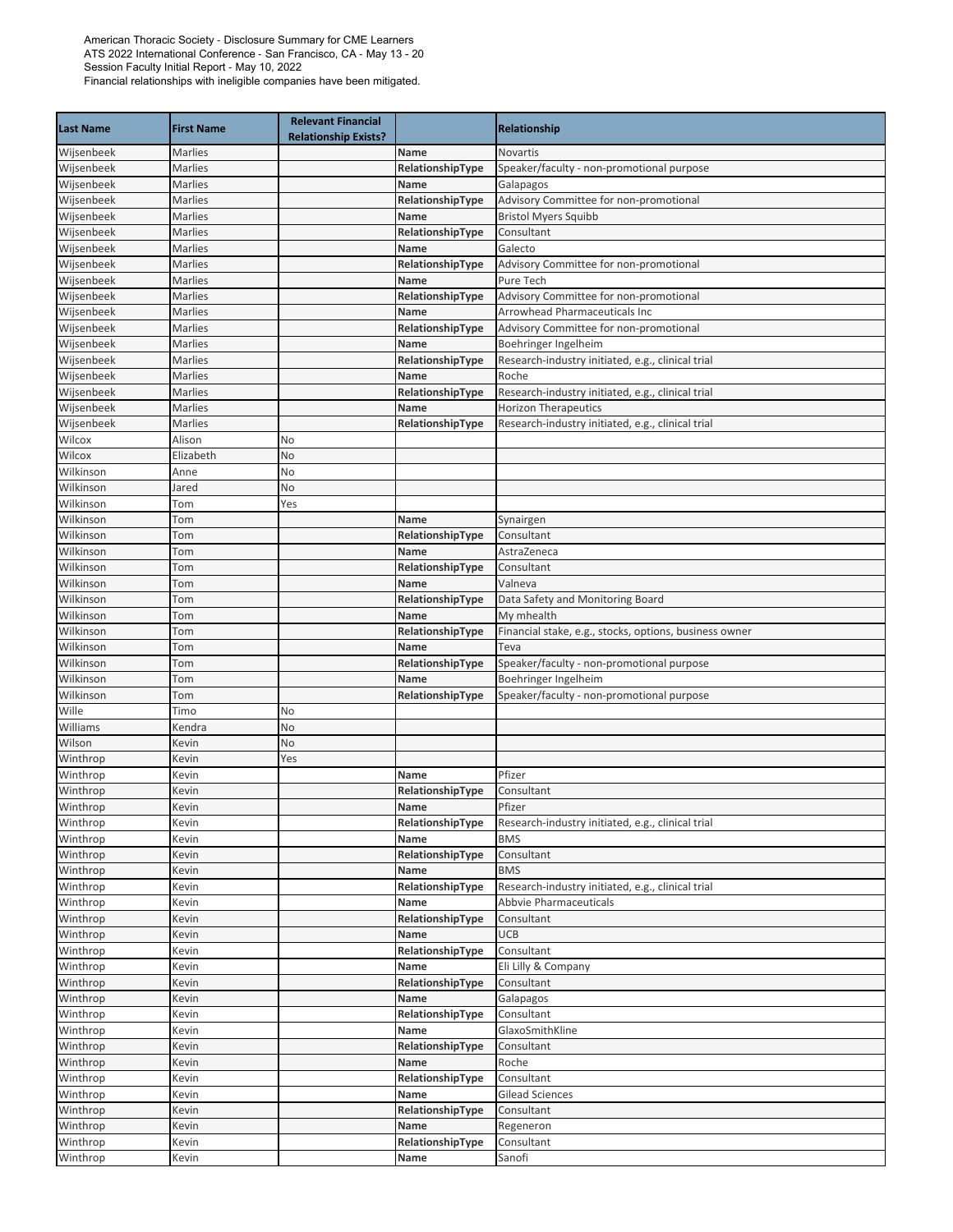American Thoracic Society - Disclosure Summary for CME Learners
ATS 2022 International Conference - San Francisco, CA - May 13 - 20
Session Faculty Initial Report - May 10, 2022
Financial relationships with ineligible companies have been mitigated.

| Last Name | First Name | Relevant Financial Relationship Exists? | | Relationship |
|---|---|---|---|---|
| Wijsenbeek | Marlies | | **Name** | Novartis |
| Wijsenbeek | Marlies | | **RelationshipType** | Speaker/faculty - non-promotional purpose |
| Wijsenbeek | Marlies | | **Name** | Galapagos |
| Wijsenbeek | Marlies | | **RelationshipType** | Advisory Committee for non-promotional |
| Wijsenbeek | Marlies | | **Name** | Bristol Myers Squibb |
| Wijsenbeek | Marlies | | **RelationshipType** | Consultant |
| Wijsenbeek | Marlies | | **Name** | Galecto |
| Wijsenbeek | Marlies | | **RelationshipType** | Advisory Committee for non-promotional |
| Wijsenbeek | Marlies | | **Name** | Pure Tech |
| Wijsenbeek | Marlies | | **RelationshipType** | Advisory Committee for non-promotional |
| Wijsenbeek | Marlies | | **Name** | Arrowhead Pharmaceuticals Inc |
| Wijsenbeek | Marlies | | **RelationshipType** | Advisory Committee for non-promotional |
| Wijsenbeek | Marlies | | **Name** | Boehringer Ingelheim |
| Wijsenbeek | Marlies | | **RelationshipType** | Research-industry initiated, e.g., clinical trial |
| Wijsenbeek | Marlies | | **Name** | Roche |
| Wijsenbeek | Marlies | | **RelationshipType** | Research-industry initiated, e.g., clinical trial |
| Wijsenbeek | Marlies | | **Name** | Horizon Therapeutics |
| Wijsenbeek | Marlies | | **RelationshipType** | Research-industry initiated, e.g., clinical trial |
| Wilcox | Alison | No | | |
| Wilcox | Elizabeth | No | | |
| Wilkinson | Anne | No | | |
| Wilkinson | Jared | No | | |
| Wilkinson | Tom | Yes | | |
| Wilkinson | Tom | | **Name** | Synairgen |
| Wilkinson | Tom | | **RelationshipType** | Consultant |
| Wilkinson | Tom | | **Name** | AstraZeneca |
| Wilkinson | Tom | | **RelationshipType** | Consultant |
| Wilkinson | Tom | | **Name** | Valneva |
| Wilkinson | Tom | | **RelationshipType** | Data Safety and Monitoring Board |
| Wilkinson | Tom | | **Name** | My mhealth |
| Wilkinson | Tom | | **RelationshipType** | Financial stake, e.g., stocks, options, business owner |
| Wilkinson | Tom | | **Name** | Teva |
| Wilkinson | Tom | | **RelationshipType** | Speaker/faculty - non-promotional purpose |
| Wilkinson | Tom | | **Name** | Boehringer Ingelheim |
| Wilkinson | Tom | | **RelationshipType** | Speaker/faculty - non-promotional purpose |
| Wille | Timo | No | | |
| Williams | Kendra | No | | |
| Wilson | Kevin | No | | |
| Winthrop | Kevin | Yes | | |
| Winthrop | Kevin | | **Name** | Pfizer |
| Winthrop | Kevin | | **RelationshipType** | Consultant |
| Winthrop | Kevin | | **Name** | Pfizer |
| Winthrop | Kevin | | **RelationshipType** | Research-industry initiated, e.g., clinical trial |
| Winthrop | Kevin | | **Name** | BMS |
| Winthrop | Kevin | | **RelationshipType** | Consultant |
| Winthrop | Kevin | | **Name** | BMS |
| Winthrop | Kevin | | **RelationshipType** | Research-industry initiated, e.g., clinical trial |
| Winthrop | Kevin | | **Name** | Abbvie Pharmaceuticals |
| Winthrop | Kevin | | **RelationshipType** | Consultant |
| Winthrop | Kevin | | **Name** | UCB |
| Winthrop | Kevin | | **RelationshipType** | Consultant |
| Winthrop | Kevin | | **Name** | Eli Lilly & Company |
| Winthrop | Kevin | | **RelationshipType** | Consultant |
| Winthrop | Kevin | | **Name** | Galapagos |
| Winthrop | Kevin | | **RelationshipType** | Consultant |
| Winthrop | Kevin | | **Name** | GlaxoSmithKline |
| Winthrop | Kevin | | **RelationshipType** | Consultant |
| Winthrop | Kevin | | **Name** | Roche |
| Winthrop | Kevin | | **RelationshipType** | Consultant |
| Winthrop | Kevin | | **Name** | Gilead Sciences |
| Winthrop | Kevin | | **RelationshipType** | Consultant |
| Winthrop | Kevin | | **Name** | Regeneron |
| Winthrop | Kevin | | **RelationshipType** | Consultant |
| Winthrop | Kevin | | **Name** | Sanofi |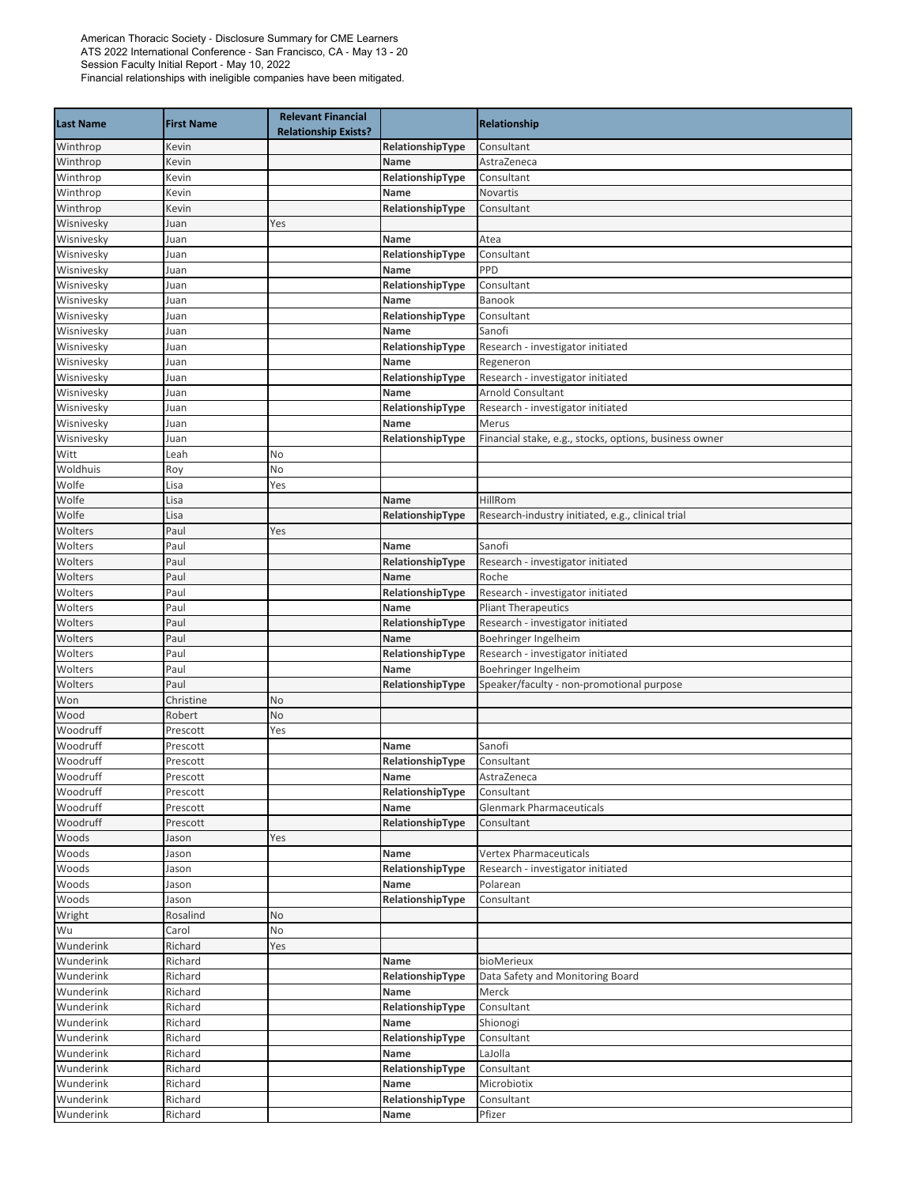American Thoracic Society - Disclosure Summary for CME Learners
ATS 2022 International Conference - San Francisco, CA - May 13 - 20
Session Faculty Initial Report - May 10, 2022
Financial relationships with ineligible companies have been mitigated.

| Last Name | First Name | Relevant Financial Relationship Exists? | | Relationship |
|---|---|---|---|---|
| Winthrop | Kevin | | **RelationshipType** | Consultant |
| Winthrop | Kevin | | **Name** | AstraZeneca |
| Winthrop | Kevin | | **RelationshipType** | Consultant |
| Winthrop | Kevin | | **Name** | Novartis |
| Winthrop | Kevin | | **RelationshipType** | Consultant |
| Wisnivesky | Juan | Yes | | |
| Wisnivesky | Juan | | **Name** | Atea |
| Wisnivesky | Juan | | **RelationshipType** | Consultant |
| Wisnivesky | Juan | | **Name** | PPD |
| Wisnivesky | Juan | | **RelationshipType** | Consultant |
| Wisnivesky | Juan | | **Name** | Banook |
| Wisnivesky | Juan | | **RelationshipType** | Consultant |
| Wisnivesky | Juan | | **Name** | Sanofi |
| Wisnivesky | Juan | | **RelationshipType** | Research - investigator initiated |
| Wisnivesky | Juan | | **Name** | Regeneron |
| Wisnivesky | Juan | | **RelationshipType** | Research - investigator initiated |
| Wisnivesky | Juan | | **Name** | Arnold Consultant |
| Wisnivesky | Juan | | **RelationshipType** | Research - investigator initiated |
| Wisnivesky | Juan | | **Name** | Merus |
| Wisnivesky | Juan | | **RelationshipType** | Financial stake, e.g., stocks, options, business owner |
| Witt | Leah | No | | |
| Woldhuis | Roy | No | | |
| Wolfe | Lisa | Yes | | |
| Wolfe | Lisa | | **Name** | HillRom |
| Wolfe | Lisa | | **RelationshipType** | Research-industry initiated, e.g., clinical trial |
| Wolters | Paul | Yes | | |
| Wolters | Paul | | **Name** | Sanofi |
| Wolters | Paul | | **RelationshipType** | Research - investigator initiated |
| Wolters | Paul | | **Name** | Roche |
| Wolters | Paul | | **RelationshipType** | Research - investigator initiated |
| Wolters | Paul | | **Name** | Pliant Therapeutics |
| Wolters | Paul | | **RelationshipType** | Research - investigator initiated |
| Wolters | Paul | | **Name** | Boehringer Ingelheim |
| Wolters | Paul | | **RelationshipType** | Research - investigator initiated |
| Wolters | Paul | | **Name** | Boehringer Ingelheim |
| Wolters | Paul | | **RelationshipType** | Speaker/faculty - non-promotional purpose |
| Won | Christine | No | | |
| Wood | Robert | No | | |
| Woodruff | Prescott | Yes | | |
| Woodruff | Prescott | | **Name** | Sanofi |
| Woodruff | Prescott | | **RelationshipType** | Consultant |
| Woodruff | Prescott | | **Name** | AstraZeneca |
| Woodruff | Prescott | | **RelationshipType** | Consultant |
| Woodruff | Prescott | | **Name** | Glenmark Pharmaceuticals |
| Woodruff | Prescott | | **RelationshipType** | Consultant |
| Woods | Jason | Yes | | |
| Woods | Jason | | **Name** | Vertex Pharmaceuticals |
| Woods | Jason | | **RelationshipType** | Research - investigator initiated |
| Woods | Jason | | **Name** | Polarean |
| Woods | Jason | | **RelationshipType** | Consultant |
| Wright | Rosalind | No | | |
| Wu | Carol | No | | |
| Wunderink | Richard | Yes | | |
| Wunderink | Richard | | **Name** | bioMerieux |
| Wunderink | Richard | | **RelationshipType** | Data Safety and Monitoring Board |
| Wunderink | Richard | | **Name** | Merck |
| Wunderink | Richard | | **RelationshipType** | Consultant |
| Wunderink | Richard | | **Name** | Shionogi |
| Wunderink | Richard | | **RelationshipType** | Consultant |
| Wunderink | Richard | | **Name** | LaJolla |
| Wunderink | Richard | | **RelationshipType** | Consultant |
| Wunderink | Richard | | **Name** | Microbiotix |
| Wunderink | Richard | | **RelationshipType** | Consultant |
| Wunderink | Richard | | **Name** | Pfizer |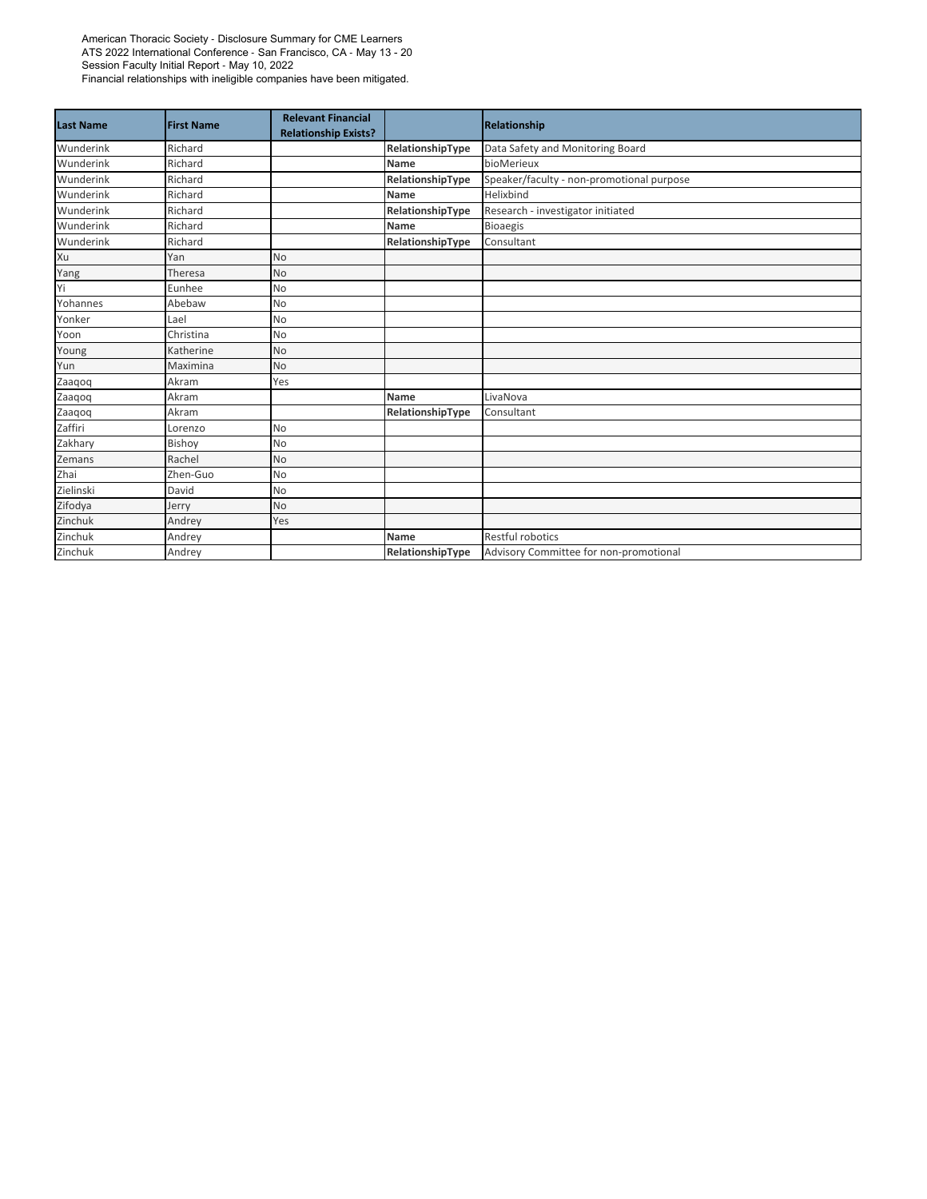American Thoracic Society - Disclosure Summary for CME Learners
ATS 2022 International Conference - San Francisco, CA - May 13 - 20
Session Faculty Initial Report - May 10, 2022
Financial relationships with ineligible companies have been mitigated.

| Last Name | First Name | Relevant Financial Relationship Exists? | | Relationship |
|---|---|---|---|---|
| Wunderink | Richard | | RelationshipType | Data Safety and Monitoring Board |
| Wunderink | Richard | | Name | bioMerieux |
| Wunderink | Richard | | RelationshipType | Speaker/faculty - non-promotional purpose |
| Wunderink | Richard | | Name | Helixbind |
| Wunderink | Richard | | RelationshipType | Research - investigator initiated |
| Wunderink | Richard | | Name | Bioaegis |
| Wunderink | Richard | | RelationshipType | Consultant |
| Xu | Yan | No | | |
| Yang | Theresa | No | | |
| Yi | Eunhee | No | | |
| Yohannes | Abebaw | No | | |
| Yonker | Lael | No | | |
| Yoon | Christina | No | | |
| Young | Katherine | No | | |
| Yun | Maximina | No | | |
| Zaaqoq | Akram | Yes | | |
| Zaaqoq | Akram | | Name | LivaNova |
| Zaaqoq | Akram | | RelationshipType | Consultant |
| Zaffiri | Lorenzo | No | | |
| Zakhary | Bishoy | No | | |
| Zemans | Rachel | No | | |
| Zhai | Zhen-Guo | No | | |
| Zielinski | David | No | | |
| Zifodya | Jerry | No | | |
| Zinchuk | Andrey | Yes | | |
| Zinchuk | Andrey | | Name | Restful robotics |
| Zinchuk | Andrey | | RelationshipType | Advisory Committee for non-promotional |